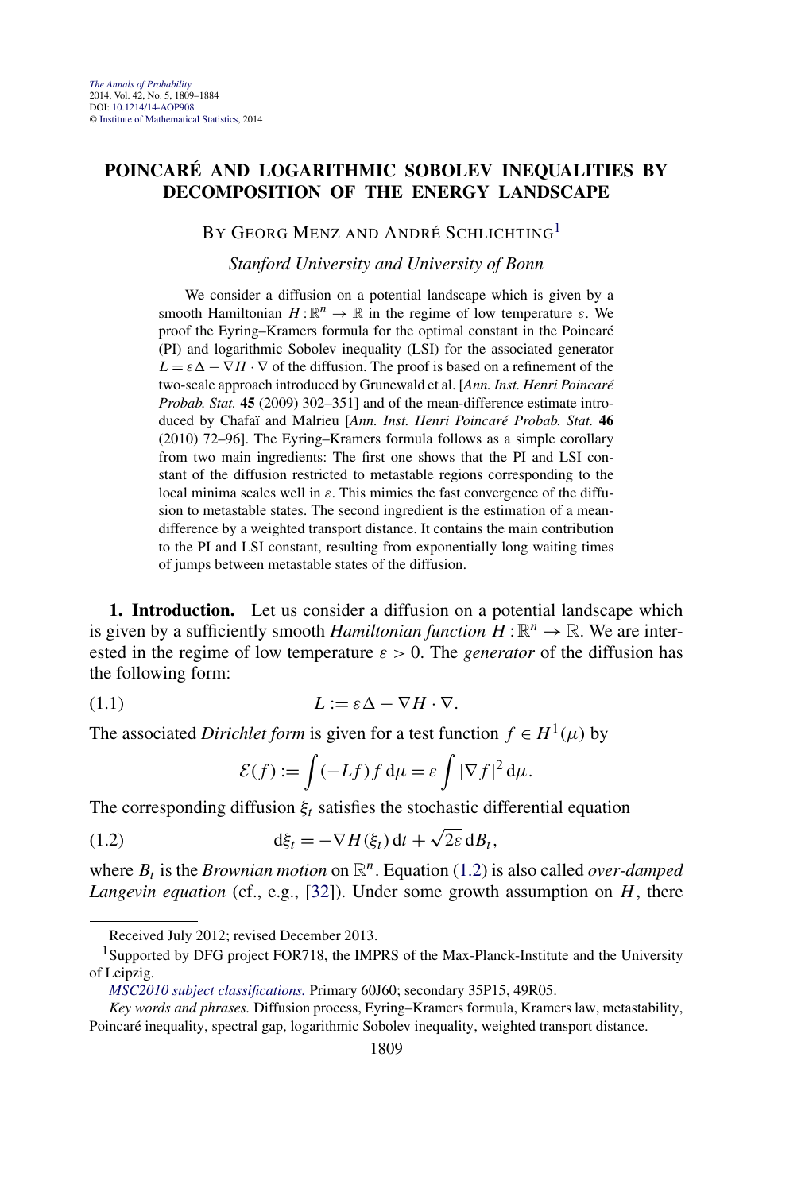# POINCARÉ AND LOGARITHMIC SOBOLEV INEQUALITIES BY DECOMPOSITION OF THE ENERGY LANDSCAPE

BY GEORG MENZ AND ANDRÉ SCHLICHTING[1]

*Stanford University and University of Bonn*

We consider a diffusion on a potential landscape which is given by a smooth Hamiltonian $H:\mathbb{R}^n \to \mathbb{R}$ in the regime of low temperature $\varepsilon$. We proof the Eyring–Kramers formula for the optimal constant in the Poincaré (PI) and logarithmic Sobolev inequality (LSI) for the associated generator $L = \varepsilon\Delta - \nabla H \cdot \nabla$ of the diffusion. The proof is based on a refinement of the two-scale approach introduced by Grunewald et al. [*Ann. Inst. Henri Poincaré Probab. Stat.* **45** (2009) 302–351] and of the mean-difference estimate introduced by Chafaï and Malrieu [*Ann. Inst. Henri Poincaré Probab. Stat.* **46** (2010) 72–96]. The Eyring–Kramers formula follows as a simple corollary from two main ingredients: The first one shows that the PI and LSI constant of the diffusion restricted to metastable regions corresponding to the local minima scales well in $\varepsilon$. This mimics the fast convergence of the diffusion to metastable states. The second ingredient is the estimation of a mean-difference by a weighted transport distance. It contains the main contribution to the PI and LSI constant, resulting from exponentially long waiting times of jumps between metastable states of the diffusion.

**1. Introduction.** Let us consider a diffusion on a potential landscape which is given by a sufficiently smooth *Hamiltonian function* $H:\mathbb{R}^n \to \mathbb{R}$. We are interested in the regime of low temperature $\varepsilon > 0$. The *generator* of the diffusion has the following form:

$$L := \varepsilon\Delta - \nabla H \cdot \nabla. \tag{1.1}$$

The associated *Dirichlet form* is given for a test function $f \in H^1(\mu)$ by

$$\mathcal{E}(f) := \int (-Lf)f\,\mathrm{d}\mu = \varepsilon \int |\nabla f|^2\,\mathrm{d}\mu.$$

The corresponding diffusion $\xi_t$ satisfies the stochastic differential equation

$$\mathrm{d}\xi_t = -\nabla H(\xi_t)\,\mathrm{d}t + \sqrt{2\varepsilon}\,\mathrm{d}B_t, \tag{1.2}$$

where $B_t$ is the *Brownian motion* on $\mathbb{R}^n$. Equation (1.2) is also called *over-damped Langevin equation* (cf., e.g., [32]). Under some growth assumption on $H$, there

---

Received July 2012; revised December 2013.

[1] Supported by DFG project FOR718, the IMPRS of the Max-Planck-Institute and the University of Leipzig.

*MSC2010 subject classifications.* Primary 60J60; secondary 35P15, 49R05.

*Key words and phrases.* Diffusion process, Eyring–Kramers formula, Kramers law, metastability, Poincaré inequality, spectral gap, logarithmic Sobolev inequality, weighted transport distance.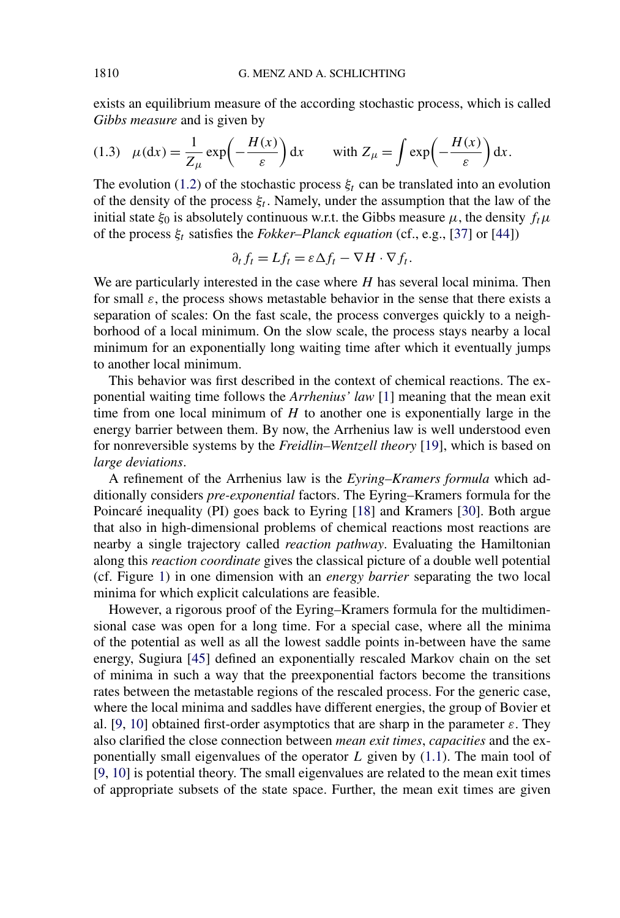exists an equilibrium measure of the according stochastic process, which is called *Gibbs measure* and is given by

$$\mu(\mathrm{d}x) = \frac{1}{Z_\mu} \exp\left(-\frac{H(x)}{\varepsilon}\right) \mathrm{d}x \qquad \text{with } Z_\mu = \int \exp\left(-\frac{H(x)}{\varepsilon}\right) \mathrm{d}x. \tag{1.3}$$

The evolution (1.2) of the stochastic process $\xi_t$ can be translated into an evolution of the density of the process $\xi_t$. Namely, under the assumption that the law of the initial state $\xi_0$ is absolutely continuous w.r.t. the Gibbs measure $\mu$, the density $f_t \mu$ of the process $\xi_t$ satisfies the *Fokker–Planck equation* (cf., e.g., [37] or [44])

$$\partial_t f_t = L f_t = \varepsilon \Delta f_t - \nabla H \cdot \nabla f_t.$$

We are particularly interested in the case where $H$ has several local minima. Then for small $\varepsilon$, the process shows metastable behavior in the sense that there exists a separation of scales: On the fast scale, the process converges quickly to a neighborhood of a local minimum. On the slow scale, the process stays nearby a local minimum for an exponentially long waiting time after which it eventually jumps to another local minimum.

This behavior was first described in the context of chemical reactions. The exponential waiting time follows the *Arrhenius' law* [1] meaning that the mean exit time from one local minimum of $H$ to another one is exponentially large in the energy barrier between them. By now, the Arrhenius law is well understood even for nonreversible systems by the *Freidlin–Wentzell theory* [19], which is based on *large deviations*.

A refinement of the Arrhenius law is the *Eyring–Kramers formula* which additionally considers *pre-exponential* factors. The Eyring–Kramers formula for the Poincaré inequality (PI) goes back to Eyring [18] and Kramers [30]. Both argue that also in high-dimensional problems of chemical reactions most reactions are nearby a single trajectory called *reaction pathway*. Evaluating the Hamiltonian along this *reaction coordinate* gives the classical picture of a double well potential (cf. Figure 1) in one dimension with an *energy barrier* separating the two local minima for which explicit calculations are feasible.

However, a rigorous proof of the Eyring–Kramers formula for the multidimensional case was open for a long time. For a special case, where all the minima of the potential as well as all the lowest saddle points in-between have the same energy, Sugiura [45] defined an exponentially rescaled Markov chain on the set of minima in such a way that the preexponential factors become the transitions rates between the metastable regions of the rescaled process. For the generic case, where the local minima and saddles have different energies, the group of Bovier et al. [9, 10] obtained first-order asymptotics that are sharp in the parameter $\varepsilon$. They also clarified the close connection between *mean exit times*, *capacities* and the exponentially small eigenvalues of the operator $L$ given by (1.1). The main tool of [9, 10] is potential theory. The small eigenvalues are related to the mean exit times of appropriate subsets of the state space. Further, the mean exit times are given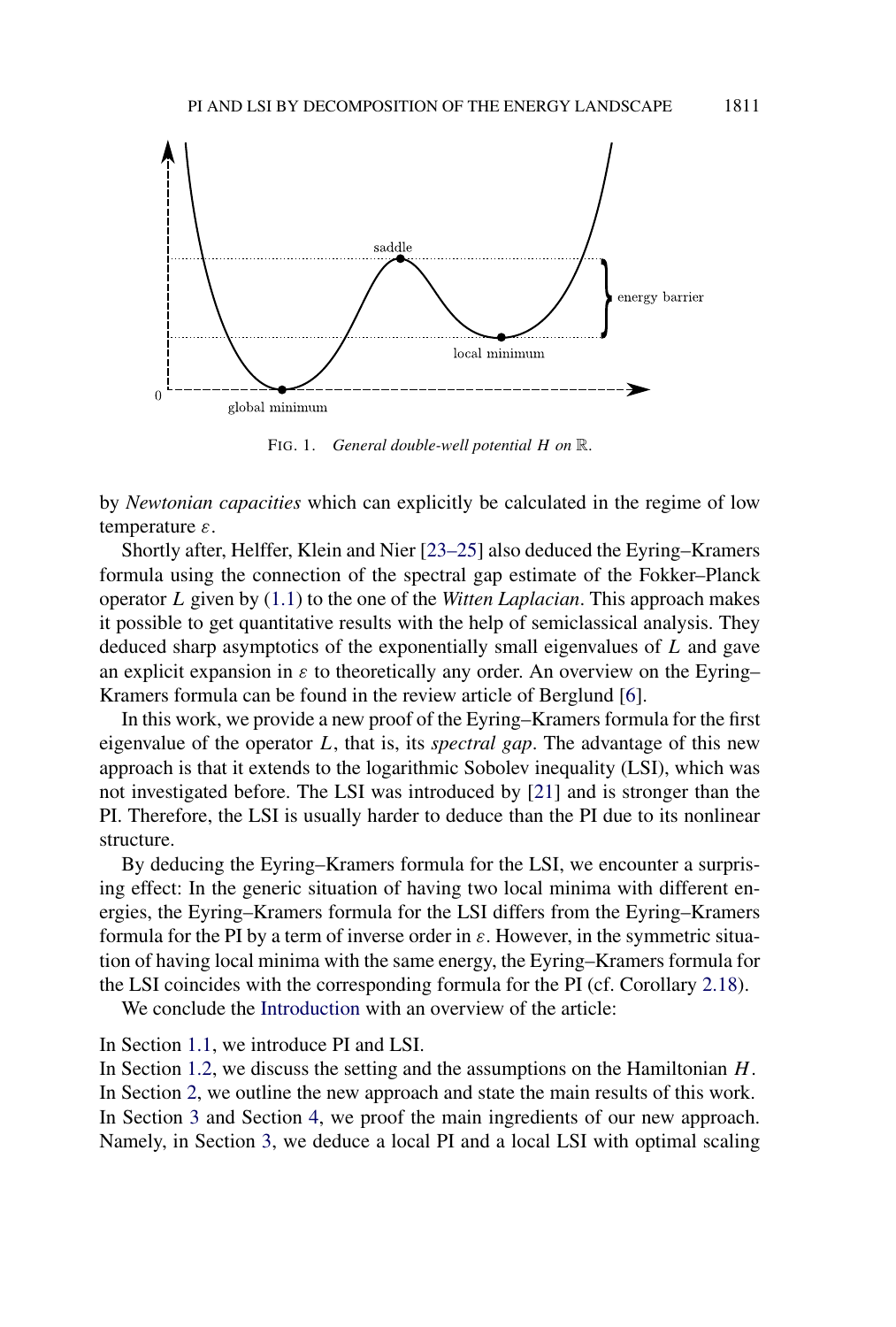FIG. 1. *General double-well potential $H$ on $\mathbb{R}$.*

by *Newtonian capacities* which can explicitly be calculated in the regime of low temperature $\varepsilon$.

Shortly after, Helffer, Klein and Nier [23–25] also deduced the Eyring–Kramers formula using the connection of the spectral gap estimate of the Fokker–Planck operator $L$ given by (1.1) to the one of the *Witten Laplacian*. This approach makes it possible to get quantitative results with the help of semiclassical analysis. They deduced sharp asymptotics of the exponentially small eigenvalues of $L$ and gave an explicit expansion in $\varepsilon$ to theoretically any order. An overview on the Eyring–Kramers formula can be found in the review article of Berglund [6].

In this work, we provide a new proof of the Eyring–Kramers formula for the first eigenvalue of the operator $L$, that is, its *spectral gap*. The advantage of this new approach is that it extends to the logarithmic Sobolev inequality (LSI), which was not investigated before. The LSI was introduced by [21] and is stronger than the PI. Therefore, the LSI is usually harder to deduce than the PI due to its nonlinear structure.

By deducing the Eyring–Kramers formula for the LSI, we encounter a surprising effect: In the generic situation of having two local minima with different energies, the Eyring–Kramers formula for the LSI differs from the Eyring–Kramers formula for the PI by a term of inverse order in $\varepsilon$. However, in the symmetric situation of having local minima with the same energy, the Eyring–Kramers formula for the LSI coincides with the corresponding formula for the PI (cf. Corollary 2.18).

We conclude the Introduction with an overview of the article:

In Section 1.1, we introduce PI and LSI.
In Section 1.2, we discuss the setting and the assumptions on the Hamiltonian $H$.
In Section 2, we outline the new approach and state the main results of this work.
In Section 3 and Section 4, we proof the main ingredients of our new approach. Namely, in Section 3, we deduce a local PI and a local LSI with optimal scaling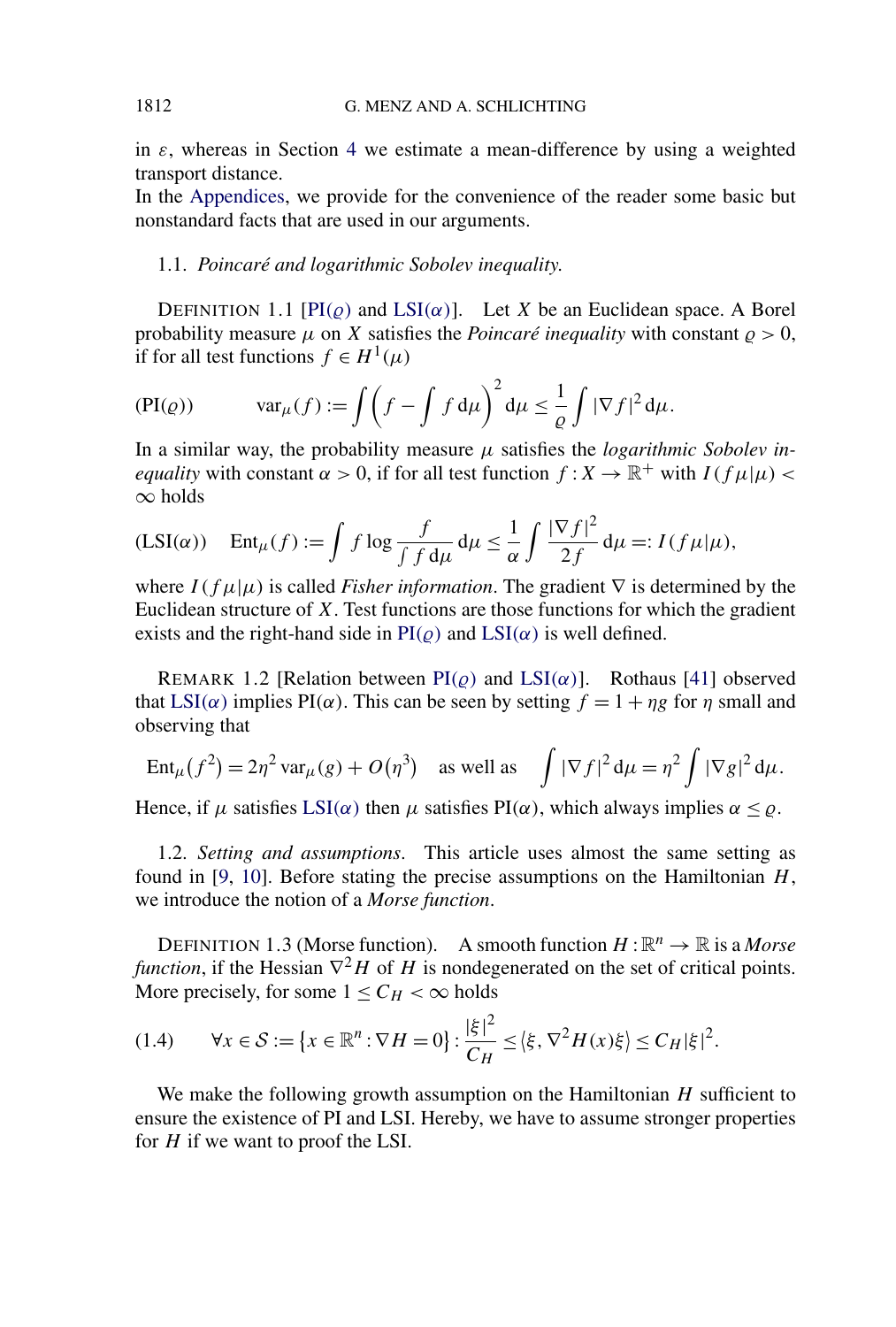in $\varepsilon$, whereas in Section 4 we estimate a mean-difference by using a weighted transport distance.

In the Appendices, we provide for the convenience of the reader some basic but nonstandard facts that are used in our arguments.

### 1.1. *Poincaré and logarithmic Sobolev inequality.*

DEFINITION 1.1 [PI($\varrho$) and LSI($\alpha$)]. Let $X$ be an Euclidean space. A Borel probability measure $\mu$ on $X$ satisfies the *Poincaré inequality* with constant $\varrho > 0$, if for all test functions $f \in H^1(\mu)$

$$
(\mathrm{PI}(\varrho)) \qquad \operatorname{var}_\mu(f) := \int \left( f - \int f \, \mathrm{d}\mu \right)^2 \mathrm{d}\mu \le \frac{1}{\varrho} \int |\nabla f|^2 \, \mathrm{d}\mu.
$$

In a similar way, the probability measure $\mu$ satisfies the *logarithmic Sobolev inequality* with constant $\alpha > 0$, if for all test function $f : X \to \mathbb{R}^+$ with $I(f\mu|\mu) < \infty$ holds

$$
(\mathrm{LSI}(\alpha)) \quad \operatorname{Ent}_\mu(f) := \int f \log \frac{f}{\int f \, \mathrm{d}\mu} \, \mathrm{d}\mu \le \frac{1}{\alpha} \int \frac{|\nabla f|^2}{2f} \, \mathrm{d}\mu =: I(f\mu|\mu),
$$

where $I(f\mu|\mu)$ is called *Fisher information*. The gradient $\nabla$ is determined by the Euclidean structure of $X$. Test functions are those functions for which the gradient exists and the right-hand side in PI($\varrho$) and LSI($\alpha$) is well defined.

REMARK 1.2 [Relation between PI($\varrho$) and LSI($\alpha$)]. Rothaus [41] observed that LSI($\alpha$) implies PI($\alpha$). This can be seen by setting $f = 1 + \eta g$ for $\eta$ small and observing that

$$
\operatorname{Ent}_\mu(f^2) = 2\eta^2 \operatorname{var}_\mu(g) + O(\eta^3) \quad \text{as well as} \quad \int |\nabla f|^2 \, \mathrm{d}\mu = \eta^2 \int |\nabla g|^2 \, \mathrm{d}\mu.
$$

Hence, if $\mu$ satisfies LSI($\alpha$) then $\mu$ satisfies PI($\alpha$), which always implies $\alpha \le \varrho$.

### 1.2. *Setting and assumptions.*

This article uses almost the same setting as found in [9, 10]. Before stating the precise assumptions on the Hamiltonian $H$, we introduce the notion of a *Morse function*.

DEFINITION 1.3 (Morse function). A smooth function $H : \mathbb{R}^n \to \mathbb{R}$ is a *Morse function*, if the Hessian $\nabla^2 H$ of $H$ is nondegenerated on the set of critical points. More precisely, for some $1 \le C_H < \infty$ holds

$$
(1.4) \qquad \forall x \in \mathcal{S} := \{ x \in \mathbb{R}^n : \nabla H = 0 \} : \frac{|\xi|^2}{C_H} \le \langle \xi, \nabla^2 H(x) \xi \rangle \le C_H |\xi|^2.
$$

We make the following growth assumption on the Hamiltonian $H$ sufficient to ensure the existence of PI and LSI. Hereby, we have to assume stronger properties for $H$ if we want to proof the LSI.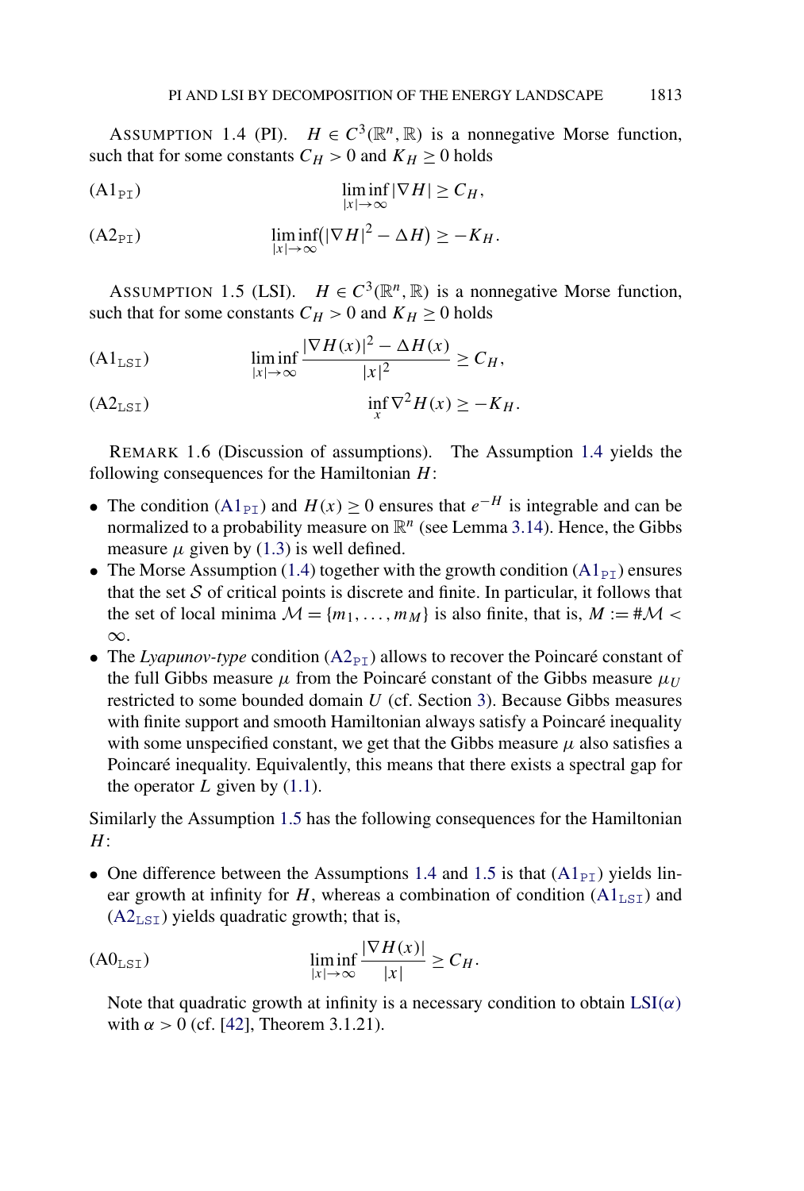ASSUMPTION 1.4 (PI). $H \in C^3(\mathbb{R}^n, \mathbb{R})$ is a nonnegative Morse function, such that for some constants $C_H > 0$ and $K_H \geq 0$ holds

$$\text{(A1}_{\text{PI}}\text{)} \qquad \liminf_{|x|\to\infty} |\nabla H| \geq C_H,$$

$$\text{(A2}_{\text{PI}}\text{)} \qquad \liminf_{|x|\to\infty} \big(|\nabla H|^2 - \Delta H\big) \geq -K_H.$$

ASSUMPTION 1.5 (LSI). $H \in C^3(\mathbb{R}^n, \mathbb{R})$ is a nonnegative Morse function, such that for some constants $C_H > 0$ and $K_H \geq 0$ holds

$$\text{(A1}_{\text{LSI}}\text{)} \qquad \liminf_{|x|\to\infty} \frac{|\nabla H(x)|^2 - \Delta H(x)}{|x|^2} \geq C_H,$$

$$\text{(A2}_{\text{LSI}}\text{)} \qquad \inf_x \nabla^2 H(x) \geq -K_H.$$

REMARK 1.6 (Discussion of assumptions). The Assumption 1.4 yields the following consequences for the Hamiltonian $H$:

- The condition (A1$_{\text{PI}}$) and $H(x) \geq 0$ ensures that $e^{-H}$ is integrable and can be normalized to a probability measure on $\mathbb{R}^n$ (see Lemma 3.14). Hence, the Gibbs measure $\mu$ given by (1.3) is well defined.
- The Morse Assumption (1.4) together with the growth condition (A1$_{\text{PI}}$) ensures that the set $\mathcal{S}$ of critical points is discrete and finite. In particular, it follows that the set of local minima $\mathcal{M} = \{m_1, \dots, m_M\}$ is also finite, that is, $M := \#\mathcal{M} < \infty$.
- The *Lyapunov-type* condition (A2$_{\text{PI}}$) allows to recover the Poincaré constant of the full Gibbs measure $\mu$ from the Poincaré constant of the Gibbs measure $\mu_U$ restricted to some bounded domain $U$ (cf. Section 3). Because Gibbs measures with finite support and smooth Hamiltonian always satisfy a Poincaré inequality with some unspecified constant, we get that the Gibbs measure $\mu$ also satisfies a Poincaré inequality. Equivalently, this means that there exists a spectral gap for the operator $L$ given by (1.1).

Similarly the Assumption 1.5 has the following consequences for the Hamiltonian $H$:

- One difference between the Assumptions 1.4 and 1.5 is that (A1$_{\text{PI}}$) yields linear growth at infinity for $H$, whereas a combination of condition (A1$_{\text{LSI}}$) and (A2$_{\text{LSI}}$) yields quadratic growth; that is,

$$\text{(A0}_{\text{LSI}}\text{)} \qquad \liminf_{|x|\to\infty} \frac{|\nabla H(x)|}{|x|} \geq C_H.$$

  Note that quadratic growth at infinity is a necessary condition to obtain LSI($\alpha$) with $\alpha > 0$ (cf. [42], Theorem 3.1.21).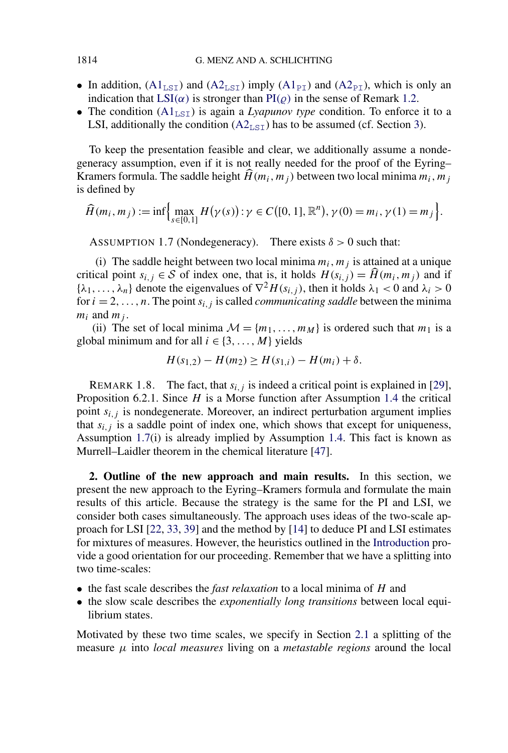- In addition, ($\mathrm{A1}_{\mathrm{LSI}}$) and ($\mathrm{A2}_{\mathrm{LSI}}$) imply ($\mathrm{A1}_{\mathrm{PI}}$) and ($\mathrm{A2}_{\mathrm{PI}}$), which is only an indication that $\mathrm{LSI}(\alpha)$ is stronger than $\mathrm{PI}(\varrho)$ in the sense of Remark 1.2.
- The condition ($\mathrm{A1}_{\mathrm{LSI}}$) is again a *Lyapunov type* condition. To enforce it to a LSI, additionally the condition ($\mathrm{A2}_{\mathrm{LSI}}$) has to be assumed (cf. Section 3).

To keep the presentation feasible and clear, we additionally assume a nondegeneracy assumption, even if it is not really needed for the proof of the Eyring–Kramers formula. The saddle height $\widehat{H}(m_i, m_j)$ between two local minima $m_i, m_j$ is defined by

$$\widehat{H}(m_i, m_j) := \inf\Big\{ \max_{s \in [0,1]} H\big(\gamma(s)\big) : \gamma \in C\big([0,1], \mathbb{R}^n\big), \gamma(0) = m_i, \gamma(1) = m_j \Big\}.$$

ASSUMPTION 1.7 (Nondegeneracy). There exists $\delta > 0$ such that:

(i) The saddle height between two local minima $m_i, m_j$ is attained at a unique critical point $s_{i,j} \in \mathcal{S}$ of index one, that is, it holds $H(s_{i,j}) = \widehat{H}(m_i, m_j)$ and if $\{\lambda_1, \dots, \lambda_n\}$ denote the eigenvalues of $\nabla^2 H(s_{i,j})$, then it holds $\lambda_1 < 0$ and $\lambda_i > 0$ for $i = 2, \dots, n$. The point $s_{i,j}$ is called *communicating saddle* between the minima $m_i$ and $m_j$.

(ii) The set of local minima $\mathcal{M} = \{m_1, \dots, m_M\}$ is ordered such that $m_1$ is a global minimum and for all $i \in \{3, \dots, M\}$ yields

$$H(s_{1,2}) - H(m_2) \geq H(s_{1,i}) - H(m_i) + \delta.$$

REMARK 1.8. The fact, that $s_{i,j}$ is indeed a critical point is explained in [29], Proposition 6.2.1. Since $H$ is a Morse function after Assumption 1.4 the critical point $s_{i,j}$ is nondegenerate. Moreover, an indirect perturbation argument implies that $s_{i,j}$ is a saddle point of index one, which shows that except for uniqueness, Assumption 1.7(i) is already implied by Assumption 1.4. This fact is known as Murrell–Laidler theorem in the chemical literature [47].

## 2. Outline of the new approach and main results.

In this section, we present the new approach to the Eyring–Kramers formula and formulate the main results of this article. Because the strategy is the same for the PI and LSI, we consider both cases simultaneously. The approach uses ideas of the two-scale approach for LSI [22, 33, 39] and the method by [14] to deduce PI and LSI estimates for mixtures of measures. However, the heuristics outlined in the Introduction provide a good orientation for our proceeding. Remember that we have a splitting into two time-scales:

- the fast scale describes the *fast relaxation* to a local minima of $H$ and
- the slow scale describes the *exponentially long transitions* between local equilibrium states.

Motivated by these two time scales, we specify in Section 2.1 a splitting of the measure $\mu$ into *local measures* living on a *metastable regions* around the local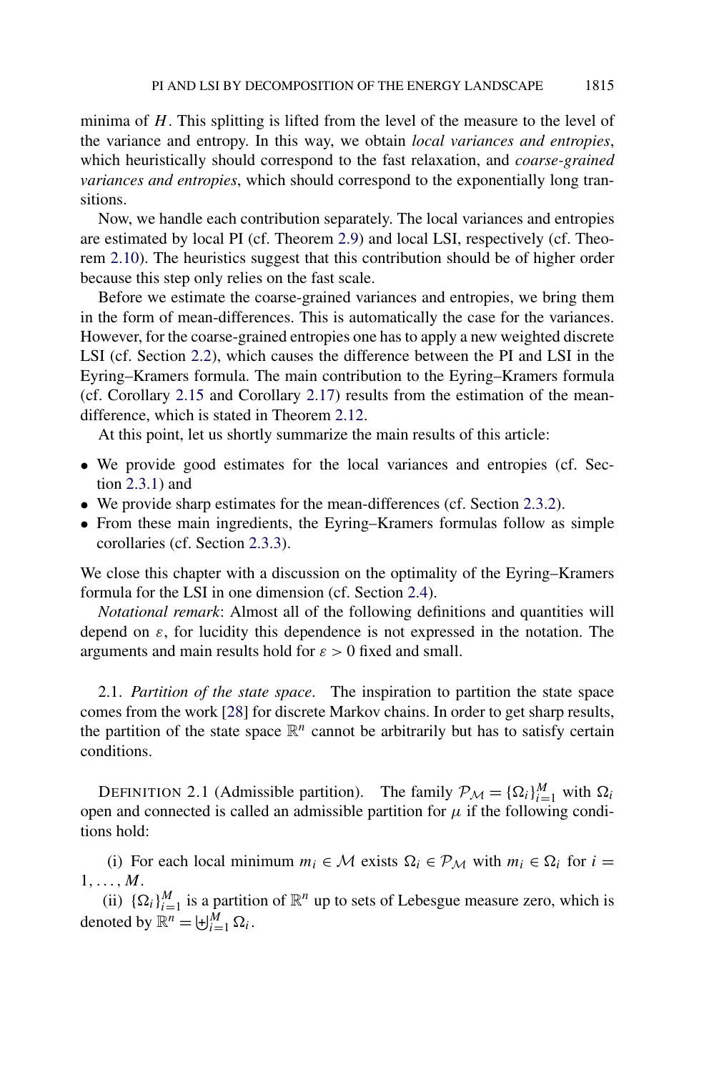minima of $H$. This splitting is lifted from the level of the measure to the level of the variance and entropy. In this way, we obtain *local variances and entropies*, which heuristically should correspond to the fast relaxation, and *coarse-grained variances and entropies*, which should correspond to the exponentially long transitions.

Now, we handle each contribution separately. The local variances and entropies are estimated by local PI (cf. Theorem 2.9) and local LSI, respectively (cf. Theorem 2.10). The heuristics suggest that this contribution should be of higher order because this step only relies on the fast scale.

Before we estimate the coarse-grained variances and entropies, we bring them in the form of mean-differences. This is automatically the case for the variances. However, for the coarse-grained entropies one has to apply a new weighted discrete LSI (cf. Section 2.2), which causes the difference between the PI and LSI in the Eyring–Kramers formula. The main contribution to the Eyring–Kramers formula (cf. Corollary 2.15 and Corollary 2.17) results from the estimation of the mean-difference, which is stated in Theorem 2.12.

At this point, let us shortly summarize the main results of this article:

- We provide good estimates for the local variances and entropies (cf. Section 2.3.1) and
- We provide sharp estimates for the mean-differences (cf. Section 2.3.2).
- From these main ingredients, the Eyring–Kramers formulas follow as simple corollaries (cf. Section 2.3.3).

We close this chapter with a discussion on the optimality of the Eyring–Kramers formula for the LSI in one dimension (cf. Section 2.4).

*Notational remark*: Almost all of the following definitions and quantities will depend on $\varepsilon$, for lucidity this dependence is not expressed in the notation. The arguments and main results hold for $\varepsilon > 0$ fixed and small.

2.1. *Partition of the state space*. The inspiration to partition the state space comes from the work [28] for discrete Markov chains. In order to get sharp results, the partition of the state space $\mathbb{R}^n$ cannot be arbitrarily but has to satisfy certain conditions.

DEFINITION 2.1 (Admissible partition). The family $\mathcal{P}_{\mathcal{M}} = \{\Omega_i\}_{i=1}^{M}$ with $\Omega_i$ open and connected is called an admissible partition for $\mu$ if the following conditions hold:

(i) For each local minimum $m_i \in \mathcal{M}$ exists $\Omega_i \in \mathcal{P}_{\mathcal{M}}$ with $m_i \in \Omega_i$ for $i = 1, \ldots, M$.

(ii) $\{\Omega_i\}_{i=1}^{M}$ is a partition of $\mathbb{R}^n$ up to sets of Lebesgue measure zero, which is denoted by $\mathbb{R}^n = \biguplus_{i=1}^{M} \Omega_i$.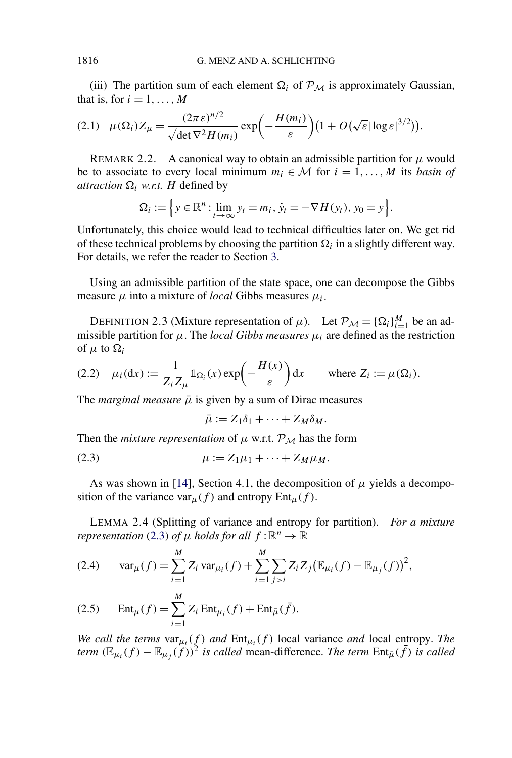(iii) The partition sum of each element $\Omega_i$ of $\mathcal{P}_\mathcal{M}$ is approximately Gaussian, that is, for $i = 1, \dots, M$

$$\mu(\Omega_i) Z_\mu = \frac{(2\pi\varepsilon)^{n/2}}{\sqrt{\det \nabla^2 H(m_i)}} \exp\left(-\frac{H(m_i)}{\varepsilon}\right)\left(1 + O\left(\sqrt{\varepsilon}|\log\varepsilon|^{3/2}\right)\right). \tag{2.1}$$

REMARK 2.2. A canonical way to obtain an admissible partition for $\mu$ would be to associate to every local minimum $m_i \in \mathcal{M}$ for $i = 1, \dots, M$ its *basin of attraction* $\Omega_i$ *w.r.t.* $H$ defined by

$$\Omega_i := \left\{ y \in \mathbb{R}^n : \lim_{t\to\infty} y_t = m_i, \dot{y}_t = -\nabla H(y_t), y_0 = y \right\}.$$

Unfortunately, this choice would lead to technical difficulties later on. We get rid of these technical problems by choosing the partition $\Omega_i$ in a slightly different way. For details, we refer the reader to Section 3.

Using an admissible partition of the state space, one can decompose the Gibbs measure $\mu$ into a mixture of *local* Gibbs measures $\mu_i$.

DEFINITION 2.3 (Mixture representation of $\mu$). Let $\mathcal{P}_\mathcal{M} = \{\Omega_i\}_{i=1}^M$ be an admissible partition for $\mu$. The *local Gibbs measures* $\mu_i$ are defined as the restriction of $\mu$ to $\Omega_i$

$$\mu_i(\mathrm{d}x) := \frac{1}{Z_i Z_\mu} \mathbb{1}_{\Omega_i}(x) \exp\left(-\frac{H(x)}{\varepsilon}\right) \mathrm{d}x \qquad \text{where } Z_i := \mu(\Omega_i). \tag{2.2}$$

The *marginal measure* $\bar{\mu}$ is given by a sum of Dirac measures

$$\bar{\mu} := Z_1 \delta_1 + \dots + Z_M \delta_M.$$

Then the *mixture representation* of $\mu$ w.r.t. $\mathcal{P}_\mathcal{M}$ has the form

$$\mu := Z_1 \mu_1 + \dots + Z_M \mu_M. \tag{2.3}$$

As was shown in [14], Section 4.1, the decomposition of $\mu$ yields a decomposition of the variance $\operatorname{var}_\mu(f)$ and entropy $\operatorname{Ent}_\mu(f)$.

LEMMA 2.4 (Splitting of variance and entropy for partition). *For a mixture representation* (2.3) *of* $\mu$ *holds for all* $f : \mathbb{R}^n \to \mathbb{R}$

$$\operatorname{var}_\mu(f) = \sum_{i=1}^M Z_i \operatorname{var}_{\mu_i}(f) + \sum_{i=1}^M \sum_{j>i} Z_i Z_j \left(\mathbb{E}_{\mu_i}(f) - \mathbb{E}_{\mu_j}(f)\right)^2, \tag{2.4}$$

$$\operatorname{Ent}_\mu(f) = \sum_{i=1}^M Z_i \operatorname{Ent}_{\mu_i}(f) + \operatorname{Ent}_{\bar{\mu}}(\bar{f}). \tag{2.5}$$

*We call the terms* $\operatorname{var}_{\mu_i}(f)$ *and* $\operatorname{Ent}_{\mu_i}(f)$ local variance *and* local entropy. *The term* $(\mathbb{E}_{\mu_i}(f) - \mathbb{E}_{\mu_j}(f))^2$ *is called* mean-difference. *The term* $\operatorname{Ent}_{\bar{\mu}}(\bar{f})$ *is called*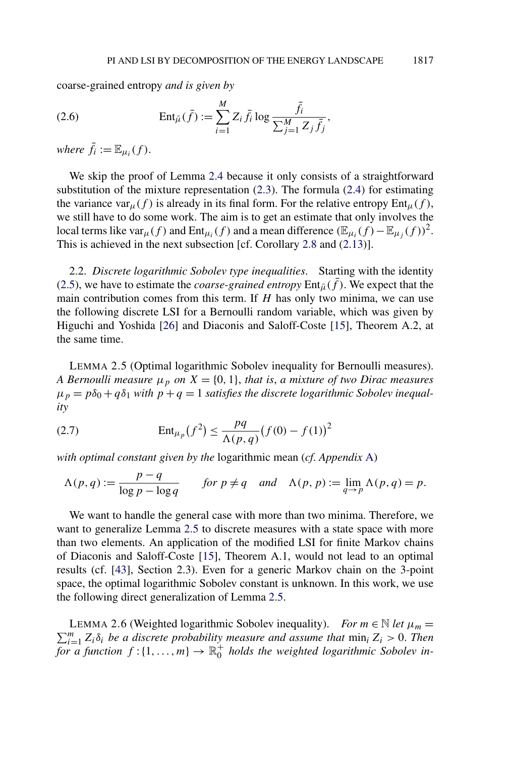coarse-grained entropy *and is given by*

$$\operatorname{Ent}_{\bar{\mu}}(\bar{f}) := \sum_{i=1}^{M} Z_i \bar{f}_i \log \frac{\bar{f}_i}{\sum_{j=1}^{M} Z_j \bar{f}_j}, \tag{2.6}$$

*where* $\bar{f}_i := \mathbb{E}_{\mu_i}(f)$.

We skip the proof of Lemma 2.4 because it only consists of a straightforward substitution of the mixture representation (2.3). The formula (2.4) for estimating the variance $\operatorname{var}_\mu(f)$ is already in its final form. For the relative entropy $\operatorname{Ent}_\mu(f)$, we still have to do some work. The aim is to get an estimate that only involves the local terms like $\operatorname{var}_\mu(f)$ and $\operatorname{Ent}_{\mu_i}(f)$ and a mean difference $(\mathbb{E}_{\mu_i}(f) - \mathbb{E}_{\mu_j}(f))^2$. This is achieved in the next subsection [cf. Corollary 2.8 and (2.13)].

2.2. *Discrete logarithmic Sobolev type inequalities*. Starting with the identity (2.5), we have to estimate the *coarse-grained entropy* $\operatorname{Ent}_{\bar{\mu}}(\bar{f})$. We expect that the main contribution comes from this term. If $H$ has only two minima, we can use the following discrete LSI for a Bernoulli random variable, which was given by Higuchi and Yoshida [26] and Diaconis and Saloff-Coste [15], Theorem A.2, at the same time.

LEMMA 2.5 (Optimal logarithmic Sobolev inequality for Bernoulli measures). *A Bernoulli measure* $\mu_p$ *on* $X = \{0, 1\}$, *that is*, *a mixture of two Dirac measures* $\mu_p = p\delta_0 + q\delta_1$ *with* $p + q = 1$ *satisfies the discrete logarithmic Sobolev inequality*

$$\operatorname{Ent}_{\mu_p}(f^2) \le \frac{pq}{\Lambda(p,q)} \bigl(f(0) - f(1)\bigr)^2 \tag{2.7}$$

*with optimal constant given by the* logarithmic mean (*cf. Appendix* A)

$$\Lambda(p,q) := \frac{p-q}{\log p - \log q} \qquad \text{for } p \neq q \quad \text{and} \quad \Lambda(p,p) := \lim_{q \to p} \Lambda(p,q) = p.$$

We want to handle the general case with more than two minima. Therefore, we want to generalize Lemma 2.5 to discrete measures with a state space with more than two elements. An application of the modified LSI for finite Markov chains of Diaconis and Saloff-Coste [15], Theorem A.1, would not lead to an optimal results (cf. [43], Section 2.3). Even for a generic Markov chain on the 3-point space, the optimal logarithmic Sobolev constant is unknown. In this work, we use the following direct generalization of Lemma 2.5.

LEMMA 2.6 (Weighted logarithmic Sobolev inequality). *For* $m \in \mathbb{N}$ *let* $\mu_m = \sum_{i=1}^{m} Z_i \delta_i$ *be a discrete probability measure and assume that* $\min_i Z_i > 0$. *Then for a function* $f : \{1, \ldots, m\} \to \mathbb{R}_0^+$ *holds the weighted logarithmic Sobolev in-*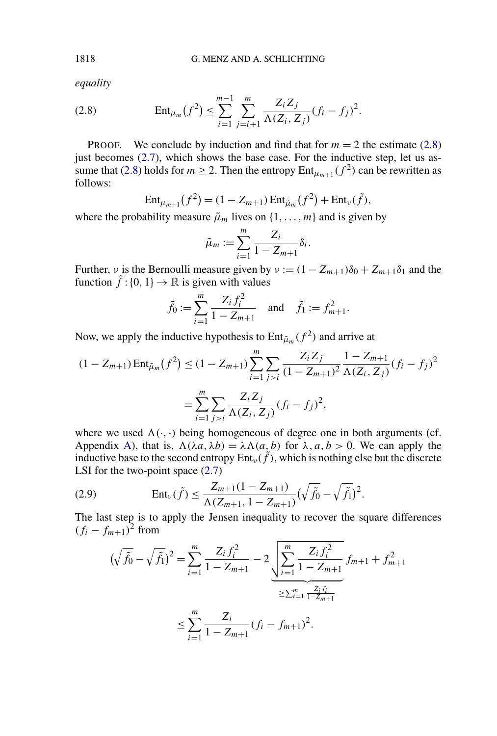*equality*

$$
\operatorname{Ent}_{\mu_m}(f^2) \le \sum_{i=1}^{m-1} \sum_{j=i+1}^{m} \frac{Z_i Z_j}{\Lambda(Z_i, Z_j)} (f_i - f_j)^2. \tag{2.8}
$$

PROOF. We conclude by induction and find that for $m = 2$ the estimate (2.8) just becomes (2.7), which shows the base case. For the inductive step, let us assume that (2.8) holds for $m \ge 2$. Then the entropy $\operatorname{Ent}_{\mu_{m+1}}(f^2)$ can be rewritten as follows:

$$
\operatorname{Ent}_{\mu_{m+1}}(f^2) = (1 - Z_{m+1}) \operatorname{Ent}_{\tilde{\mu}_m}(f^2) + \operatorname{Ent}_\nu(\tilde{f}),
$$

where the probability measure $\tilde{\mu}_m$ lives on $\{1, \dots, m\}$ and is given by

$$
\tilde{\mu}_m := \sum_{i=1}^{m} \frac{Z_i}{1 - Z_{m+1}} \delta_i.
$$

Further, $\nu$ is the Bernoulli measure given by $\nu := (1 - Z_{m+1})\delta_0 + Z_{m+1}\delta_1$ and the function $\tilde{f} : \{0, 1\} \to \mathbb{R}$ is given with values

$$
\tilde{f}_0 := \sum_{i=1}^{m} \frac{Z_i f_i^2}{1 - Z_{m+1}} \quad \text{and} \quad \tilde{f}_1 := f_{m+1}^2.
$$

Now, we apply the inductive hypothesis to $\operatorname{Ent}_{\tilde{\mu}_m}(f^2)$ and arrive at

$$
\begin{aligned}
(1 - Z_{m+1}) \operatorname{Ent}_{\tilde{\mu}_m}(f^2) &\le (1 - Z_{m+1}) \sum_{i=1}^{m} \sum_{j>i} \frac{Z_i Z_j}{(1 - Z_{m+1})^2} \frac{1 - Z_{m+1}}{\Lambda(Z_i, Z_j)} (f_i - f_j)^2 \\
&= \sum_{i=1}^{m} \sum_{j>i} \frac{Z_i Z_j}{\Lambda(Z_i, Z_j)} (f_i - f_j)^2,
\end{aligned}
$$

where we used $\Lambda(\cdot, \cdot)$ being homogeneous of degree one in both arguments (cf. Appendix A), that is, $\Lambda(\lambda a, \lambda b) = \lambda \Lambda(a, b)$ for $\lambda, a, b > 0$. We can apply the inductive base to the second entropy $\operatorname{Ent}_\nu(\tilde{f})$, which is nothing else but the discrete LSI for the two-point space (2.7)

$$
\operatorname{Ent}_\nu(\tilde{f}) \le \frac{Z_{m+1}(1 - Z_{m+1})}{\Lambda(Z_{m+1}, 1 - Z_{m+1})} \big(\sqrt{\tilde{f}_0} - \sqrt{\tilde{f}_1}\big)^2. \tag{2.9}
$$

The last step is to apply the Jensen inequality to recover the square differences $(f_i - f_{m+1})^2$ from

$$
\begin{aligned}
\big(\sqrt{\tilde{f}_0} - \sqrt{\tilde{f}_1}\big)^2 &= \sum_{i=1}^{m} \frac{Z_i f_i^2}{1 - Z_{m+1}} - 2 \underbrace{\sqrt{\sum_{i=1}^{m} \frac{Z_i f_i^2}{1 - Z_{m+1}}}}_{\ge \sum_{i=1}^{m} \frac{Z_i f_i}{1 - Z_{m+1}}} f_{m+1} + f_{m+1}^2 \\
&\le \sum_{i=1}^{m} \frac{Z_i}{1 - Z_{m+1}} (f_i - f_{m+1})^2.
\end{aligned}
$$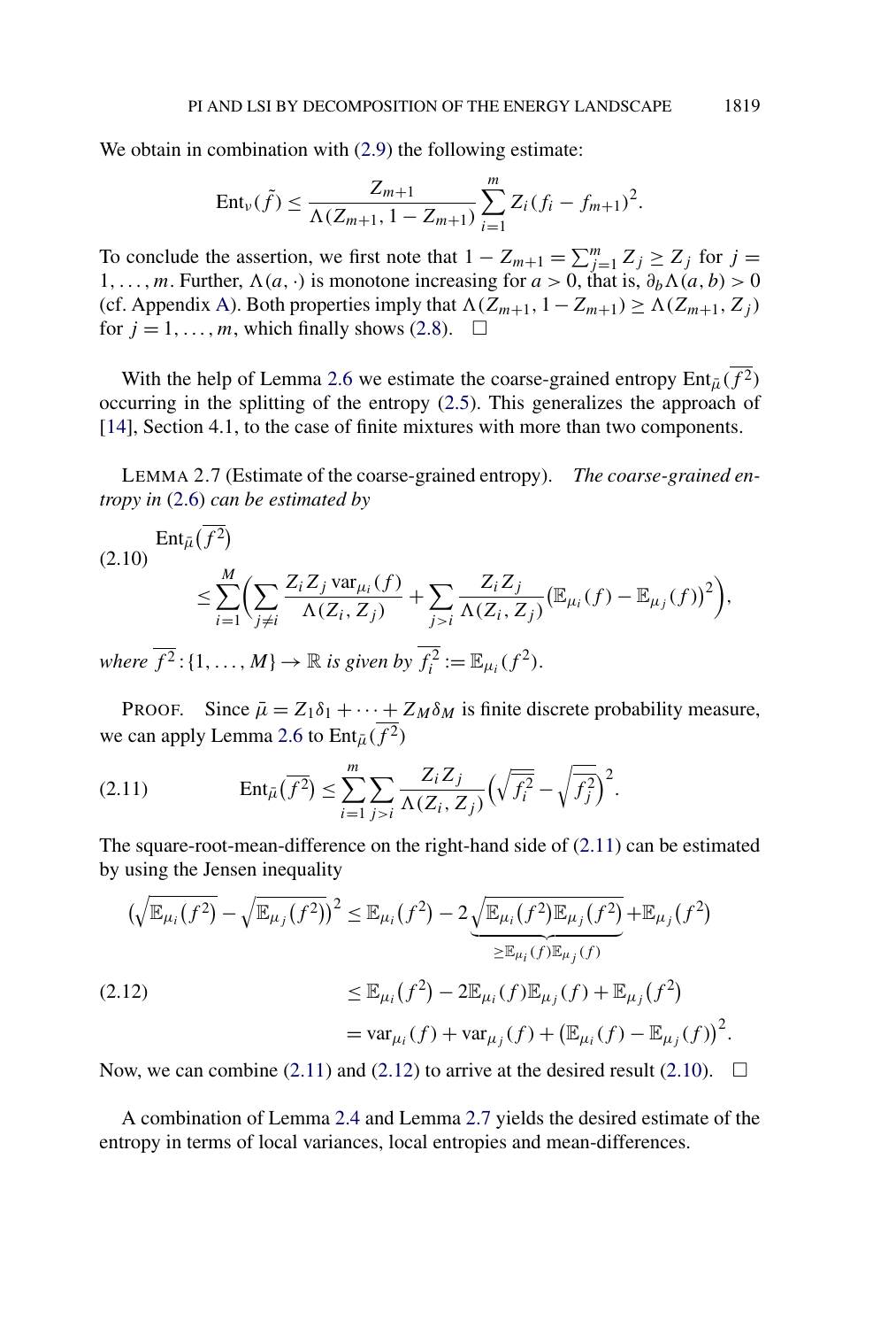We obtain in combination with (2.9) the following estimate:

$$\operatorname{Ent}_\nu(\tilde{f}) \le \frac{Z_{m+1}}{\Lambda(Z_{m+1}, 1 - Z_{m+1})} \sum_{i=1}^{m} Z_i (f_i - f_{m+1})^2.$$

To conclude the assertion, we first note that $1 - Z_{m+1} = \sum_{j=1}^{m} Z_j \ge Z_j$ for $j = 1, \dots, m$. Further, $\Lambda(a, \cdot)$ is monotone increasing for $a > 0$, that is, $\partial_b \Lambda(a, b) > 0$ (cf. Appendix A). Both properties imply that $\Lambda(Z_{m+1}, 1 - Z_{m+1}) \ge \Lambda(Z_{m+1}, Z_j)$ for $j = 1, \dots, m$, which finally shows (2.8). □

With the help of Lemma 2.6 we estimate the coarse-grained entropy $\operatorname{Ent}_{\bar{\mu}}(\overline{f^2})$ occurring in the splitting of the entropy (2.5). This generalizes the approach of [14], Section 4.1, to the case of finite mixtures with more than two components.

LEMMA 2.7 (Estimate of the coarse-grained entropy). *The coarse-grained entropy in* (2.6) *can be estimated by*

$$\operatorname{Ent}_{\bar{\mu}}(\overline{f^2}) \le \sum_{i=1}^{M} \biggl( \sum_{j \ne i} \frac{Z_i Z_j \operatorname{var}_{\mu_i}(f)}{\Lambda(Z_i, Z_j)} + \sum_{j > i} \frac{Z_i Z_j}{\Lambda(Z_i, Z_j)} \bigl(\mathbb{E}_{\mu_i}(f) - \mathbb{E}_{\mu_j}(f)\bigr)^2 \biggr), \tag{2.10}$$

*where* $\overline{f^2} : \{1, \dots, M\} \to \mathbb{R}$ *is given by* $\overline{f_i^2} := \mathbb{E}_{\mu_i}(f^2)$.

PROOF. Since $\bar{\mu} = Z_1 \delta_1 + \cdots + Z_M \delta_M$ is finite discrete probability measure, we can apply Lemma 2.6 to $\operatorname{Ent}_{\bar{\mu}}(\overline{f^2})$

$$\operatorname{Ent}_{\bar{\mu}}(\overline{f^2}) \le \sum_{i=1}^{m} \sum_{j > i} \frac{Z_i Z_j}{\Lambda(Z_i, Z_j)} \Bigl( \sqrt{\overline{f_i^2}} - \sqrt{\overline{f_j^2}} \Bigr)^2. \tag{2.11}$$

The square-root-mean-difference on the right-hand side of (2.11) can be estimated by using the Jensen inequality

$$\begin{aligned}
\Bigl( \sqrt{\mathbb{E}_{\mu_i}(f^2)} - \sqrt{\mathbb{E}_{\mu_j}(f^2)} \Bigr)^2 &\le \mathbb{E}_{\mu_i}(f^2) - 2 \underbrace{\sqrt{\mathbb{E}_{\mu_i}(f^2) \mathbb{E}_{\mu_j}(f^2)}}_{\ge \mathbb{E}_{\mu_i}(f) \mathbb{E}_{\mu_j}(f)} + \mathbb{E}_{\mu_j}(f^2) \\
&\le \mathbb{E}_{\mu_i}(f^2) - 2 \mathbb{E}_{\mu_i}(f) \mathbb{E}_{\mu_j}(f) + \mathbb{E}_{\mu_j}(f^2) \\
&= \operatorname{var}_{\mu_i}(f) + \operatorname{var}_{\mu_j}(f) + \bigl(\mathbb{E}_{\mu_i}(f) - \mathbb{E}_{\mu_j}(f)\bigr)^2.
\end{aligned} \tag{2.12}$$

Now, we can combine (2.11) and (2.12) to arrive at the desired result (2.10). □

A combination of Lemma 2.4 and Lemma 2.7 yields the desired estimate of the entropy in terms of local variances, local entropies and mean-differences.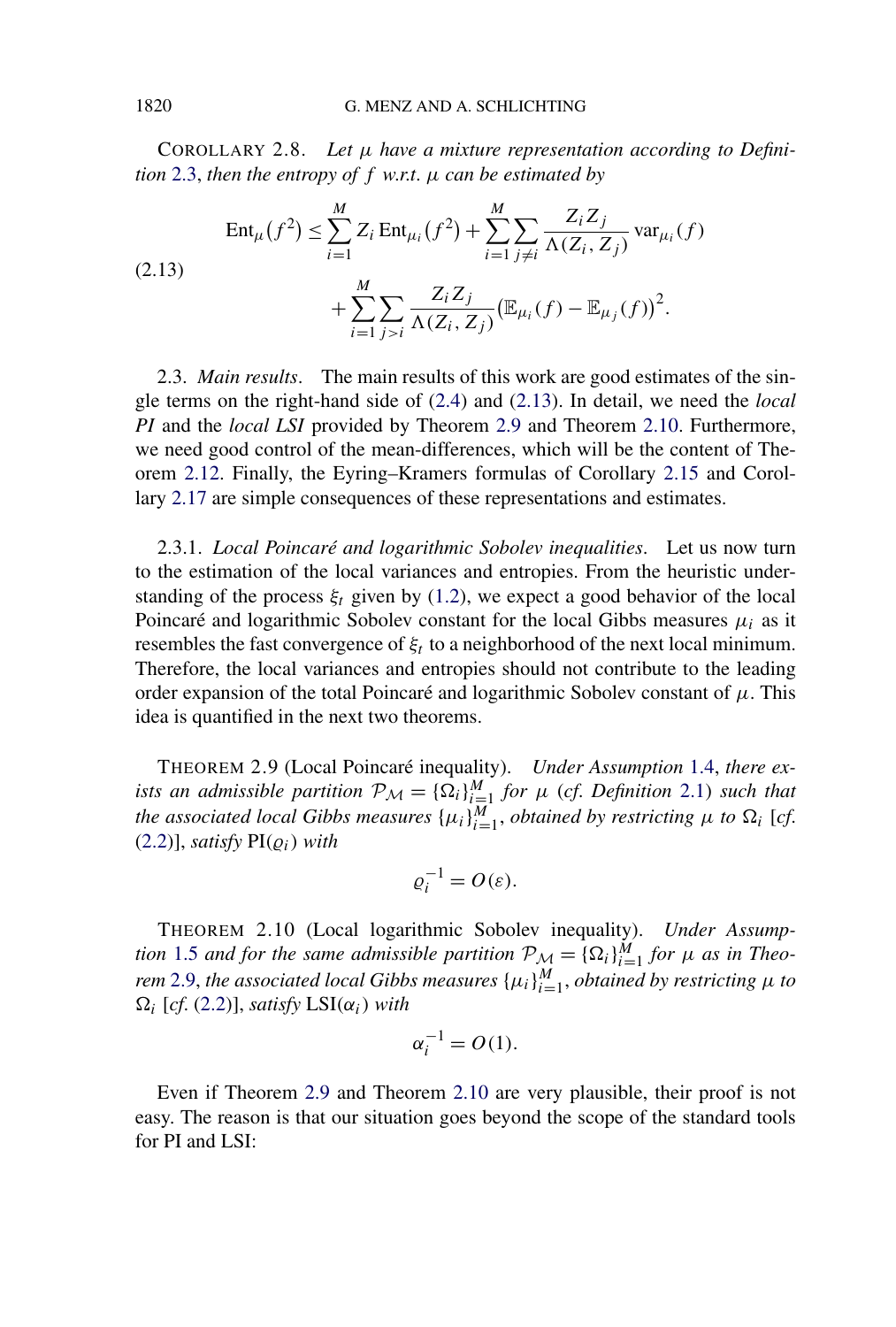COROLLARY 2.8. *Let $\mu$ have a mixture representation according to Definition 2.3, then the entropy of $f$ w.r.t. $\mu$ can be estimated by*

$$
\begin{aligned}
\operatorname{Ent}_\mu(f^2) \le \sum_{i=1}^M Z_i \operatorname{Ent}_{\mu_i}(f^2) + \sum_{i=1}^M \sum_{j \neq i} \frac{Z_i Z_j}{\Lambda(Z_i, Z_j)} \operatorname{var}_{\mu_i}(f) \\
+ \sum_{i=1}^M \sum_{j > i} \frac{Z_i Z_j}{\Lambda(Z_i, Z_j)} \bigl(\mathbb{E}_{\mu_i}(f) - \mathbb{E}_{\mu_j}(f)\bigr)^2.
\end{aligned}
\tag{2.13}
$$

2.3. *Main results*. The main results of this work are good estimates of the single terms on the right-hand side of (2.4) and (2.13). In detail, we need the *local PI* and the *local LSI* provided by Theorem 2.9 and Theorem 2.10. Furthermore, we need good control of the mean-differences, which will be the content of Theorem 2.12. Finally, the Eyring–Kramers formulas of Corollary 2.15 and Corollary 2.17 are simple consequences of these representations and estimates.

2.3.1. *Local Poincaré and logarithmic Sobolev inequalities*. Let us now turn to the estimation of the local variances and entropies. From the heuristic understanding of the process $\xi_t$ given by (1.2), we expect a good behavior of the local Poincaré and logarithmic Sobolev constant for the local Gibbs measures $\mu_i$ as it resembles the fast convergence of $\xi_t$ to a neighborhood of the next local minimum. Therefore, the local variances and entropies should not contribute to the leading order expansion of the total Poincaré and logarithmic Sobolev constant of $\mu$. This idea is quantified in the next two theorems.

THEOREM 2.9 (Local Poincaré inequality). *Under Assumption 1.4, there exists an admissible partition $\mathcal{P}_\mathcal{M} = \{\Omega_i\}_{i=1}^M$ for $\mu$ (cf. Definition 2.1) such that the associated local Gibbs measures $\{\mu_i\}_{i=1}^M$, obtained by restricting $\mu$ to $\Omega_i$ [cf. (2.2)], satisfy $\operatorname{PI}(\varrho_i)$ with*

$$
\varrho_i^{-1} = O(\varepsilon).
$$

THEOREM 2.10 (Local logarithmic Sobolev inequality). *Under Assumption 1.5 and for the same admissible partition $\mathcal{P}_\mathcal{M} = \{\Omega_i\}_{i=1}^M$ for $\mu$ as in Theorem 2.9, the associated local Gibbs measures $\{\mu_i\}_{i=1}^M$, obtained by restricting $\mu$ to $\Omega_i$ [cf. (2.2)], satisfy $\operatorname{LSI}(\alpha_i)$ with*

$$
\alpha_i^{-1} = O(1).
$$

Even if Theorem 2.9 and Theorem 2.10 are very plausible, their proof is not easy. The reason is that our situation goes beyond the scope of the standard tools for PI and LSI: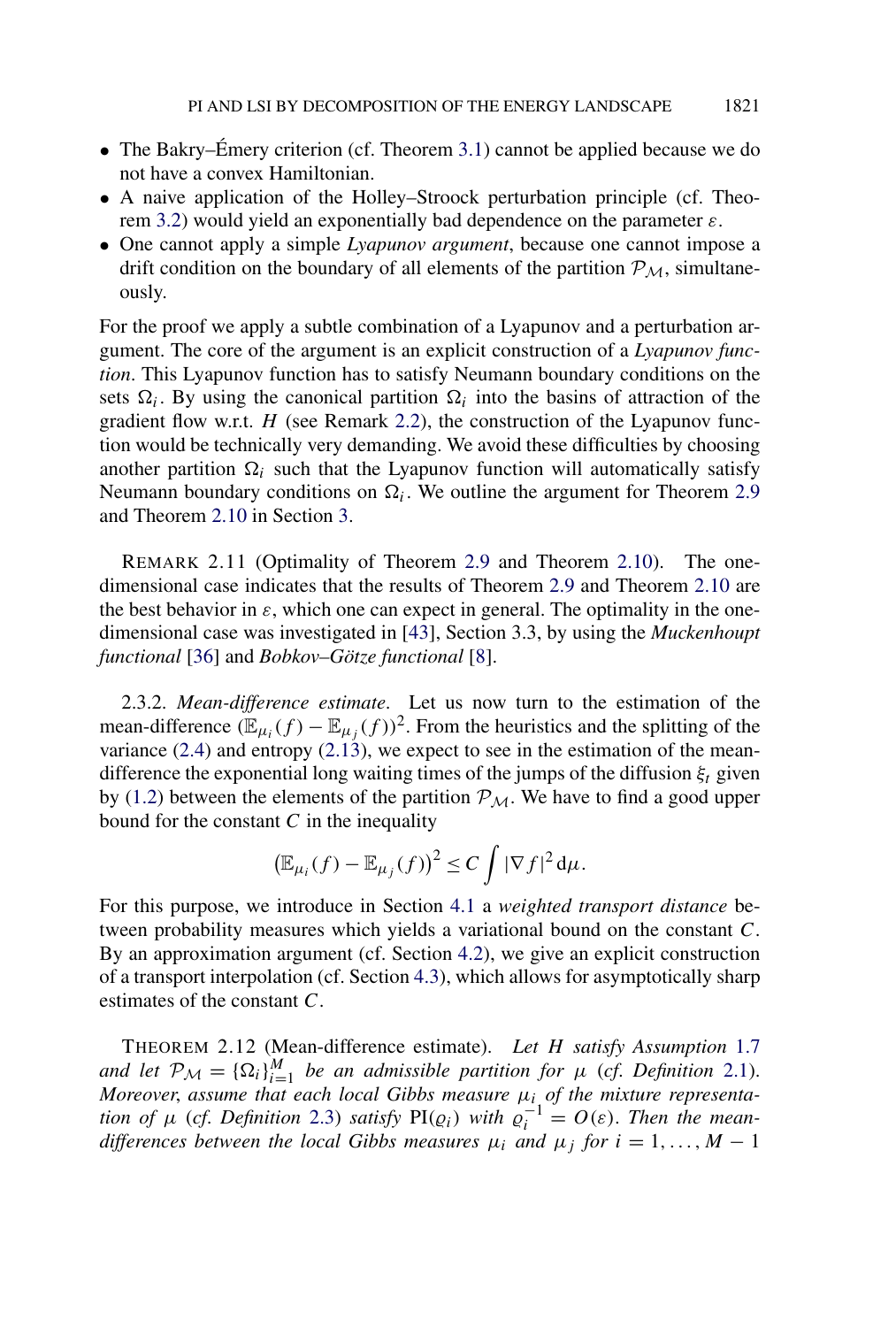- The Bakry–Émery criterion (cf. Theorem 3.1) cannot be applied because we do not have a convex Hamiltonian.
- A naive application of the Holley–Stroock perturbation principle (cf. Theorem 3.2) would yield an exponentially bad dependence on the parameter $\varepsilon$.
- One cannot apply a simple *Lyapunov argument*, because one cannot impose a drift condition on the boundary of all elements of the partition $\mathcal{P}_{\mathcal{M}}$, simultaneously.

For the proof we apply a subtle combination of a Lyapunov and a perturbation argument. The core of the argument is an explicit construction of a *Lyapunov function*. This Lyapunov function has to satisfy Neumann boundary conditions on the sets $\Omega_i$. By using the canonical partition $\Omega_i$ into the basins of attraction of the gradient flow w.r.t. $H$ (see Remark 2.2), the construction of the Lyapunov function would be technically very demanding. We avoid these difficulties by choosing another partition $\Omega_i$ such that the Lyapunov function will automatically satisfy Neumann boundary conditions on $\Omega_i$. We outline the argument for Theorem 2.9 and Theorem 2.10 in Section 3.

REMARK 2.11 (Optimality of Theorem 2.9 and Theorem 2.10). The one-dimensional case indicates that the results of Theorem 2.9 and Theorem 2.10 are the best behavior in $\varepsilon$, which one can expect in general. The optimality in the one-dimensional case was investigated in [43], Section 3.3, by using the *Muckenhoupt functional* [36] and *Bobkov–Götze functional* [8].

2.3.2. *Mean-difference estimate*. Let us now turn to the estimation of the mean-difference $(\mathbb{E}_{\mu_i}(f) - \mathbb{E}_{\mu_j}(f))^2$. From the heuristics and the splitting of the variance (2.4) and entropy (2.13), we expect to see in the estimation of the mean-difference the exponential long waiting times of the jumps of the diffusion $\xi_t$ given by (1.2) between the elements of the partition $\mathcal{P}_{\mathcal{M}}$. We have to find a good upper bound for the constant $C$ in the inequality

$$\left(\mathbb{E}_{\mu_i}(f) - \mathbb{E}_{\mu_j}(f)\right)^2 \le C \int |\nabla f|^2 \,\mathrm{d}\mu.$$

For this purpose, we introduce in Section 4.1 a *weighted transport distance* between probability measures which yields a variational bound on the constant $C$. By an approximation argument (cf. Section 4.2), we give an explicit construction of a transport interpolation (cf. Section 4.3), which allows for asymptotically sharp estimates of the constant $C$.

THEOREM 2.12 (Mean-difference estimate). *Let $H$ satisfy Assumption 1.7 and let $\mathcal{P}_{\mathcal{M}} = \{\Omega_i\}_{i=1}^{M}$ be an admissible partition for $\mu$ (cf. Definition 2.1). Moreover, assume that each local Gibbs measure $\mu_i$ of the mixture representation of $\mu$ (cf. Definition 2.3) satisfy $\mathrm{PI}(\varrho_i)$ with $\varrho_i^{-1} = O(\varepsilon)$. Then the mean-differences between the local Gibbs measures $\mu_i$ and $\mu_j$ for $i = 1, \ldots, M-1$*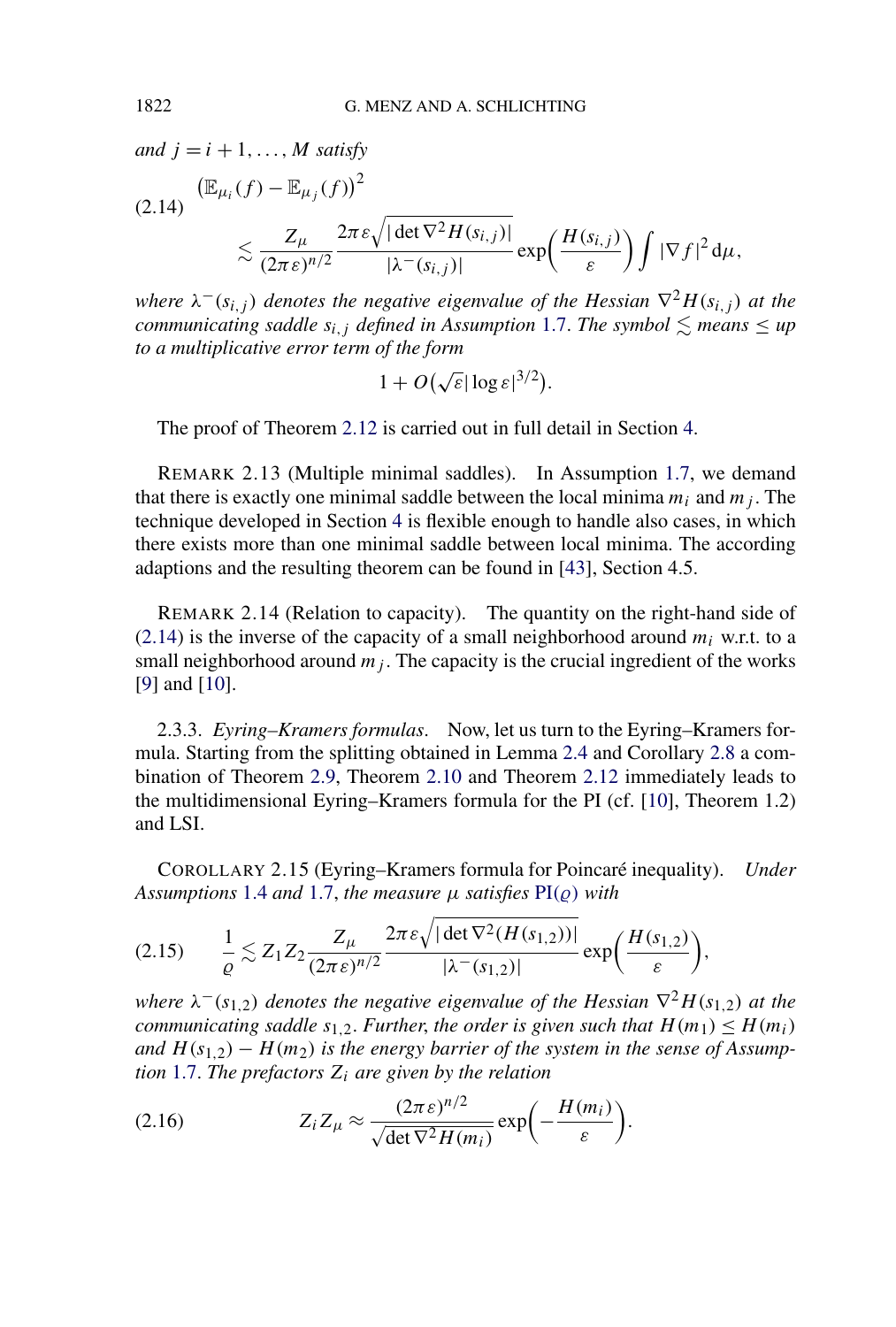*and* $j = i+1, \dots, M$ *satisfy*

$$
\begin{aligned}
&\left(\mathbb{E}_{\mu_i}(f) - \mathbb{E}_{\mu_j}(f)\right)^2 \\
&\qquad \lesssim \frac{Z_\mu}{(2\pi\varepsilon)^{n/2}} \frac{2\pi\varepsilon\sqrt{|\det \nabla^2 H(s_{i,j})|}}{|\lambda^-(s_{i,j})|} \exp\left(\frac{H(s_{i,j})}{\varepsilon}\right) \int |\nabla f|^2 \, \mathrm{d}\mu,
\end{aligned}
\tag{2.14}
$$

*where* $\lambda^-(s_{i,j})$ *denotes the negative eigenvalue of the Hessian* $\nabla^2 H(s_{i,j})$ *at the communicating saddle* $s_{i,j}$ *defined in Assumption* 1.7. *The symbol* $\lesssim$ *means* $\le$ *up to a multiplicative error term of the form*

$$
1 + O\left(\sqrt{\varepsilon}|\log \varepsilon|^{3/2}\right).
$$

The proof of Theorem 2.12 is carried out in full detail in Section 4.

REMARK 2.13 (Multiple minimal saddles). In Assumption 1.7, we demand that there is exactly one minimal saddle between the local minima $m_i$ and $m_j$. The technique developed in Section 4 is flexible enough to handle also cases, in which there exists more than one minimal saddle between local minima. The according adaptions and the resulting theorem can be found in [43], Section 4.5.

REMARK 2.14 (Relation to capacity). The quantity on the right-hand side of (2.14) is the inverse of the capacity of a small neighborhood around $m_i$ w.r.t. to a small neighborhood around $m_j$. The capacity is the crucial ingredient of the works [9] and [10].

2.3.3. *Eyring–Kramers formulas*. Now, let us turn to the Eyring–Kramers formula. Starting from the splitting obtained in Lemma 2.4 and Corollary 2.8 a combination of Theorem 2.9, Theorem 2.10 and Theorem 2.12 immediately leads to the multidimensional Eyring–Kramers formula for the PI (cf. [10], Theorem 1.2) and LSI.

COROLLARY 2.15 (Eyring–Kramers formula for Poincaré inequality). *Under Assumptions* 1.4 *and* 1.7, *the measure* $\mu$ *satisfies* PI($\varrho$) *with*

$$
\frac{1}{\varrho} \lesssim Z_1 Z_2 \frac{Z_\mu}{(2\pi\varepsilon)^{n/2}} \frac{2\pi\varepsilon\sqrt{|\det \nabla^2 (H(s_{1,2}))|}}{|\lambda^-(s_{1,2})|} \exp\left(\frac{H(s_{1,2})}{\varepsilon}\right),
\tag{2.15}
$$

*where* $\lambda^-(s_{1,2})$ *denotes the negative eigenvalue of the Hessian* $\nabla^2 H(s_{1,2})$ *at the communicating saddle* $s_{1,2}$. *Further, the order is given such that* $H(m_1) \le H(m_i)$ *and* $H(s_{1,2}) - H(m_2)$ *is the energy barrier of the system in the sense of Assumption* 1.7. *The prefactors* $Z_i$ *are given by the relation*

$$
Z_i Z_\mu \approx \frac{(2\pi\varepsilon)^{n/2}}{\sqrt{\det \nabla^2 H(m_i)}} \exp\left(-\frac{H(m_i)}{\varepsilon}\right).
\tag{2.16}
$$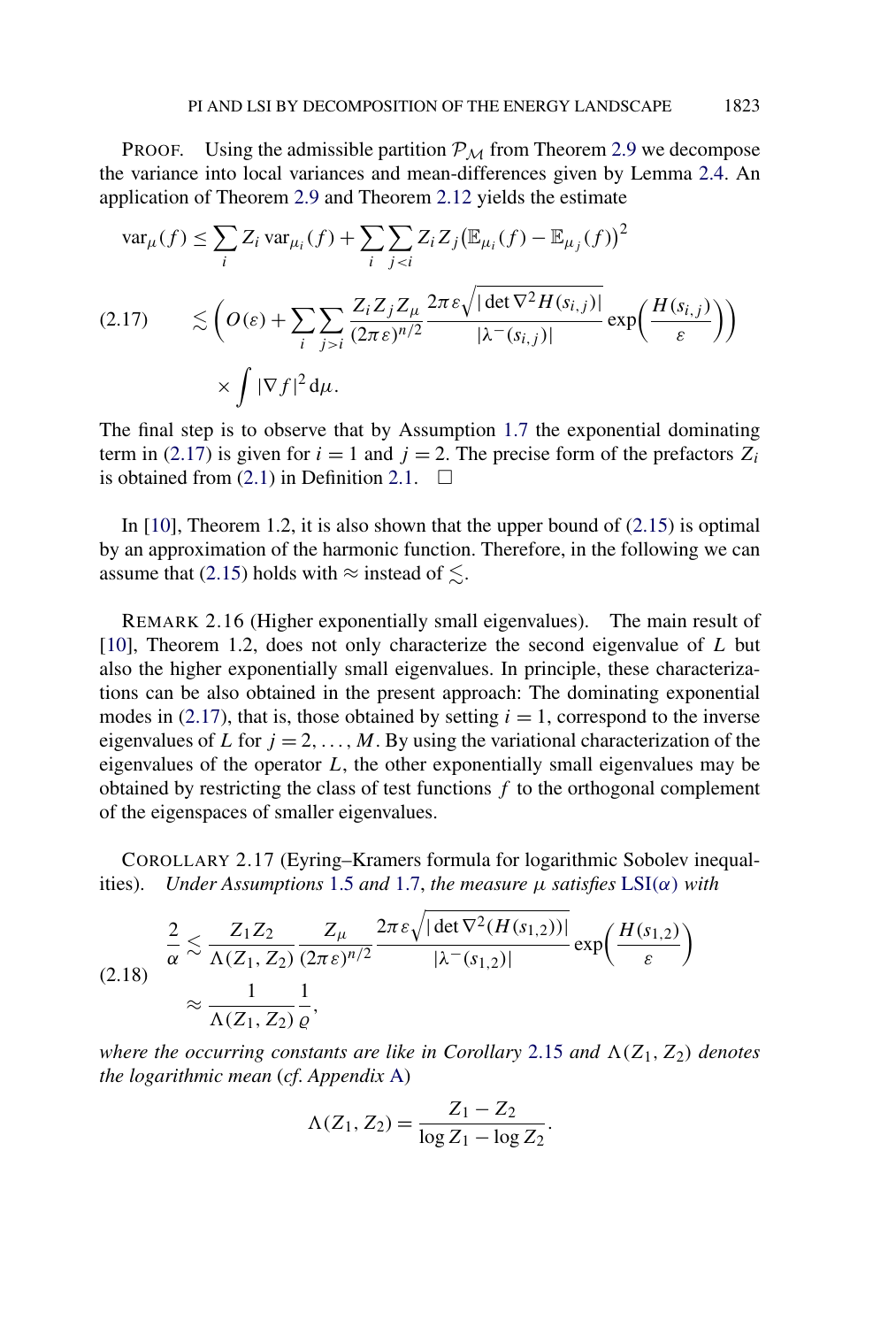PROOF. Using the admissible partition $\mathcal{P}_{\mathcal{M}}$ from Theorem 2.9 we decompose the variance into local variances and mean-differences given by Lemma 2.4. An application of Theorem 2.9 and Theorem 2.12 yields the estimate

$$
\begin{aligned}
\operatorname{var}_\mu(f) &\le \sum_i Z_i \operatorname{var}_{\mu_i}(f) + \sum_i \sum_{j<i} Z_i Z_j \big(\mathbb{E}_{\mu_i}(f) - \mathbb{E}_{\mu_j}(f)\big)^2 \\
&\lesssim \bigg( O(\varepsilon) + \sum_i \sum_{j>i} \frac{Z_i Z_j Z_\mu}{(2\pi\varepsilon)^{n/2}} \frac{2\pi\varepsilon \sqrt{|\det \nabla^2 H(s_{i,j})|}}{|\lambda^-(s_{i,j})|} \exp\bigg(\frac{H(s_{i,j})}{\varepsilon}\bigg)\bigg) \qquad (2.17) \\
&\quad \times \int |\nabla f|^2 \,\mathrm{d}\mu.
\end{aligned}
$$

The final step is to observe that by Assumption 1.7 the exponential dominating term in (2.17) is given for $i = 1$ and $j = 2$. The precise form of the prefactors $Z_i$ is obtained from (2.1) in Definition 2.1. $\square$

In [10], Theorem 1.2, it is also shown that the upper bound of (2.15) is optimal by an approximation of the harmonic function. Therefore, in the following we can assume that (2.15) holds with $\approx$ instead of $\lesssim$.

REMARK 2.16 (Higher exponentially small eigenvalues). The main result of [10], Theorem 1.2, does not only characterize the second eigenvalue of $L$ but also the higher exponentially small eigenvalues. In principle, these characterizations can be also obtained in the present approach: The dominating exponential modes in (2.17), that is, those obtained by setting $i = 1$, correspond to the inverse eigenvalues of $L$ for $j = 2, \ldots, M$. By using the variational characterization of the eigenvalues of the operator $L$, the other exponentially small eigenvalues may be obtained by restricting the class of test functions $f$ to the orthogonal complement of the eigenspaces of smaller eigenvalues.

COROLLARY 2.17 (Eyring–Kramers formula for logarithmic Sobolev inequalities). *Under Assumptions 1.5 and 1.7, the measure $\mu$ satisfies LSI($\alpha$) with*

$$
\begin{aligned}
\frac{2}{\alpha} &\lesssim \frac{Z_1 Z_2}{\Lambda(Z_1, Z_2)} \frac{Z_\mu}{(2\pi\varepsilon)^{n/2}} \frac{2\pi\varepsilon \sqrt{|\det \nabla^2 (H(s_{1,2}))|}}{|\lambda^-(s_{1,2})|} \exp\bigg(\frac{H(s_{1,2})}{\varepsilon}\bigg) \qquad (2.18) \\
&\approx \frac{1}{\Lambda(Z_1, Z_2)} \frac{1}{\varrho},
\end{aligned}
$$

*where the occurring constants are like in Corollary 2.15 and $\Lambda(Z_1, Z_2)$ denotes the logarithmic mean* (*cf. Appendix A*)

$$
\Lambda(Z_1, Z_2) = \frac{Z_1 - Z_2}{\log Z_1 - \log Z_2}.
$$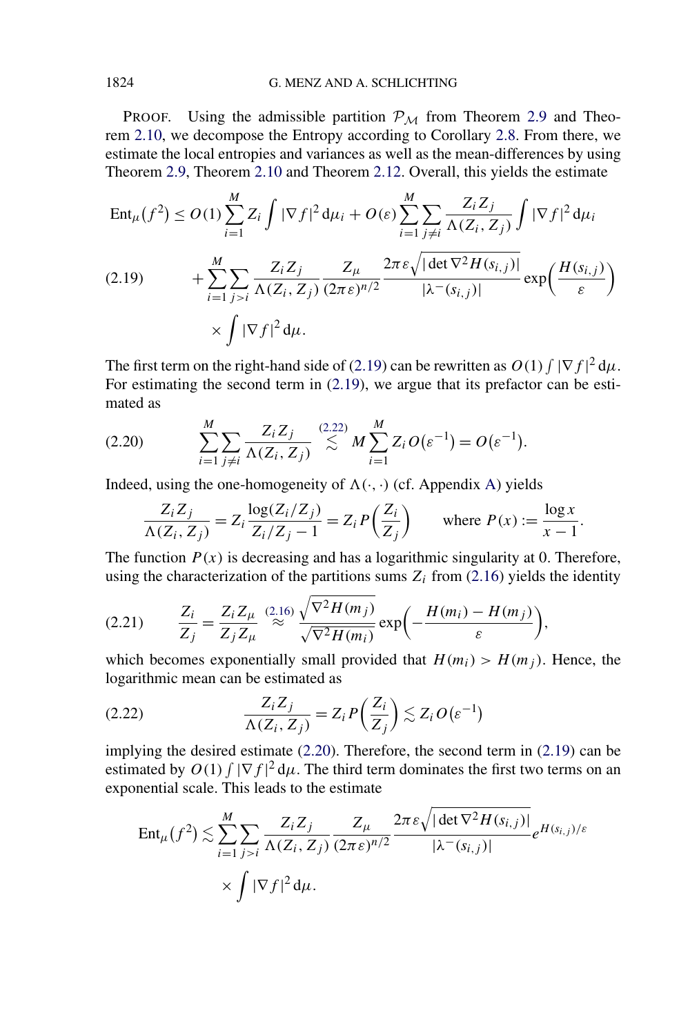PROOF. Using the admissible partition $\mathcal{P}_{\mathcal{M}}$ from Theorem 2.9 and Theorem 2.10, we decompose the Entropy according to Corollary 2.8. From there, we estimate the local entropies and variances as well as the mean-differences by using Theorem 2.9, Theorem 2.10 and Theorem 2.12. Overall, this yields the estimate

$$
\begin{aligned}
\operatorname{Ent}_{\mu}(f^2) &\leq O(1)\sum_{i=1}^{M} Z_i \int |\nabla f|^2 \,\mathrm{d}\mu_i + O(\varepsilon)\sum_{i=1}^{M}\sum_{j\neq i}\frac{Z_i Z_j}{\Lambda(Z_i,Z_j)}\int |\nabla f|^2\,\mathrm{d}\mu_i \\
&\quad + \sum_{i=1}^{M}\sum_{j>i}\frac{Z_i Z_j}{\Lambda(Z_i,Z_j)}\frac{Z_\mu}{(2\pi\varepsilon)^{n/2}}\frac{2\pi\varepsilon\sqrt{|\det\nabla^2 H(s_{i,j})|}}{|\lambda^-(s_{i,j})|}\exp\biggl(\frac{H(s_{i,j})}{\varepsilon}\biggr) \\
&\quad \times \int |\nabla f|^2\,\mathrm{d}\mu.
\end{aligned} \tag{2.19}
$$

The first term on the right-hand side of (2.19) can be rewritten as $O(1)\int |\nabla f|^2\,\mathrm{d}\mu$. For estimating the second term in (2.19), we argue that its prefactor can be estimated as

$$
\sum_{i=1}^{M}\sum_{j\neq i}\frac{Z_i Z_j}{\Lambda(Z_i,Z_j)} \overset{(2.22)}{\lesssim} M\sum_{i=1}^{M} Z_i\, O(\varepsilon^{-1}) = O(\varepsilon^{-1}). \tag{2.20}
$$

Indeed, using the one-homogeneity of $\Lambda(\cdot,\cdot)$ (cf. Appendix A) yields

$$
\frac{Z_i Z_j}{\Lambda(Z_i,Z_j)} = Z_i\frac{\log(Z_i/Z_j)}{Z_i/Z_j - 1} = Z_i P\biggl(\frac{Z_i}{Z_j}\biggr) \qquad \text{where } P(x) := \frac{\log x}{x-1}.
$$

The function $P(x)$ is decreasing and has a logarithmic singularity at 0. Therefore, using the characterization of the partitions sums $Z_i$ from (2.16) yields the identity

$$
\frac{Z_i}{Z_j} = \frac{Z_i Z_\mu}{Z_j Z_\mu} \overset{(2.16)}{\approx} \frac{\sqrt{\nabla^2 H(m_j)}}{\sqrt{\nabla^2 H(m_i)}}\exp\biggl(-\frac{H(m_i)-H(m_j)}{\varepsilon}\biggr), \tag{2.21}
$$

which becomes exponentially small provided that $H(m_i) > H(m_j)$. Hence, the logarithmic mean can be estimated as

$$
\frac{Z_i Z_j}{\Lambda(Z_i,Z_j)} = Z_i P\biggl(\frac{Z_i}{Z_j}\biggr) \lesssim Z_i\, O(\varepsilon^{-1}) \tag{2.22}
$$

implying the desired estimate (2.20). Therefore, the second term in (2.19) can be estimated by $O(1)\int |\nabla f|^2\,\mathrm{d}\mu$. The third term dominates the first two terms on an exponential scale. This leads to the estimate

$$
\begin{aligned}
\operatorname{Ent}_{\mu}(f^2) &\lesssim \sum_{i=1}^{M}\sum_{j>i}\frac{Z_i Z_j}{\Lambda(Z_i,Z_j)}\frac{Z_\mu}{(2\pi\varepsilon)^{n/2}}\frac{2\pi\varepsilon\sqrt{|\det\nabla^2 H(s_{i,j})|}}{|\lambda^-(s_{i,j})|}e^{H(s_{i,j})/\varepsilon} \\
&\quad \times \int |\nabla f|^2\,\mathrm{d}\mu.
\end{aligned}
$$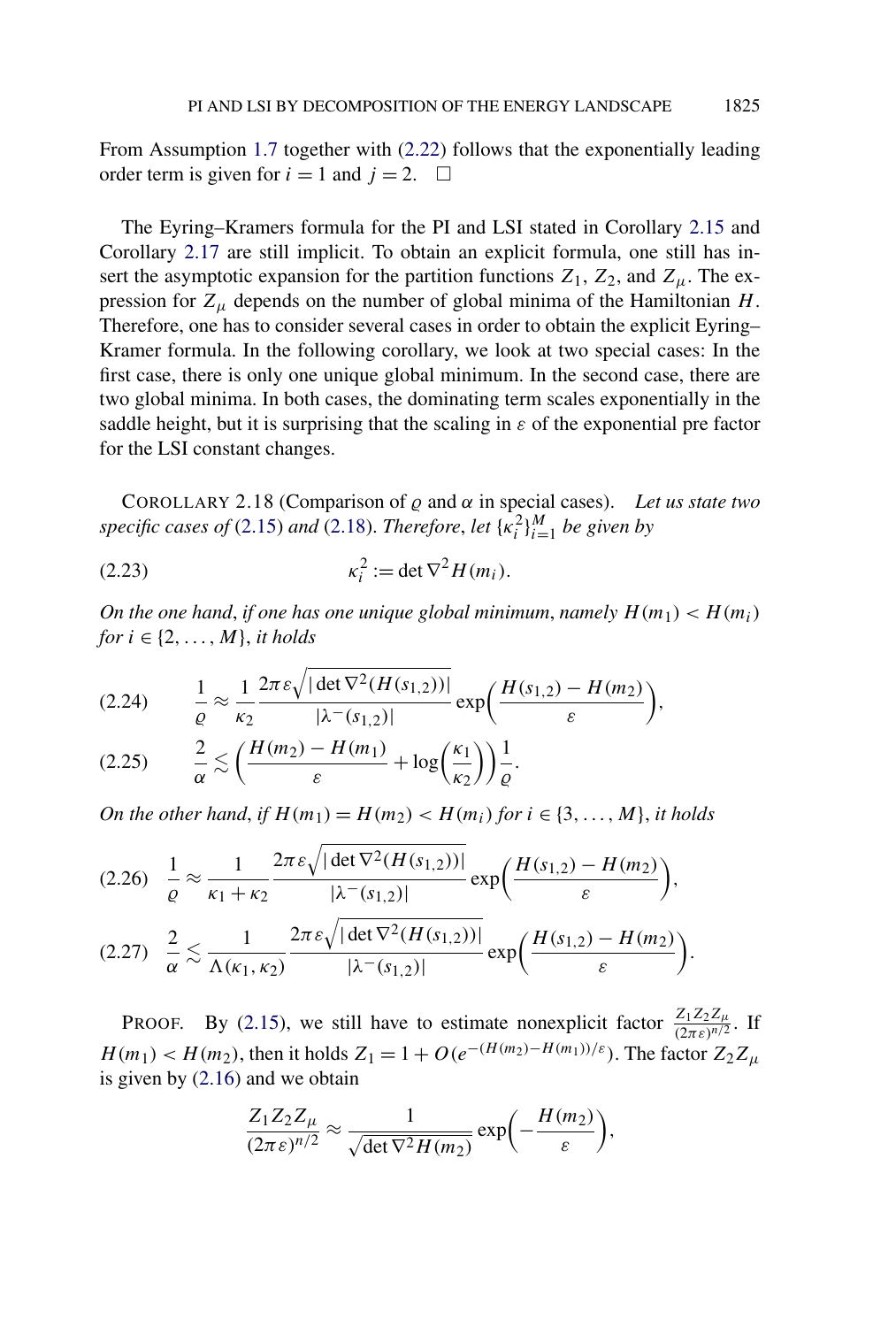From Assumption 1.7 together with (2.22) follows that the exponentially leading order term is given for $i = 1$ and $j = 2$. $\square$

The Eyring–Kramers formula for the PI and LSI stated in Corollary 2.15 and Corollary 2.17 are still implicit. To obtain an explicit formula, one still has insert the asymptotic expansion for the partition functions $Z_1$, $Z_2$, and $Z_\mu$. The expression for $Z_\mu$ depends on the number of global minima of the Hamiltonian $H$. Therefore, one has to consider several cases in order to obtain the explicit Eyring–Kramer formula. In the following corollary, we look at two special cases: In the first case, there is only one unique global minimum. In the second case, there are two global minima. In both cases, the dominating term scales exponentially in the saddle height, but it is surprising that the scaling in $\varepsilon$ of the exponential pre factor for the LSI constant changes.

COROLLARY 2.18 (Comparison of $\varrho$ and $\alpha$ in special cases). *Let us state two specific cases of* (2.15) *and* (2.18). *Therefore, let* $\{\kappa_i^2\}_{i=1}^M$ *be given by*

$$\kappa_i^2 := \det \nabla^2 H(m_i). \tag{2.23}$$

*On the one hand, if one has one unique global minimum, namely* $H(m_1) < H(m_i)$ *for* $i \in \{2, \ldots, M\}$, *it holds*

$$\frac{1}{\varrho} \approx \frac{1}{\kappa_2} \frac{2\pi\varepsilon\sqrt{|\det \nabla^2(H(s_{1,2}))|}}{|\lambda^-(s_{1,2})|} \exp\left(\frac{H(s_{1,2}) - H(m_2)}{\varepsilon}\right), \tag{2.24}$$

$$\frac{2}{\alpha} \lesssim \left(\frac{H(m_2) - H(m_1)}{\varepsilon} + \log\left(\frac{\kappa_1}{\kappa_2}\right)\right)\frac{1}{\varrho}. \tag{2.25}$$

*On the other hand, if* $H(m_1) = H(m_2) < H(m_i)$ *for* $i \in \{3, \ldots, M\}$, *it holds*

$$\frac{1}{\varrho} \approx \frac{1}{\kappa_1 + \kappa_2} \frac{2\pi\varepsilon\sqrt{|\det \nabla^2(H(s_{1,2}))|}}{|\lambda^-(s_{1,2})|} \exp\left(\frac{H(s_{1,2}) - H(m_2)}{\varepsilon}\right), \tag{2.26}$$

$$\frac{2}{\alpha} \lesssim \frac{1}{\Lambda(\kappa_1, \kappa_2)} \frac{2\pi\varepsilon\sqrt{|\det \nabla^2(H(s_{1,2}))|}}{|\lambda^-(s_{1,2})|} \exp\left(\frac{H(s_{1,2}) - H(m_2)}{\varepsilon}\right). \tag{2.27}$$

PROOF. By (2.15), we still have to estimate nonexplicit factor $\frac{Z_1 Z_2 Z_\mu}{(2\pi\varepsilon)^{n/2}}$. If $H(m_1) < H(m_2)$, then it holds $Z_1 = 1 + O(e^{-(H(m_2) - H(m_1))/\varepsilon})$. The factor $Z_2 Z_\mu$ is given by (2.16) and we obtain

$$\frac{Z_1 Z_2 Z_\mu}{(2\pi\varepsilon)^{n/2}} \approx \frac{1}{\sqrt{\det \nabla^2 H(m_2)}} \exp\left(-\frac{H(m_2)}{\varepsilon}\right),$$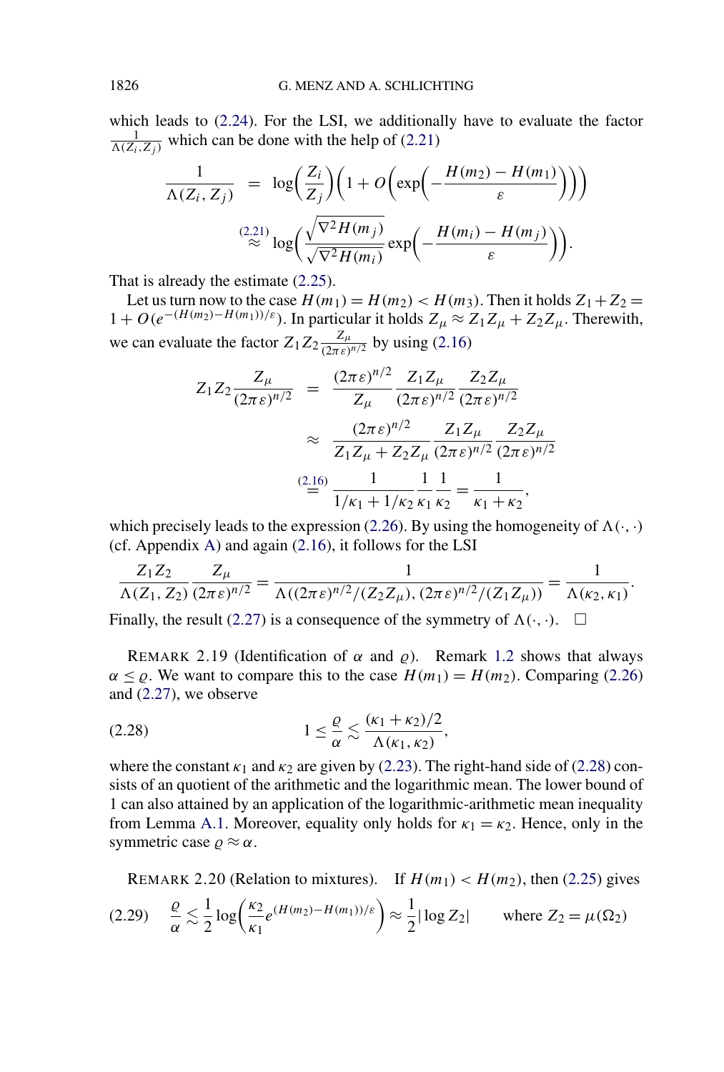which leads to (2.24). For the LSI, we additionally have to evaluate the factor $\frac{1}{\Lambda(Z_i, Z_j)}$ which can be done with the help of (2.21)

$$\frac{1}{\Lambda(Z_i, Z_j)} = \log\left(\frac{Z_i}{Z_j}\right)\left(1 + O\left(\exp\left(-\frac{H(m_2) - H(m_1)}{\varepsilon}\right)\right)\right)$$

$$\overset{(2.21)}{\approx} \log\left(\frac{\sqrt{\nabla^2 H(m_j)}}{\sqrt{\nabla^2 H(m_i)}} \exp\left(-\frac{H(m_i) - H(m_j)}{\varepsilon}\right)\right).$$

That is already the estimate (2.25).

Let us turn now to the case $H(m_1) = H(m_2) < H(m_3)$. Then it holds $Z_1 + Z_2 = 1 + O(e^{-(H(m_2)-H(m_1))/\varepsilon})$. In particular it holds $Z_\mu \approx Z_1 Z_\mu + Z_2 Z_\mu$. Therewith, we can evaluate the factor $Z_1 Z_2 \frac{Z_\mu}{(2\pi\varepsilon)^{n/2}}$ by using (2.16)

$$Z_1 Z_2 \frac{Z_\mu}{(2\pi\varepsilon)^{n/2}} = \frac{(2\pi\varepsilon)^{n/2}}{Z_\mu} \frac{Z_1 Z_\mu}{(2\pi\varepsilon)^{n/2}} \frac{Z_2 Z_\mu}{(2\pi\varepsilon)^{n/2}}$$

$$\approx \frac{(2\pi\varepsilon)^{n/2}}{Z_1 Z_\mu + Z_2 Z_\mu} \frac{Z_1 Z_\mu}{(2\pi\varepsilon)^{n/2}} \frac{Z_2 Z_\mu}{(2\pi\varepsilon)^{n/2}}$$

$$\overset{(2.16)}{=} \frac{1}{1/\kappa_1 + 1/\kappa_2} \frac{1}{\kappa_1} \frac{1}{\kappa_2} = \frac{1}{\kappa_1 + \kappa_2},$$

which precisely leads to the expression (2.26). By using the homogeneity of $\Lambda(\cdot,\cdot)$ (cf. Appendix A) and again (2.16), it follows for the LSI

$$\frac{Z_1 Z_2}{\Lambda(Z_1, Z_2)} \frac{Z_\mu}{(2\pi\varepsilon)^{n/2}} = \frac{1}{\Lambda((2\pi\varepsilon)^{n/2}/(Z_2 Z_\mu), (2\pi\varepsilon)^{n/2}/(Z_1 Z_\mu))} = \frac{1}{\Lambda(\kappa_2, \kappa_1)}.$$

Finally, the result (2.27) is a consequence of the symmetry of $\Lambda(\cdot,\cdot)$. $\square$

REMARK 2.19 (Identification of $\alpha$ and $\varrho$). Remark 1.2 shows that always $\alpha \le \varrho$. We want to compare this to the case $H(m_1) = H(m_2)$. Comparing (2.26) and (2.27), we observe

$$1 \le \frac{\varrho}{\alpha} \lesssim \frac{(\kappa_1 + \kappa_2)/2}{\Lambda(\kappa_1, \kappa_2)}, \tag{2.28}$$

where the constant $\kappa_1$ and $\kappa_2$ are given by (2.23). The right-hand side of (2.28) consists of an quotient of the arithmetic and the logarithmic mean. The lower bound of 1 can also attained by an application of the logarithmic-arithmetic mean inequality from Lemma A.1. Moreover, equality only holds for $\kappa_1 = \kappa_2$. Hence, only in the symmetric case $\varrho \approx \alpha$.

REMARK 2.20 (Relation to mixtures). If $H(m_1) < H(m_2)$, then (2.25) gives

$$\frac{\varrho}{\alpha} \lesssim \frac{1}{2} \log\left(\frac{\kappa_2}{\kappa_1} e^{(H(m_2)-H(m_1))/\varepsilon}\right) \approx \frac{1}{2} |\log Z_2| \qquad \text{where } Z_2 = \mu(\Omega_2) \tag{2.29}$$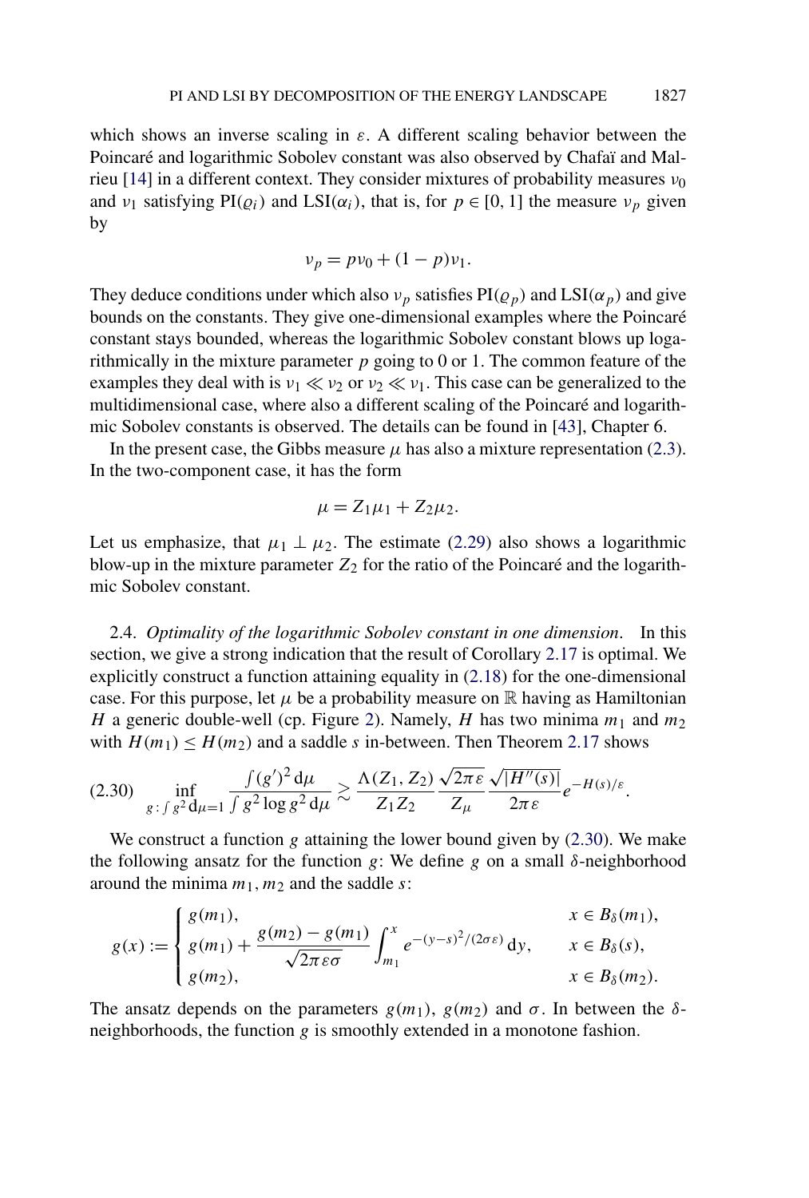which shows an inverse scaling in $\varepsilon$. A different scaling behavior between the Poincaré and logarithmic Sobolev constant was also observed by Chafaï and Malrieu [14] in a different context. They consider mixtures of probability measures $\nu_0$ and $\nu_1$ satisfying PI($\varrho_i$) and LSI($\alpha_i$), that is, for $p \in [0,1]$ the measure $\nu_p$ given by

$$\nu_p = p\nu_0 + (1-p)\nu_1.$$

They deduce conditions under which also $\nu_p$ satisfies PI($\varrho_p$) and LSI($\alpha_p$) and give bounds on the constants. They give one-dimensional examples where the Poincaré constant stays bounded, whereas the logarithmic Sobolev constant blows up logarithmically in the mixture parameter $p$ going to 0 or 1. The common feature of the examples they deal with is $\nu_1 \ll \nu_2$ or $\nu_2 \ll \nu_1$. This case can be generalized to the multidimensional case, where also a different scaling of the Poincaré and logarithmic Sobolev constants is observed. The details can be found in [43], Chapter 6.

In the present case, the Gibbs measure $\mu$ has also a mixture representation (2.3). In the two-component case, it has the form

$$\mu = Z_1\mu_1 + Z_2\mu_2.$$

Let us emphasize, that $\mu_1 \perp \mu_2$. The estimate (2.29) also shows a logarithmic blow-up in the mixture parameter $Z_2$ for the ratio of the Poincaré and the logarithmic Sobolev constant.

2.4. *Optimality of the logarithmic Sobolev constant in one dimension*. In this section, we give a strong indication that the result of Corollary 2.17 is optimal. We explicitly construct a function attaining equality in (2.18) for the one-dimensional case. For this purpose, let $\mu$ be a probability measure on $\mathbb{R}$ having as Hamiltonian $H$ a generic double-well (cp. Figure 2). Namely, $H$ has two minima $m_1$ and $m_2$ with $H(m_1) \le H(m_2)$ and a saddle $s$ in-between. Then Theorem 2.17 shows

$$\inf_{g : \int g^2 \,\mathrm{d}\mu = 1} \frac{\int (g')^2 \,\mathrm{d}\mu}{\int g^2 \log g^2 \,\mathrm{d}\mu} \gtrsim \frac{\Lambda(Z_1, Z_2)}{Z_1 Z_2} \frac{\sqrt{2\pi\varepsilon}}{Z_\mu} \frac{\sqrt{|H''(s)|}}{2\pi\varepsilon} e^{-H(s)/\varepsilon}. \tag{2.30}$$

We construct a function $g$ attaining the lower bound given by (2.30). We make the following ansatz for the function $g$: We define $g$ on a small $\delta$-neighborhood around the minima $m_1, m_2$ and the saddle $s$:

$$g(x) := \begin{cases} g(m_1), & x \in B_\delta(m_1), \\ g(m_1) + \dfrac{g(m_2) - g(m_1)}{\sqrt{2\pi\varepsilon\sigma}} \displaystyle\int_{m_1}^{x} e^{-(y-s)^2/(2\sigma\varepsilon)} \,\mathrm{d}y, & x \in B_\delta(s), \\ g(m_2), & x \in B_\delta(m_2). \end{cases}$$

The ansatz depends on the parameters $g(m_1)$, $g(m_2)$ and $\sigma$. In between the $\delta$-neighborhoods, the function $g$ is smoothly extended in a monotone fashion.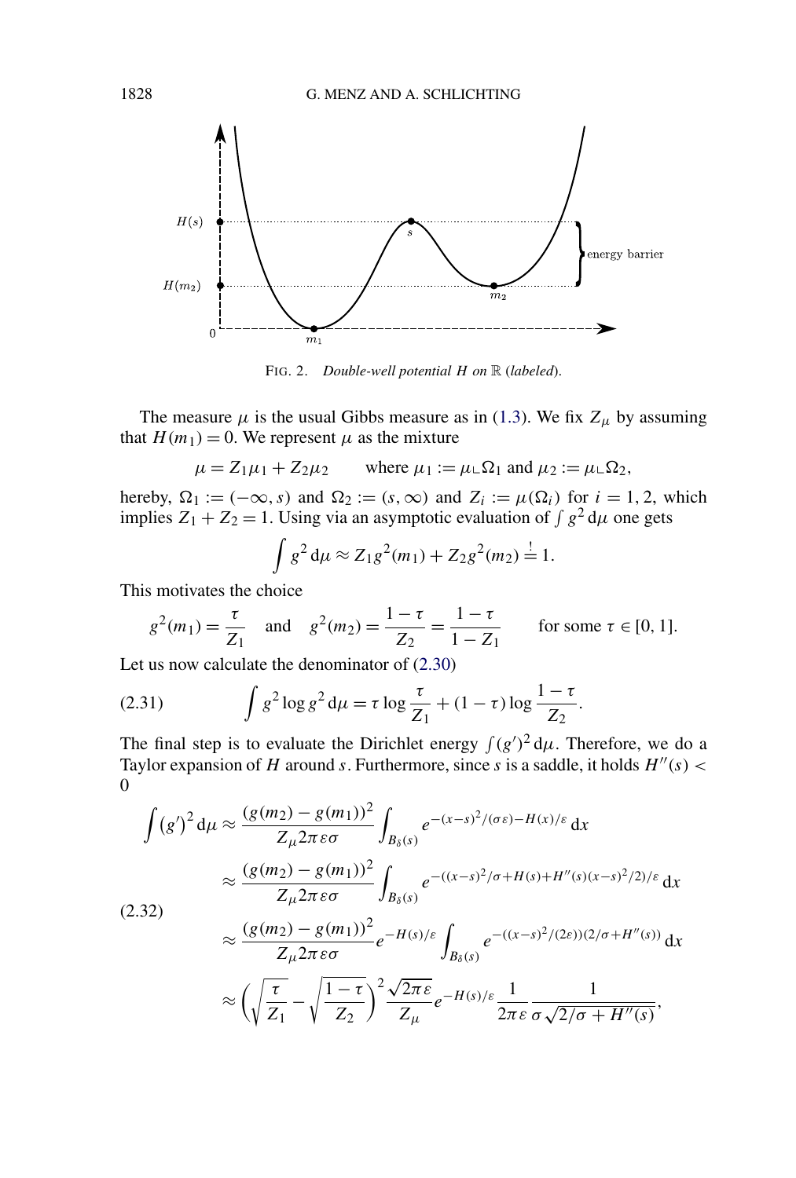FIG. 2. *Double-well potential $H$ on $\mathbb{R}$ (labeled).*

The measure $\mu$ is the usual Gibbs measure as in (1.3). We fix $Z_\mu$ by assuming that $H(m_1) = 0$. We represent $\mu$ as the mixture

$$\mu = Z_1 \mu_1 + Z_2 \mu_2 \qquad \text{where } \mu_1 := \mu \llcorner \Omega_1 \text{ and } \mu_2 := \mu \llcorner \Omega_2,$$

hereby, $\Omega_1 := (-\infty, s)$ and $\Omega_2 := (s, \infty)$ and $Z_i := \mu(\Omega_i)$ for $i = 1, 2$, which implies $Z_1 + Z_2 = 1$. Using via an asymptotic evaluation of $\int g^2 \, \mathrm{d}\mu$ one gets

$$\int g^2 \, \mathrm{d}\mu \approx Z_1 g^2(m_1) + Z_2 g^2(m_2) \stackrel{!}{=} 1.$$

This motivates the choice

$$g^2(m_1) = \frac{\tau}{Z_1} \quad \text{and} \quad g^2(m_2) = \frac{1-\tau}{Z_2} = \frac{1-\tau}{1-Z_1} \qquad \text{for some } \tau \in [0, 1].$$

Let us now calculate the denominator of (2.30)

$$\int g^2 \log g^2 \, \mathrm{d}\mu = \tau \log \frac{\tau}{Z_1} + (1-\tau) \log \frac{1-\tau}{Z_2}. \tag{2.31}$$

The final step is to evaluate the Dirichlet energy $\int (g')^2 \, \mathrm{d}\mu$. Therefore, we do a Taylor expansion of $H$ around $s$. Furthermore, since $s$ is a saddle, it holds $H''(s) < 0$

$$\begin{aligned}
\int (g')^2 \, \mathrm{d}\mu &\approx \frac{(g(m_2) - g(m_1))^2}{Z_\mu 2\pi \varepsilon \sigma} \int_{B_\delta(s)} e^{-(x-s)^2/(\sigma\varepsilon) - H(x)/\varepsilon} \, \mathrm{d}x \\
&\approx \frac{(g(m_2) - g(m_1))^2}{Z_\mu 2\pi \varepsilon \sigma} \int_{B_\delta(s)} e^{-((x-s)^2/\sigma + H(s) + H''(s)(x-s)^2/2)/\varepsilon} \, \mathrm{d}x \\
&\approx \frac{(g(m_2) - g(m_1))^2}{Z_\mu 2\pi \varepsilon \sigma} e^{-H(s)/\varepsilon} \int_{B_\delta(s)} e^{-((x-s)^2/(2\varepsilon))(2/\sigma + H''(s))} \, \mathrm{d}x \\
&\approx \left( \sqrt{\frac{\tau}{Z_1}} - \sqrt{\frac{1-\tau}{Z_2}} \right)^2 \frac{\sqrt{2\pi\varepsilon}}{Z_\mu} e^{-H(s)/\varepsilon} \frac{1}{2\pi\varepsilon} \frac{1}{\sigma \sqrt{2/\sigma + H''(s)}},
\end{aligned} \tag{2.32}$$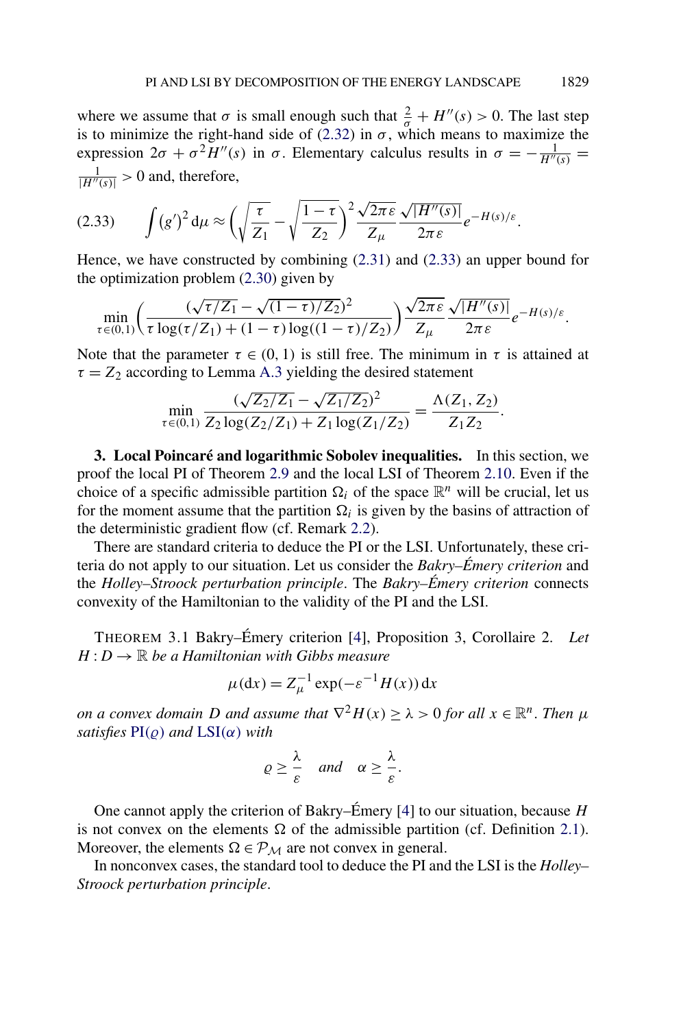where we assume that $\sigma$ is small enough such that $\frac{2}{\sigma} + H''(s) > 0$. The last step is to minimize the right-hand side of (2.32) in $\sigma$, which means to maximize the expression $2\sigma + \sigma^2 H''(s)$ in $\sigma$. Elementary calculus results in $\sigma = -\frac{1}{H''(s)} = \frac{1}{|H''(s)|} > 0$ and, therefore,

$$
\int (g')^2 \,\mathrm{d}\mu \approx \left( \sqrt{\frac{\tau}{Z_1}} - \sqrt{\frac{1-\tau}{Z_2}} \right)^2 \frac{\sqrt{2\pi\varepsilon}}{Z_\mu} \frac{\sqrt{|H''(s)|}}{2\pi\varepsilon} e^{-H(s)/\varepsilon}. \tag{2.33}
$$

Hence, we have constructed by combining (2.31) and (2.33) an upper bound for the optimization problem (2.30) given by

$$
\min_{\tau\in(0,1)} \left( \frac{(\sqrt{\tau/Z_1} - \sqrt{(1-\tau)/Z_2})^2}{\tau \log(\tau/Z_1) + (1-\tau)\log((1-\tau)/Z_2)} \right) \frac{\sqrt{2\pi\varepsilon}}{Z_\mu} \frac{\sqrt{|H''(s)|}}{2\pi\varepsilon} e^{-H(s)/\varepsilon}.
$$

Note that the parameter $\tau \in (0,1)$ is still free. The minimum in $\tau$ is attained at $\tau = Z_2$ according to Lemma A.3 yielding the desired statement

$$
\min_{\tau\in(0,1)} \frac{(\sqrt{Z_2/Z_1} - \sqrt{Z_1/Z_2})^2}{Z_2 \log(Z_2/Z_1) + Z_1 \log(Z_1/Z_2)} = \frac{\Lambda(Z_1, Z_2)}{Z_1 Z_2}.
$$

## 3. Local Poincaré and logarithmic Sobolev inequalities.

In this section, we proof the local PI of Theorem 2.9 and the local LSI of Theorem 2.10. Even if the choice of a specific admissible partition $\Omega_i$ of the space $\mathbb{R}^n$ will be crucial, let us for the moment assume that the partition $\Omega_i$ is given by the basins of attraction of the deterministic gradient flow (cf. Remark 2.2).

There are standard criteria to deduce the PI or the LSI. Unfortunately, these criteria do not apply to our situation. Let us consider the *Bakry–Émery criterion* and the *Holley–Stroock perturbation principle*. The *Bakry–Émery criterion* connects convexity of the Hamiltonian to the validity of the PI and the LSI.

THEOREM 3.1 Bakry–Émery criterion [4], Proposition 3, Corollaire 2. *Let $H : D \to \mathbb{R}$ be a Hamiltonian with Gibbs measure*

$$
\mu(\mathrm{d}x) = Z_\mu^{-1} \exp(-\varepsilon^{-1} H(x))\,\mathrm{d}x
$$

*on a convex domain $D$ and assume that $\nabla^2 H(x) \geq \lambda > 0$ for all $x \in \mathbb{R}^n$. Then $\mu$ satisfies PI($\varrho$) and LSI($\alpha$) with*

$$
\varrho \geq \frac{\lambda}{\varepsilon} \quad \text{and} \quad \alpha \geq \frac{\lambda}{\varepsilon}.
$$

One cannot apply the criterion of Bakry–Émery [4] to our situation, because $H$ is not convex on the elements $\Omega$ of the admissible partition (cf. Definition 2.1). Moreover, the elements $\Omega \in \mathcal{P}_\mathcal{M}$ are not convex in general.

In nonconvex cases, the standard tool to deduce the PI and the LSI is the *Holley–Stroock perturbation principle*.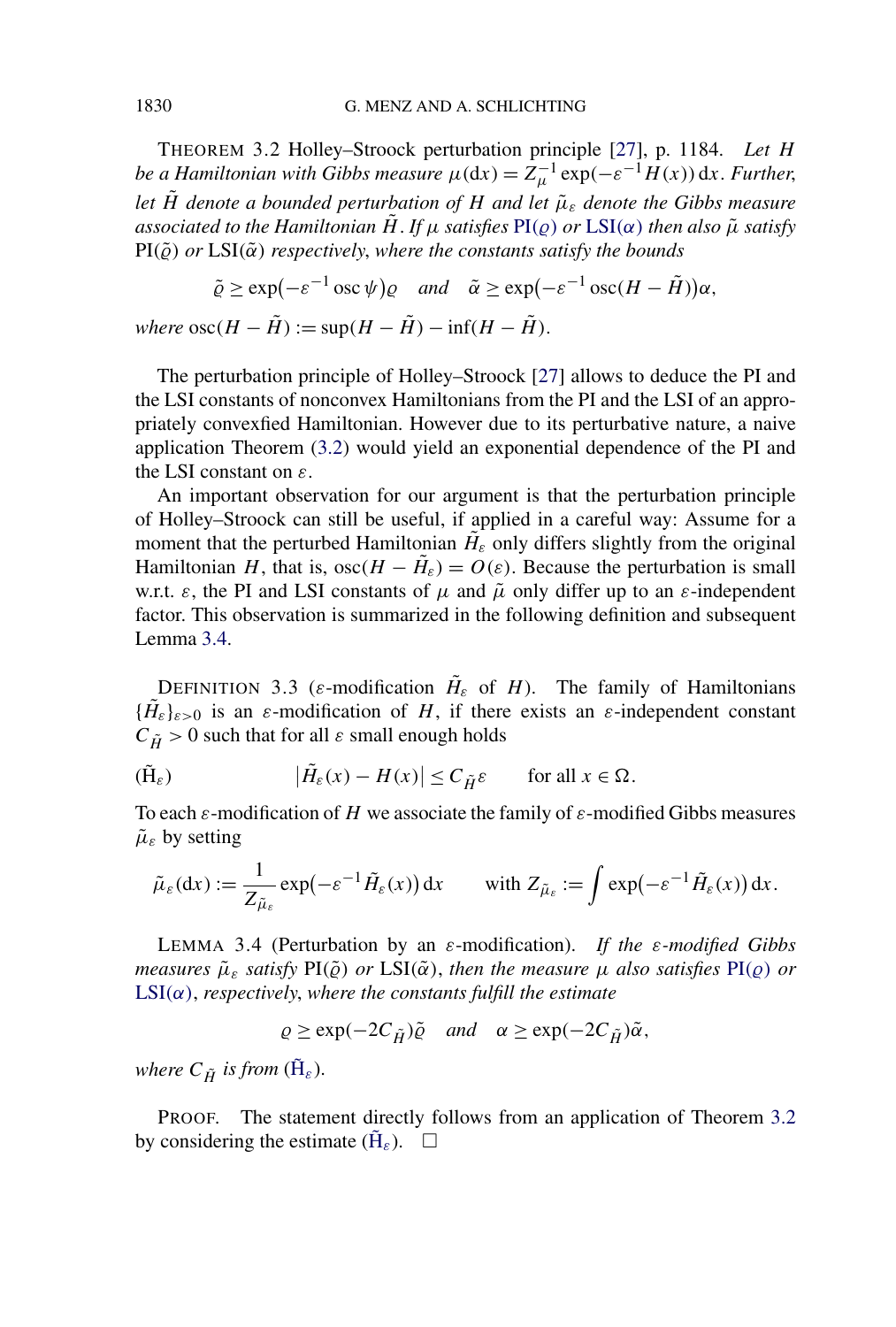THEOREM 3.2 Holley–Stroock perturbation principle [27], p. 1184. *Let $H$ be a Hamiltonian with Gibbs measure $\mu(\mathrm{d}x) = Z_\mu^{-1} \exp(-\varepsilon^{-1} H(x))\,\mathrm{d}x$. Further, let $\tilde{H}$ denote a bounded perturbation of $H$ and let $\tilde{\mu}_\varepsilon$ denote the Gibbs measure associated to the Hamiltonian $\tilde{H}$. If $\mu$ satisfies PI($\varrho$) or LSI($\alpha$) then also $\tilde{\mu}$ satisfy PI($\tilde{\varrho}$) or LSI($\tilde{\alpha}$) respectively, where the constants satisfy the bounds*

$$\tilde{\varrho} \geq \exp(-\varepsilon^{-1} \operatorname{osc} \psi)\varrho \quad \text{and} \quad \tilde{\alpha} \geq \exp(-\varepsilon^{-1} \operatorname{osc}(H - \tilde{H}))\alpha,$$

*where* $\operatorname{osc}(H - \tilde{H}) := \sup(H - \tilde{H}) - \inf(H - \tilde{H})$.

The perturbation principle of Holley–Stroock [27] allows to deduce the PI and the LSI constants of nonconvex Hamiltonians from the PI and the LSI of an appropriately convexfied Hamiltonian. However due to its perturbative nature, a naive application Theorem (3.2) would yield an exponential dependence of the PI and the LSI constant on $\varepsilon$.

An important observation for our argument is that the perturbation principle of Holley–Stroock can still be useful, if applied in a careful way: Assume for a moment that the perturbed Hamiltonian $\tilde{H}_\varepsilon$ only differs slightly from the original Hamiltonian $H$, that is, $\operatorname{osc}(H - \tilde{H}_\varepsilon) = O(\varepsilon)$. Because the perturbation is small w.r.t. $\varepsilon$, the PI and LSI constants of $\mu$ and $\tilde{\mu}$ only differ up to an $\varepsilon$-independent factor. This observation is summarized in the following definition and subsequent Lemma 3.4.

DEFINITION 3.3 ($\varepsilon$-modification $\tilde{H}_\varepsilon$ of $H$). The family of Hamiltonians $\{\tilde{H}_\varepsilon\}_{\varepsilon>0}$ is an $\varepsilon$-modification of $H$, if there exists an $\varepsilon$-independent constant $C_{\tilde{H}} > 0$ such that for all $\varepsilon$ small enough holds

$$(\tilde{\mathrm{H}}_\varepsilon) \qquad |\tilde{H}_\varepsilon(x) - H(x)| \leq C_{\tilde{H}}\varepsilon \qquad \text{for all } x \in \Omega.$$

To each $\varepsilon$-modification of $H$ we associate the family of $\varepsilon$-modified Gibbs measures $\tilde{\mu}_\varepsilon$ by setting

$$\tilde{\mu}_\varepsilon(\mathrm{d}x) := \frac{1}{Z_{\tilde{\mu}_\varepsilon}} \exp(-\varepsilon^{-1} \tilde{H}_\varepsilon(x))\,\mathrm{d}x \qquad \text{with } Z_{\tilde{\mu}_\varepsilon} := \int \exp(-\varepsilon^{-1} \tilde{H}_\varepsilon(x))\,\mathrm{d}x.$$

LEMMA 3.4 (Perturbation by an $\varepsilon$-modification). *If the $\varepsilon$-modified Gibbs measures $\tilde{\mu}_\varepsilon$ satisfy PI($\tilde{\varrho}$) or LSI($\tilde{\alpha}$), then the measure $\mu$ also satisfies PI($\varrho$) or LSI($\alpha$), respectively, where the constants fulfill the estimate*

$$\varrho \geq \exp(-2C_{\tilde{H}})\tilde{\varrho} \quad \text{and} \quad \alpha \geq \exp(-2C_{\tilde{H}})\tilde{\alpha},$$

*where $C_{\tilde{H}}$ is from* ($\tilde{\mathrm{H}}_\varepsilon$).

PROOF. The statement directly follows from an application of Theorem 3.2 by considering the estimate ($\tilde{\mathrm{H}}_\varepsilon$). □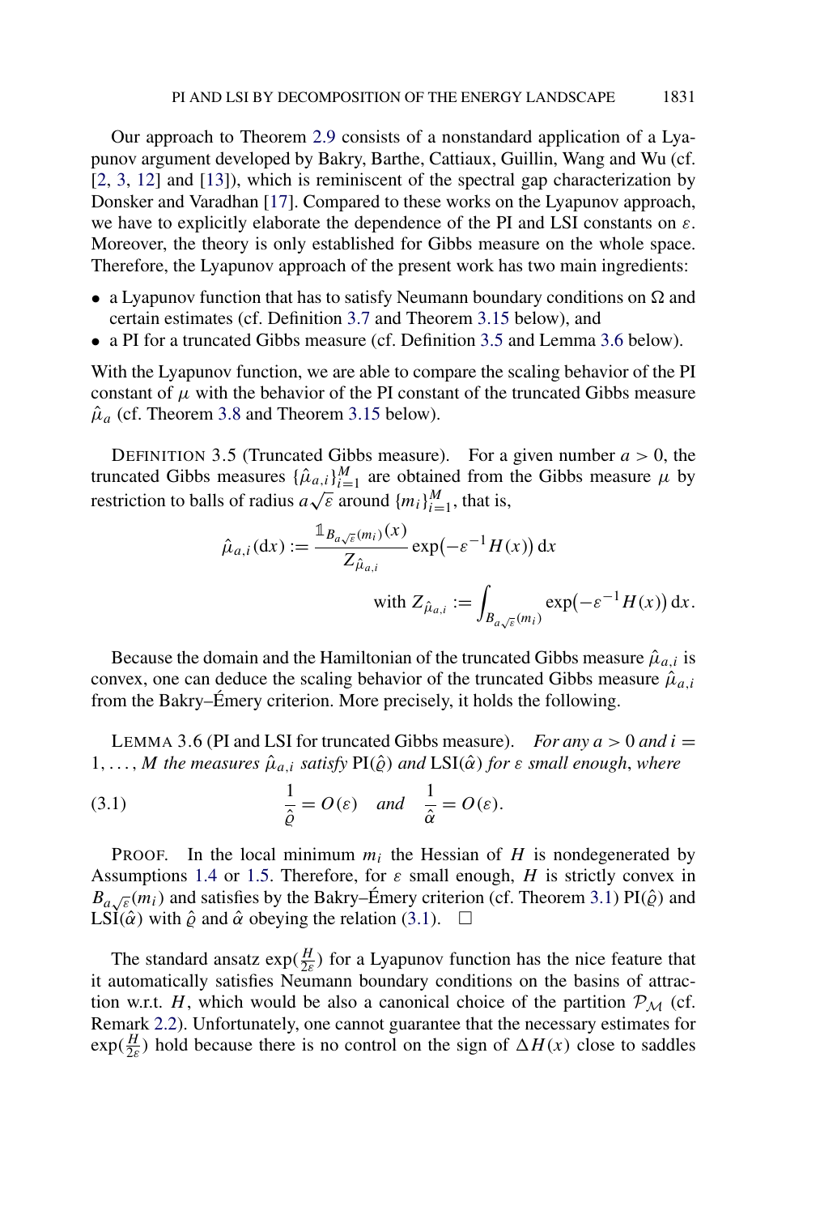Our approach to Theorem 2.9 consists of a nonstandard application of a Lyapunov argument developed by Bakry, Barthe, Cattiaux, Guillin, Wang and Wu (cf. [2, 3, 12] and [13]), which is reminiscent of the spectral gap characterization by Donsker and Varadhan [17]. Compared to these works on the Lyapunov approach, we have to explicitly elaborate the dependence of the PI and LSI constants on $\varepsilon$. Moreover, the theory is only established for Gibbs measure on the whole space. Therefore, the Lyapunov approach of the present work has two main ingredients:

- a Lyapunov function that has to satisfy Neumann boundary conditions on $\Omega$ and certain estimates (cf. Definition 3.7 and Theorem 3.15 below), and
- a PI for a truncated Gibbs measure (cf. Definition 3.5 and Lemma 3.6 below).

With the Lyapunov function, we are able to compare the scaling behavior of the PI constant of $\mu$ with the behavior of the PI constant of the truncated Gibbs measure $\hat{\mu}_a$ (cf. Theorem 3.8 and Theorem 3.15 below).

DEFINITION 3.5 (Truncated Gibbs measure). For a given number $a > 0$, the truncated Gibbs measures $\{\hat{\mu}_{a,i}\}_{i=1}^M$ are obtained from the Gibbs measure $\mu$ by restriction to balls of radius $a\sqrt{\varepsilon}$ around $\{m_i\}_{i=1}^M$, that is,

$$\hat{\mu}_{a,i}(\mathrm{d}x) := \frac{\mathbb{1}_{B_{a\sqrt{\varepsilon}}(m_i)}(x)}{Z_{\hat{\mu}_{a,i}}} \exp\bigl(-\varepsilon^{-1} H(x)\bigr)\,\mathrm{d}x$$

$$\text{with } Z_{\hat{\mu}_{a,i}} := \int_{B_{a\sqrt{\varepsilon}}(m_i)} \exp\bigl(-\varepsilon^{-1} H(x)\bigr)\,\mathrm{d}x.$$

Because the domain and the Hamiltonian of the truncated Gibbs measure $\hat{\mu}_{a,i}$ is convex, one can deduce the scaling behavior of the truncated Gibbs measure $\hat{\mu}_{a,i}$ from the Bakry–Émery criterion. More precisely, it holds the following.

LEMMA 3.6 (PI and LSI for truncated Gibbs measure). *For any $a > 0$ and $i = 1, \ldots, M$ the measures $\hat{\mu}_{a,i}$ satisfy* $\mathrm{PI}(\hat{\varrho})$ *and* $\mathrm{LSI}(\hat{\alpha})$ *for $\varepsilon$ small enough, where*

$$\frac{1}{\hat{\varrho}} = O(\varepsilon) \quad \textit{and} \quad \frac{1}{\hat{\alpha}} = O(\varepsilon). \tag{3.1}$$

PROOF. In the local minimum $m_i$ the Hessian of $H$ is nondegenerated by Assumptions 1.4 or 1.5. Therefore, for $\varepsilon$ small enough, $H$ is strictly convex in $B_{a\sqrt{\varepsilon}}(m_i)$ and satisfies by the Bakry–Émery criterion (cf. Theorem 3.1) $\mathrm{PI}(\hat{\varrho})$ and $\mathrm{LSI}(\hat{\alpha})$ with $\hat{\varrho}$ and $\hat{\alpha}$ obeying the relation (3.1). □

The standard ansatz $\exp(\frac{H}{2\varepsilon})$ for a Lyapunov function has the nice feature that it automatically satisfies Neumann boundary conditions on the basins of attraction w.r.t. $H$, which would be also a canonical choice of the partition $\mathcal{P}_{\mathcal{M}}$ (cf. Remark 2.2). Unfortunately, one cannot guarantee that the necessary estimates for $\exp(\frac{H}{2\varepsilon})$ hold because there is no control on the sign of $\Delta H(x)$ close to saddles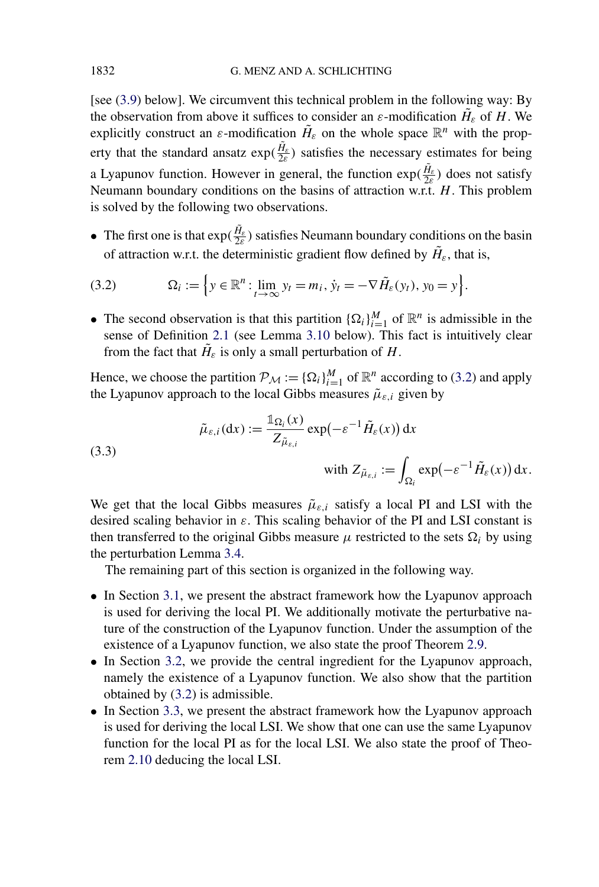[see (3.9) below]. We circumvent this technical problem in the following way: By the observation from above it suffices to consider an $\varepsilon$-modification $\tilde{H}_\varepsilon$ of $H$. We explicitly construct an $\varepsilon$-modification $\tilde{H}_\varepsilon$ on the whole space $\mathbb{R}^n$ with the property that the standard ansatz $\exp(\frac{\tilde{H}_\varepsilon}{2\varepsilon})$ satisfies the necessary estimates for being a Lyapunov function. However in general, the function $\exp(\frac{\tilde{H}_\varepsilon}{2\varepsilon})$ does not satisfy Neumann boundary conditions on the basins of attraction w.r.t. $H$. This problem is solved by the following two observations.

- The first one is that $\exp(\frac{\tilde{H}_\varepsilon}{2\varepsilon})$ satisfies Neumann boundary conditions on the basin of attraction w.r.t. the deterministic gradient flow defined by $\tilde{H}_\varepsilon$, that is,

$$\Omega_i := \Big\{ y \in \mathbb{R}^n : \lim_{t\to\infty} y_t = m_i, \, \dot{y}_t = -\nabla \tilde{H}_\varepsilon(y_t), \, y_0 = y \Big\}. \tag{3.2}$$

- The second observation is that this partition $\{\Omega_i\}_{i=1}^M$ of $\mathbb{R}^n$ is admissible in the sense of Definition 2.1 (see Lemma 3.10 below). This fact is intuitively clear from the fact that $\tilde{H}_\varepsilon$ is only a small perturbation of $H$.

Hence, we choose the partition $\mathcal{P}_\mathcal{M} := \{\Omega_i\}_{i=1}^M$ of $\mathbb{R}^n$ according to (3.2) and apply the Lyapunov approach to the local Gibbs measures $\tilde{\mu}_{\varepsilon,i}$ given by

$$\tilde{\mu}_{\varepsilon,i}(\mathrm{d}x) := \frac{\mathbb{1}_{\Omega_i}(x)}{Z_{\tilde{\mu}_{\varepsilon,i}}} \exp\big(-\varepsilon^{-1}\tilde{H}_\varepsilon(x)\big)\,\mathrm{d}x \qquad \text{with } Z_{\tilde{\mu}_{\varepsilon,i}} := \int_{\Omega_i} \exp\big(-\varepsilon^{-1}\tilde{H}_\varepsilon(x)\big)\,\mathrm{d}x. \tag{3.3}$$

We get that the local Gibbs measures $\tilde{\mu}_{\varepsilon,i}$ satisfy a local PI and LSI with the desired scaling behavior in $\varepsilon$. This scaling behavior of the PI and LSI constant is then transferred to the original Gibbs measure $\mu$ restricted to the sets $\Omega_i$ by using the perturbation Lemma 3.4.

The remaining part of this section is organized in the following way.

- In Section 3.1, we present the abstract framework how the Lyapunov approach is used for deriving the local PI. We additionally motivate the perturbative nature of the construction of the Lyapunov function. Under the assumption of the existence of a Lyapunov function, we also state the proof Theorem 2.9.
- In Section 3.2, we provide the central ingredient for the Lyapunov approach, namely the existence of a Lyapunov function. We also show that the partition obtained by (3.2) is admissible.
- In Section 3.3, we present the abstract framework how the Lyapunov approach is used for deriving the local LSI. We show that one can use the same Lyapunov function for the local PI as for the local LSI. We also state the proof of Theorem 2.10 deducing the local LSI.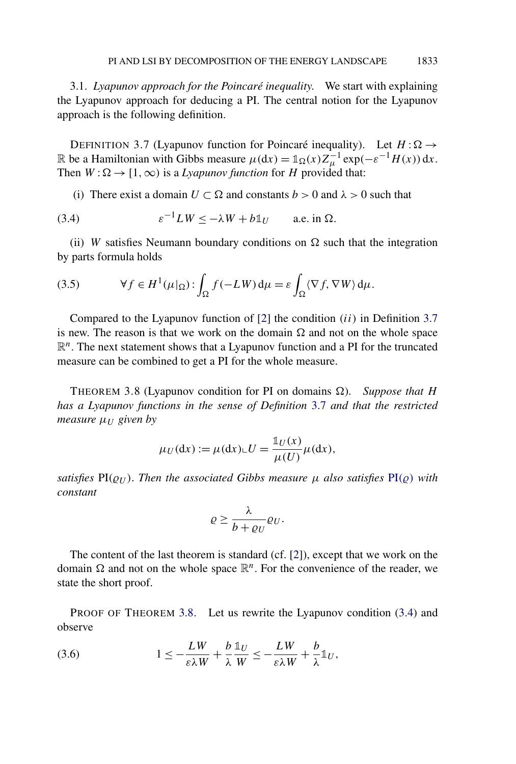3.1. *Lyapunov approach for the Poincaré inequality.* We start with explaining the Lyapunov approach for deducing a PI. The central notion for the Lyapunov approach is the following definition.

DEFINITION 3.7 (Lyapunov function for Poincaré inequality). Let $H : \Omega \to \mathbb{R}$ be a Hamiltonian with Gibbs measure $\mu(\mathrm{d}x) = \mathbb{1}_\Omega(x) Z_\mu^{-1} \exp(-\varepsilon^{-1} H(x))\, \mathrm{d}x$. Then $W : \Omega \to [1, \infty)$ is a *Lyapunov function* for $H$ provided that:

(i) There exist a domain $U \subset \Omega$ and constants $b > 0$ and $\lambda > 0$ such that

$$\varepsilon^{-1} L W \le -\lambda W + b \mathbb{1}_U \qquad \text{a.e. in } \Omega. \tag{3.4}$$

(ii) $W$ satisfies Neumann boundary conditions on $\Omega$ such that the integration by parts formula holds

$$\forall f \in H^1(\mu|_\Omega) : \int_\Omega f(-LW)\, \mathrm{d}\mu = \varepsilon \int_\Omega \langle \nabla f, \nabla W \rangle\, \mathrm{d}\mu. \tag{3.5}$$

Compared to the Lyapunov function of [2] the condition $(ii)$ in Definition 3.7 is new. The reason is that we work on the domain $\Omega$ and not on the whole space $\mathbb{R}^n$. The next statement shows that a Lyapunov function and a PI for the truncated measure can be combined to get a PI for the whole measure.

THEOREM 3.8 (Lyapunov condition for PI on domains $\Omega$). *Suppose that $H$ has a Lyapunov functions in the sense of Definition 3.7 and that the restricted measure $\mu_U$ given by*

$$\mu_U(\mathrm{d}x) := \mu(\mathrm{d}x) \llcorner U = \frac{\mathbb{1}_U(x)}{\mu(U)} \mu(\mathrm{d}x),$$

*satisfies* $\mathrm{PI}(\varrho_U)$. *Then the associated Gibbs measure $\mu$ also satisfies* $\mathrm{PI}(\varrho)$ *with constant*

$$\varrho \ge \frac{\lambda}{b + \varrho_U} \varrho_U.$$

The content of the last theorem is standard (cf. [2]), except that we work on the domain $\Omega$ and not on the whole space $\mathbb{R}^n$. For the convenience of the reader, we state the short proof.

PROOF OF THEOREM 3.8. Let us rewrite the Lyapunov condition (3.4) and observe

$$1 \le -\frac{LW}{\varepsilon \lambda W} + \frac{b}{\lambda} \frac{\mathbb{1}_U}{W} \le -\frac{LW}{\varepsilon \lambda W} + \frac{b}{\lambda} \mathbb{1}_U, \tag{3.6}$$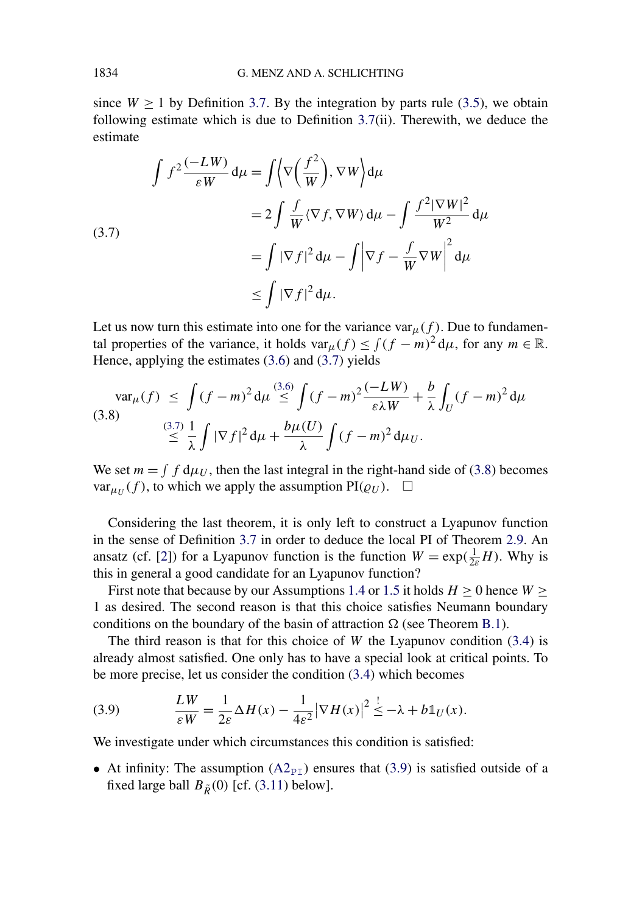since $W \geq 1$ by Definition 3.7. By the integration by parts rule (3.5), we obtain following estimate which is due to Definition 3.7(ii). Therewith, we deduce the estimate

$$
\begin{aligned}
\int f^2 \frac{(-LW)}{\varepsilon W} \, \mathrm{d}\mu &= \int \left\langle \nabla\left(\frac{f^2}{W}\right), \nabla W \right\rangle \mathrm{d}\mu \\
&= 2 \int \frac{f}{W} \langle \nabla f, \nabla W \rangle \, \mathrm{d}\mu - \int \frac{f^2 |\nabla W|^2}{W^2} \, \mathrm{d}\mu \\
&= \int |\nabla f|^2 \, \mathrm{d}\mu - \int \left| \nabla f - \frac{f}{W} \nabla W \right|^2 \mathrm{d}\mu \\
&\leq \int |\nabla f|^2 \, \mathrm{d}\mu.
\end{aligned}
\tag{3.7}
$$

Let us now turn this estimate into one for the variance $\operatorname{var}_\mu(f)$. Due to fundamental properties of the variance, it holds $\operatorname{var}_\mu(f) \leq \int (f-m)^2 \, \mathrm{d}\mu$, for any $m \in \mathbb{R}$. Hence, applying the estimates (3.6) and (3.7) yields

$$
\begin{aligned}
\operatorname{var}_\mu(f) \; &\leq \; \int (f-m)^2 \, \mathrm{d}\mu \overset{(3.6)}{\leq} \int (f-m)^2 \frac{(-LW)}{\varepsilon \lambda W} + \frac{b}{\lambda} \int_U (f-m)^2 \, \mathrm{d}\mu \\
&\overset{(3.7)}{\leq} \frac{1}{\lambda} \int |\nabla f|^2 \, \mathrm{d}\mu + \frac{b\mu(U)}{\lambda} \int (f-m)^2 \, \mathrm{d}\mu_U.
\end{aligned}
\tag{3.8}
$$

We set $m = \int f \, \mathrm{d}\mu_U$, then the last integral in the right-hand side of (3.8) becomes $\operatorname{var}_{\mu_U}(f)$, to which we apply the assumption $\operatorname{PI}(\varrho_U)$. $\square$

Considering the last theorem, it is only left to construct a Lyapunov function in the sense of Definition 3.7 in order to deduce the local PI of Theorem 2.9. An ansatz (cf. [2]) for a Lyapunov function is the function $W = \exp(\frac{1}{2\varepsilon} H)$. Why is this in general a good candidate for an Lyapunov function?

First note that because by our Assumptions 1.4 or 1.5 it holds $H \geq 0$ hence $W \geq 1$ as desired. The second reason is that this choice satisfies Neumann boundary conditions on the boundary of the basin of attraction $\Omega$ (see Theorem B.1).

The third reason is that for this choice of $W$ the Lyapunov condition (3.4) is already almost satisfied. One only has to have a special look at critical points. To be more precise, let us consider the condition (3.4) which becomes

$$
\frac{LW}{\varepsilon W} = \frac{1}{2\varepsilon} \Delta H(x) - \frac{1}{4\varepsilon^2} \left| \nabla H(x) \right|^2 \overset{!}{\leq} -\lambda + b \mathbb{1}_U(x).
\tag{3.9}
$$

We investigate under which circumstances this condition is satisfied:

- At infinity: The assumption ($\mathrm{A2}_{\mathrm{PI}}$) ensures that (3.9) is satisfied outside of a fixed large ball $B_{\tilde{R}}(0)$ [cf. (3.11) below].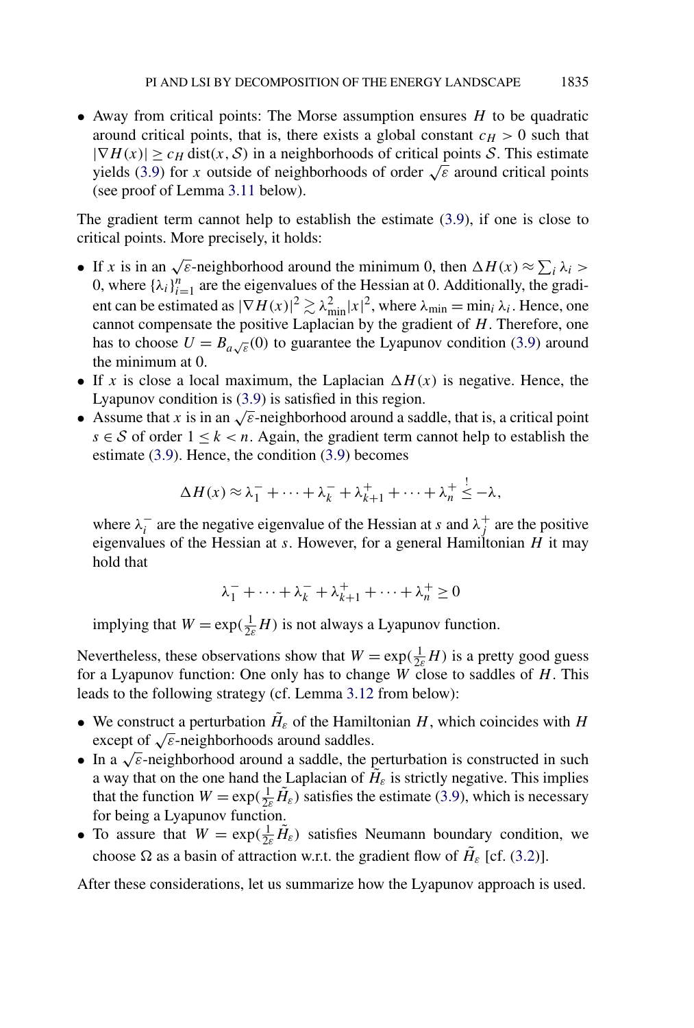- Away from critical points: The Morse assumption ensures $H$ to be quadratic around critical points, that is, there exists a global constant $c_H > 0$ such that $|\nabla H(x)| \geq c_H \operatorname{dist}(x, \mathcal{S})$ in a neighborhoods of critical points $\mathcal{S}$. This estimate yields (3.9) for $x$ outside of neighborhoods of order $\sqrt{\varepsilon}$ around critical points (see proof of Lemma 3.11 below).

The gradient term cannot help to establish the estimate (3.9), if one is close to critical points. More precisely, it holds:

- If $x$ is in an $\sqrt{\varepsilon}$-neighborhood around the minimum 0, then $\Delta H(x) \approx \sum_i \lambda_i > 0$, where $\{\lambda_i\}_{i=1}^n$ are the eigenvalues of the Hessian at 0. Additionally, the gradient can be estimated as $|\nabla H(x)|^2 \gtrsim \lambda_{\min}^2 |x|^2$, where $\lambda_{\min} = \min_i \lambda_i$. Hence, one cannot compensate the positive Laplacian by the gradient of $H$. Therefore, one has to choose $U = B_{a\sqrt{\varepsilon}}(0)$ to guarantee the Lyapunov condition (3.9) around the minimum at 0.
- If $x$ is close a local maximum, the Laplacian $\Delta H(x)$ is negative. Hence, the Lyapunov condition is (3.9) is satisfied in this region.
- Assume that $x$ is in an $\sqrt{\varepsilon}$-neighborhood around a saddle, that is, a critical point $s \in \mathcal{S}$ of order $1 \leq k < n$. Again, the gradient term cannot help to establish the estimate (3.9). Hence, the condition (3.9) becomes

$$\Delta H(x) \approx \lambda_1^- + \cdots + \lambda_k^- + \lambda_{k+1}^+ + \cdots + \lambda_n^+ \overset{!}{\leq} -\lambda,$$

where $\lambda_i^-$ are the negative eigenvalue of the Hessian at $s$ and $\lambda_j^+$ are the positive eigenvalues of the Hessian at $s$. However, for a general Hamiltonian $H$ it may hold that

$$\lambda_1^- + \cdots + \lambda_k^- + \lambda_{k+1}^+ + \cdots + \lambda_n^+ \geq 0$$

implying that $W = \exp(\frac{1}{2\varepsilon} H)$ is not always a Lyapunov function.

Nevertheless, these observations show that $W = \exp(\frac{1}{2\varepsilon} H)$ is a pretty good guess for a Lyapunov function: One only has to change $W$ close to saddles of $H$. This leads to the following strategy (cf. Lemma 3.12 from below):

- We construct a perturbation $\tilde{H}_\varepsilon$ of the Hamiltonian $H$, which coincides with $H$ except of $\sqrt{\varepsilon}$-neighborhoods around saddles.
- In a $\sqrt{\varepsilon}$-neighborhood around a saddle, the perturbation is constructed in such a way that on the one hand the Laplacian of $\tilde{H}_\varepsilon$ is strictly negative. This implies that the function $W = \exp(\frac{1}{2\varepsilon} \tilde{H}_\varepsilon)$ satisfies the estimate (3.9), which is necessary for being a Lyapunov function.
- To assure that $W = \exp(\frac{1}{2\varepsilon} \tilde{H}_\varepsilon)$ satisfies Neumann boundary condition, we choose $\Omega$ as a basin of attraction w.r.t. the gradient flow of $\tilde{H}_\varepsilon$ [cf. (3.2)].

After these considerations, let us summarize how the Lyapunov approach is used.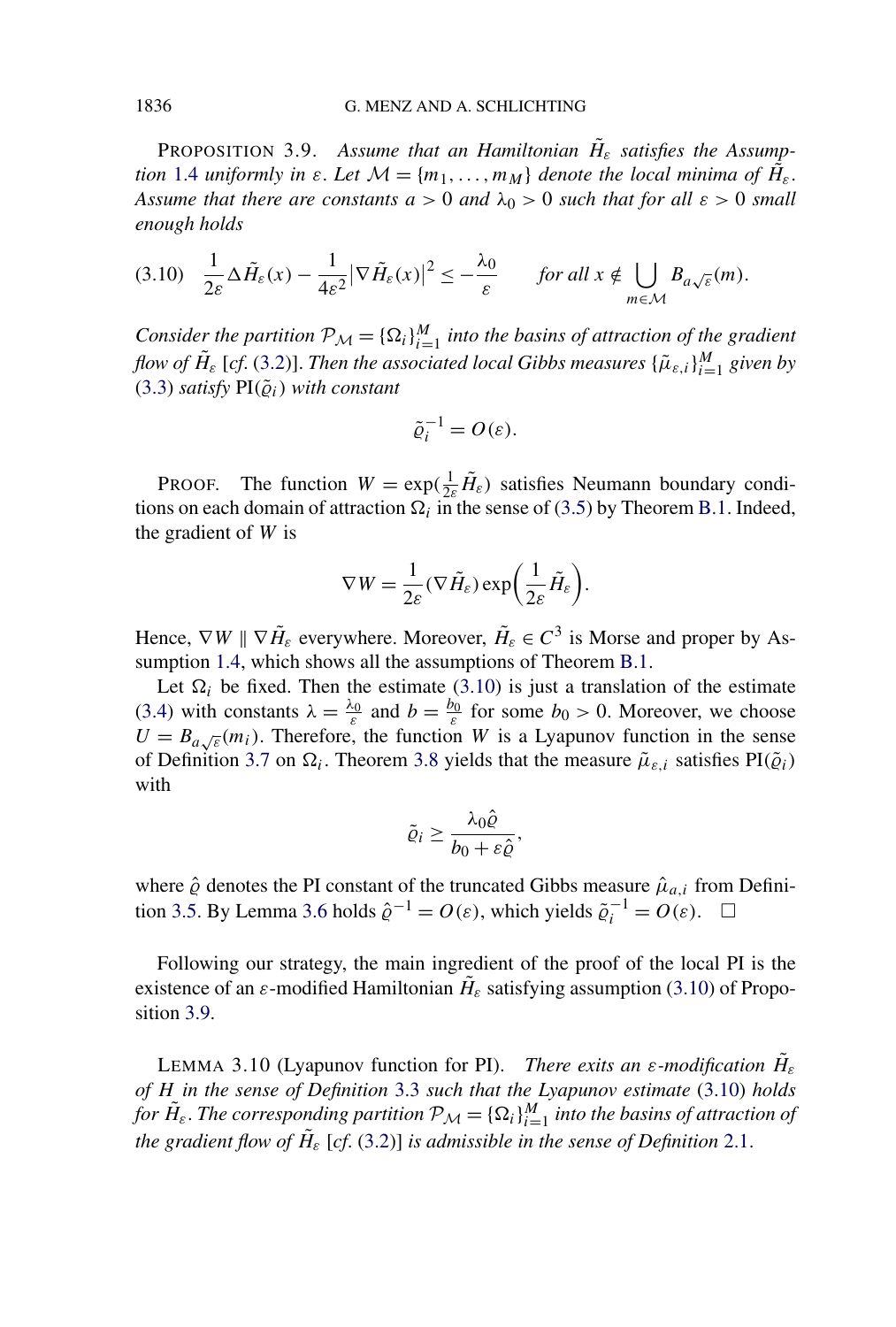PROPOSITION 3.9. *Assume that an Hamiltonian $\tilde{H}_\varepsilon$ satisfies the Assumption 1.4 uniformly in $\varepsilon$. Let $\mathcal{M} = \{m_1, \dots, m_M\}$ denote the local minima of $\tilde{H}_\varepsilon$. Assume that there are constants $a > 0$ and $\lambda_0 > 0$ such that for all $\varepsilon > 0$ small enough holds*

$$\frac{1}{2\varepsilon} \Delta \tilde{H}_\varepsilon(x) - \frac{1}{4\varepsilon^2} |\nabla \tilde{H}_\varepsilon(x)|^2 \leq -\frac{\lambda_0}{\varepsilon} \qquad \text{for all } x \notin \bigcup_{m \in \mathcal{M}} B_{a\sqrt{\varepsilon}}(m). \tag{3.10}$$

*Consider the partition $\mathcal{P}_\mathcal{M} = \{\Omega_i\}_{i=1}^M$ into the basins of attraction of the gradient flow of $\tilde{H}_\varepsilon$* [*cf.* (3.2)]. *Then the associated local Gibbs measures $\{\tilde{\mu}_{\varepsilon,i}\}_{i=1}^M$ given by* (3.3) *satisfy* $\mathrm{PI}(\tilde{\varrho}_i)$ *with constant*

$$\tilde{\varrho}_i^{-1} = O(\varepsilon).$$

PROOF. The function $W = \exp(\frac{1}{2\varepsilon}\tilde{H}_\varepsilon)$ satisfies Neumann boundary conditions on each domain of attraction $\Omega_i$ in the sense of (3.5) by Theorem B.1. Indeed, the gradient of $W$ is

$$\nabla W = \frac{1}{2\varepsilon}(\nabla \tilde{H}_\varepsilon) \exp\left(\frac{1}{2\varepsilon}\tilde{H}_\varepsilon\right).$$

Hence, $\nabla W \parallel \nabla \tilde{H}_\varepsilon$ everywhere. Moreover, $\tilde{H}_\varepsilon \in C^3$ is Morse and proper by Assumption 1.4, which shows all the assumptions of Theorem B.1.

Let $\Omega_i$ be fixed. Then the estimate (3.10) is just a translation of the estimate (3.4) with constants $\lambda = \frac{\lambda_0}{\varepsilon}$ and $b = \frac{b_0}{\varepsilon}$ for some $b_0 > 0$. Moreover, we choose $U = B_{a\sqrt{\varepsilon}}(m_i)$. Therefore, the function $W$ is a Lyapunov function in the sense of Definition 3.7 on $\Omega_i$. Theorem 3.8 yields that the measure $\tilde{\mu}_{\varepsilon,i}$ satisfies $\mathrm{PI}(\tilde{\varrho}_i)$ with

$$\tilde{\varrho}_i \geq \frac{\lambda_0 \hat{\varrho}}{b_0 + \varepsilon \hat{\varrho}},$$

where $\hat{\varrho}$ denotes the PI constant of the truncated Gibbs measure $\hat{\mu}_{a,i}$ from Definition 3.5. By Lemma 3.6 holds $\hat{\varrho}^{-1} = O(\varepsilon)$, which yields $\tilde{\varrho}_i^{-1} = O(\varepsilon)$. □

Following our strategy, the main ingredient of the proof of the local PI is the existence of an $\varepsilon$-modified Hamiltonian $\tilde{H}_\varepsilon$ satisfying assumption (3.10) of Proposition 3.9.

LEMMA 3.10 (Lyapunov function for PI). *There exits an $\varepsilon$-modification $\tilde{H}_\varepsilon$ of $H$ in the sense of Definition 3.3 such that the Lyapunov estimate* (3.10) *holds for $\tilde{H}_\varepsilon$. The corresponding partition $\mathcal{P}_\mathcal{M} = \{\Omega_i\}_{i=1}^M$ into the basins of attraction of the gradient flow of $\tilde{H}_\varepsilon$* [*cf.* (3.2)] *is admissible in the sense of Definition* 2.1.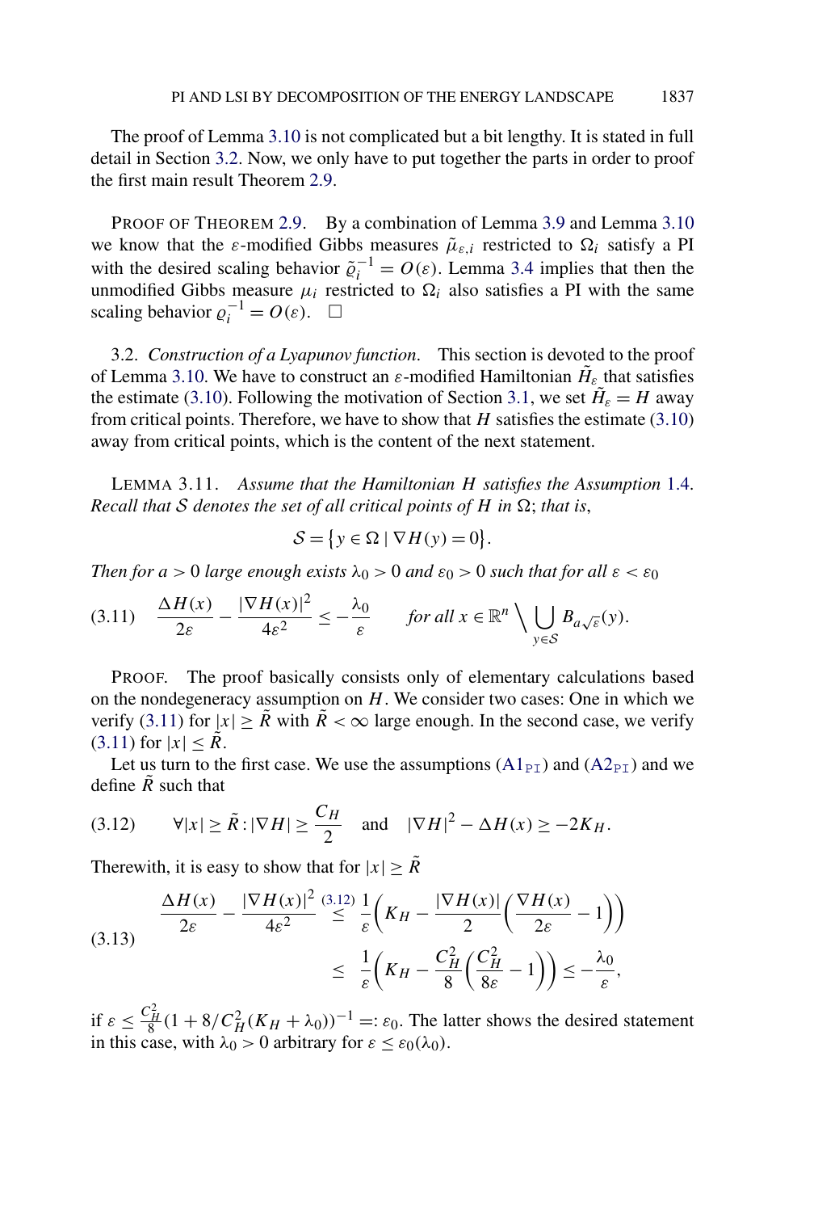The proof of Lemma 3.10 is not complicated but a bit lengthy. It is stated in full detail in Section 3.2. Now, we only have to put together the parts in order to proof the first main result Theorem 2.9.

PROOF OF THEOREM 2.9. By a combination of Lemma 3.9 and Lemma 3.10 we know that the $\varepsilon$-modified Gibbs measures $\tilde{\mu}_{\varepsilon,i}$ restricted to $\Omega_i$ satisfy a PI with the desired scaling behavior $\tilde{\varrho}_i^{-1} = O(\varepsilon)$. Lemma 3.4 implies that then the unmodified Gibbs measure $\mu_i$ restricted to $\Omega_i$ also satisfies a PI with the same scaling behavior $\varrho_i^{-1} = O(\varepsilon)$. □

3.2. *Construction of a Lyapunov function.* This section is devoted to the proof of Lemma 3.10. We have to construct an $\varepsilon$-modified Hamiltonian $\tilde{H}_\varepsilon$ that satisfies the estimate (3.10). Following the motivation of Section 3.1, we set $\tilde{H}_\varepsilon = H$ away from critical points. Therefore, we have to show that $H$ satisfies the estimate (3.10) away from critical points, which is the content of the next statement.

LEMMA 3.11. *Assume that the Hamiltonian $H$ satisfies the Assumption 1.4. Recall that $\mathcal{S}$ denotes the set of all critical points of $H$ in $\Omega$; that is,*

$$\mathcal{S} = \{ y \in \Omega \mid \nabla H(y) = 0 \}.$$

*Then for $a > 0$ large enough exists $\lambda_0 > 0$ and $\varepsilon_0 > 0$ such that for all $\varepsilon < \varepsilon_0$*

$$\frac{\Delta H(x)}{2\varepsilon} - \frac{|\nabla H(x)|^2}{4\varepsilon^2} \le -\frac{\lambda_0}{\varepsilon} \qquad \text{for all } x \in \mathbb{R}^n \setminus \bigcup_{y \in \mathcal{S}} B_{a\sqrt{\varepsilon}}(y). \tag{3.11}$$

PROOF. The proof basically consists only of elementary calculations based on the nondegeneracy assumption on $H$. We consider two cases: One in which we verify (3.11) for $|x| \ge \tilde{R}$ with $\tilde{R} < \infty$ large enough. In the second case, we verify (3.11) for $|x| \le \tilde{R}$.

Let us turn to the first case. We use the assumptions ($\mathrm{A1_{PI}}$) and ($\mathrm{A2_{PI}}$) and we define $\tilde{R}$ such that

$$\forall |x| \ge \tilde{R} : |\nabla H| \ge \frac{C_H}{2} \quad \text{and} \quad |\nabla H|^2 - \Delta H(x) \ge -2K_H. \tag{3.12}$$

Therewith, it is easy to show that for $|x| \ge \tilde{R}$

$$\begin{aligned} \frac{\Delta H(x)}{2\varepsilon} - \frac{|\nabla H(x)|^2}{4\varepsilon^2} &\overset{(3.12)}{\le} \frac{1}{\varepsilon}\left(K_H - \frac{|\nabla H(x)|}{2}\left(\frac{\nabla H(x)}{2\varepsilon} - 1\right)\right) \\ &\le \frac{1}{\varepsilon}\left(K_H - \frac{C_H^2}{8}\left(\frac{C_H^2}{8\varepsilon} - 1\right)\right) \le -\frac{\lambda_0}{\varepsilon}, \end{aligned} \tag{3.13}$$

if $\varepsilon \le \frac{C_H^2}{8}(1 + 8/C_H^2(K_H + \lambda_0))^{-1} =: \varepsilon_0$. The latter shows the desired statement in this case, with $\lambda_0 > 0$ arbitrary for $\varepsilon \le \varepsilon_0(\lambda_0)$.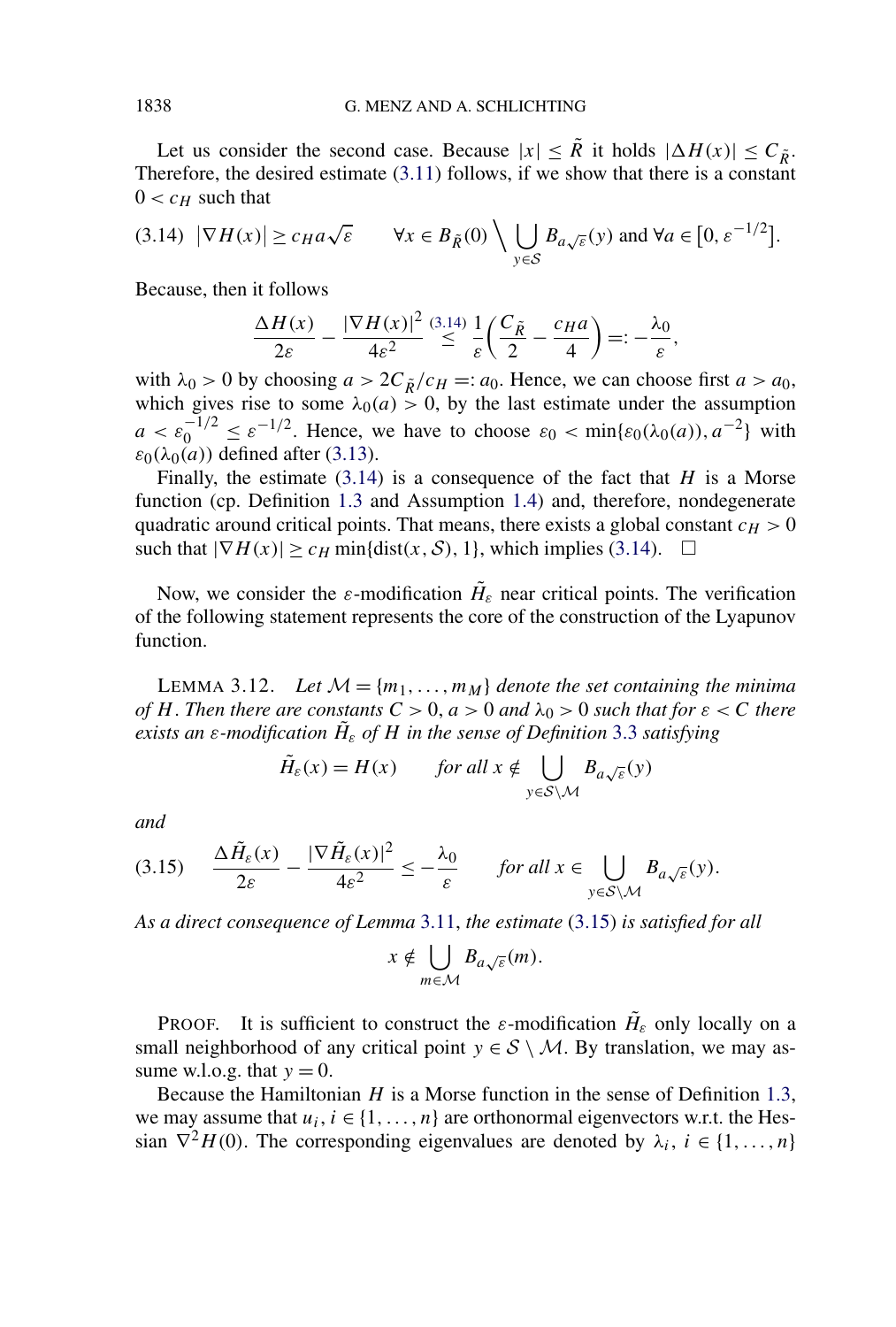Let us consider the second case. Because $|x| \leq \tilde{R}$ it holds $|\Delta H(x)| \leq C_{\tilde{R}}$. Therefore, the desired estimate (3.11) follows, if we show that there is a constant $0 < c_H$ such that

$$(3.14) \quad |\nabla H(x)| \geq c_H a\sqrt{\varepsilon} \qquad \forall x \in B_{\tilde{R}}(0) \setminus \bigcup_{y \in \mathcal{S}} B_{a\sqrt{\varepsilon}}(y) \text{ and } \forall a \in [0, \varepsilon^{-1/2}].$$

Because, then it follows

$$\frac{\Delta H(x)}{2\varepsilon} - \frac{|\nabla H(x)|^2}{4\varepsilon^2} \overset{(3.14)}{\leq} \frac{1}{\varepsilon}\left(\frac{C_{\tilde{R}}}{2} - \frac{c_H a}{4}\right) =: -\frac{\lambda_0}{\varepsilon},$$

with $\lambda_0 > 0$ by choosing $a > 2C_{\tilde{R}}/c_H =: a_0$. Hence, we can choose first $a > a_0$, which gives rise to some $\lambda_0(a) > 0$, by the last estimate under the assumption $a < \varepsilon_0^{-1/2} \leq \varepsilon^{-1/2}$. Hence, we have to choose $\varepsilon_0 < \min\{\varepsilon_0(\lambda_0(a)), a^{-2}\}$ with $\varepsilon_0(\lambda_0(a))$ defined after (3.13).

Finally, the estimate (3.14) is a consequence of the fact that $H$ is a Morse function (cp. Definition 1.3 and Assumption 1.4) and, therefore, nondegenerate quadratic around critical points. That means, there exists a global constant $c_H > 0$ such that $|\nabla H(x)| \geq c_H \min\{\operatorname{dist}(x, \mathcal{S}), 1\}$, which implies (3.14). $\square$

Now, we consider the $\varepsilon$-modification $\tilde{H}_\varepsilon$ near critical points. The verification of the following statement represents the core of the construction of the Lyapunov function.

LEMMA 3.12. *Let $\mathcal{M} = \{m_1, \ldots, m_M\}$ denote the set containing the minima of $H$. Then there are constants $C > 0$, $a > 0$ and $\lambda_0 > 0$ such that for $\varepsilon < C$ there exists an $\varepsilon$-modification $\tilde{H}_\varepsilon$ of $H$ in the sense of Definition 3.3 satisfying*

$$\tilde{H}_\varepsilon(x) = H(x) \qquad \text{for all } x \notin \bigcup_{y \in \mathcal{S}\setminus\mathcal{M}} B_{a\sqrt{\varepsilon}}(y)$$

*and*

$$(3.15) \qquad \frac{\Delta \tilde{H}_\varepsilon(x)}{2\varepsilon} - \frac{|\nabla \tilde{H}_\varepsilon(x)|^2}{4\varepsilon^2} \leq -\frac{\lambda_0}{\varepsilon} \qquad \text{for all } x \in \bigcup_{y \in \mathcal{S}\setminus\mathcal{M}} B_{a\sqrt{\varepsilon}}(y).$$

*As a direct consequence of Lemma 3.11, the estimate (3.15) is satisfied for all*

$$x \notin \bigcup_{m \in \mathcal{M}} B_{a\sqrt{\varepsilon}}(m).$$

PROOF. It is sufficient to construct the $\varepsilon$-modification $\tilde{H}_\varepsilon$ only locally on a small neighborhood of any critical point $y \in \mathcal{S} \setminus \mathcal{M}$. By translation, we may assume w.l.o.g. that $y = 0$.

Because the Hamiltonian $H$ is a Morse function in the sense of Definition 1.3, we may assume that $u_i$, $i \in \{1, \ldots, n\}$ are orthonormal eigenvectors w.r.t. the Hessian $\nabla^2 H(0)$. The corresponding eigenvalues are denoted by $\lambda_i$, $i \in \{1, \ldots, n\}$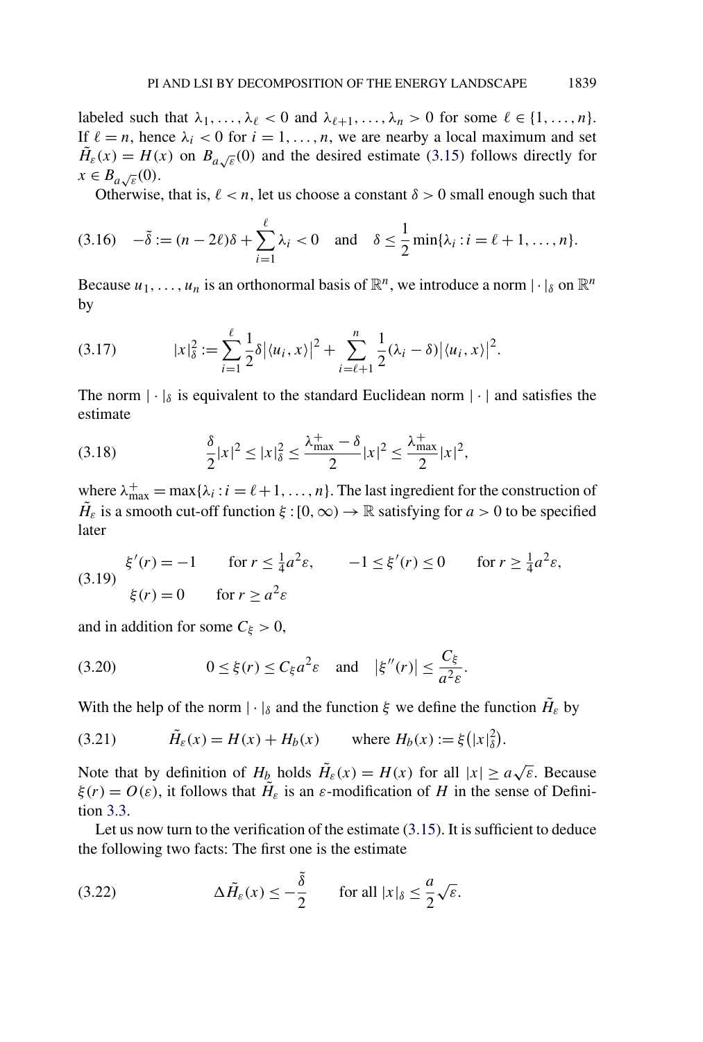labeled such that $\lambda_1, \ldots, \lambda_\ell < 0$ and $\lambda_{\ell+1}, \ldots, \lambda_n > 0$ for some $\ell \in \{1, \ldots, n\}$. If $\ell = n$, hence $\lambda_i < 0$ for $i = 1, \ldots, n$, we are nearby a local maximum and set $\tilde{H}_\varepsilon(x) = H(x)$ on $B_{a\sqrt{\varepsilon}}(0)$ and the desired estimate (3.15) follows directly for $x \in B_{a\sqrt{\varepsilon}}(0)$.

Otherwise, that is, $\ell < n$, let us choose a constant $\delta > 0$ small enough such that

$$
-\tilde{\delta} := (n - 2\ell)\delta + \sum_{i=1}^{\ell} \lambda_i < 0 \quad \text{and} \quad \delta \leq \frac{1}{2} \min\{\lambda_i : i = \ell + 1, \ldots, n\}. \tag{3.16}
$$

Because $u_1, \ldots, u_n$ is an orthonormal basis of $\mathbb{R}^n$, we introduce a norm $|\cdot|_\delta$ on $\mathbb{R}^n$ by

$$
|x|_\delta^2 := \sum_{i=1}^{\ell} \frac{1}{2}\delta |\langle u_i, x\rangle|^2 + \sum_{i=\ell+1}^{n} \frac{1}{2}(\lambda_i - \delta) |\langle u_i, x\rangle|^2. \tag{3.17}
$$

The norm $|\cdot|_\delta$ is equivalent to the standard Euclidean norm $|\cdot|$ and satisfies the estimate

$$
\frac{\delta}{2}|x|^2 \leq |x|_\delta^2 \leq \frac{\lambda_{\max}^+ - \delta}{2}|x|^2 \leq \frac{\lambda_{\max}^+}{2}|x|^2, \tag{3.18}
$$

where $\lambda_{\max}^+ = \max\{\lambda_i : i = \ell + 1, \ldots, n\}$. The last ingredient for the construction of $\tilde{H}_\varepsilon$ is a smooth cut-off function $\xi : [0, \infty) \to \mathbb{R}$ satisfying for $a > 0$ to be specified later

$$
\begin{aligned}
&\xi'(r) = -1 \qquad \text{for } r \leq \tfrac{1}{4}a^2\varepsilon, \qquad -1 \leq \xi'(r) \leq 0 \qquad \text{for } r \geq \tfrac{1}{4}a^2\varepsilon, \\
&\xi(r) = 0 \qquad \text{for } r \geq a^2\varepsilon
\end{aligned} \tag{3.19}
$$

and in addition for some $C_\xi > 0$,

$$
0 \leq \xi(r) \leq C_\xi a^2 \varepsilon \quad \text{and} \quad |\xi''(r)| \leq \frac{C_\xi}{a^2\varepsilon}. \tag{3.20}
$$

With the help of the norm $|\cdot|_\delta$ and the function $\xi$ we define the function $\tilde{H}_\varepsilon$ by

$$
\tilde{H}_\varepsilon(x) = H(x) + H_b(x) \qquad \text{where } H_b(x) := \xi(|x|_\delta^2). \tag{3.21}
$$

Note that by definition of $H_b$ holds $\tilde{H}_\varepsilon(x) = H(x)$ for all $|x| \geq a\sqrt{\varepsilon}$. Because $\xi(r) = O(\varepsilon)$, it follows that $\tilde{H}_\varepsilon$ is an $\varepsilon$-modification of $H$ in the sense of Definition 3.3.

Let us now turn to the verification of the estimate (3.15). It is sufficient to deduce the following two facts: The first one is the estimate

$$
\Delta \tilde{H}_\varepsilon(x) \leq -\frac{\tilde{\delta}}{2} \qquad \text{for all } |x|_\delta \leq \frac{a}{2}\sqrt{\varepsilon}. \tag{3.22}
$$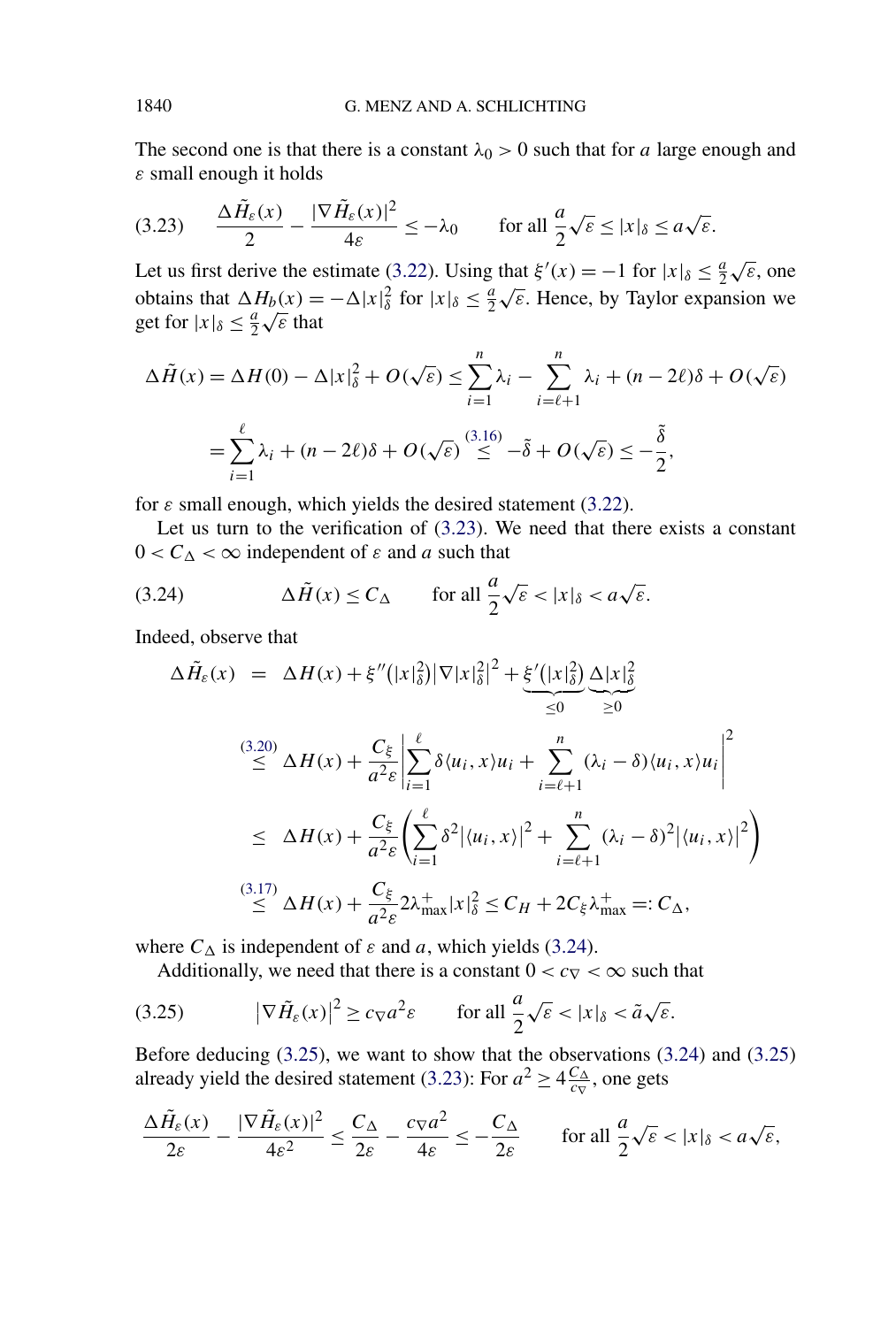The second one is that there is a constant $\lambda_0 > 0$ such that for $a$ large enough and $\varepsilon$ small enough it holds

$$\frac{\Delta \tilde{H}_\varepsilon(x)}{2} - \frac{|\nabla \tilde{H}_\varepsilon(x)|^2}{4\varepsilon} \le -\lambda_0 \qquad \text{for all } \frac{a}{2}\sqrt{\varepsilon} \le |x|_\delta \le a\sqrt{\varepsilon}. \tag{3.23}$$

Let us first derive the estimate (3.22). Using that $\xi'(x) = -1$ for $|x|_\delta \le \frac{a}{2}\sqrt{\varepsilon}$, one obtains that $\Delta H_b(x) = -\Delta |x|_\delta^2$ for $|x|_\delta \le \frac{a}{2}\sqrt{\varepsilon}$. Hence, by Taylor expansion we get for $|x|_\delta \le \frac{a}{2}\sqrt{\varepsilon}$ that

$$\begin{aligned}
\Delta \tilde{H}(x) &= \Delta H(0) - \Delta |x|_\delta^2 + O(\sqrt{\varepsilon}) \le \sum_{i=1}^{n} \lambda_i - \sum_{i=\ell+1}^{n} \lambda_i + (n - 2\ell)\delta + O(\sqrt{\varepsilon}) \\
&= \sum_{i=1}^{\ell} \lambda_i + (n-2\ell)\delta + O(\sqrt{\varepsilon}) \overset{(3.16)}{\le} -\tilde{\delta} + O(\sqrt{\varepsilon}) \le -\frac{\tilde{\delta}}{2},
\end{aligned}$$

for $\varepsilon$ small enough, which yields the desired statement (3.22).

Let us turn to the verification of (3.23). We need that there exists a constant $0 < C_\Delta < \infty$ independent of $\varepsilon$ and $a$ such that

$$\Delta \tilde{H}(x) \le C_\Delta \qquad \text{for all } \frac{a}{2}\sqrt{\varepsilon} < |x|_\delta < a\sqrt{\varepsilon}. \tag{3.24}$$

Indeed, observe that

$$\begin{aligned}
\Delta \tilde{H}_\varepsilon(x) &= \Delta H(x) + \xi''\big(|x|_\delta^2\big)\big|\nabla |x|_\delta^2\big|^2 + \underbrace{\xi'\big(|x|_\delta^2\big)}_{\le 0}\underbrace{\Delta |x|_\delta^2}_{\ge 0} \\
&\overset{(3.20)}{\le} \Delta H(x) + \frac{C_\xi}{a^2\varepsilon}\left|\sum_{i=1}^{\ell} \delta \langle u_i, x\rangle u_i + \sum_{i=\ell+1}^{n} (\lambda_i - \delta)\langle u_i, x\rangle u_i\right|^2 \\
&\le \Delta H(x) + \frac{C_\xi}{a^2\varepsilon}\left(\sum_{i=1}^{\ell} \delta^2 \big|\langle u_i, x\rangle\big|^2 + \sum_{i=\ell+1}^{n} (\lambda_i - \delta)^2 \big|\langle u_i, x\rangle\big|^2\right) \\
&\overset{(3.17)}{\le} \Delta H(x) + \frac{C_\xi}{a^2\varepsilon} 2\lambda_{\max}^+ |x|_\delta^2 \le C_H + 2C_\xi \lambda_{\max}^+ =: C_\Delta,
\end{aligned}$$

where $C_\Delta$ is independent of $\varepsilon$ and $a$, which yields (3.24).

Additionally, we need that there is a constant $0 < c_\nabla < \infty$ such that

$$\big|\nabla \tilde{H}_\varepsilon(x)\big|^2 \ge c_\nabla a^2 \varepsilon \qquad \text{for all } \frac{a}{2}\sqrt{\varepsilon} < |x|_\delta < \tilde{a}\sqrt{\varepsilon}. \tag{3.25}$$

Before deducing (3.25), we want to show that the observations (3.24) and (3.25) already yield the desired statement (3.23): For $a^2 \ge 4\frac{C_\Delta}{c_\nabla}$, one gets

$$\frac{\Delta \tilde{H}_\varepsilon(x)}{2\varepsilon} - \frac{|\nabla \tilde{H}_\varepsilon(x)|^2}{4\varepsilon^2} \le \frac{C_\Delta}{2\varepsilon} - \frac{c_\nabla a^2}{4\varepsilon} \le -\frac{C_\Delta}{2\varepsilon} \qquad \text{for all } \frac{a}{2}\sqrt{\varepsilon} < |x|_\delta < a\sqrt{\varepsilon},$$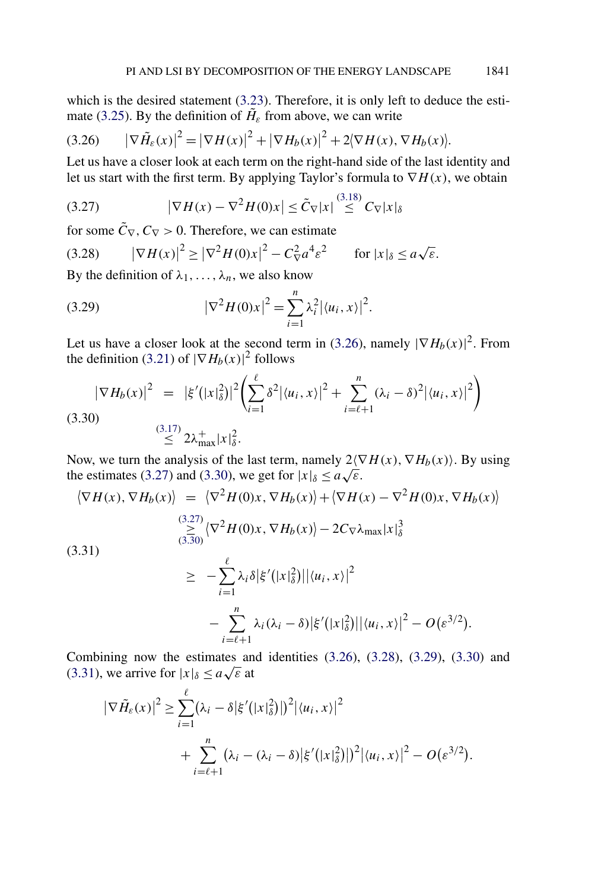which is the desired statement (3.23). Therefore, it is only left to deduce the estimate (3.25). By the definition of $\tilde{H}_\varepsilon$ from above, we can write

$$
\left|\nabla \tilde{H}_\varepsilon(x)\right|^2 = \left|\nabla H(x)\right|^2 + \left|\nabla H_b(x)\right|^2 + 2\langle \nabla H(x), \nabla H_b(x)\rangle. \tag{3.26}
$$

Let us have a closer look at each term on the right-hand side of the last identity and let us start with the first term. By applying Taylor's formula to $\nabla H(x)$, we obtain

$$
\left|\nabla H(x) - \nabla^2 H(0)x\right| \le \tilde{C}_\nabla |x| \overset{(3.18)}{\le} C_\nabla |x|_\delta \tag{3.27}
$$

for some $\tilde{C}_\nabla, C_\nabla > 0$. Therefore, we can estimate

$$
\left|\nabla H(x)\right|^2 \ge \left|\nabla^2 H(0)x\right|^2 - C_\nabla^2 a^4 \varepsilon^2 \qquad \text{for } |x|_\delta \le a\sqrt{\varepsilon}. \tag{3.28}
$$

By the definition of $\lambda_1, \ldots, \lambda_n$, we also know

$$
\left|\nabla^2 H(0)x\right|^2 = \sum_{i=1}^{n} \lambda_i^2 \left|\langle u_i, x\rangle\right|^2. \tag{3.29}
$$

Let us have a closer look at the second term in (3.26), namely $|\nabla H_b(x)|^2$. From the definition (3.21) of $|\nabla H_b(x)|^2$ follows

$$
\begin{aligned}
\left|\nabla H_b(x)\right|^2 &= \left|\xi'\left(|x|_\delta^2\right)\right|^2 \left( \sum_{i=1}^{\ell} \delta^2 \left|\langle u_i, x\rangle\right|^2 + \sum_{i=\ell+1}^{n} (\lambda_i - \delta)^2 \left|\langle u_i, x\rangle\right|^2 \right) \\
&\overset{(3.17)}{\le} 2\lambda_{\max}^+ |x|_\delta^2.
\end{aligned} \tag{3.30}
$$

Now, we turn the analysis of the last term, namely $2\langle \nabla H(x), \nabla H_b(x)\rangle$. By using the estimates (3.27) and (3.30), we get for $|x|_\delta \le a\sqrt{\varepsilon}$.

$$
\begin{aligned}
\langle \nabla H(x), \nabla H_b(x)\rangle &= \langle \nabla^2 H(0)x, \nabla H_b(x)\rangle + \langle \nabla H(x) - \nabla^2 H(0)x, \nabla H_b(x)\rangle \\
&\underset{(3.30)}{\overset{(3.27)}{\ge}} \langle \nabla^2 H(0)x, \nabla H_b(x)\rangle - 2C_\nabla \lambda_{\max} |x|_\delta^3 \\
&\ge -\sum_{i=1}^{\ell} \lambda_i \delta \left|\xi'\left(|x|_\delta^2\right)\right| \left|\langle u_i, x\rangle\right|^2 \\
&\qquad - \sum_{i=\ell+1}^{n} \lambda_i (\lambda_i - \delta) \left|\xi'\left(|x|_\delta^2\right)\right| \left|\langle u_i, x\rangle\right|^2 - O\left(\varepsilon^{3/2}\right).
\end{aligned} \tag{3.31}
$$

Combining now the estimates and identities (3.26), (3.28), (3.29), (3.30) and (3.31), we arrive for $|x|_\delta \le a\sqrt{\varepsilon}$ at

$$
\begin{aligned}
\left|\nabla \tilde{H}_\varepsilon(x)\right|^2 &\ge \sum_{i=1}^{\ell} \left(\lambda_i - \delta\left|\xi'\left(|x|_\delta^2\right)\right|\right)^2 \left|\langle u_i, x\rangle\right|^2 \\
&\qquad + \sum_{i=\ell+1}^{n} \left(\lambda_i - (\lambda_i - \delta)\left|\xi'\left(|x|_\delta^2\right)\right|\right)^2 \left|\langle u_i, x\rangle\right|^2 - O\left(\varepsilon^{3/2}\right).
\end{aligned}
$$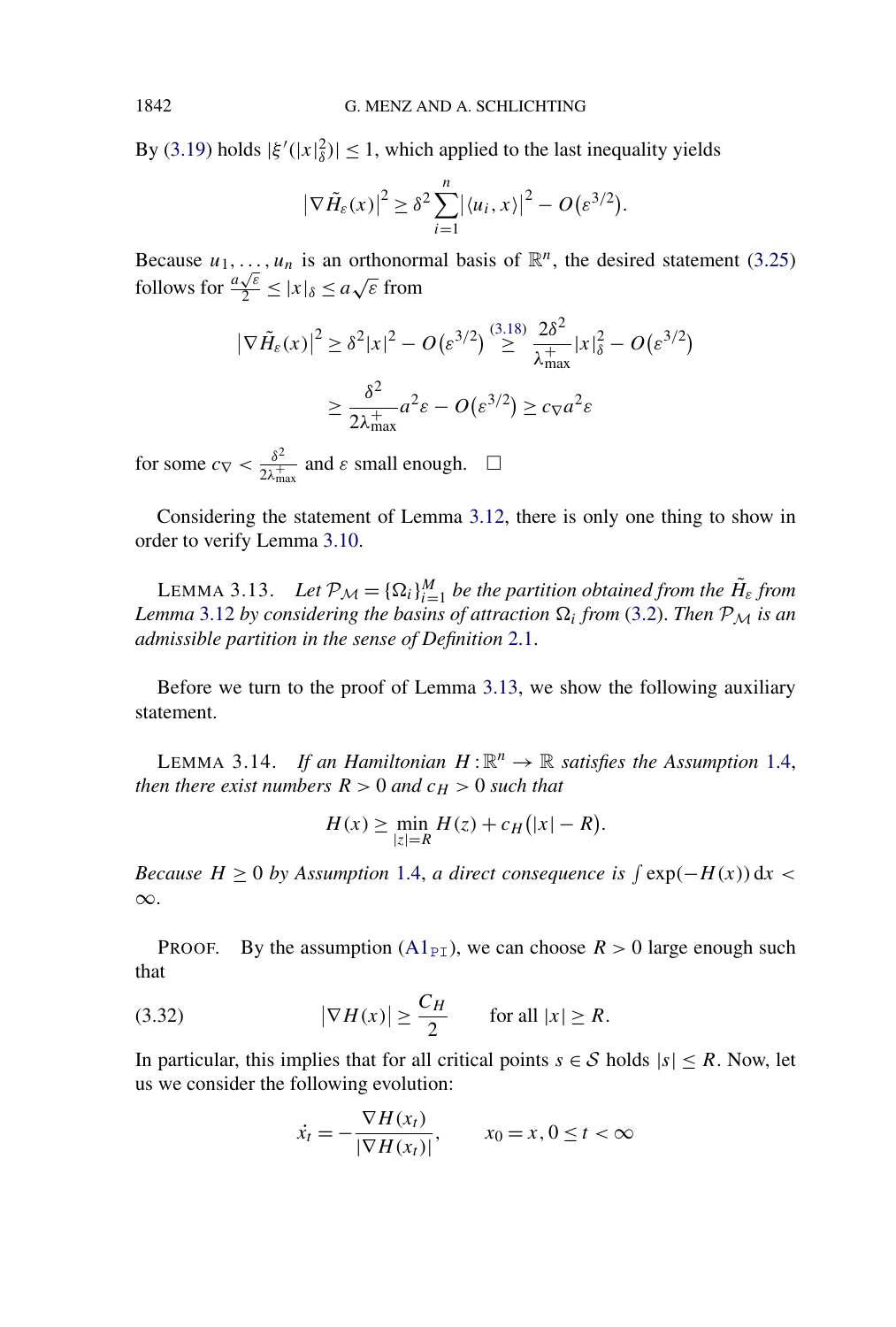By (3.19) holds $|\xi'(|x|_\delta^2)| \le 1$, which applied to the last inequality yields

$$\left|\nabla \tilde{H}_\varepsilon(x)\right|^2 \ge \delta^2 \sum_{i=1}^n \left|\langle u_i, x\rangle\right|^2 - O\left(\varepsilon^{3/2}\right).$$

Because $u_1, \dots, u_n$ is an orthonormal basis of $\mathbb{R}^n$, the desired statement (3.25) follows for $\frac{a\sqrt{\varepsilon}}{2} \le |x|_\delta \le a\sqrt{\varepsilon}$ from

$$\begin{aligned}
\left|\nabla \tilde{H}_\varepsilon(x)\right|^2 &\ge \delta^2 |x|^2 - O\left(\varepsilon^{3/2}\right) \overset{(3.18)}{\ge} \frac{2\delta^2}{\lambda_{\max}^+}|x|_\delta^2 - O\left(\varepsilon^{3/2}\right) \\
&\ge \frac{\delta^2}{2\lambda_{\max}^+} a^2 \varepsilon - O\left(\varepsilon^{3/2}\right) \ge c_\nabla a^2 \varepsilon
\end{aligned}$$

for some $c_\nabla < \frac{\delta^2}{2\lambda_{\max}^+}$ and $\varepsilon$ small enough. $\square$

Considering the statement of Lemma 3.12, there is only one thing to show in order to verify Lemma 3.10.

LEMMA 3.13. *Let $\mathcal{P}_\mathcal{M} = \{\Omega_i\}_{i=1}^M$ be the partition obtained from the $\tilde{H}_\varepsilon$ from Lemma 3.12 by considering the basins of attraction $\Omega_i$ from (3.2). Then $\mathcal{P}_\mathcal{M}$ is an admissible partition in the sense of Definition 2.1.*

Before we turn to the proof of Lemma 3.13, we show the following auxiliary statement.

LEMMA 3.14. *If an Hamiltonian $H : \mathbb{R}^n \to \mathbb{R}$ satisfies the Assumption 1.4, then there exist numbers $R > 0$ and $c_H > 0$ such that*

$$H(x) \ge \min_{|z|=R} H(z) + c_H\left(|x| - R\right).$$

*Because $H \ge 0$ by Assumption 1.4, a direct consequence is $\int \exp(-H(x))\,\mathrm{d}x < \infty$.*

PROOF. By the assumption (A1$_{\mathrm{PI}}$), we can choose $R > 0$ large enough such that

$$\left|\nabla H(x)\right| \ge \frac{C_H}{2} \qquad \text{for all } |x| \ge R. \tag{3.32}$$

In particular, this implies that for all critical points $s \in \mathcal{S}$ holds $|s| \le R$. Now, let us we consider the following evolution:

$$\dot{x}_t = -\frac{\nabla H(x_t)}{|\nabla H(x_t)|}, \qquad x_0 = x, 0 \le t < \infty$$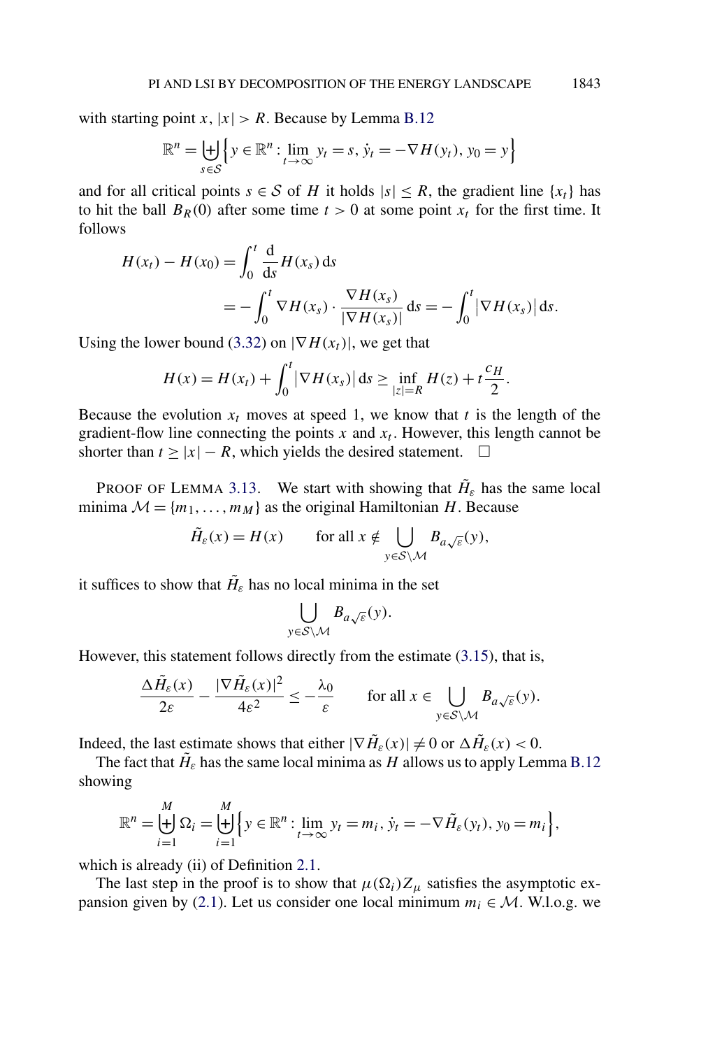with starting point $x$, $|x| > R$. Because by Lemma B.12

$$\mathbb{R}^n = \biguplus_{s \in \mathcal{S}} \Big\{ y \in \mathbb{R}^n : \lim_{t\to\infty} y_t = s, \, \dot{y}_t = -\nabla H(y_t), \, y_0 = y \Big\}$$

and for all critical points $s \in \mathcal{S}$ of $H$ it holds $|s| \le R$, the gradient line $\{x_t\}$ has to hit the ball $B_R(0)$ after some time $t > 0$ at some point $x_t$ for the first time. It follows

$$\begin{aligned} H(x_t) - H(x_0) &= \int_0^t \frac{\mathrm{d}}{\mathrm{d}s} H(x_s) \, \mathrm{d}s \\ &= -\int_0^t \nabla H(x_s) \cdot \frac{\nabla H(x_s)}{|\nabla H(x_s)|} \, \mathrm{d}s = -\int_0^t \big|\nabla H(x_s)\big| \, \mathrm{d}s. \end{aligned}$$

Using the lower bound (3.32) on $|\nabla H(x_t)|$, we get that

$$H(x) = H(x_t) + \int_0^t \big|\nabla H(x_s)\big| \, \mathrm{d}s \ge \inf_{|z|=R} H(z) + t\frac{c_H}{2}.$$

Because the evolution $x_t$ moves at speed 1, we know that $t$ is the length of the gradient-flow line connecting the points $x$ and $x_t$. However, this length cannot be shorter than $t \ge |x| - R$, which yields the desired statement. $\square$

PROOF OF LEMMA 3.13. We start with showing that $\tilde{H}_\varepsilon$ has the same local minima $\mathcal{M} = \{m_1, \dots, m_M\}$ as the original Hamiltonian $H$. Because

$$\tilde{H}_\varepsilon(x) = H(x) \qquad \text{for all } x \notin \bigcup_{y \in \mathcal{S}\setminus\mathcal{M}} B_{a\sqrt{\varepsilon}}(y),$$

it suffices to show that $\tilde{H}_\varepsilon$ has no local minima in the set

$$\bigcup_{y \in \mathcal{S}\setminus\mathcal{M}} B_{a\sqrt{\varepsilon}}(y).$$

However, this statement follows directly from the estimate (3.15), that is,

$$\frac{\Delta \tilde{H}_\varepsilon(x)}{2\varepsilon} - \frac{|\nabla \tilde{H}_\varepsilon(x)|^2}{4\varepsilon^2} \le -\frac{\lambda_0}{\varepsilon} \qquad \text{for all } x \in \bigcup_{y \in \mathcal{S}\setminus\mathcal{M}} B_{a\sqrt{\varepsilon}}(y).$$

Indeed, the last estimate shows that either $|\nabla \tilde{H}_\varepsilon(x)| \neq 0$ or $\Delta \tilde{H}_\varepsilon(x) < 0$.

The fact that $\tilde{H}_\varepsilon$ has the same local minima as $H$ allows us to apply Lemma B.12 showing

$$\mathbb{R}^n = \biguplus_{i=1}^M \Omega_i = \biguplus_{i=1}^M \Big\{ y \in \mathbb{R}^n : \lim_{t\to\infty} y_t = m_i, \, \dot{y}_t = -\nabla \tilde{H}_\varepsilon(y_t), \, y_0 = m_i \Big\},$$

which is already (ii) of Definition 2.1.

The last step in the proof is to show that $\mu(\Omega_i) Z_\mu$ satisfies the asymptotic expansion given by (2.1). Let us consider one local minimum $m_i \in \mathcal{M}$. W.l.o.g. we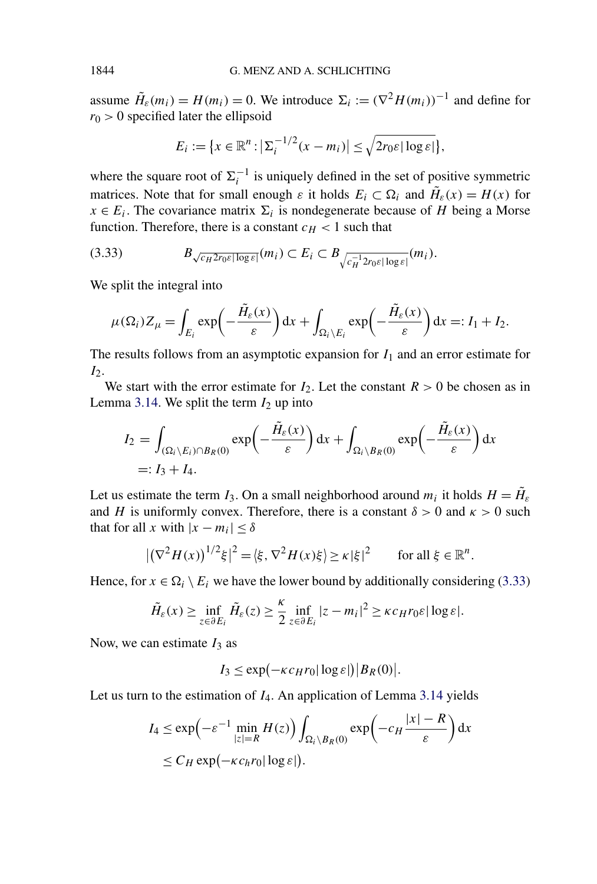assume $\tilde{H}_\varepsilon(m_i) = H(m_i) = 0$. We introduce $\Sigma_i := (\nabla^2 H(m_i))^{-1}$ and define for $r_0 > 0$ specified later the ellipsoid

$$E_i := \{x \in \mathbb{R}^n : |\Sigma_i^{-1/2}(x - m_i)| \le \sqrt{2r_0\varepsilon|\log\varepsilon|}\},$$

where the square root of $\Sigma_i^{-1}$ is uniquely defined in the set of positive symmetric matrices. Note that for small enough $\varepsilon$ it holds $E_i \subset \Omega_i$ and $\tilde{H}_\varepsilon(x) = H(x)$ for $x \in E_i$. The covariance matrix $\Sigma_i$ is nondegenerate because of $H$ being a Morse function. Therefore, there is a constant $c_H < 1$ such that

$$B_{\sqrt{c_H 2r_0\varepsilon|\log\varepsilon|}}(m_i) \subset E_i \subset B_{\sqrt{c_H^{-1}2r_0\varepsilon|\log\varepsilon|}}(m_i). \tag{3.33}$$

We split the integral into

$$\mu(\Omega_i)Z_\mu = \int_{E_i} \exp\left(-\frac{\tilde{H}_\varepsilon(x)}{\varepsilon}\right) \mathrm{d}x + \int_{\Omega_i\setminus E_i} \exp\left(-\frac{\tilde{H}_\varepsilon(x)}{\varepsilon}\right) \mathrm{d}x =: I_1 + I_2.$$

The results follows from an asymptotic expansion for $I_1$ and an error estimate for $I_2$.

We start with the error estimate for $I_2$. Let the constant $R > 0$ be chosen as in Lemma 3.14. We split the term $I_2$ up into

$$\begin{aligned} I_2 &= \int_{(\Omega_i\setminus E_i)\cap B_R(0)} \exp\left(-\frac{\tilde{H}_\varepsilon(x)}{\varepsilon}\right) \mathrm{d}x + \int_{\Omega_i\setminus B_R(0)} \exp\left(-\frac{\tilde{H}_\varepsilon(x)}{\varepsilon}\right) \mathrm{d}x \\ &=: I_3 + I_4. \end{aligned}$$

Let us estimate the term $I_3$. On a small neighborhood around $m_i$ it holds $H = \tilde{H}_\varepsilon$ and $H$ is uniformly convex. Therefore, there is a constant $\delta > 0$ and $\kappa > 0$ such that for all $x$ with $|x - m_i| \le \delta$

$$|(\nabla^2 H(x))^{1/2}\xi|^2 = \langle \xi, \nabla^2 H(x)\xi\rangle \ge \kappa|\xi|^2 \qquad \text{for all } \xi \in \mathbb{R}^n.$$

Hence, for $x \in \Omega_i \setminus E_i$ we have the lower bound by additionally considering (3.33)

$$\tilde{H}_\varepsilon(x) \ge \inf_{z\in\partial E_i} \tilde{H}_\varepsilon(z) \ge \frac{\kappa}{2} \inf_{z\in\partial E_i} |z - m_i|^2 \ge \kappa c_H r_0 \varepsilon|\log\varepsilon|.$$

Now, we can estimate $I_3$ as

$$I_3 \le \exp(-\kappa c_H r_0|\log\varepsilon|)|B_R(0)|.$$

Let us turn to the estimation of $I_4$. An application of Lemma 3.14 yields

$$\begin{aligned} I_4 &\le \exp\Bigl(-\varepsilon^{-1}\min_{|z|=R} H(z)\Bigr) \int_{\Omega_i\setminus B_R(0)} \exp\left(-c_H\frac{|x| - R}{\varepsilon}\right) \mathrm{d}x \\ &\le C_H \exp(-\kappa c_h r_0|\log\varepsilon|). \end{aligned}$$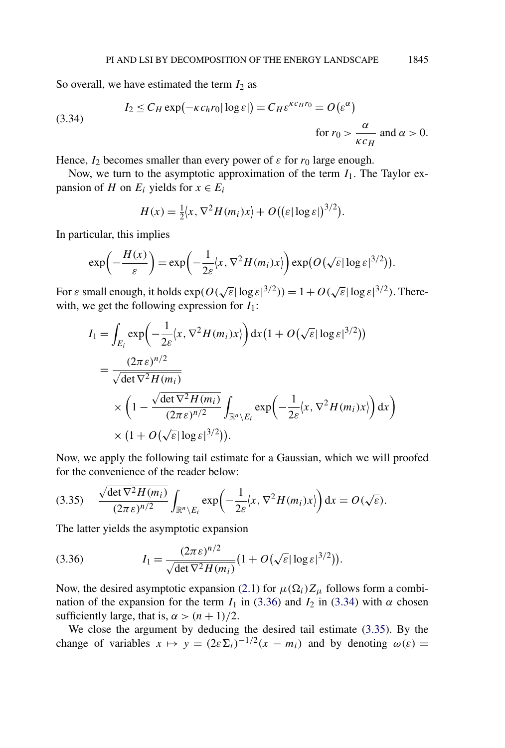So overall, we have estimated the term $I_2$ as

$$
I_2 \le C_H \exp\bigl(-\kappa c_h r_0 |\log \varepsilon|\bigr) = C_H \varepsilon^{\kappa c_H r_0} = O\bigl(\varepsilon^{\alpha}\bigr) \qquad \text{for } r_0 > \frac{\alpha}{\kappa c_H} \text{ and } \alpha > 0. \tag{3.34}
$$

Hence, $I_2$ becomes smaller than every power of $\varepsilon$ for $r_0$ large enough.

Now, we turn to the asymptotic approximation of the term $I_1$. The Taylor expansion of $H$ on $E_i$ yields for $x \in E_i$

$$
H(x) = \tfrac{1}{2}\langle x, \nabla^2 H(m_i) x\rangle + O\bigl((\varepsilon|\log \varepsilon|)^{3/2}\bigr).
$$

In particular, this implies

$$
\exp\biggl(-\frac{H(x)}{\varepsilon}\biggr) = \exp\biggl(-\frac{1}{2\varepsilon}\langle x, \nabla^2 H(m_i) x\rangle\biggr)\exp\bigl(O\bigl(\sqrt{\varepsilon}|\log \varepsilon|^{3/2}\bigr)\bigr).
$$

For $\varepsilon$ small enough, it holds $\exp(O(\sqrt{\varepsilon}|\log \varepsilon|^{3/2})) = 1 + O(\sqrt{\varepsilon}|\log \varepsilon|^{3/2})$. Therewith, we get the following expression for $I_1$:

$$
\begin{aligned}
I_1 &= \int_{E_i} \exp\biggl(-\frac{1}{2\varepsilon}\langle x, \nabla^2 H(m_i) x\rangle\biggr)\,\mathrm{d}x\bigl(1 + O\bigl(\sqrt{\varepsilon}|\log \varepsilon|^{3/2}\bigr)\bigr) \\
&= \frac{(2\pi\varepsilon)^{n/2}}{\sqrt{\det \nabla^2 H(m_i)}} \\
&\quad \times \biggl(1 - \frac{\sqrt{\det \nabla^2 H(m_i)}}{(2\pi\varepsilon)^{n/2}} \int_{\mathbb{R}^n \setminus E_i} \exp\biggl(-\frac{1}{2\varepsilon}\langle x, \nabla^2 H(m_i) x\rangle\biggr)\,\mathrm{d}x\biggr) \\
&\quad \times \bigl(1 + O\bigl(\sqrt{\varepsilon}|\log \varepsilon|^{3/2}\bigr)\bigr).
\end{aligned}
$$

Now, we apply the following tail estimate for a Gaussian, which we will proofed for the convenience of the reader below:

$$
\frac{\sqrt{\det \nabla^2 H(m_i)}}{(2\pi\varepsilon)^{n/2}} \int_{\mathbb{R}^n \setminus E_i} \exp\biggl(-\frac{1}{2\varepsilon}\langle x, \nabla^2 H(m_i) x\rangle\biggr)\,\mathrm{d}x = O(\sqrt{\varepsilon}). \tag{3.35}
$$

The latter yields the asymptotic expansion

$$
I_1 = \frac{(2\pi\varepsilon)^{n/2}}{\sqrt{\det \nabla^2 H(m_i)}}\bigl(1 + O\bigl(\sqrt{\varepsilon}|\log \varepsilon|^{3/2}\bigr)\bigr). \tag{3.36}
$$

Now, the desired asymptotic expansion (2.1) for $\mu(\Omega_i) Z_\mu$ follows form a combination of the expansion for the term $I_1$ in (3.36) and $I_2$ in (3.34) with $\alpha$ chosen sufficiently large, that is, $\alpha > (n+1)/2$.

We close the argument by deducing the desired tail estimate (3.35). By the change of variables $x \mapsto y = (2\varepsilon\Sigma_i)^{-1/2}(x - m_i)$ and by denoting $\omega(\varepsilon) =$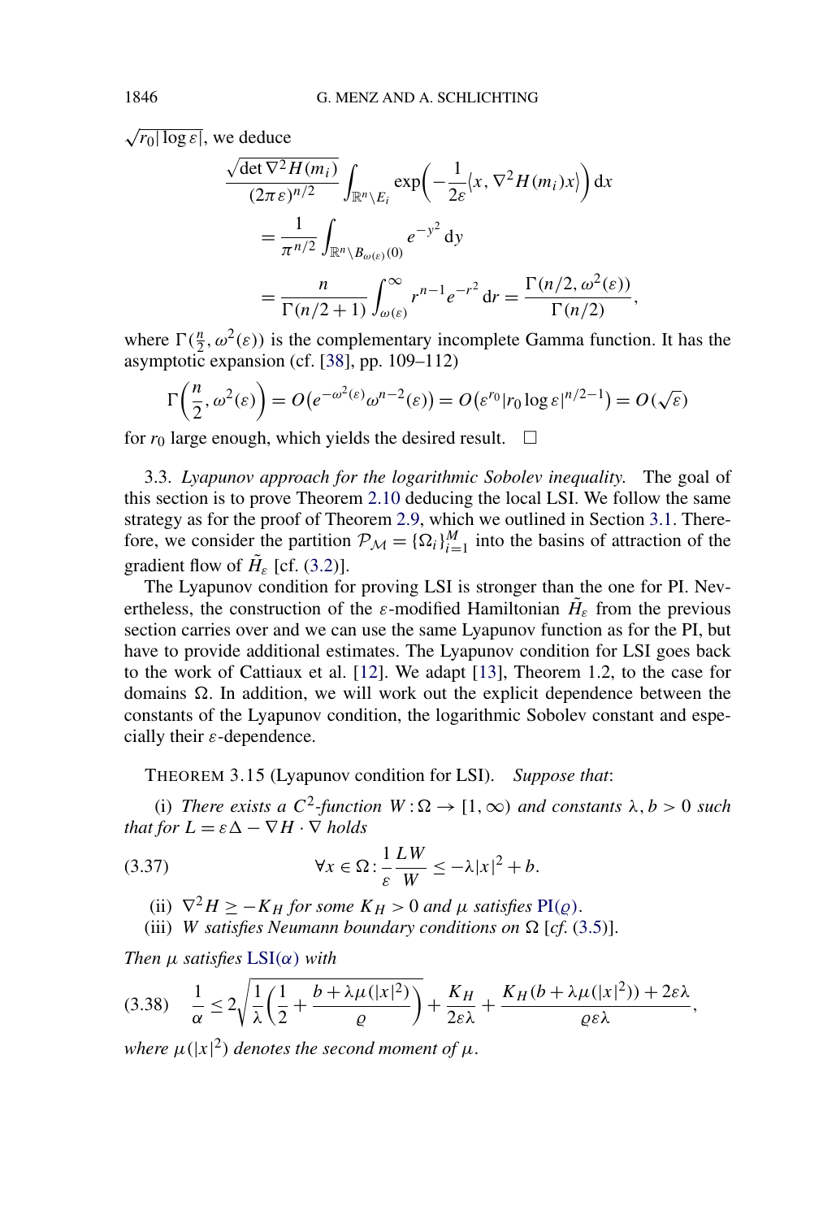$\sqrt{r_0|\log \varepsilon|}$, we deduce

$$
\begin{aligned}
&\frac{\sqrt{\det \nabla^2 H(m_i)}}{(2\pi\varepsilon)^{n/2}} \int_{\mathbb{R}^n \setminus E_i} \exp\left(-\frac{1}{2\varepsilon}\langle x, \nabla^2 H(m_i) x\rangle\right) \mathrm{d}x \\
&\quad = \frac{1}{\pi^{n/2}} \int_{\mathbb{R}^n \setminus B_{\omega(\varepsilon)}(0)} e^{-y^2} \,\mathrm{d}y \\
&\quad = \frac{n}{\Gamma(n/2+1)} \int_{\omega(\varepsilon)}^{\infty} r^{n-1} e^{-r^2} \,\mathrm{d}r = \frac{\Gamma(n/2, \omega^2(\varepsilon))}{\Gamma(n/2)},
\end{aligned}
$$

where $\Gamma(\frac{n}{2}, \omega^2(\varepsilon))$ is the complementary incomplete Gamma function. It has the asymptotic expansion (cf. [38], pp. 109–112)

$$
\Gamma\left(\frac{n}{2}, \omega^2(\varepsilon)\right) = O\big(e^{-\omega^2(\varepsilon)} \omega^{n-2}(\varepsilon)\big) = O\big(\varepsilon^{r_0} |r_0 \log \varepsilon|^{n/2-1}\big) = O(\sqrt{\varepsilon})
$$

for $r_0$ large enough, which yields the desired result. $\square$

3.3. *Lyapunov approach for the logarithmic Sobolev inequality.* The goal of this section is to prove Theorem 2.10 deducing the local LSI. We follow the same strategy as for the proof of Theorem 2.9, which we outlined in Section 3.1. Therefore, we consider the partition $\mathcal{P}_{\mathcal{M}} = \{\Omega_i\}_{i=1}^{M}$ into the basins of attraction of the gradient flow of $\tilde{H}_\varepsilon$ [cf. (3.2)].

The Lyapunov condition for proving LSI is stronger than the one for PI. Nevertheless, the construction of the $\varepsilon$-modified Hamiltonian $\tilde{H}_\varepsilon$ from the previous section carries over and we can use the same Lyapunov function as for the PI, but have to provide additional estimates. The Lyapunov condition for LSI goes back to the work of Cattiaux et al. [12]. We adapt [13], Theorem 1.2, to the case for domains $\Omega$. In addition, we will work out the explicit dependence between the constants of the Lyapunov condition, the logarithmic Sobolev constant and especially their $\varepsilon$-dependence.

THEOREM 3.15 (Lyapunov condition for LSI). *Suppose that*:

(i) *There exists a $C^2$-function $W : \Omega \to [1, \infty)$ and constants $\lambda, b > 0$ such that for $L = \varepsilon\Delta - \nabla H \cdot \nabla$ holds*

$$
\forall x \in \Omega : \frac{1}{\varepsilon} \frac{LW}{W} \le -\lambda |x|^2 + b. \tag{3.37}
$$

(ii) *$\nabla^2 H \ge -K_H$ for some $K_H > 0$ and $\mu$ satisfies PI($\varrho$).*

(iii) *$W$ satisfies Neumann boundary conditions on $\Omega$ [cf. (3.5)].*

*Then $\mu$ satisfies LSI($\alpha$) with*

$$
\frac{1}{\alpha} \le 2\sqrt{\frac{1}{\lambda}\left(\frac{1}{2} + \frac{b + \lambda\mu(|x|^2)}{\varrho}\right)} + \frac{K_H}{2\varepsilon\lambda} + \frac{K_H(b + \lambda\mu(|x|^2)) + 2\varepsilon\lambda}{\varrho\varepsilon\lambda}, \tag{3.38}
$$

*where $\mu(|x|^2)$ denotes the second moment of $\mu$.*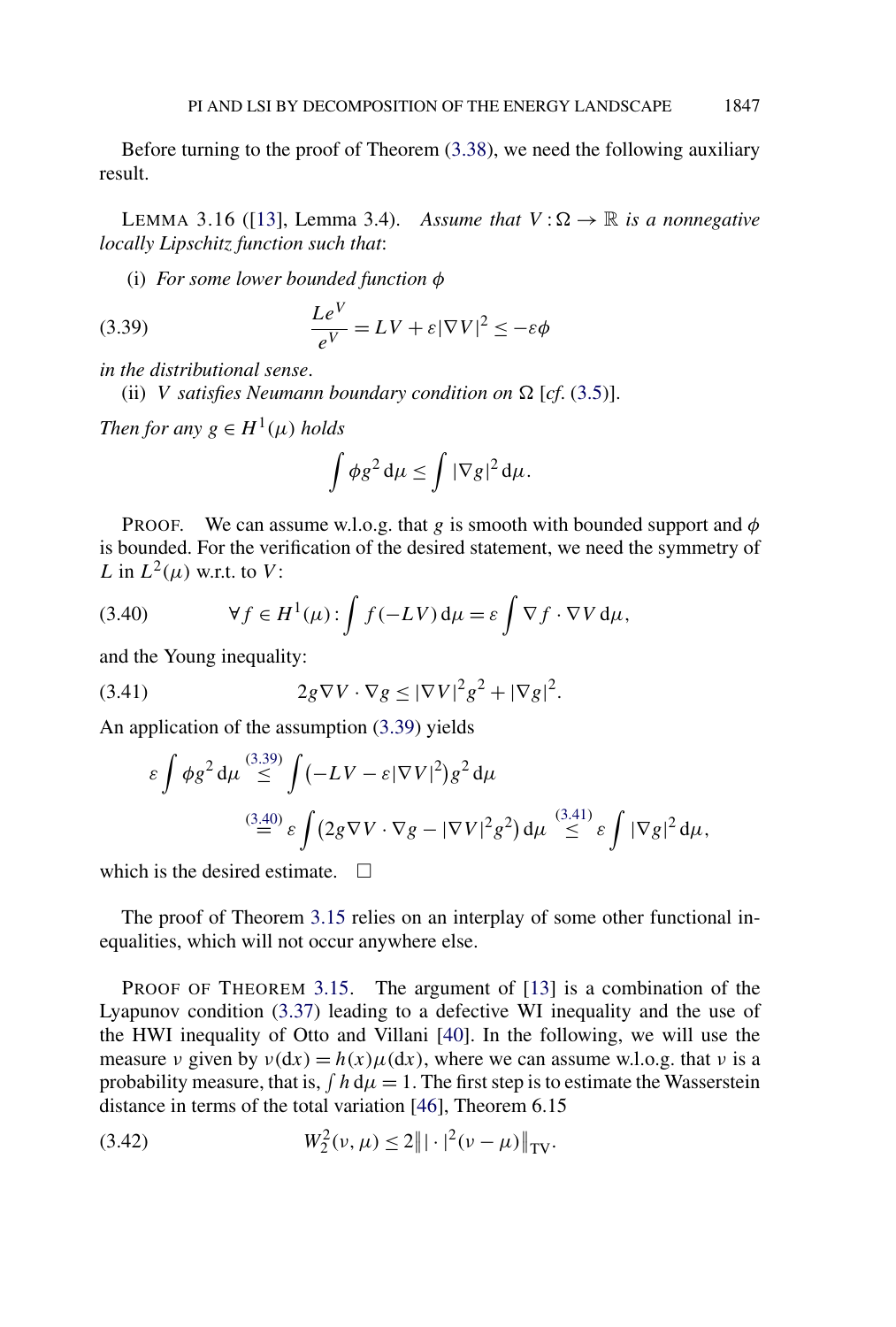Before turning to the proof of Theorem (3.38), we need the following auxiliary result.

LEMMA 3.16 ([13], Lemma 3.4). *Assume that $V : \Omega \to \mathbb{R}$ is a nonnegative locally Lipschitz function such that*:

(i) *For some lower bounded function $\phi$*

$$\frac{Le^V}{e^V} = LV + \varepsilon |\nabla V|^2 \leq -\varepsilon \phi \tag{3.39}$$

*in the distributional sense*.

(ii) *$V$ satisfies Neumann boundary condition on $\Omega$* [*cf*. (3.5)].

*Then for any $g \in H^1(\mu)$ holds*

$$\int \phi g^2 \, \mathrm{d}\mu \leq \int |\nabla g|^2 \, \mathrm{d}\mu.$$

PROOF. We can assume w.l.o.g. that $g$ is smooth with bounded support and $\phi$ is bounded. For the verification of the desired statement, we need the symmetry of $L$ in $L^2(\mu)$ w.r.t. to $V$:

$$\forall f \in H^1(\mu) : \int f(-LV) \, \mathrm{d}\mu = \varepsilon \int \nabla f \cdot \nabla V \, \mathrm{d}\mu, \tag{3.40}$$

and the Young inequality:

$$2g \nabla V \cdot \nabla g \leq |\nabla V|^2 g^2 + |\nabla g|^2. \tag{3.41}$$

An application of the assumption (3.39) yields

$$\begin{aligned} \varepsilon \int \phi g^2 \, \mathrm{d}\mu &\overset{(3.39)}{\leq} \int \left(-LV - \varepsilon |\nabla V|^2\right) g^2 \, \mathrm{d}\mu \\ &\overset{(3.40)}{=} \varepsilon \int \left(2g \nabla V \cdot \nabla g - |\nabla V|^2 g^2\right) \mathrm{d}\mu \overset{(3.41)}{\leq} \varepsilon \int |\nabla g|^2 \, \mathrm{d}\mu, \end{aligned}$$

which is the desired estimate. □

The proof of Theorem 3.15 relies on an interplay of some other functional inequalities, which will not occur anywhere else.

PROOF OF THEOREM 3.15. The argument of [13] is a combination of the Lyapunov condition (3.37) leading to a defective WI inequality and the use of the HWI inequality of Otto and Villani [40]. In the following, we will use the measure $\nu$ given by $\nu(\mathrm{d}x) = h(x)\mu(\mathrm{d}x)$, where we can assume w.l.o.g. that $\nu$ is a probability measure, that is, $\int h \, \mathrm{d}\mu = 1$. The first step is to estimate the Wasserstein distance in terms of the total variation [46], Theorem 6.15

$$W_2^2(\nu, \mu) \leq 2 \| | \cdot |^2 (\nu - \mu) \|_{\mathrm{TV}}. \tag{3.42}$$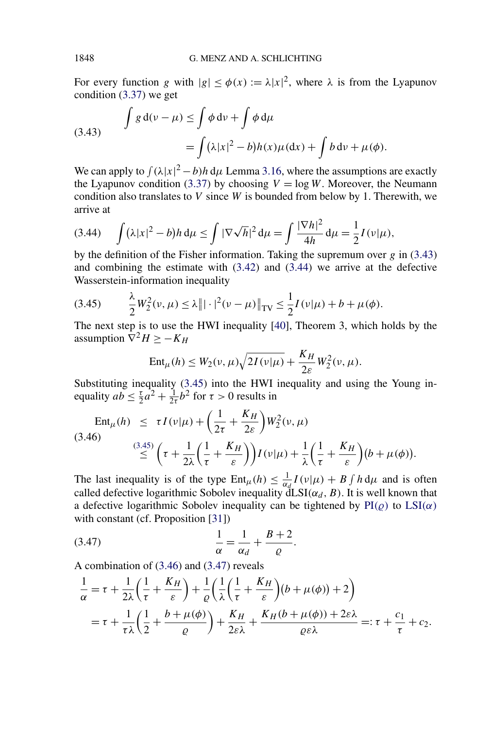For every function $g$ with $|g| \leq \phi(x) := \lambda |x|^2$, where $\lambda$ is from the Lyapunov condition (3.37) we get

$$
\begin{aligned}
\int g \,\mathrm{d}(\nu - \mu) &\leq \int \phi \,\mathrm{d}\nu + \int \phi \,\mathrm{d}\mu \\
&= \int \big(\lambda |x|^2 - b\big) h(x) \mu(\mathrm{d}x) + \int b \,\mathrm{d}\nu + \mu(\phi).
\end{aligned}
\tag{3.43}
$$

We can apply to $\int (\lambda |x|^2 - b) h \,\mathrm{d}\mu$ Lemma 3.16, where the assumptions are exactly the Lyapunov condition (3.37) by choosing $V = \log W$. Moreover, the Neumann condition also translates to $V$ since $W$ is bounded from below by 1. Therewith, we arrive at

$$
\int \big(\lambda |x|^2 - b\big) h \,\mathrm{d}\mu \leq \int |\nabla \sqrt{h}|^2 \,\mathrm{d}\mu = \int \frac{|\nabla h|^2}{4h} \,\mathrm{d}\mu = \frac{1}{2} I(\nu|\mu),
\tag{3.44}
$$

by the definition of the Fisher information. Taking the supremum over $g$ in (3.43) and combining the estimate with (3.42) and (3.44) we arrive at the defective Wasserstein-information inequality

$$
\frac{\lambda}{2} W_2^2(\nu, \mu) \leq \lambda \big\| |\cdot|^2 (\nu - \mu) \big\|_{\mathrm{TV}} \leq \frac{1}{2} I(\nu|\mu) + b + \mu(\phi).
\tag{3.45}
$$

The next step is to use the HWI inequality [40], Theorem 3, which holds by the assumption $\nabla^2 H \geq -K_H$

$$
\mathrm{Ent}_\mu(h) \leq W_2(\nu, \mu) \sqrt{2 I(\nu|\mu)} + \frac{K_H}{2\varepsilon} W_2^2(\nu, \mu).
$$

Substituting inequality (3.45) into the HWI inequality and using the Young inequality $ab \leq \frac{\tau}{2} a^2 + \frac{1}{2\tau} b^2$ for $\tau > 0$ results in

$$
\begin{aligned}
\mathrm{Ent}_\mu(h) &\leq \tau I(\nu|\mu) + \left(\frac{1}{2\tau} + \frac{K_H}{2\varepsilon}\right) W_2^2(\nu, \mu) \\
&\overset{(3.45)}{\leq} \left(\tau + \frac{1}{2\lambda}\left(\frac{1}{\tau} + \frac{K_H}{\varepsilon}\right)\right) I(\nu|\mu) + \frac{1}{\lambda}\left(\frac{1}{\tau} + \frac{K_H}{\varepsilon}\right)\big(b + \mu(\phi)\big).
\end{aligned}
\tag{3.46}
$$

The last inequality is of the type $\mathrm{Ent}_\mu(h) \leq \frac{1}{\alpha_d} I(\nu|\mu) + B \int h \,\mathrm{d}\mu$ and is often called defective logarithmic Sobolev inequality dLSI$(\alpha_d, B)$. It is well known that a defective logarithmic Sobolev inequality can be tightened by PI$(\varrho)$ to LSI$(\alpha)$ with constant (cf. Proposition [31])

$$
\frac{1}{\alpha} = \frac{1}{\alpha_d} + \frac{B + 2}{\varrho}.
\tag{3.47}
$$

A combination of (3.46) and (3.47) reveals

$$
\begin{aligned}
\frac{1}{\alpha} &= \tau + \frac{1}{2\lambda}\left(\frac{1}{\tau} + \frac{K_H}{\varepsilon}\right) + \frac{1}{\varrho}\left(\frac{1}{\lambda}\left(\frac{1}{\tau} + \frac{K_H}{\varepsilon}\right)\big(b + \mu(\phi)\big) + 2\right) \\
&= \tau + \frac{1}{\tau\lambda}\left(\frac{1}{2} + \frac{b + \mu(\phi)}{\varrho}\right) + \frac{K_H}{2\varepsilon\lambda} + \frac{K_H(b + \mu(\phi)) + 2\varepsilon\lambda}{\varrho\varepsilon\lambda} =: \tau + \frac{c_1}{\tau} + c_2.
\end{aligned}
$$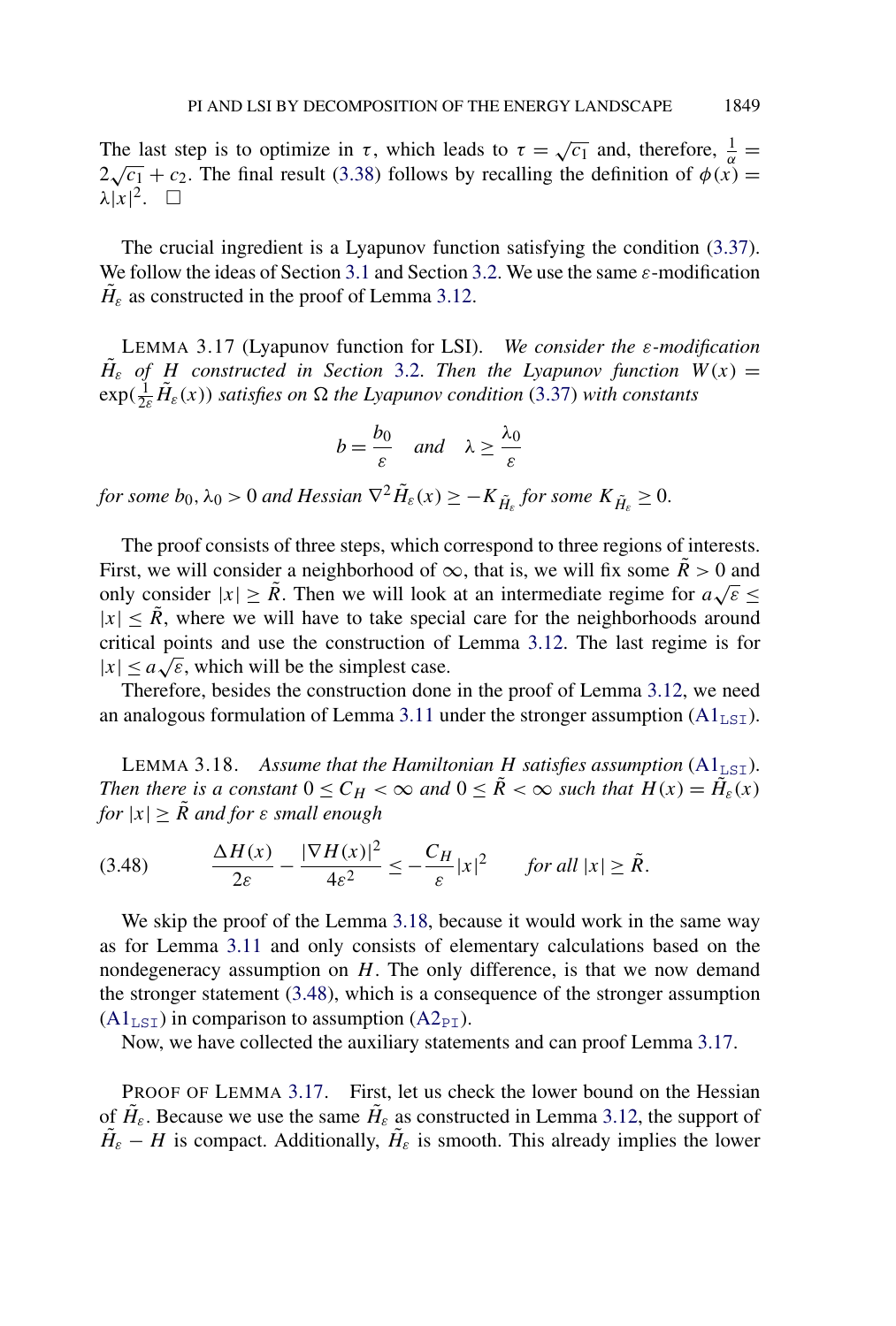The last step is to optimize in $\tau$, which leads to $\tau = \sqrt{c_1}$ and, therefore, $\frac{1}{\alpha} = 2\sqrt{c_1} + c_2$. The final result (3.38) follows by recalling the definition of $\phi(x) = \lambda|x|^2$. $\square$

The crucial ingredient is a Lyapunov function satisfying the condition (3.37). We follow the ideas of Section 3.1 and Section 3.2. We use the same $\varepsilon$-modification $\tilde{H}_\varepsilon$ as constructed in the proof of Lemma 3.12.

LEMMA 3.17 (Lyapunov function for LSI). *We consider the $\varepsilon$-modification $\tilde{H}_\varepsilon$ of $H$ constructed in Section 3.2. Then the Lyapunov function $W(x) = \exp(\frac{1}{2\varepsilon}\tilde{H}_\varepsilon(x))$ satisfies on $\Omega$ the Lyapunov condition (3.37) with constants*

$$b = \frac{b_0}{\varepsilon} \quad \text{and} \quad \lambda \geq \frac{\lambda_0}{\varepsilon}$$

*for some $b_0, \lambda_0 > 0$ and Hessian $\nabla^2 \tilde{H}_\varepsilon(x) \geq -K_{\tilde{H}_\varepsilon}$ for some $K_{\tilde{H}_\varepsilon} \geq 0$.*

The proof consists of three steps, which correspond to three regions of interests. First, we will consider a neighborhood of $\infty$, that is, we will fix some $\tilde{R} > 0$ and only consider $|x| \geq \tilde{R}$. Then we will look at an intermediate regime for $a\sqrt{\varepsilon} \leq |x| \leq \tilde{R}$, where we will have to take special care for the neighborhoods around critical points and use the construction of Lemma 3.12. The last regime is for $|x| \leq a\sqrt{\varepsilon}$, which will be the simplest case.

Therefore, besides the construction done in the proof of Lemma 3.12, we need an analogous formulation of Lemma 3.11 under the stronger assumption ($\mathrm{A1}_{\mathrm{LSI}}$).

LEMMA 3.18. *Assume that the Hamiltonian $H$ satisfies assumption ($\mathrm{A1}_{\mathrm{LSI}}$). Then there is a constant $0 \leq C_H < \infty$ and $0 \leq \tilde{R} < \infty$ such that $H(x) = \tilde{H}_\varepsilon(x)$ for $|x| \geq \tilde{R}$ and for $\varepsilon$ small enough*

$$\frac{\Delta H(x)}{2\varepsilon} - \frac{|\nabla H(x)|^2}{4\varepsilon^2} \leq -\frac{C_H}{\varepsilon}|x|^2 \qquad \text{for all } |x| \geq \tilde{R}. \tag{3.48}$$

We skip the proof of the Lemma 3.18, because it would work in the same way as for Lemma 3.11 and only consists of elementary calculations based on the nondegeneracy assumption on $H$. The only difference, is that we now demand the stronger statement (3.48), which is a consequence of the stronger assumption ($\mathrm{A1}_{\mathrm{LSI}}$) in comparison to assumption ($\mathrm{A2}_{\mathrm{PI}}$).

Now, we have collected the auxiliary statements and can proof Lemma 3.17.

PROOF OF LEMMA 3.17. First, let us check the lower bound on the Hessian of $\tilde{H}_\varepsilon$. Because we use the same $\tilde{H}_\varepsilon$ as constructed in Lemma 3.12, the support of $\tilde{H}_\varepsilon - H$ is compact. Additionally, $\tilde{H}_\varepsilon$ is smooth. This already implies the lower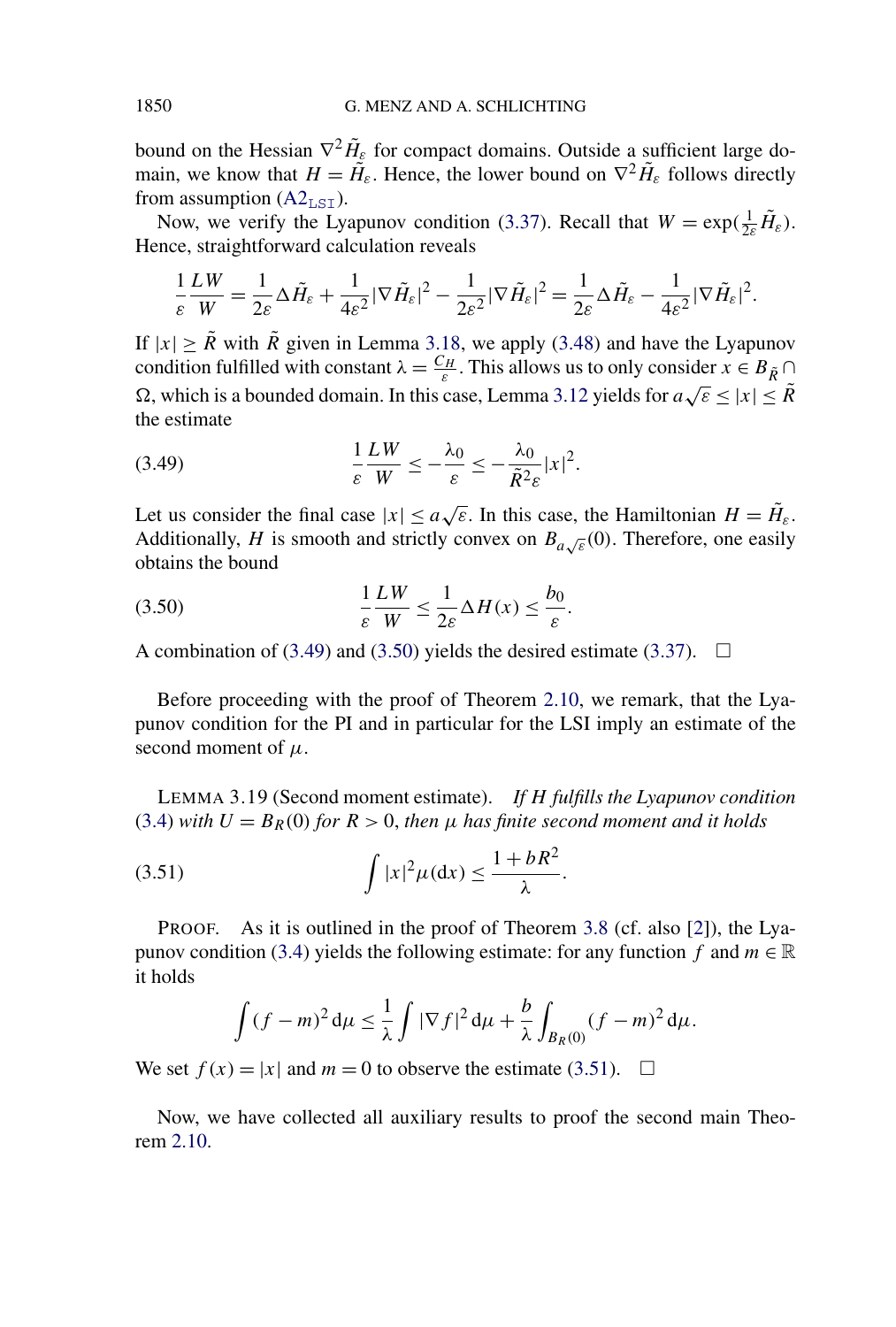bound on the Hessian $\nabla^2 \tilde{H}_\varepsilon$ for compact domains. Outside a sufficient large domain, we know that $H = \tilde{H}_\varepsilon$. Hence, the lower bound on $\nabla^2 \tilde{H}_\varepsilon$ follows directly from assumption (A2$_{\mathtt{LSI}}$).

Now, we verify the Lyapunov condition (3.37). Recall that $W = \exp(\frac{1}{2\varepsilon}\tilde{H}_\varepsilon)$. Hence, straightforward calculation reveals

$$\frac{1}{\varepsilon}\frac{LW}{W} = \frac{1}{2\varepsilon}\Delta \tilde{H}_\varepsilon + \frac{1}{4\varepsilon^2}|\nabla \tilde{H}_\varepsilon|^2 - \frac{1}{2\varepsilon^2}|\nabla \tilde{H}_\varepsilon|^2 = \frac{1}{2\varepsilon}\Delta \tilde{H}_\varepsilon - \frac{1}{4\varepsilon^2}|\nabla \tilde{H}_\varepsilon|^2.$$

If $|x| \geq \tilde{R}$ with $\tilde{R}$ given in Lemma 3.18, we apply (3.48) and have the Lyapunov condition fulfilled with constant $\lambda = \frac{C_H}{\varepsilon}$. This allows us to only consider $x \in B_{\tilde{R}} \cap \Omega$, which is a bounded domain. In this case, Lemma 3.12 yields for $a\sqrt{\varepsilon} \leq |x| \leq \tilde{R}$ the estimate

$$\frac{1}{\varepsilon}\frac{LW}{W} \leq -\frac{\lambda_0}{\varepsilon} \leq -\frac{\lambda_0}{\tilde{R}^2 \varepsilon}|x|^2. \tag{3.49}$$

Let us consider the final case $|x| \leq a\sqrt{\varepsilon}$. In this case, the Hamiltonian $H = \tilde{H}_\varepsilon$. Additionally, $H$ is smooth and strictly convex on $B_{a\sqrt{\varepsilon}}(0)$. Therefore, one easily obtains the bound

$$\frac{1}{\varepsilon}\frac{LW}{W} \leq \frac{1}{2\varepsilon}\Delta H(x) \leq \frac{b_0}{\varepsilon}. \tag{3.50}$$

A combination of (3.49) and (3.50) yields the desired estimate (3.37). $\square$

Before proceeding with the proof of Theorem 2.10, we remark, that the Lyapunov condition for the PI and in particular for the LSI imply an estimate of the second moment of $\mu$.

LEMMA 3.19 (Second moment estimate). *If $H$ fulfills the Lyapunov condition (3.4) with $U = B_R(0)$ for $R > 0$, then $\mu$ has finite second moment and it holds*

$$\int |x|^2 \mu(\mathrm{d}x) \leq \frac{1 + bR^2}{\lambda}. \tag{3.51}$$

PROOF. As it is outlined in the proof of Theorem 3.8 (cf. also [2]), the Lyapunov condition (3.4) yields the following estimate: for any function $f$ and $m \in \mathbb{R}$ it holds

$$\int (f - m)^2 \,\mathrm{d}\mu \leq \frac{1}{\lambda}\int |\nabla f|^2 \,\mathrm{d}\mu + \frac{b}{\lambda}\int_{B_R(0)} (f - m)^2 \,\mathrm{d}\mu.$$

We set $f(x) = |x|$ and $m = 0$ to observe the estimate (3.51). $\square$

Now, we have collected all auxiliary results to proof the second main Theorem 2.10.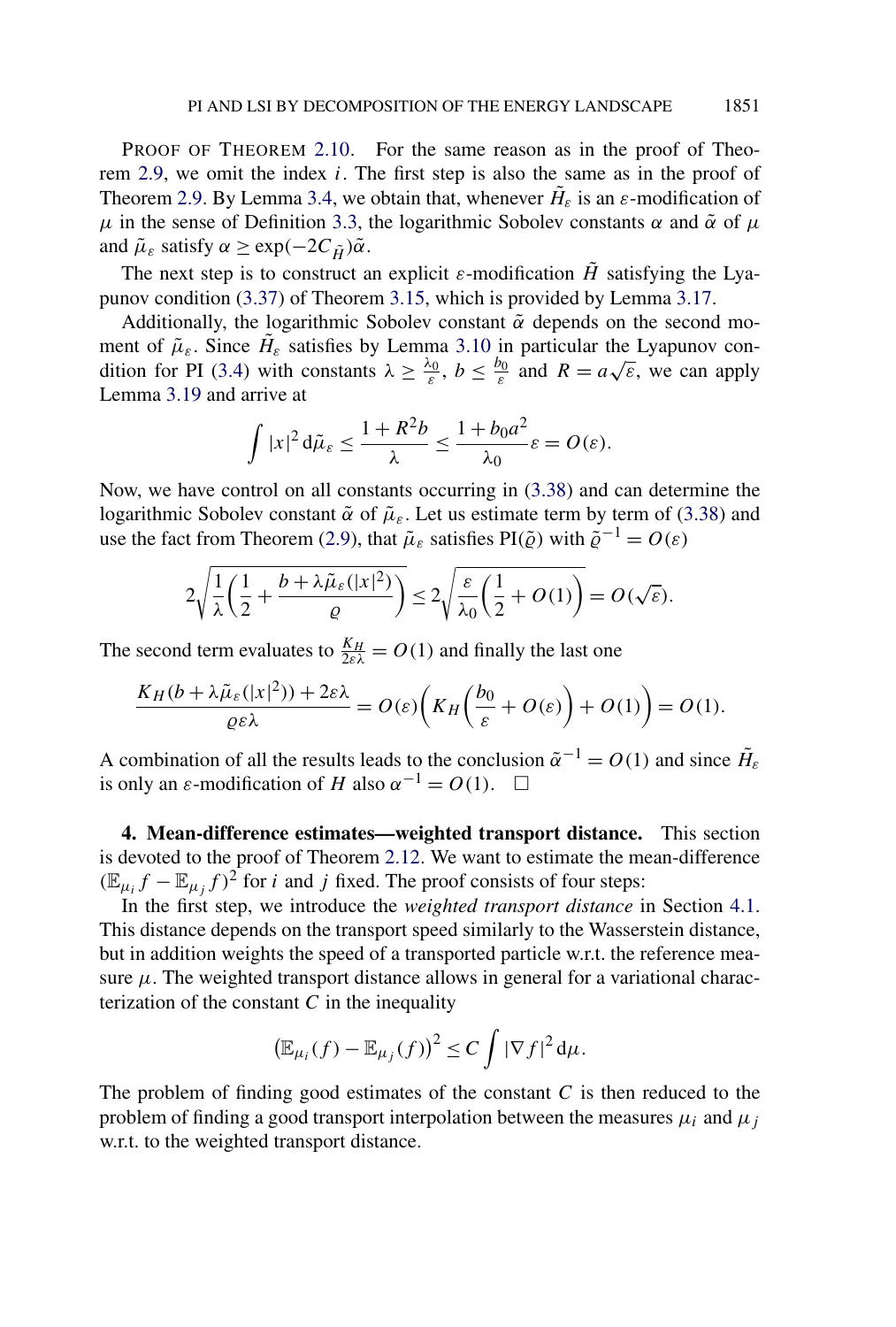PROOF OF THEOREM 2.10. For the same reason as in the proof of Theorem 2.9, we omit the index $i$. The first step is also the same as in the proof of Theorem 2.9. By Lemma 3.4, we obtain that, whenever $\tilde{H}_\varepsilon$ is an $\varepsilon$-modification of $\mu$ in the sense of Definition 3.3, the logarithmic Sobolev constants $\alpha$ and $\tilde{\alpha}$ of $\mu$ and $\tilde{\mu}_\varepsilon$ satisfy $\alpha \ge \exp(-2C_{\tilde{H}})\tilde{\alpha}$.

The next step is to construct an explicit $\varepsilon$-modification $\tilde{H}$ satisfying the Lyapunov condition (3.37) of Theorem 3.15, which is provided by Lemma 3.17.

Additionally, the logarithmic Sobolev constant $\tilde{\alpha}$ depends on the second moment of $\tilde{\mu}_\varepsilon$. Since $\tilde{H}_\varepsilon$ satisfies by Lemma 3.10 in particular the Lyapunov condition for PI (3.4) with constants $\lambda \ge \frac{\lambda_0}{\varepsilon}$, $b \le \frac{b_0}{\varepsilon}$ and $R = a\sqrt{\varepsilon}$, we can apply Lemma 3.19 and arrive at

$$\int |x|^2 \,\mathrm{d}\tilde{\mu}_\varepsilon \le \frac{1 + R^2 b}{\lambda} \le \frac{1 + b_0 a^2}{\lambda_0}\varepsilon = O(\varepsilon).$$

Now, we have control on all constants occurring in (3.38) and can determine the logarithmic Sobolev constant $\tilde{\alpha}$ of $\tilde{\mu}_\varepsilon$. Let us estimate term by term of (3.38) and use the fact from Theorem (2.9), that $\tilde{\mu}_\varepsilon$ satisfies PI($\tilde{\varrho}$) with $\tilde{\varrho}^{-1} = O(\varepsilon)$

$$2\sqrt{\frac{1}{\lambda}\left(\frac{1}{2} + \frac{b + \lambda\tilde{\mu}_\varepsilon(|x|^2)}{\varrho}\right)} \le 2\sqrt{\frac{\varepsilon}{\lambda_0}\left(\frac{1}{2} + O(1)\right)} = O(\sqrt{\varepsilon}).$$

The second term evaluates to $\frac{K_H}{2\varepsilon\lambda} = O(1)$ and finally the last one

$$\frac{K_H(b + \lambda\tilde{\mu}_\varepsilon(|x|^2)) + 2\varepsilon\lambda}{\varrho\varepsilon\lambda} = O(\varepsilon)\left(K_H\left(\frac{b_0}{\varepsilon} + O(\varepsilon)\right) + O(1)\right) = O(1).$$

A combination of all the results leads to the conclusion $\tilde{\alpha}^{-1} = O(1)$ and since $\tilde{H}_\varepsilon$ is only an $\varepsilon$-modification of $H$ also $\alpha^{-1} = O(1)$. $\square$

**4. Mean-difference estimates—weighted transport distance.** This section is devoted to the proof of Theorem 2.12. We want to estimate the mean-difference $(\mathbb{E}_{\mu_i} f - \mathbb{E}_{\mu_j} f)^2$ for $i$ and $j$ fixed. The proof consists of four steps:

In the first step, we introduce the *weighted transport distance* in Section 4.1. This distance depends on the transport speed similarly to the Wasserstein distance, but in addition weights the speed of a transported particle w.r.t. the reference measure $\mu$. The weighted transport distance allows in general for a variational characterization of the constant $C$ in the inequality

$$\left(\mathbb{E}_{\mu_i}(f) - \mathbb{E}_{\mu_j}(f)\right)^2 \le C \int |\nabla f|^2 \,\mathrm{d}\mu.$$

The problem of finding good estimates of the constant $C$ is then reduced to the problem of finding a good transport interpolation between the measures $\mu_i$ and $\mu_j$ w.r.t. to the weighted transport distance.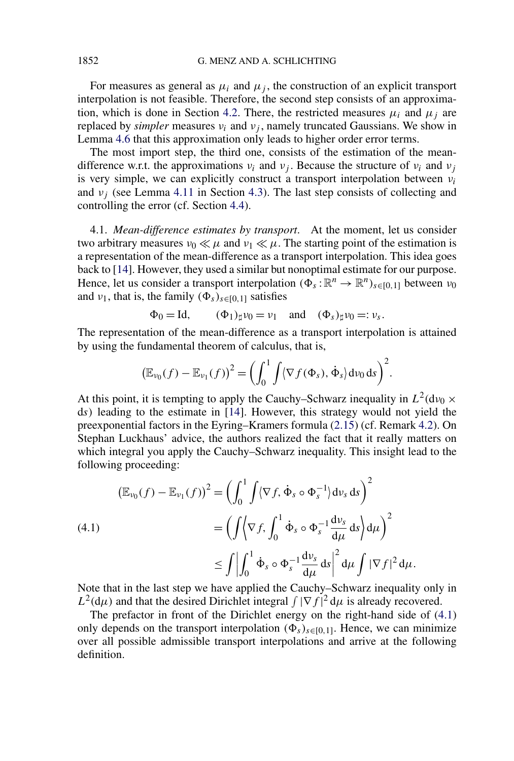For measures as general as $\mu_i$ and $\mu_j$, the construction of an explicit transport interpolation is not feasible. Therefore, the second step consists of an approximation, which is done in Section 4.2. There, the restricted measures $\mu_i$ and $\mu_j$ are replaced by *simpler* measures $\nu_i$ and $\nu_j$, namely truncated Gaussians. We show in Lemma 4.6 that this approximation only leads to higher order error terms.

The most import step, the third one, consists of the estimation of the mean-difference w.r.t. the approximations $\nu_i$ and $\nu_j$. Because the structure of $\nu_i$ and $\nu_j$ is very simple, we can explicitly construct a transport interpolation between $\nu_i$ and $\nu_j$ (see Lemma 4.11 in Section 4.3). The last step consists of collecting and controlling the error (cf. Section 4.4).

4.1. *Mean-difference estimates by transport*. At the moment, let us consider two arbitrary measures $\nu_0 \ll \mu$ and $\nu_1 \ll \mu$. The starting point of the estimation is a representation of the mean-difference as a transport interpolation. This idea goes back to [14]. However, they used a similar but nonoptimal estimate for our purpose. Hence, let us consider a transport interpolation $(\Phi_s : \mathbb{R}^n \to \mathbb{R}^n)_{s\in[0,1]}$ between $\nu_0$ and $\nu_1$, that is, the family $(\Phi_s)_{s\in[0,1]}$ satisfies

$$\Phi_0 = \mathrm{Id}, \qquad (\Phi_1)_\sharp \nu_0 = \nu_1 \quad \text{and} \quad (\Phi_s)_\sharp \nu_0 =: \nu_s.$$

The representation of the mean-difference as a transport interpolation is attained by using the fundamental theorem of calculus, that is,

$$\left(\mathbb{E}_{\nu_0}(f) - \mathbb{E}_{\nu_1}(f)\right)^2 = \left(\int_0^1 \int \langle \nabla f(\Phi_s), \dot{\Phi}_s \rangle \,\mathrm{d}\nu_0 \,\mathrm{d}s\right)^2.$$

At this point, it is tempting to apply the Cauchy–Schwarz inequality in $L^2(\mathrm{d}\nu_0 \times \mathrm{d}s)$ leading to the estimate in [14]. However, this strategy would not yield the preexponential factors in the Eyring–Kramers formula (2.15) (cf. Remark 4.2). On Stephan Luckhaus' advice, the authors realized the fact that it really matters on which integral you apply the Cauchy–Schwarz inequality. This insight lead to the following proceeding:

$$\begin{aligned}
\left(\mathbb{E}_{\nu_0}(f) - \mathbb{E}_{\nu_1}(f)\right)^2 &= \left(\int_0^1 \int \langle \nabla f, \dot{\Phi}_s \circ \Phi_s^{-1} \rangle \,\mathrm{d}\nu_s \,\mathrm{d}s\right)^2 \\
&= \left(\int \left\langle \nabla f, \int_0^1 \dot{\Phi}_s \circ \Phi_s^{-1} \frac{\mathrm{d}\nu_s}{\mathrm{d}\mu} \,\mathrm{d}s \right\rangle \mathrm{d}\mu\right)^2 \qquad (4.1)\\
&\le \int \left| \int_0^1 \dot{\Phi}_s \circ \Phi_s^{-1} \frac{\mathrm{d}\nu_s}{\mathrm{d}\mu} \,\mathrm{d}s \right|^2 \mathrm{d}\mu \int |\nabla f|^2 \,\mathrm{d}\mu.
\end{aligned}$$

Note that in the last step we have applied the Cauchy–Schwarz inequality only in $L^2(\mathrm{d}\mu)$ and that the desired Dirichlet integral $\int |\nabla f|^2 \,\mathrm{d}\mu$ is already recovered.

The prefactor in front of the Dirichlet energy on the right-hand side of (4.1) only depends on the transport interpolation $(\Phi_s)_{s\in[0,1]}$. Hence, we can minimize over all possible admissible transport interpolations and arrive at the following definition.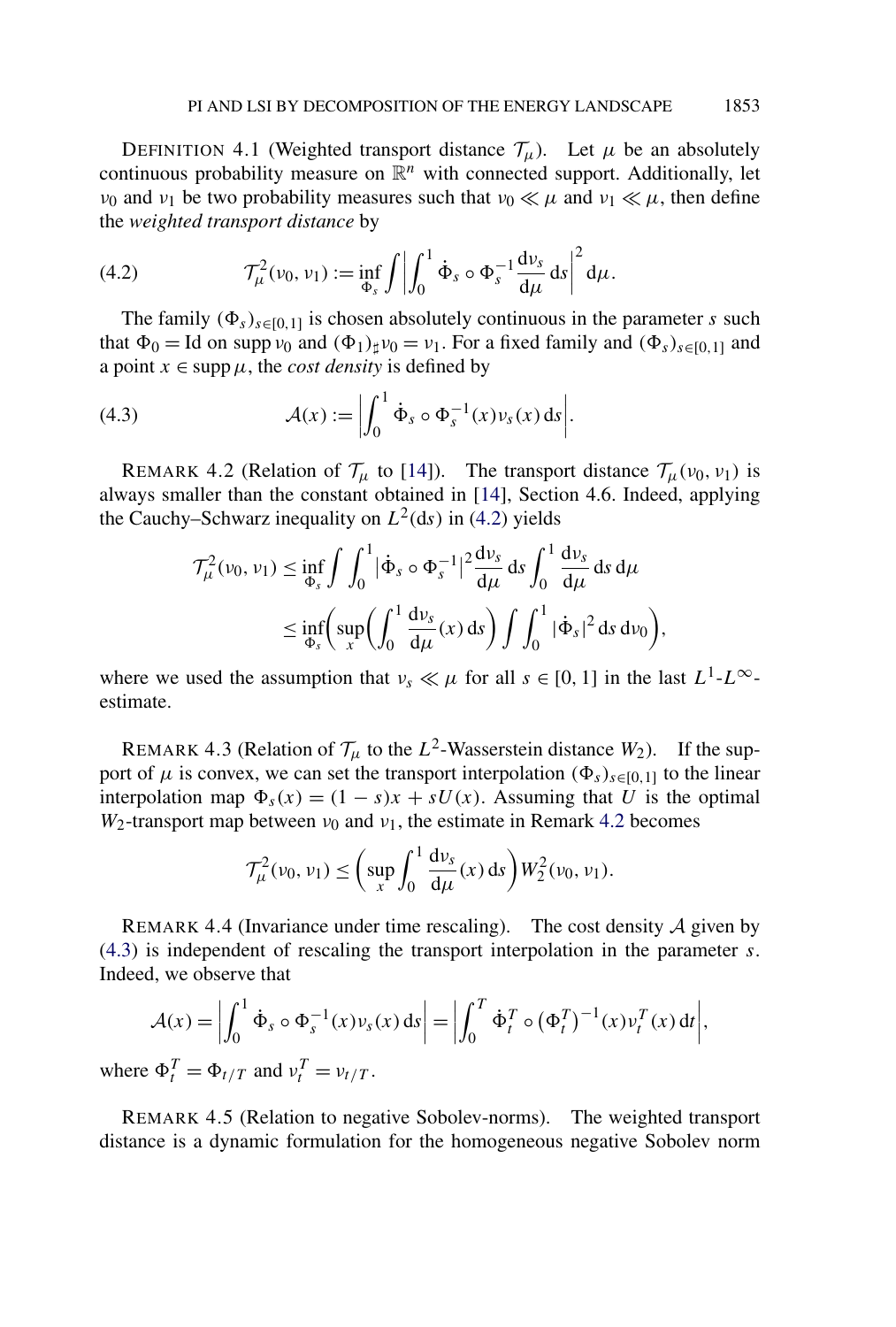DEFINITION 4.1 (Weighted transport distance $\mathcal{T}_\mu$). Let $\mu$ be an absolutely continuous probability measure on $\mathbb{R}^n$ with connected support. Additionally, let $\nu_0$ and $\nu_1$ be two probability measures such that $\nu_0 \ll \mu$ and $\nu_1 \ll \mu$, then define the *weighted transport distance* by

$$\mathcal{T}_\mu^2(\nu_0, \nu_1) := \inf_{\Phi_s} \int \left| \int_0^1 \dot{\Phi}_s \circ \Phi_s^{-1} \frac{\mathrm{d}\nu_s}{\mathrm{d}\mu} \,\mathrm{d}s \right|^2 \mathrm{d}\mu. \tag{4.2}$$

The family $(\Phi_s)_{s\in[0,1]}$ is chosen absolutely continuous in the parameter $s$ such that $\Phi_0 = \mathrm{Id}$ on $\operatorname{supp} \nu_0$ and $(\Phi_1)_\sharp \nu_0 = \nu_1$. For a fixed family and $(\Phi_s)_{s\in[0,1]}$ and a point $x \in \operatorname{supp} \mu$, the *cost density* is defined by

$$\mathcal{A}(x) := \left| \int_0^1 \dot{\Phi}_s \circ \Phi_s^{-1}(x) \nu_s(x) \,\mathrm{d}s \right|. \tag{4.3}$$

REMARK 4.2 (Relation of $\mathcal{T}_\mu$ to [14]). The transport distance $\mathcal{T}_\mu(\nu_0, \nu_1)$ is always smaller than the constant obtained in [14], Section 4.6. Indeed, applying the Cauchy–Schwarz inequality on $L^2(\mathrm{d}s)$ in (4.2) yields

$$\begin{aligned}
\mathcal{T}_\mu^2(\nu_0, \nu_1) &\le \inf_{\Phi_s} \int \int_0^1 \left|\dot{\Phi}_s \circ \Phi_s^{-1}\right|^2 \frac{\mathrm{d}\nu_s}{\mathrm{d}\mu} \,\mathrm{d}s \int_0^1 \frac{\mathrm{d}\nu_s}{\mathrm{d}\mu} \,\mathrm{d}s \,\mathrm{d}\mu \\
&\le \inf_{\Phi_s} \left( \sup_x \left( \int_0^1 \frac{\mathrm{d}\nu_s}{\mathrm{d}\mu}(x) \,\mathrm{d}s \right) \int \int_0^1 |\dot{\Phi}_s|^2 \,\mathrm{d}s \,\mathrm{d}\nu_0 \right),
\end{aligned}$$

where we used the assumption that $\nu_s \ll \mu$ for all $s \in [0, 1]$ in the last $L^1$-$L^\infty$-estimate.

REMARK 4.3 (Relation of $\mathcal{T}_\mu$ to the $L^2$-Wasserstein distance $W_2$). If the support of $\mu$ is convex, we can set the transport interpolation $(\Phi_s)_{s\in[0,1]}$ to the linear interpolation map $\Phi_s(x) = (1 - s)x + sU(x)$. Assuming that $U$ is the optimal $W_2$-transport map between $\nu_0$ and $\nu_1$, the estimate in Remark 4.2 becomes

$$\mathcal{T}_\mu^2(\nu_0, \nu_1) \le \left( \sup_x \int_0^1 \frac{\mathrm{d}\nu_s}{\mathrm{d}\mu}(x) \,\mathrm{d}s \right) W_2^2(\nu_0, \nu_1).$$

REMARK 4.4 (Invariance under time rescaling). The cost density $\mathcal{A}$ given by (4.3) is independent of rescaling the transport interpolation in the parameter $s$. Indeed, we observe that

$$\mathcal{A}(x) = \left| \int_0^1 \dot{\Phi}_s \circ \Phi_s^{-1}(x) \nu_s(x) \,\mathrm{d}s \right| = \left| \int_0^T \dot{\Phi}_t^T \circ \left(\Phi_t^T\right)^{-1}(x) \nu_t^T(x) \,\mathrm{d}t \right|,$$

where $\Phi_t^T = \Phi_{t/T}$ and $\nu_t^T = \nu_{t/T}$.

REMARK 4.5 (Relation to negative Sobolev-norms). The weighted transport distance is a dynamic formulation for the homogeneous negative Sobolev norm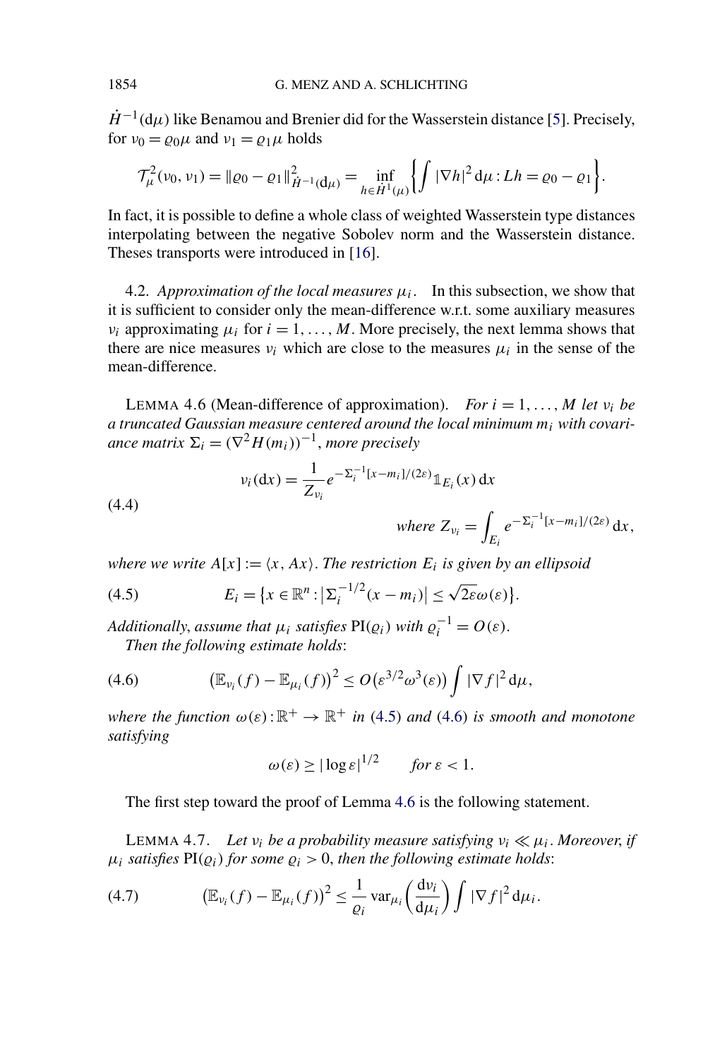$\dot{H}^{-1}(\mathrm{d}\mu)$ like Benamou and Brenier did for the Wasserstein distance [5]. Precisely, for $\nu_0 = \varrho_0 \mu$ and $\nu_1 = \varrho_1 \mu$ holds

$$\mathcal{T}_\mu^2(\nu_0, \nu_1) = \|\varrho_0 - \varrho_1\|^2_{\dot{H}^{-1}(\mathrm{d}\mu)} = \inf_{h \in \dot{H}^1(\mu)} \left\{ \int |\nabla h|^2 \,\mathrm{d}\mu : Lh = \varrho_0 - \varrho_1 \right\}.$$

In fact, it is possible to define a whole class of weighted Wasserstein type distances interpolating between the negative Sobolev norm and the Wasserstein distance. Theses transports were introduced in [16].

4.2. *Approximation of the local measures $\mu_i$.* In this subsection, we show that it is sufficient to consider only the mean-difference w.r.t. some auxiliary measures $\nu_i$ approximating $\mu_i$ for $i = 1, \ldots, M$. More precisely, the next lemma shows that there are nice measures $\nu_i$ which are close to the measures $\mu_i$ in the sense of the mean-difference.

LEMMA 4.6 (Mean-difference of approximation). *For $i = 1, \ldots, M$ let $\nu_i$ be a truncated Gaussian measure centered around the local minimum $m_i$ with covariance matrix $\Sigma_i = (\nabla^2 H(m_i))^{-1}$, more precisely*

$$\nu_i(\mathrm{d}x) = \frac{1}{Z_{\nu_i}} e^{-\Sigma_i^{-1}[x - m_i]/(2\varepsilon)} \mathbb{1}_{E_i}(x)\,\mathrm{d}x \qquad (4.4)$$

$$\text{where } Z_{\nu_i} = \int_{E_i} e^{-\Sigma_i^{-1}[x-m_i]/(2\varepsilon)}\,\mathrm{d}x,$$

*where we write $A[x] := \langle x, Ax \rangle$. The restriction $E_i$ is given by an ellipsoid*

$$E_i = \left\{ x \in \mathbb{R}^n : \left|\Sigma_i^{-1/2}(x - m_i)\right| \le \sqrt{2\varepsilon}\,\omega(\varepsilon) \right\}. \qquad (4.5)$$

*Additionally, assume that $\mu_i$ satisfies $\mathrm{PI}(\varrho_i)$ with $\varrho_i^{-1} = O(\varepsilon)$.*

*Then the following estimate holds*:

$$\left(\mathbb{E}_{\nu_i}(f) - \mathbb{E}_{\mu_i}(f)\right)^2 \le O\left(\varepsilon^{3/2}\omega^3(\varepsilon)\right) \int |\nabla f|^2 \,\mathrm{d}\mu, \qquad (4.6)$$

*where the function $\omega(\varepsilon) : \mathbb{R}^+ \to \mathbb{R}^+$ in (4.5) and (4.6) is smooth and monotone satisfying*

$$\omega(\varepsilon) \ge |\log \varepsilon|^{1/2} \qquad \text{for } \varepsilon < 1.$$

The first step toward the proof of Lemma 4.6 is the following statement.

LEMMA 4.7. *Let $\nu_i$ be a probability measure satisfying $\nu_i \ll \mu_i$. Moreover, if $\mu_i$ satisfies $\mathrm{PI}(\varrho_i)$ for some $\varrho_i > 0$, then the following estimate holds*:

$$\left(\mathbb{E}_{\nu_i}(f) - \mathbb{E}_{\mu_i}(f)\right)^2 \le \frac{1}{\varrho_i} \operatorname{var}_{\mu_i}\left(\frac{\mathrm{d}\nu_i}{\mathrm{d}\mu_i}\right) \int |\nabla f|^2 \,\mathrm{d}\mu_i. \qquad (4.7)$$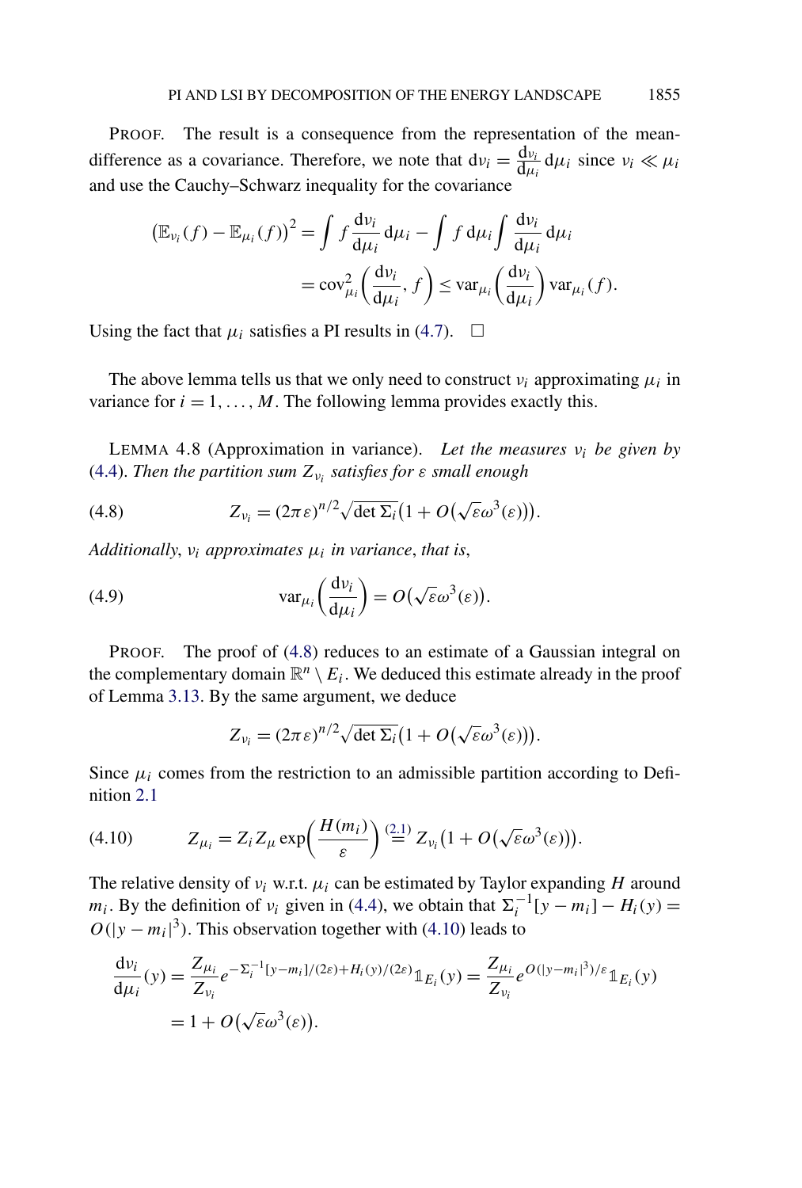PROOF. The result is a consequence from the representation of the mean-difference as a covariance. Therefore, we note that $\mathrm{d}\nu_i = \frac{\mathrm{d}\nu_i}{\mathrm{d}\mu_i}\,\mathrm{d}\mu_i$ since $\nu_i \ll \mu_i$ and use the Cauchy–Schwarz inequality for the covariance

$$
\begin{aligned}
\big(\mathbb{E}_{\nu_i}(f) - \mathbb{E}_{\mu_i}(f)\big)^2 &= \int f \frac{\mathrm{d}\nu_i}{\mathrm{d}\mu_i}\,\mathrm{d}\mu_i - \int f\,\mathrm{d}\mu_i \int \frac{\mathrm{d}\nu_i}{\mathrm{d}\mu_i}\,\mathrm{d}\mu_i \\
&= \operatorname{cov}^2_{\mu_i}\bigg(\frac{\mathrm{d}\nu_i}{\mathrm{d}\mu_i}, f\bigg) \le \operatorname{var}_{\mu_i}\bigg(\frac{\mathrm{d}\nu_i}{\mathrm{d}\mu_i}\bigg)\operatorname{var}_{\mu_i}(f).
\end{aligned}
$$

Using the fact that $\mu_i$ satisfies a PI results in (4.7). $\square$

The above lemma tells us that we only need to construct $\nu_i$ approximating $\mu_i$ in variance for $i = 1, \ldots, M$. The following lemma provides exactly this.

LEMMA 4.8 (Approximation in variance). *Let the measures $\nu_i$ be given by (4.4). Then the partition sum $Z_{\nu_i}$ satisfies for $\varepsilon$ small enough*

$$
Z_{\nu_i} = (2\pi\varepsilon)^{n/2}\sqrt{\det \Sigma_i}\big(1 + O\big(\sqrt{\varepsilon}\,\omega^3(\varepsilon)\big)\big). \tag{4.8}
$$

*Additionally, $\nu_i$ approximates $\mu_i$ in variance, that is,*

$$
\operatorname{var}_{\mu_i}\bigg(\frac{\mathrm{d}\nu_i}{\mathrm{d}\mu_i}\bigg) = O\big(\sqrt{\varepsilon}\,\omega^3(\varepsilon)\big). \tag{4.9}
$$

PROOF. The proof of (4.8) reduces to an estimate of a Gaussian integral on the complementary domain $\mathbb{R}^n \setminus E_i$. We deduced this estimate already in the proof of Lemma 3.13. By the same argument, we deduce

$$
Z_{\nu_i} = (2\pi\varepsilon)^{n/2}\sqrt{\det \Sigma_i}\big(1 + O\big(\sqrt{\varepsilon}\,\omega^3(\varepsilon)\big)\big).
$$

Since $\mu_i$ comes from the restriction to an admissible partition according to Definition 2.1

$$
Z_{\mu_i} = Z_i Z_\mu \exp\bigg(\frac{H(m_i)}{\varepsilon}\bigg) \overset{(2.1)}{=} Z_{\nu_i}\big(1 + O\big(\sqrt{\varepsilon}\,\omega^3(\varepsilon)\big)\big). \tag{4.10}
$$

The relative density of $\nu_i$ w.r.t. $\mu_i$ can be estimated by Taylor expanding $H$ around $m_i$. By the definition of $\nu_i$ given in (4.4), we obtain that $\Sigma_i^{-1}[y - m_i] - H_i(y) = O(|y - m_i|^3)$. This observation together with (4.10) leads to

$$
\begin{aligned}
\frac{\mathrm{d}\nu_i}{\mathrm{d}\mu_i}(y) &= \frac{Z_{\mu_i}}{Z_{\nu_i}} e^{-\Sigma_i^{-1}[y-m_i]/(2\varepsilon) + H_i(y)/(2\varepsilon)}\mathbb{1}_{E_i}(y) = \frac{Z_{\mu_i}}{Z_{\nu_i}} e^{O(|y-m_i|^3)/\varepsilon}\mathbb{1}_{E_i}(y) \\
&= 1 + O\big(\sqrt{\varepsilon}\,\omega^3(\varepsilon)\big).
\end{aligned}
$$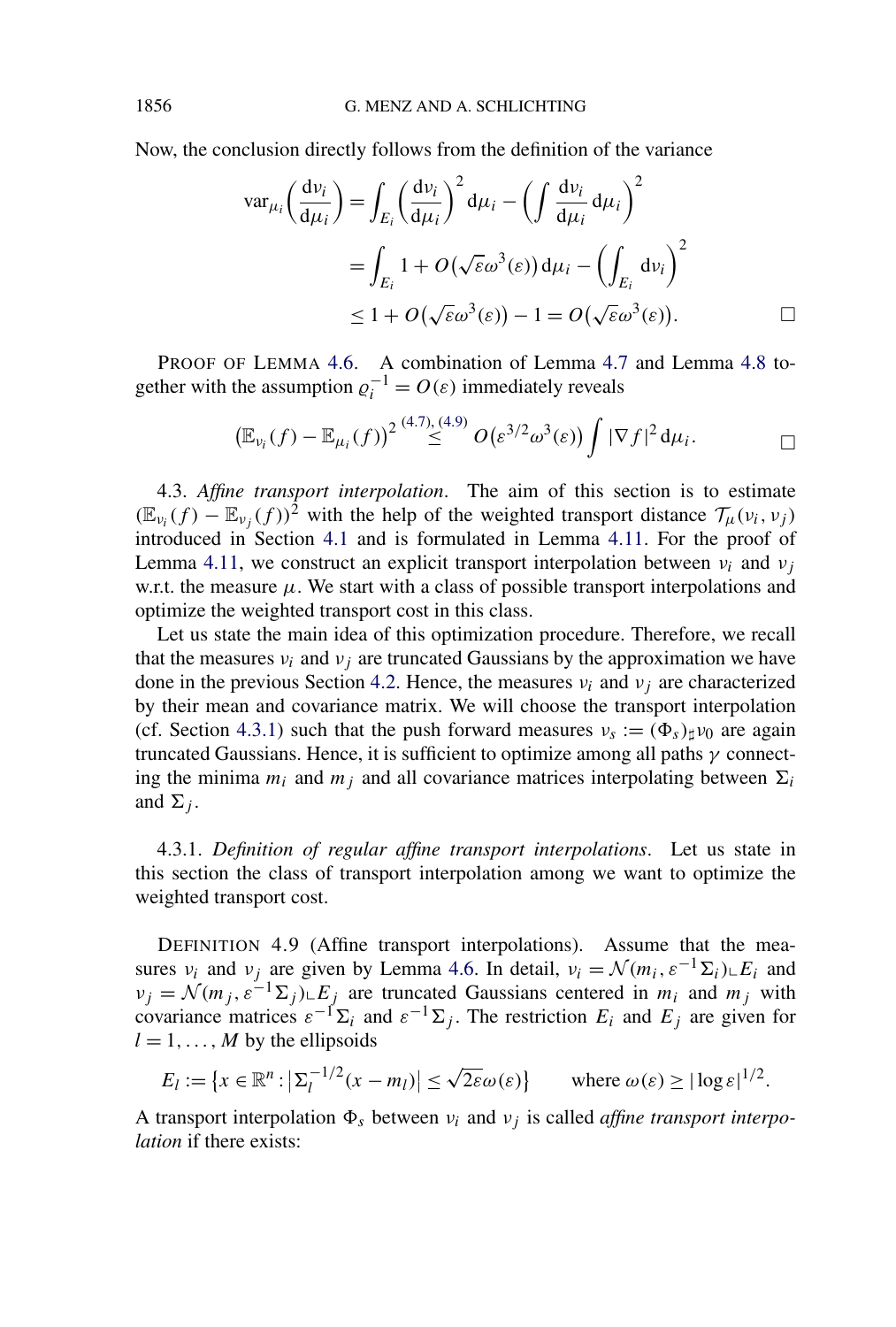Now, the conclusion directly follows from the definition of the variance

$$\begin{aligned}
\operatorname{var}_{\mu_i}\left(\frac{\mathrm{d}\nu_i}{\mathrm{d}\mu_i}\right) &= \int_{E_i}\left(\frac{\mathrm{d}\nu_i}{\mathrm{d}\mu_i}\right)^2 \mathrm{d}\mu_i - \left(\int \frac{\mathrm{d}\nu_i}{\mathrm{d}\mu_i}\,\mathrm{d}\mu_i\right)^2 \\
&= \int_{E_i} 1 + O\big(\sqrt{\varepsilon}\omega^3(\varepsilon)\big)\,\mathrm{d}\mu_i - \left(\int_{E_i} \mathrm{d}\nu_i\right)^2 \\
&\leq 1 + O\big(\sqrt{\varepsilon}\omega^3(\varepsilon)\big) - 1 = O\big(\sqrt{\varepsilon}\omega^3(\varepsilon)\big). \qquad \square
\end{aligned}$$

PROOF OF LEMMA 4.6. A combination of Lemma 4.7 and Lemma 4.8 together with the assumption $\varrho_i^{-1} = O(\varepsilon)$ immediately reveals

$$\big(\mathbb{E}_{\nu_i}(f) - \mathbb{E}_{\mu_i}(f)\big)^2 \overset{(4.7),(4.9)}{\leq} O\big(\varepsilon^{3/2}\omega^3(\varepsilon)\big)\int |\nabla f|^2\,\mathrm{d}\mu_i. \qquad \square$$

4.3. *Affine transport interpolation*. The aim of this section is to estimate $(\mathbb{E}_{\nu_i}(f) - \mathbb{E}_{\nu_j}(f))^2$ with the help of the weighted transport distance $\mathcal{T}_\mu(\nu_i, \nu_j)$ introduced in Section 4.1 and is formulated in Lemma 4.11. For the proof of Lemma 4.11, we construct an explicit transport interpolation between $\nu_i$ and $\nu_j$ w.r.t. the measure $\mu$. We start with a class of possible transport interpolations and optimize the weighted transport cost in this class.

Let us state the main idea of this optimization procedure. Therefore, we recall that the measures $\nu_i$ and $\nu_j$ are truncated Gaussians by the approximation we have done in the previous Section 4.2. Hence, the measures $\nu_i$ and $\nu_j$ are characterized by their mean and covariance matrix. We will choose the transport interpolation (cf. Section 4.3.1) such that the push forward measures $\nu_s := (\Phi_s)_\sharp \nu_0$ are again truncated Gaussians. Hence, it is sufficient to optimize among all paths $\gamma$ connecting the minima $m_i$ and $m_j$ and all covariance matrices interpolating between $\Sigma_i$ and $\Sigma_j$.

4.3.1. *Definition of regular affine transport interpolations*. Let us state in this section the class of transport interpolation among we want to optimize the weighted transport cost.

DEFINITION 4.9 (Affine transport interpolations). Assume that the measures $\nu_i$ and $\nu_j$ are given by Lemma 4.6. In detail, $\nu_i = \mathcal{N}(m_i, \varepsilon^{-1}\Sigma_i)\llcorner E_i$ and $\nu_j = \mathcal{N}(m_j, \varepsilon^{-1}\Sigma_j)\llcorner E_j$ are truncated Gaussians centered in $m_i$ and $m_j$ with covariance matrices $\varepsilon^{-1}\Sigma_i$ and $\varepsilon^{-1}\Sigma_j$. The restriction $E_i$ and $E_j$ are given for $l = 1, \ldots, M$ by the ellipsoids

$$E_l := \big\{x \in \mathbb{R}^n : \big|\Sigma_l^{-1/2}(x - m_l)\big| \leq \sqrt{2\varepsilon}\omega(\varepsilon)\big\} \qquad \text{where } \omega(\varepsilon) \geq |\log \varepsilon|^{1/2}.$$

A transport interpolation $\Phi_s$ between $\nu_i$ and $\nu_j$ is called *affine transport interpolation* if there exists: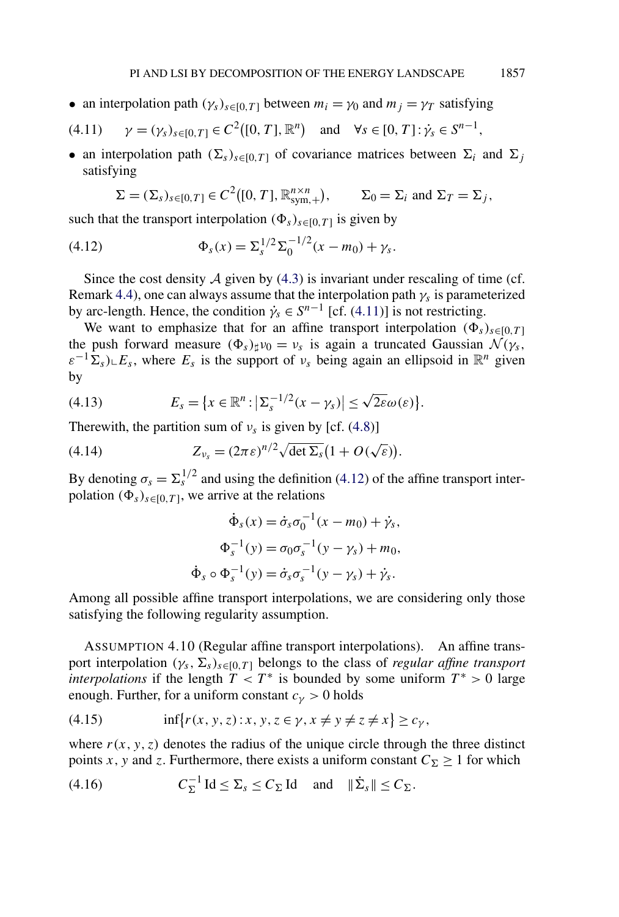- an interpolation path $(\gamma_s)_{s\in[0,T]}$ between $m_i = \gamma_0$ and $m_j = \gamma_T$ satisfying

$$
\gamma = (\gamma_s)_{s\in[0,T]} \in C^2([0,T],\mathbb{R}^n) \quad \text{and} \quad \forall s \in [0,T] : \dot{\gamma}_s \in S^{n-1}, \tag{4.11}
$$

- an interpolation path $(\Sigma_s)_{s\in[0,T]}$ of covariance matrices between $\Sigma_i$ and $\Sigma_j$ satisfying

$$
\Sigma = (\Sigma_s)_{s\in[0,T]} \in C^2([0,T],\mathbb{R}^{n\times n}_{\text{sym},+}), \qquad \Sigma_0 = \Sigma_i \text{ and } \Sigma_T = \Sigma_j,
$$

such that the transport interpolation $(\Phi_s)_{s\in[0,T]}$ is given by

$$
\Phi_s(x) = \Sigma_s^{1/2}\Sigma_0^{-1/2}(x - m_0) + \gamma_s. \tag{4.12}
$$

Since the cost density $\mathcal{A}$ given by (4.3) is invariant under rescaling of time (cf. Remark 4.4), one can always assume that the interpolation path $\gamma_s$ is parameterized by arc-length. Hence, the condition $\dot{\gamma}_s \in S^{n-1}$ [cf. (4.11)] is not restricting.

We want to emphasize that for an affine transport interpolation $(\Phi_s)_{s\in[0,T]}$ the push forward measure $(\Phi_s)_\sharp \nu_0 = \nu_s$ is again a truncated Gaussian $\mathcal{N}(\gamma_s, \varepsilon^{-1}\Sigma_s)\llcorner E_s$, where $E_s$ is the support of $\nu_s$ being again an ellipsoid in $\mathbb{R}^n$ given by

$$
E_s = \{x \in \mathbb{R}^n : |\Sigma_s^{-1/2}(x - \gamma_s)| \le \sqrt{2\varepsilon}\,\omega(\varepsilon)\}. \tag{4.13}
$$

Therewith, the partition sum of $\nu_s$ is given by [cf. (4.8)]

$$
Z_{\nu_s} = (2\pi\varepsilon)^{n/2}\sqrt{\det\Sigma_s}\big(1 + O(\sqrt{\varepsilon})\big). \tag{4.14}
$$

By denoting $\sigma_s = \Sigma_s^{1/2}$ and using the definition (4.12) of the affine transport interpolation $(\Phi_s)_{s\in[0,T]}$, we arrive at the relations

$$
\begin{aligned}
\dot{\Phi}_s(x) &= \dot{\sigma}_s\sigma_0^{-1}(x - m_0) + \dot{\gamma}_s,\\
\Phi_s^{-1}(y) &= \sigma_0\sigma_s^{-1}(y - \gamma_s) + m_0,\\
\dot{\Phi}_s \circ \Phi_s^{-1}(y) &= \dot{\sigma}_s\sigma_s^{-1}(y - \gamma_s) + \dot{\gamma}_s.
\end{aligned}
$$

Among all possible affine transport interpolations, we are considering only those satisfying the following regularity assumption.

Assumption 4.10 (Regular affine transport interpolations). An affine transport interpolation $(\gamma_s, \Sigma_s)_{s\in[0,T]}$ belongs to the class of *regular affine transport interpolations* if the length $T < T^*$ is bounded by some uniform $T^* > 0$ large enough. Further, for a uniform constant $c_\gamma > 0$ holds

$$
\inf\{r(x,y,z) : x,y,z \in \gamma, x \ne y \ne z \ne x\} \ge c_\gamma, \tag{4.15}
$$

where $r(x,y,z)$ denotes the radius of the unique circle through the three distinct points $x$, $y$ and $z$. Furthermore, there exists a uniform constant $C_\Sigma \ge 1$ for which

$$
C_\Sigma^{-1}\,\mathrm{Id} \le \Sigma_s \le C_\Sigma\,\mathrm{Id} \quad \text{and} \quad \|\dot{\Sigma}_s\| \le C_\Sigma. \tag{4.16}
$$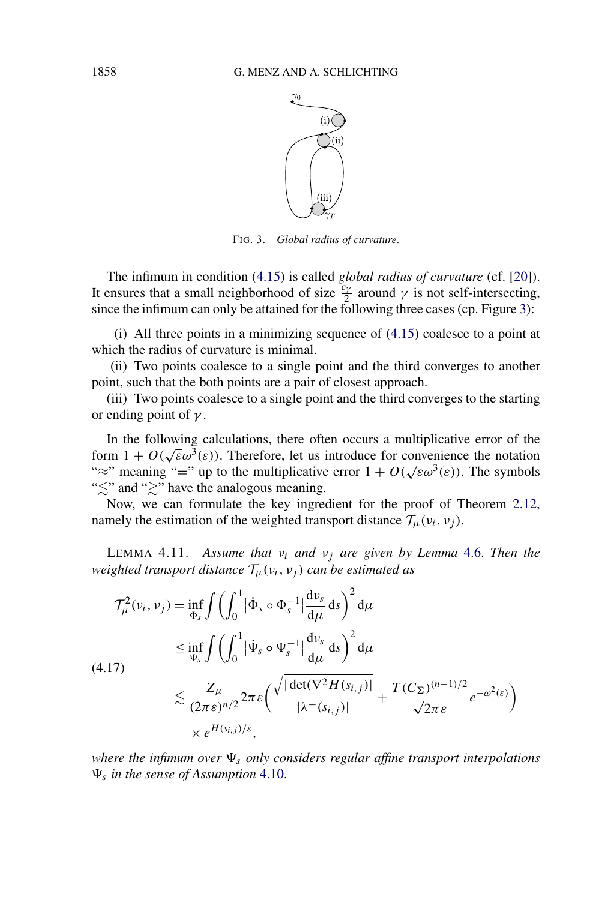FIG. 3. *Global radius of curvature.*

The infimum in condition (4.15) is called *global radius of curvature* (cf. [20]). It ensures that a small neighborhood of size $\frac{c_\gamma}{2}$ around $\gamma$ is not self-intersecting, since the infimum can only be attained for the following three cases (cp. Figure 3):

(i) All three points in a minimizing sequence of (4.15) coalesce to a point at which the radius of curvature is minimal.

(ii) Two points coalesce to a single point and the third converges to another point, such that the both points are a pair of closest approach.

(iii) Two points coalesce to a single point and the third converges to the starting or ending point of $\gamma$.

In the following calculations, there often occurs a multiplicative error of the form $1 + O(\sqrt{\varepsilon}\omega^3(\varepsilon))$. Therefore, let us introduce for convenience the notation "$\approx$" meaning "$=$" up to the multiplicative error $1 + O(\sqrt{\varepsilon}\omega^3(\varepsilon))$. The symbols "$\lesssim$" and "$\gtrsim$" have the analogous meaning.

Now, we can formulate the key ingredient for the proof of Theorem 2.12, namely the estimation of the weighted transport distance $\mathcal{T}_\mu(\nu_i, \nu_j)$.

LEMMA 4.11. *Assume that $\nu_i$ and $\nu_j$ are given by Lemma 4.6. Then the weighted transport distance $\mathcal{T}_\mu(\nu_i, \nu_j)$ can be estimated as*

$$
\begin{aligned}
\mathcal{T}_\mu^2(\nu_i, \nu_j) &= \inf_{\Phi_s} \int \left( \int_0^1 \left| \dot{\Phi}_s \circ \Phi_s^{-1} \right| \frac{\mathrm{d}\nu_s}{\mathrm{d}\mu} \, \mathrm{d}s \right)^2 \mathrm{d}\mu \\
&\leq \inf_{\Psi_s} \int \left( \int_0^1 \left| \dot{\Psi}_s \circ \Psi_s^{-1} \right| \frac{\mathrm{d}\nu_s}{\mathrm{d}\mu} \, \mathrm{d}s \right)^2 \mathrm{d}\mu \\
&\lesssim \frac{Z_\mu}{(2\pi\varepsilon)^{n/2}} 2\pi\varepsilon \left( \frac{\sqrt{|\det(\nabla^2 H(s_{i,j})|}}{|\lambda^-(s_{i,j})|} + \frac{T(C_\Sigma)^{(n-1)/2}}{\sqrt{2\pi\varepsilon}} e^{-\omega^2(\varepsilon)} \right) \\
&\quad \times e^{H(s_{i,j})/\varepsilon},
\end{aligned}
\tag{4.17}
$$

*where the infimum over $\Psi_s$ only considers regular affine transport interpolations $\Psi_s$ in the sense of Assumption 4.10.*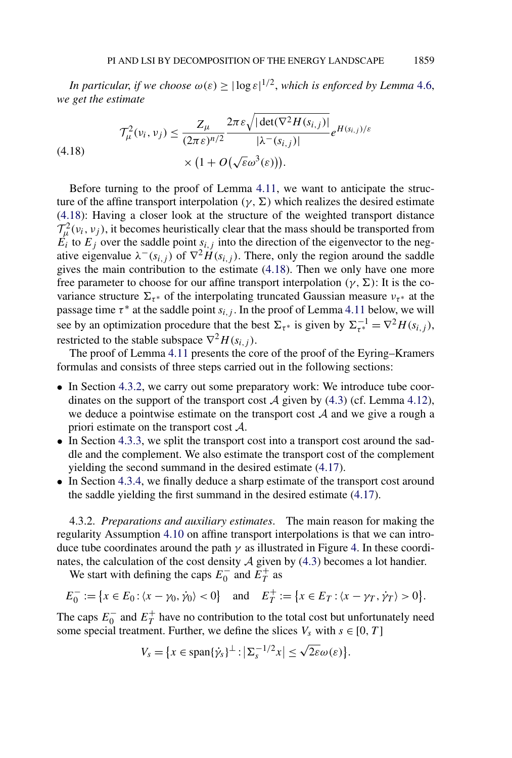*In particular, if we choose $\omega(\varepsilon) \geq |\log \varepsilon|^{1/2}$, which is enforced by Lemma 4.6, we get the estimate*

$$
\mathcal{T}_{\mu}^{2}(\nu_i, \nu_j) \leq \frac{Z_\mu}{(2\pi\varepsilon)^{n/2}} \frac{2\pi\varepsilon\sqrt{|\det(\nabla^2 H(s_{i,j})|}}{|\lambda^-(s_{i,j})|} e^{H(s_{i,j})/\varepsilon} \times \bigl(1 + O\bigl(\sqrt{\varepsilon}\omega^3(\varepsilon)\bigr)\bigr). \tag{4.18}
$$

Before turning to the proof of Lemma 4.11, we want to anticipate the structure of the affine transport interpolation $(\gamma, \Sigma)$ which realizes the desired estimate (4.18): Having a closer look at the structure of the weighted transport distance $\mathcal{T}_\mu^2(\nu_i, \nu_j)$, it becomes heuristically clear that the mass should be transported from $E_i$ to $E_j$ over the saddle point $s_{i,j}$ into the direction of the eigenvector to the negative eigenvalue $\lambda^-(s_{i,j})$ of $\nabla^2 H(s_{i,j})$. There, only the region around the saddle gives the main contribution to the estimate (4.18). Then we only have one more free parameter to choose for our affine transport interpolation $(\gamma, \Sigma)$: It is the covariance structure $\Sigma_{\tau^*}$ of the interpolating truncated Gaussian measure $\nu_{\tau^*}$ at the passage time $\tau^*$ at the saddle point $s_{i,j}$. In the proof of Lemma 4.11 below, we will see by an optimization procedure that the best $\Sigma_{\tau^*}$ is given by $\Sigma_{\tau^*}^{-1} = \nabla^2 H(s_{i,j})$, restricted to the stable subspace $\nabla^2 H(s_{i,j})$.

The proof of Lemma 4.11 presents the core of the proof of the Eyring–Kramers formulas and consists of three steps carried out in the following sections:

- In Section 4.3.2, we carry out some preparatory work: We introduce tube coordinates on the support of the transport cost $\mathcal{A}$ given by (4.3) (cf. Lemma 4.12), we deduce a pointwise estimate on the transport cost $\mathcal{A}$ and we give a rough a priori estimate on the transport cost $\mathcal{A}$.
- In Section 4.3.3, we split the transport cost into a transport cost around the saddle and the complement. We also estimate the transport cost of the complement yielding the second summand in the desired estimate (4.17).
- In Section 4.3.4, we finally deduce a sharp estimate of the transport cost around the saddle yielding the first summand in the desired estimate (4.17).

4.3.2. *Preparations and auxiliary estimates*. The main reason for making the regularity Assumption 4.10 on affine transport interpolations is that we can introduce tube coordinates around the path $\gamma$ as illustrated in Figure 4. In these coordinates, the calculation of the cost density $\mathcal{A}$ given by (4.3) becomes a lot handier.

We start with defining the caps $E_0^-$ and $E_T^+$ as

$$
E_0^- := \bigl\{x \in E_0 : \langle x - \gamma_0, \dot{\gamma}_0\rangle < 0\bigr\} \quad \text{and} \quad E_T^+ := \bigl\{x \in E_T : \langle x - \gamma_T, \dot{\gamma}_T\rangle > 0\bigr\}.
$$

The caps $E_0^-$ and $E_T^+$ have no contribution to the total cost but unfortunately need some special treatment. Further, we define the slices $V_s$ with $s \in [0, T]$

$$
V_s = \bigl\{x \in \operatorname{span}\{\dot{\gamma}_s\}^\perp : \bigl|\Sigma_s^{-1/2} x\bigr| \leq \sqrt{2\varepsilon}\omega(\varepsilon)\bigr\}.
$$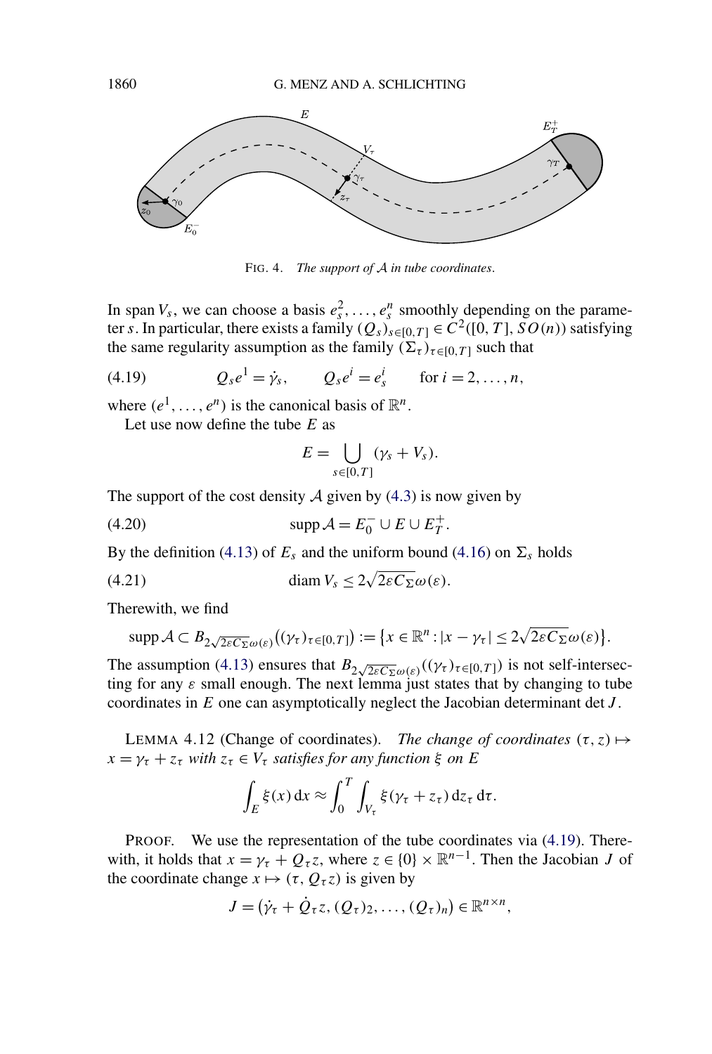FIG. 4. *The support of $\mathcal{A}$ in tube coordinates.*

In span $V_s$, we can choose a basis $e_s^2, \dots, e_s^n$ smoothly depending on the parameter $s$. In particular, there exists a family $(Q_s)_{s\in[0,T]} \in C^2([0,T], SO(n))$ satisfying the same regularity assumption as the family $(\Sigma_\tau)_{\tau\in[0,T]}$ such that

$$Q_s e^1 = \dot{\gamma}_s, \qquad Q_s e^i = e_s^i \qquad \text{for } i = 2, \dots, n, \tag{4.19}$$

where $(e^1, \dots, e^n)$ is the canonical basis of $\mathbb{R}^n$.

Let use now define the tube $E$ as

$$E = \bigcup_{s\in[0,T]} (\gamma_s + V_s).$$

The support of the cost density $\mathcal{A}$ given by (4.3) is now given by

$$\operatorname{supp} \mathcal{A} = E_0^- \cup E \cup E_T^+. \tag{4.20}$$

By the definition (4.13) of $E_s$ and the uniform bound (4.16) on $\Sigma_s$ holds

$$\operatorname{diam} V_s \le 2\sqrt{2\varepsilon C_\Sigma}\,\omega(\varepsilon). \tag{4.21}$$

Therewith, we find

$$\operatorname{supp} \mathcal{A} \subset B_{2\sqrt{2\varepsilon C_\Sigma}\omega(\varepsilon)}\big((\gamma_\tau)_{\tau\in[0,T]}\big) := \big\{x \in \mathbb{R}^n : |x - \gamma_\tau| \le 2\sqrt{2\varepsilon C_\Sigma}\,\omega(\varepsilon)\big\}.$$

The assumption (4.13) ensures that $B_{2\sqrt{2\varepsilon C_\Sigma}\omega(\varepsilon)}((\gamma_\tau)_{\tau\in[0,T]})$ is not self-intersecting for any $\varepsilon$ small enough. The next lemma just states that by changing to tube coordinates in $E$ one can asymptotically neglect the Jacobian determinant $\det J$.

LEMMA 4.12 (Change of coordinates). *The change of coordinates $(\tau, z) \mapsto x = \gamma_\tau + z_\tau$ with $z_\tau \in V_\tau$ satisfies for any function $\xi$ on $E$*

$$\int_E \xi(x)\,\mathrm{d}x \approx \int_0^T \int_{V_\tau} \xi(\gamma_\tau + z_\tau)\,\mathrm{d}z_\tau\,\mathrm{d}\tau.$$

PROOF. We use the representation of the tube coordinates via (4.19). Therewith, it holds that $x = \gamma_\tau + Q_\tau z$, where $z \in \{0\} \times \mathbb{R}^{n-1}$. Then the Jacobian $J$ of the coordinate change $x \mapsto (\tau, Q_\tau z)$ is given by

$$J = \big(\dot{\gamma}_\tau + \dot{Q}_\tau z, (Q_\tau)_2, \dots, (Q_\tau)_n\big) \in \mathbb{R}^{n\times n},$$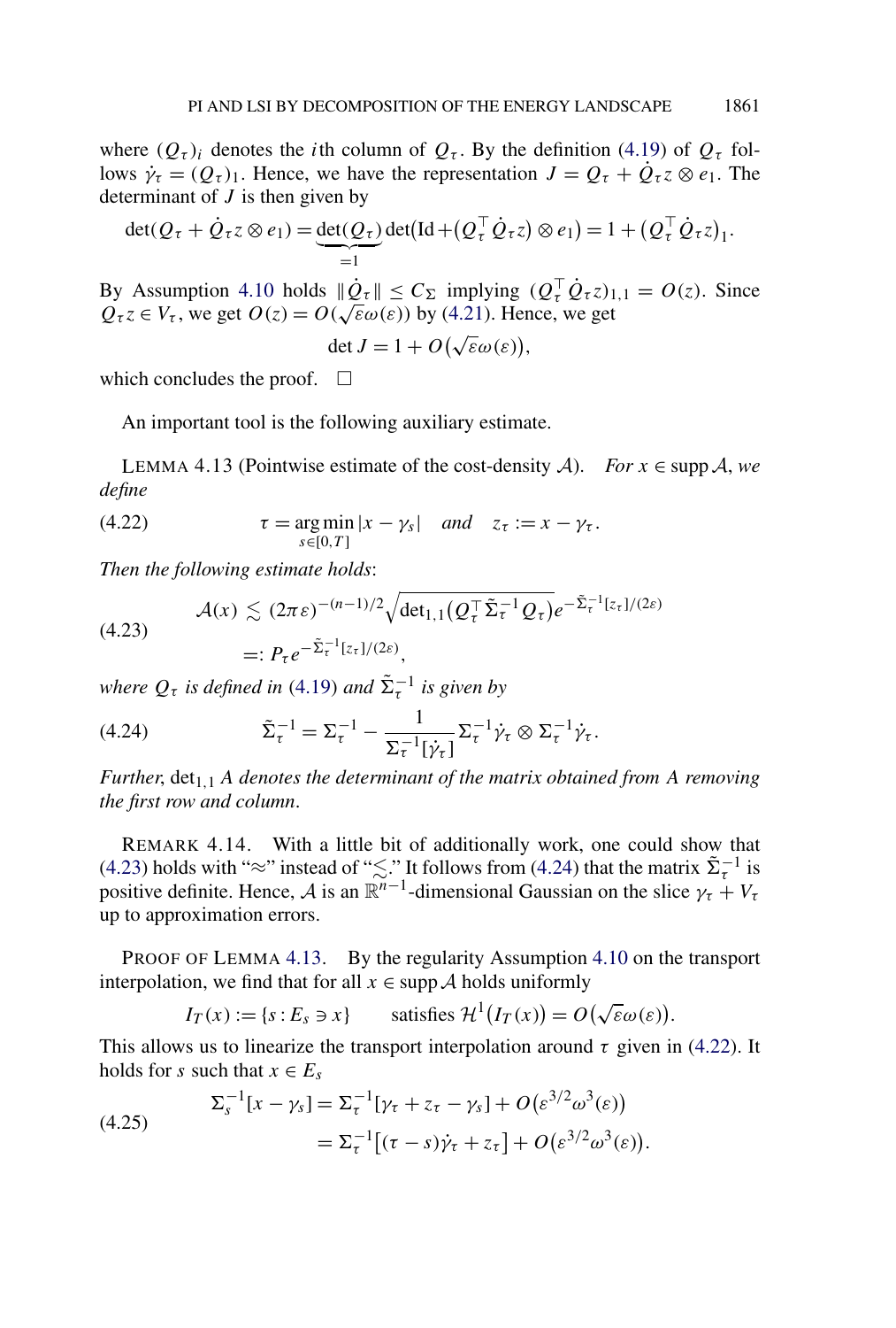where $(Q_\tau)_i$ denotes the $i$th column of $Q_\tau$. By the definition (4.19) of $Q_\tau$ follows $\dot\gamma_\tau = (Q_\tau)_1$. Hence, we have the representation $J = Q_\tau + \dot Q_\tau z \otimes e_1$. The determinant of $J$ is then given by

$$\det(Q_\tau + \dot Q_\tau z \otimes e_1) = \underbrace{\det(Q_\tau)}_{=1} \det\bigl(\mathrm{Id} + (Q_\tau^\top \dot Q_\tau z) \otimes e_1\bigr) = 1 + \bigl(Q_\tau^\top \dot Q_\tau z\bigr)_1.$$

By Assumption 4.10 holds $\|\dot Q_\tau\| \le C_\Sigma$ implying $(Q_\tau^\top \dot Q_\tau z)_{1,1} = O(z)$. Since $Q_\tau z \in V_\tau$, we get $O(z) = O(\sqrt{\varepsilon}\omega(\varepsilon))$ by (4.21). Hence, we get

$$\det J = 1 + O\bigl(\sqrt{\varepsilon}\omega(\varepsilon)\bigr),$$

which concludes the proof. $\square$

An important tool is the following auxiliary estimate.

LEMMA 4.13 (Pointwise estimate of the cost-density $\mathcal{A}$). *For $x \in \operatorname{supp} \mathcal{A}$, we define*

$$\tau = \operatorname*{arg\,min}_{s\in[0,T]} |x - \gamma_s| \quad \text{and} \quad z_\tau := x - \gamma_\tau. \tag{4.22}$$

*Then the following estimate holds*:

$$\begin{aligned} \mathcal{A}(x) &\lesssim (2\pi\varepsilon)^{-(n-1)/2} \sqrt{\det{}_{1,1}\bigl(Q_\tau^\top \tilde\Sigma_\tau^{-1} Q_\tau\bigr)}\, e^{-\tilde\Sigma_\tau^{-1}[z_\tau]/(2\varepsilon)} \\ &=: P_\tau e^{-\tilde\Sigma_\tau^{-1}[z_\tau]/(2\varepsilon)}, \end{aligned} \tag{4.23}$$

*where $Q_\tau$ is defined in (4.19) and $\tilde\Sigma_\tau^{-1}$ is given by*

$$\tilde\Sigma_\tau^{-1} = \Sigma_\tau^{-1} - \frac{1}{\Sigma_\tau^{-1}[\dot\gamma_\tau]} \Sigma_\tau^{-1}\dot\gamma_\tau \otimes \Sigma_\tau^{-1}\dot\gamma_\tau. \tag{4.24}$$

*Further, $\det_{1,1} A$ denotes the determinant of the matrix obtained from $A$ removing the first row and column.*

REMARK 4.14. With a little bit of additionally work, one could show that (4.23) holds with "$\approx$" instead of "$\lesssim$." It follows from (4.24) that the matrix $\tilde\Sigma_\tau^{-1}$ is positive definite. Hence, $\mathcal{A}$ is an $\mathbb{R}^{n-1}$-dimensional Gaussian on the slice $\gamma_\tau + V_\tau$ up to approximation errors.

PROOF OF LEMMA 4.13. By the regularity Assumption 4.10 on the transport interpolation, we find that for all $x \in \operatorname{supp}\mathcal{A}$ holds uniformly

$$I_T(x) := \{s : E_s \ni x\} \qquad \text{satisfies } \mathcal{H}^1\bigl(I_T(x)\bigr) = O\bigl(\sqrt{\varepsilon}\omega(\varepsilon)\bigr).$$

This allows us to linearize the transport interpolation around $\tau$ given in (4.22). It holds for $s$ such that $x \in E_s$

$$\begin{aligned} \Sigma_s^{-1}[x - \gamma_s] &= \Sigma_\tau^{-1}[\gamma_\tau + z_\tau - \gamma_s] + O\bigl(\varepsilon^{3/2}\omega^3(\varepsilon)\bigr) \\ &= \Sigma_\tau^{-1}\bigl[(\tau - s)\dot\gamma_\tau + z_\tau\bigr] + O\bigl(\varepsilon^{3/2}\omega^3(\varepsilon)\bigr). \end{aligned} \tag{4.25}$$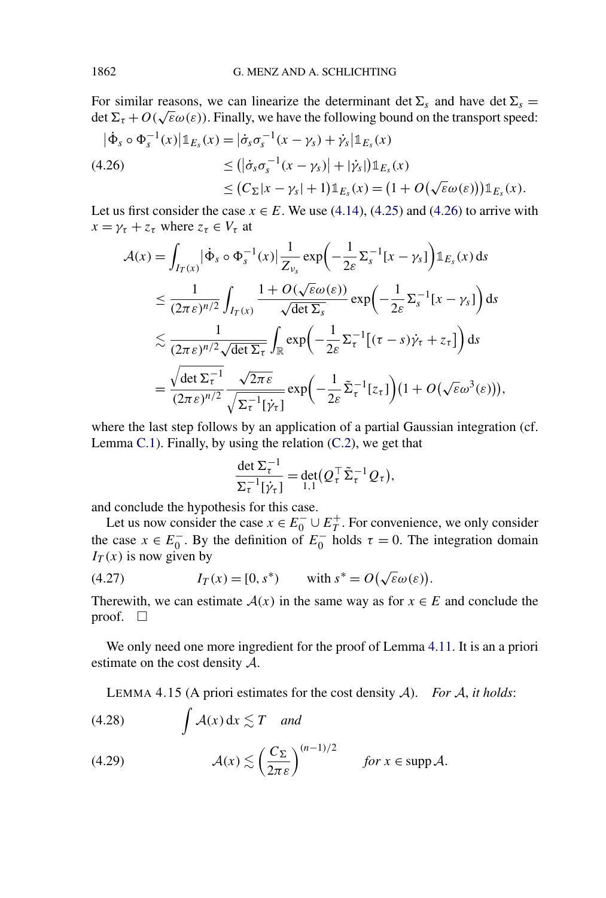For similar reasons, we can linearize the determinant $\det \Sigma_s$ and have $\det \Sigma_s = \det \Sigma_\tau + O(\sqrt{\varepsilon}\omega(\varepsilon))$. Finally, we have the following bound on the transport speed:

$$
\begin{aligned}
|\dot{\Phi}_s \circ \Phi_s^{-1}(x)| \mathbb{1}_{E_s}(x) &= |\dot{\sigma}_s \sigma_s^{-1}(x-\gamma_s) + \dot{\gamma}_s| \mathbb{1}_{E_s}(x) \\
&\le (|\dot{\sigma}_s \sigma_s^{-1}(x-\gamma_s)| + |\dot{\gamma}_s|) \mathbb{1}_{E_s}(x) \\
&\le (C_\Sigma |x-\gamma_s| + 1) \mathbb{1}_{E_s}(x) = (1 + O(\sqrt{\varepsilon}\omega(\varepsilon))) \mathbb{1}_{E_s}(x).
\end{aligned} \tag{4.26}
$$

Let us first consider the case $x \in E$. We use (4.14), (4.25) and (4.26) to arrive with $x = \gamma_\tau + z_\tau$ where $z_\tau \in V_\tau$ at

$$
\begin{aligned}
\mathcal{A}(x) &= \int_{I_T(x)} |\dot{\Phi}_s \circ \Phi_s^{-1}(x)| \frac{1}{Z_{\nu_s}} \exp\left(-\frac{1}{2\varepsilon} \Sigma_s^{-1}[x-\gamma_s]\right) \mathbb{1}_{E_s}(x) \, \mathrm{d}s \\
&\le \frac{1}{(2\pi\varepsilon)^{n/2}} \int_{I_T(x)} \frac{1 + O(\sqrt{\varepsilon}\omega(\varepsilon))}{\sqrt{\det \Sigma_s}} \exp\left(-\frac{1}{2\varepsilon} \Sigma_s^{-1}[x-\gamma_s]\right) \mathrm{d}s \\
&\lesssim \frac{1}{(2\pi\varepsilon)^{n/2} \sqrt{\det \Sigma_\tau}} \int_{\mathbb{R}} \exp\left(-\frac{1}{2\varepsilon} \Sigma_\tau^{-1}[(\tau - s)\dot{\gamma}_\tau + z_\tau]\right) \mathrm{d}s \\
&= \frac{\sqrt{\det \Sigma_\tau^{-1}}}{(2\pi\varepsilon)^{n/2}} \frac{\sqrt{2\pi\varepsilon}}{\sqrt{\Sigma_\tau^{-1}[\dot{\gamma}_\tau]}} \exp\left(-\frac{1}{2\varepsilon} \tilde{\Sigma}_\tau^{-1}[z_\tau]\right) (1 + O(\sqrt{\varepsilon}\omega^3(\varepsilon))),
\end{aligned}
$$

where the last step follows by an application of a partial Gaussian integration (cf. Lemma C.1). Finally, by using the relation (C.2), we get that

$$
\frac{\det \Sigma_\tau^{-1}}{\Sigma_\tau^{-1}[\dot{\gamma}_\tau]} = \det_{1,1}(Q_\tau^\top \tilde{\Sigma}_\tau^{-1} Q_\tau),
$$

and conclude the hypothesis for this case.

Let us now consider the case $x \in E_0^- \cup E_T^+$. For convenience, we only consider the case $x \in E_0^-$. By the definition of $E_0^-$ holds $\tau = 0$. The integration domain $I_T(x)$ is now given by

$$
I_T(x) = [0, s^*) \qquad \text{with } s^* = O(\sqrt{\varepsilon}\omega(\varepsilon)). \tag{4.27}
$$

Therewith, we can estimate $\mathcal{A}(x)$ in the same way as for $x \in E$ and conclude the proof. $\square$

We only need one more ingredient for the proof of Lemma 4.11. It is an a priori estimate on the cost density $\mathcal{A}$.

LEMMA 4.15 (A priori estimates for the cost density $\mathcal{A}$). *For $\mathcal{A}$, it holds*:

$$
\int \mathcal{A}(x) \, \mathrm{d}x \lesssim T \quad \textit{and} \tag{4.28}
$$

$$
\mathcal{A}(x) \lesssim \left(\frac{C_\Sigma}{2\pi\varepsilon}\right)^{(n-1)/2} \qquad \textit{for } x \in \operatorname{supp} \mathcal{A}. \tag{4.29}
$$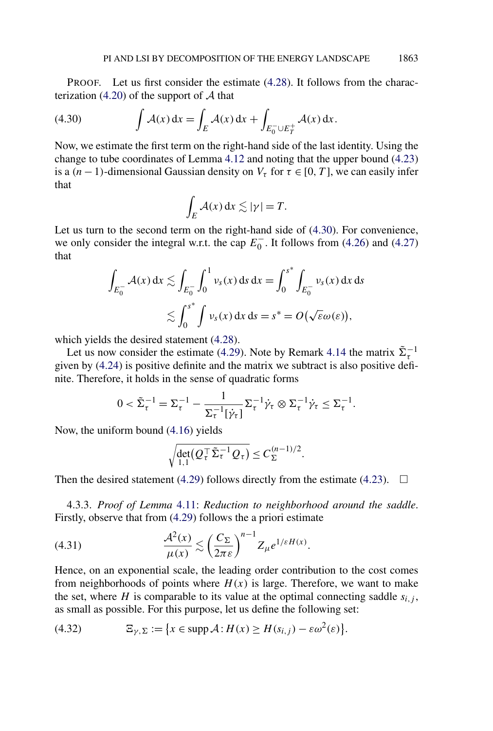PROOF. Let us first consider the estimate (4.28). It follows from the characterization (4.20) of the support of $\mathcal{A}$ that

$$\int \mathcal{A}(x)\,\mathrm{d}x = \int_E \mathcal{A}(x)\,\mathrm{d}x + \int_{E_0^- \cup E_T^+} \mathcal{A}(x)\,\mathrm{d}x. \tag{4.30}$$

Now, we estimate the first term on the right-hand side of the last identity. Using the change to tube coordinates of Lemma 4.12 and noting that the upper bound (4.23) is a $(n-1)$-dimensional Gaussian density on $V_\tau$ for $\tau \in [0, T]$, we can easily infer that

$$\int_E \mathcal{A}(x)\,\mathrm{d}x \lesssim |\gamma| = T.$$

Let us turn to the second term on the right-hand side of (4.30). For convenience, we only consider the integral w.r.t. the cap $E_0^-$. It follows from (4.26) and (4.27) that

$$\begin{aligned}\int_{E_0^-} \mathcal{A}(x)\,\mathrm{d}x &\lesssim \int_{E_0^-} \int_0^1 \nu_s(x)\,\mathrm{d}s\,\mathrm{d}x = \int_0^{s^*} \int_{E_0^-} \nu_s(x)\,\mathrm{d}x\,\mathrm{d}s \\ &\lesssim \int_0^{s^*} \int \nu_s(x)\,\mathrm{d}x\,\mathrm{d}s = s^* = O(\sqrt{\varepsilon}\omega(\varepsilon)),\end{aligned}$$

which yields the desired statement (4.28).

Let us now consider the estimate (4.29). Note by Remark 4.14 the matrix $\tilde{\Sigma}_\tau^{-1}$ given by (4.24) is positive definite and the matrix we subtract is also positive definite. Therefore, it holds in the sense of quadratic forms

$$0 < \tilde{\Sigma}_\tau^{-1} = \Sigma_\tau^{-1} - \frac{1}{\Sigma_\tau^{-1}[\dot{\gamma}_\tau]} \Sigma_\tau^{-1}\dot{\gamma}_\tau \otimes \Sigma_\tau^{-1}\dot{\gamma}_\tau \le \Sigma_\tau^{-1}.$$

Now, the uniform bound (4.16) yields

$$\sqrt{\det_{1,1}(Q_\tau^\top \tilde{\Sigma}_\tau^{-1} Q_\tau)} \le C_\Sigma^{(n-1)/2}.$$

Then the desired statement (4.29) follows directly from the estimate (4.23). $\square$

4.3.3. *Proof of Lemma* 4.11: *Reduction to neighborhood around the saddle*. Firstly, observe that from (4.29) follows the a priori estimate

$$\frac{\mathcal{A}^2(x)}{\mu(x)} \lesssim \left(\frac{C_\Sigma}{2\pi\varepsilon}\right)^{n-1} Z_\mu e^{1/\varepsilon H(x)}. \tag{4.31}$$

Hence, on an exponential scale, the leading order contribution to the cost comes from neighborhoods of points where $H(x)$ is large. Therefore, we want to make the set, where $H$ is comparable to its value at the optimal connecting saddle $s_{i,j}$, as small as possible. For this purpose, let us define the following set:

$$\Xi_{\gamma,\Sigma} := \{x \in \operatorname{supp}\mathcal{A} : H(x) \ge H(s_{i,j}) - \varepsilon\omega^2(\varepsilon)\}. \tag{4.32}$$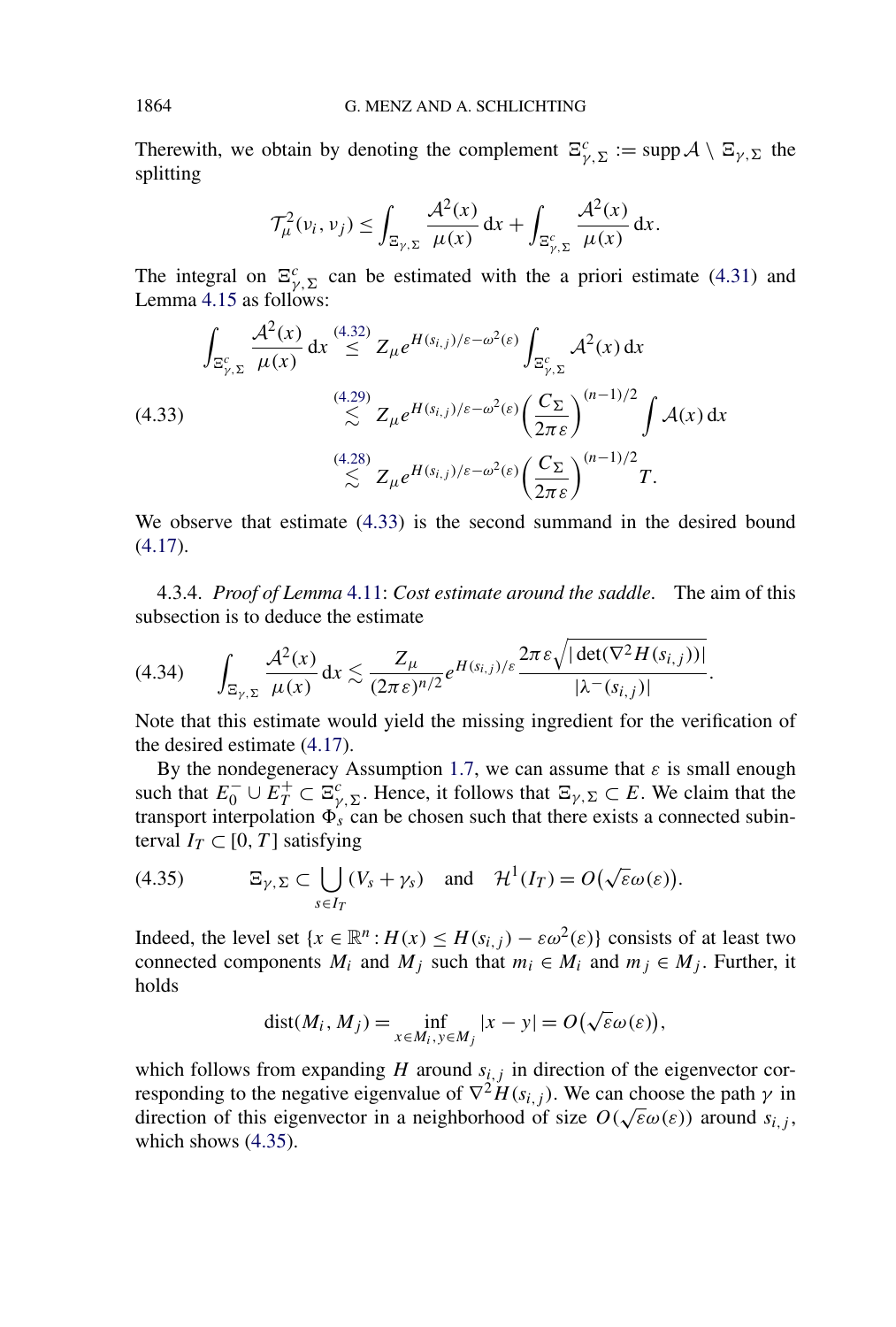Therewith, we obtain by denoting the complement $\Xi^c_{\gamma,\Sigma} := \operatorname{supp} \mathcal{A} \setminus \Xi_{\gamma,\Sigma}$ the splitting

$$\mathcal{T}^2_\mu(\nu_i, \nu_j) \le \int_{\Xi_{\gamma,\Sigma}} \frac{\mathcal{A}^2(x)}{\mu(x)} \,\mathrm{d}x + \int_{\Xi^c_{\gamma,\Sigma}} \frac{\mathcal{A}^2(x)}{\mu(x)} \,\mathrm{d}x.$$

The integral on $\Xi^c_{\gamma,\Sigma}$ can be estimated with the a priori estimate (4.31) and Lemma 4.15 as follows:

$$\begin{aligned}
\int_{\Xi^c_{\gamma,\Sigma}} \frac{\mathcal{A}^2(x)}{\mu(x)} \,\mathrm{d}x &\overset{(4.32)}{\le} Z_\mu e^{H(s_{i,j})/\varepsilon - \omega^2(\varepsilon)} \int_{\Xi^c_{\gamma,\Sigma}} \mathcal{A}^2(x)\,\mathrm{d}x \\
&\overset{(4.29)}{\lesssim} Z_\mu e^{H(s_{i,j})/\varepsilon - \omega^2(\varepsilon)} \left(\frac{C_\Sigma}{2\pi\varepsilon}\right)^{(n-1)/2} \int \mathcal{A}(x)\,\mathrm{d}x \\
&\overset{(4.28)}{\lesssim} Z_\mu e^{H(s_{i,j})/\varepsilon - \omega^2(\varepsilon)} \left(\frac{C_\Sigma}{2\pi\varepsilon}\right)^{(n-1)/2} T.
\end{aligned} \tag{4.33}$$

We observe that estimate (4.33) is the second summand in the desired bound (4.17).

4.3.4. *Proof of Lemma* 4.11: *Cost estimate around the saddle*. The aim of this subsection is to deduce the estimate

$$\int_{\Xi_{\gamma,\Sigma}} \frac{\mathcal{A}^2(x)}{\mu(x)} \,\mathrm{d}x \lesssim \frac{Z_\mu}{(2\pi\varepsilon)^{n/2}} e^{H(s_{i,j})/\varepsilon} \frac{2\pi\varepsilon\sqrt{|\det(\nabla^2 H(s_{i,j}))|}}{|\lambda^-(s_{i,j})|}. \tag{4.34}$$

Note that this estimate would yield the missing ingredient for the verification of the desired estimate (4.17).

By the nondegeneracy Assumption 1.7, we can assume that $\varepsilon$ is small enough such that $E_0^- \cup E_T^+ \subset \Xi^c_{\gamma,\Sigma}$. Hence, it follows that $\Xi_{\gamma,\Sigma} \subset E$. We claim that the transport interpolation $\Phi_s$ can be chosen such that there exists a connected subinterval $I_T \subset [0, T]$ satisfying

$$\Xi_{\gamma,\Sigma} \subset \bigcup_{s \in I_T} (V_s + \gamma_s) \quad \text{and} \quad \mathcal{H}^1(I_T) = O\big(\sqrt{\varepsilon}\omega(\varepsilon)\big). \tag{4.35}$$

Indeed, the level set $\{x \in \mathbb{R}^n : H(x) \le H(s_{i,j}) - \varepsilon\omega^2(\varepsilon)\}$ consists of at least two connected components $M_i$ and $M_j$ such that $m_i \in M_i$ and $m_j \in M_j$. Further, it holds

$$\operatorname{dist}(M_i, M_j) = \inf_{x \in M_i, y \in M_j} |x - y| = O\big(\sqrt{\varepsilon}\omega(\varepsilon)\big),$$

which follows from expanding $H$ around $s_{i,j}$ in direction of the eigenvector corresponding to the negative eigenvalue of $\nabla^2 H(s_{i,j})$. We can choose the path $\gamma$ in direction of this eigenvector in a neighborhood of size $O(\sqrt{\varepsilon}\omega(\varepsilon))$ around $s_{i,j}$, which shows (4.35).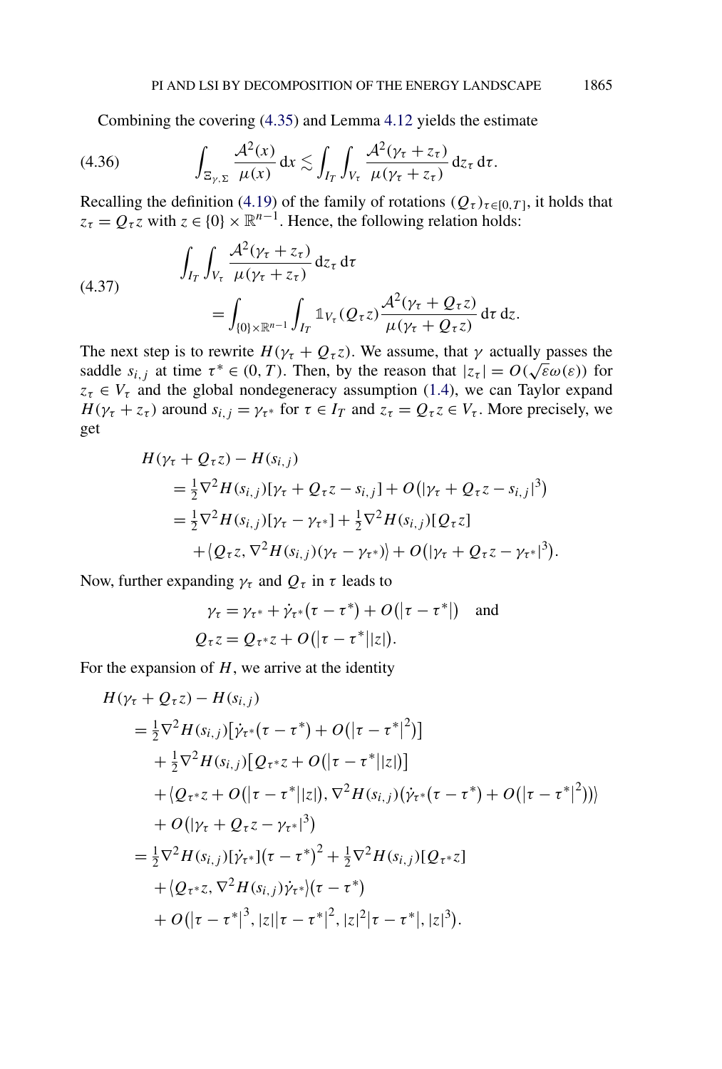Combining the covering (4.35) and Lemma 4.12 yields the estimate

$$\int_{\Xi_{\gamma,\Sigma}} \frac{\mathcal{A}^2(x)}{\mu(x)}\,\mathrm{d}x \lesssim \int_{I_T}\int_{V_\tau} \frac{\mathcal{A}^2(\gamma_\tau + z_\tau)}{\mu(\gamma_\tau + z_\tau)}\,\mathrm{d}z_\tau\,\mathrm{d}\tau. \tag{4.36}$$

Recalling the definition (4.19) of the family of rotations $(Q_\tau)_{\tau\in[0,T]}$, it holds that $z_\tau = Q_\tau z$ with $z \in \{0\}\times\mathbb{R}^{n-1}$. Hence, the following relation holds:

$$\begin{aligned}
&\int_{I_T}\int_{V_\tau} \frac{\mathcal{A}^2(\gamma_\tau + z_\tau)}{\mu(\gamma_\tau + z_\tau)}\,\mathrm{d}z_\tau\,\mathrm{d}\tau \\
&\qquad = \int_{\{0\}\times\mathbb{R}^{n-1}}\int_{I_T} \mathbb{1}_{V_\tau}(Q_\tau z)\frac{\mathcal{A}^2(\gamma_\tau + Q_\tau z)}{\mu(\gamma_\tau + Q_\tau z)}\,\mathrm{d}\tau\,\mathrm{d}z.
\end{aligned} \tag{4.37}$$

The next step is to rewrite $H(\gamma_\tau + Q_\tau z)$. We assume, that $\gamma$ actually passes the saddle $s_{i,j}$ at time $\tau^* \in (0,T)$. Then, by the reason that $|z_\tau| = O(\sqrt{\varepsilon}\omega(\varepsilon))$ for $z_\tau \in V_\tau$ and the global nondegeneracy assumption (1.4), we can Taylor expand $H(\gamma_\tau + z_\tau)$ around $s_{i,j} = \gamma_{\tau^*}$ for $\tau \in I_T$ and $z_\tau = Q_\tau z \in V_\tau$. More precisely, we get

$$\begin{aligned}
&H(\gamma_\tau + Q_\tau z) - H(s_{i,j}) \\
&\quad = \tfrac{1}{2}\nabla^2 H(s_{i,j})[\gamma_\tau + Q_\tau z - s_{i,j}] + O\big(|\gamma_\tau + Q_\tau z - s_{i,j}|^3\big) \\
&\quad = \tfrac{1}{2}\nabla^2 H(s_{i,j})[\gamma_\tau - \gamma_{\tau^*}] + \tfrac{1}{2}\nabla^2 H(s_{i,j})[Q_\tau z] \\
&\qquad + \langle Q_\tau z, \nabla^2 H(s_{i,j})(\gamma_\tau - \gamma_{\tau^*})\rangle + O\big(|\gamma_\tau + Q_\tau z - \gamma_{\tau^*}|^3\big).
\end{aligned}$$

Now, further expanding $\gamma_\tau$ and $Q_\tau$ in $\tau$ leads to

$$\begin{aligned}
\gamma_\tau &= \gamma_{\tau^*} + \dot{\gamma}_{\tau^*}(\tau - \tau^*) + O\big(|\tau - \tau^*|\big) \quad \text{and} \\
Q_\tau z &= Q_{\tau^*} z + O\big(|\tau - \tau^*||z|\big).
\end{aligned}$$

For the expansion of $H$, we arrive at the identity

$$\begin{aligned}
&H(\gamma_\tau + Q_\tau z) - H(s_{i,j}) \\
&\quad = \tfrac{1}{2}\nabla^2 H(s_{i,j})\big[\dot{\gamma}_{\tau^*}(\tau - \tau^*) + O\big(|\tau - \tau^*|^2\big)\big] \\
&\qquad + \tfrac{1}{2}\nabla^2 H(s_{i,j})\big[Q_{\tau^*} z + O\big(|\tau - \tau^*||z|\big)\big] \\
&\qquad + \big\langle Q_{\tau^*} z + O\big(|\tau - \tau^*||z|\big), \nabla^2 H(s_{i,j})\big(\dot{\gamma}_{\tau^*}(\tau - \tau^*) + O\big(|\tau - \tau^*|^2\big)\big)\big\rangle \\
&\qquad + O\big(|\gamma_\tau + Q_\tau z - \gamma_{\tau^*}|^3\big) \\
&\quad = \tfrac{1}{2}\nabla^2 H(s_{i,j})[\dot{\gamma}_{\tau^*}]\big(\tau - \tau^*\big)^2 + \tfrac{1}{2}\nabla^2 H(s_{i,j})[Q_{\tau^*} z] \\
&\qquad + \langle Q_{\tau^*} z, \nabla^2 H(s_{i,j})\dot{\gamma}_{\tau^*}\rangle(\tau - \tau^*) \\
&\qquad + O\big(|\tau - \tau^*|^3, |z||\tau - \tau^*|^2, |z|^2|\tau - \tau^*|, |z|^3\big).
\end{aligned}$$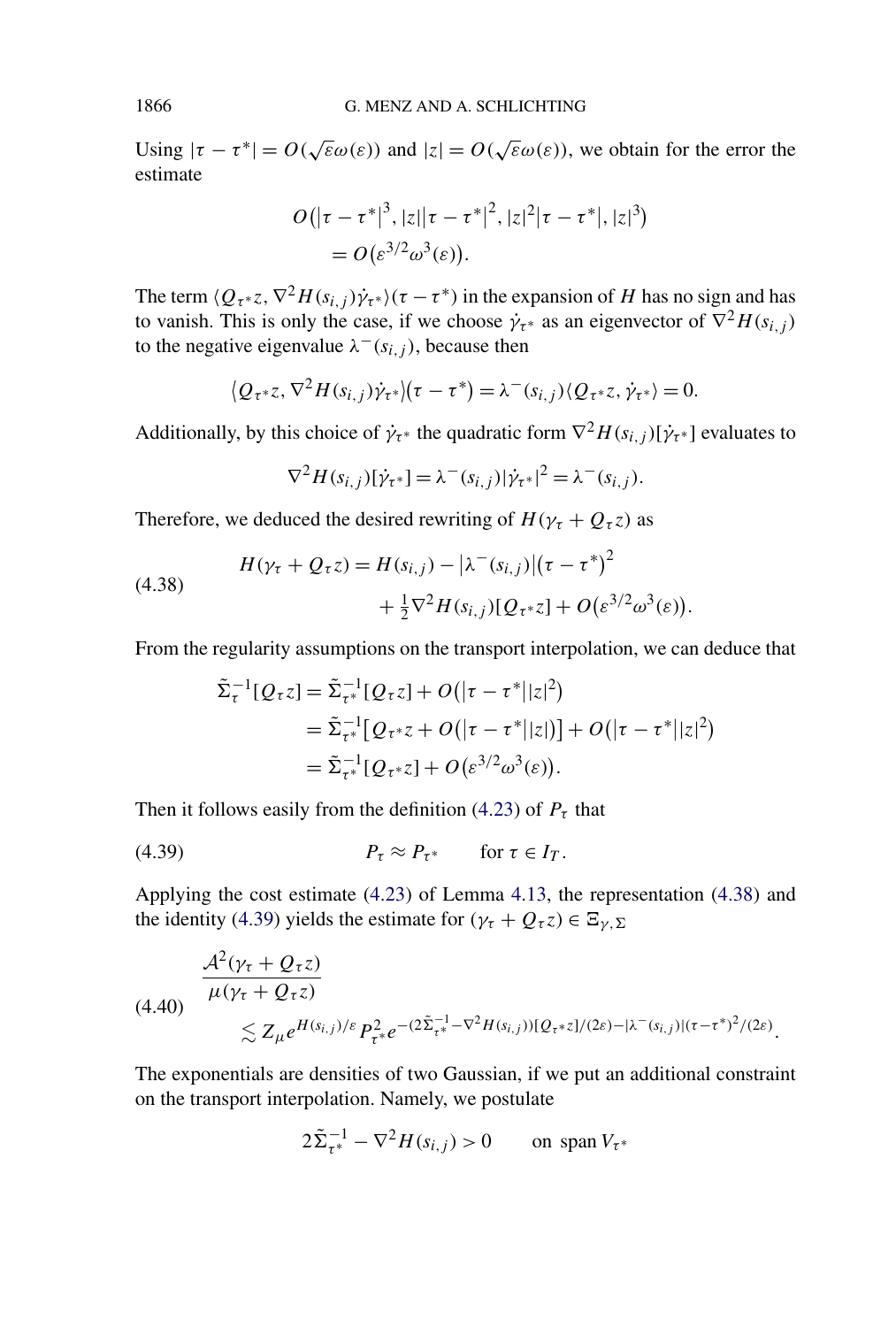Using $|\tau - \tau^*| = O(\sqrt{\varepsilon}\omega(\varepsilon))$ and $|z| = O(\sqrt{\varepsilon}\omega(\varepsilon))$, we obtain for the error the estimate

$$O\big(|\tau - \tau^*|^3, |z||\tau - \tau^*|^2, |z|^2|\tau - \tau^*|, |z|^3\big) = O\big(\varepsilon^{3/2}\omega^3(\varepsilon)\big).$$

The term $\langle Q_{\tau^*} z, \nabla^2 H(s_{i,j})\dot{\gamma}_{\tau^*}\rangle(\tau - \tau^*)$ in the expansion of $H$ has no sign and has to vanish. This is only the case, if we choose $\dot{\gamma}_{\tau^*}$ as an eigenvector of $\nabla^2 H(s_{i,j})$ to the negative eigenvalue $\lambda^-(s_{i,j})$, because then

$$\langle Q_{\tau^*} z, \nabla^2 H(s_{i,j})\dot{\gamma}_{\tau^*}\rangle(\tau - \tau^*) = \lambda^-(s_{i,j})\langle Q_{\tau^*} z, \dot{\gamma}_{\tau^*}\rangle = 0.$$

Additionally, by this choice of $\dot{\gamma}_{\tau^*}$ the quadratic form $\nabla^2 H(s_{i,j})[\dot{\gamma}_{\tau^*}]$ evaluates to

$$\nabla^2 H(s_{i,j})[\dot{\gamma}_{\tau^*}] = \lambda^-(s_{i,j})|\dot{\gamma}_{\tau^*}|^2 = \lambda^-(s_{i,j}).$$

Therefore, we deduced the desired rewriting of $H(\gamma_\tau + Q_\tau z)$ as

$$\begin{aligned} H(\gamma_\tau + Q_\tau z) = H(s_{i,j}) - |\lambda^-(s_{i,j})|(\tau - \tau^*)^2 \\ + \tfrac{1}{2}\nabla^2 H(s_{i,j})[Q_{\tau^*} z] + O\big(\varepsilon^{3/2}\omega^3(\varepsilon)\big). \end{aligned} \tag{4.38}$$

From the regularity assumptions on the transport interpolation, we can deduce that

$$\begin{aligned} \tilde{\Sigma}_\tau^{-1}[Q_\tau z] &= \tilde{\Sigma}_{\tau^*}^{-1}[Q_\tau z] + O\big(|\tau - \tau^*||z|^2\big) \\ &= \tilde{\Sigma}_{\tau^*}^{-1}\big[Q_{\tau^*} z + O\big(|\tau - \tau^*||z|\big)\big] + O\big(|\tau - \tau^*||z|^2\big) \\ &= \tilde{\Sigma}_{\tau^*}^{-1}[Q_{\tau^*} z] + O\big(\varepsilon^{3/2}\omega^3(\varepsilon)\big). \end{aligned}$$

Then it follows easily from the definition (4.23) of $P_\tau$ that

$$P_\tau \approx P_{\tau^*} \qquad \text{for } \tau \in I_T. \tag{4.39}$$

Applying the cost estimate (4.23) of Lemma 4.13, the representation (4.38) and the identity (4.39) yields the estimate for $(\gamma_\tau + Q_\tau z) \in \Xi_{\gamma,\Sigma}$

$$\begin{aligned} &\frac{\mathcal{A}^2(\gamma_\tau + Q_\tau z)}{\mu(\gamma_\tau + Q_\tau z)} \\ &\quad \lesssim Z_\mu e^{H(s_{i,j})/\varepsilon} P_{\tau^*}^2 e^{-(2\tilde{\Sigma}_{\tau^*}^{-1} - \nabla^2 H(s_{i,j}))[Q_{\tau^*} z]/(2\varepsilon) - |\lambda^-(s_{i,j})|(\tau - \tau^*)^2/(2\varepsilon)}. \end{aligned} \tag{4.40}$$

The exponentials are densities of two Gaussian, if we put an additional constraint on the transport interpolation. Namely, we postulate

$$2\tilde{\Sigma}_{\tau^*}^{-1} - \nabla^2 H(s_{i,j}) > 0 \qquad \text{on span } V_{\tau^*}$$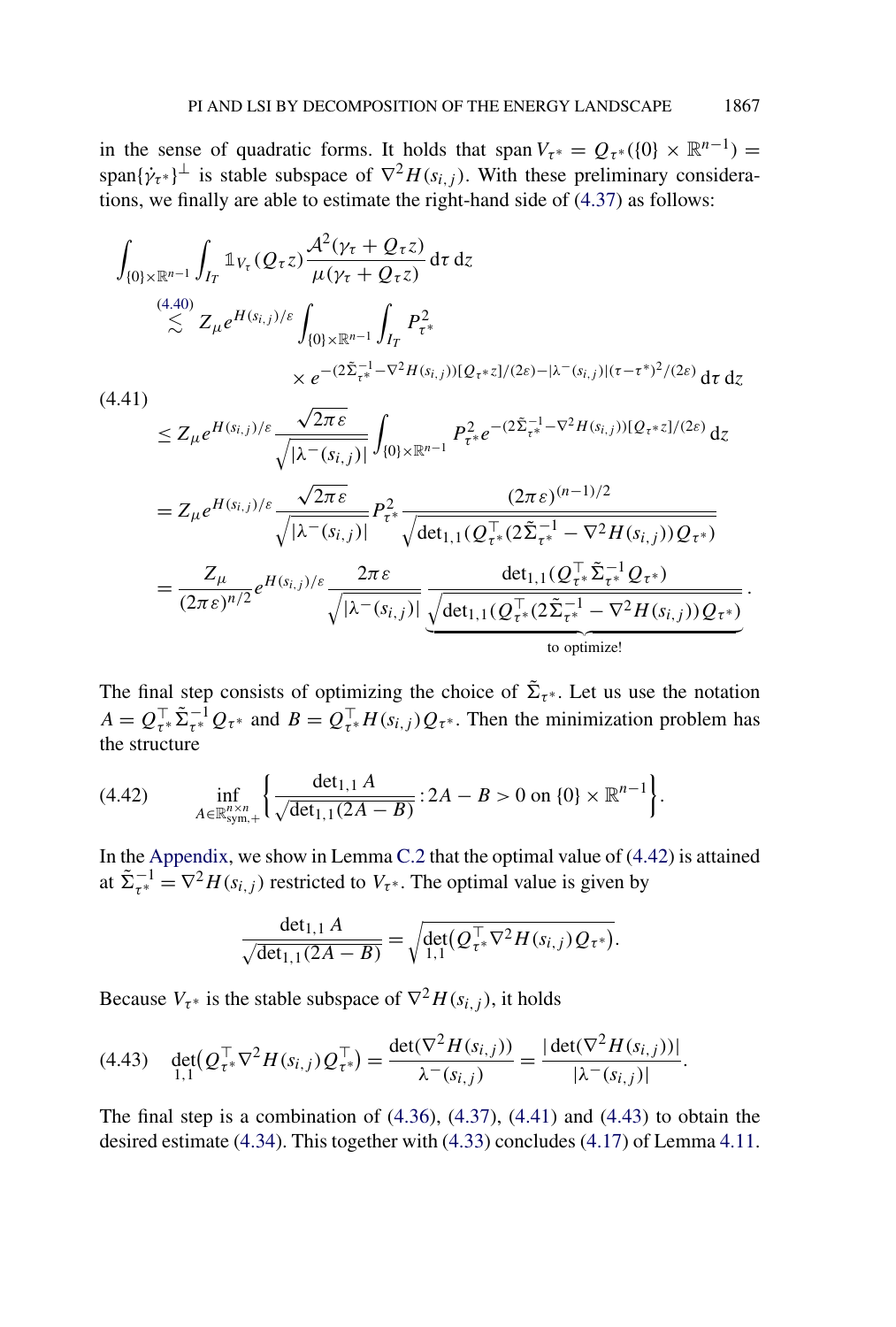in the sense of quadratic forms. It holds that $\operatorname{span} V_{\tau^*} = Q_{\tau^*}(\{0\} \times \mathbb{R}^{n-1}) = \operatorname{span}\{\dot{\gamma}_{\tau^*}\}^{\perp}$ is stable subspace of $\nabla^2 H(s_{i,j})$. With these preliminary considerations, we finally are able to estimate the right-hand side of (4.37) as follows:

$$
\begin{aligned}
&\int_{\{0\}\times\mathbb{R}^{n-1}} \int_{I_T} \mathbb{1}_{V_\tau}(Q_\tau z) \frac{\mathcal{A}^2(\gamma_\tau + Q_\tau z)}{\mu(\gamma_\tau + Q_\tau z)} \,\mathrm{d}\tau\,\mathrm{d}z \\
&\quad\overset{(4.40)}{\lesssim} Z_\mu e^{H(s_{i,j})/\varepsilon} \int_{\{0\}\times\mathbb{R}^{n-1}} \int_{I_T} P_{\tau^*}^2 \\
&\qquad\qquad \times e^{-(2\tilde{\Sigma}_{\tau^*}^{-1} - \nabla^2 H(s_{i,j}))[Q_{\tau^*} z]/(2\varepsilon) - |\lambda^-(s_{i,j})|(\tau-\tau^*)^2/(2\varepsilon)} \,\mathrm{d}\tau\,\mathrm{d}z \\
&\quad\le Z_\mu e^{H(s_{i,j})/\varepsilon} \frac{\sqrt{2\pi\varepsilon}}{\sqrt{|\lambda^-(s_{i,j})|}} \int_{\{0\}\times\mathbb{R}^{n-1}} P_{\tau^*}^2 e^{-(2\tilde{\Sigma}_{\tau^*}^{-1} - \nabla^2 H(s_{i,j}))[Q_{\tau^*} z]/(2\varepsilon)} \,\mathrm{d}z \\
&\quad= Z_\mu e^{H(s_{i,j})/\varepsilon} \frac{\sqrt{2\pi\varepsilon}}{\sqrt{|\lambda^-(s_{i,j})|}} P_{\tau^*}^2 \frac{(2\pi\varepsilon)^{(n-1)/2}}{\sqrt{\det_{1,1}(Q_{\tau^*}^\top (2\tilde{\Sigma}_{\tau^*}^{-1} - \nabla^2 H(s_{i,j})) Q_{\tau^*})}} \\
&\quad= \frac{Z_\mu}{(2\pi\varepsilon)^{n/2}} e^{H(s_{i,j})/\varepsilon} \frac{2\pi\varepsilon}{\sqrt{|\lambda^-(s_{i,j})|}} \underbrace{\frac{\det_{1,1}(Q_{\tau^*}^\top \tilde{\Sigma}_{\tau^*}^{-1} Q_{\tau^*})}{\sqrt{\det_{1,1}(Q_{\tau^*}^\top (2\tilde{\Sigma}_{\tau^*}^{-1} - \nabla^2 H(s_{i,j})) Q_{\tau^*})}}}_{\text{to optimize!}}.
\end{aligned}
\tag{4.41}
$$

The final step consists of optimizing the choice of $\tilde{\Sigma}_{\tau^*}$. Let us use the notation $A = Q_{\tau^*}^\top \tilde{\Sigma}_{\tau^*}^{-1} Q_{\tau^*}$ and $B = Q_{\tau^*}^\top H(s_{i,j}) Q_{\tau^*}$. Then the minimization problem has the structure

$$
\inf_{A\in\mathbb{R}^{n\times n}_{\mathrm{sym},+}} \left\{ \frac{\det_{1,1} A}{\sqrt{\det_{1,1}(2A - B)}} : 2A - B > 0 \text{ on } \{0\}\times\mathbb{R}^{n-1} \right\}. \tag{4.42}
$$

In the Appendix, we show in Lemma C.2 that the optimal value of (4.42) is attained at $\tilde{\Sigma}_{\tau^*}^{-1} = \nabla^2 H(s_{i,j})$ restricted to $V_{\tau^*}$. The optimal value is given by

$$
\frac{\det_{1,1} A}{\sqrt{\det_{1,1}(2A - B)}} = \sqrt{\det_{1,1}\big(Q_{\tau^*}^\top \nabla^2 H(s_{i,j}) Q_{\tau^*}\big)}.
$$

Because $V_{\tau^*}$ is the stable subspace of $\nabla^2 H(s_{i,j})$, it holds

$$
\det_{1,1}\big(Q_{\tau^*}^\top \nabla^2 H(s_{i,j}) Q_{\tau^*}^\top\big) = \frac{\det(\nabla^2 H(s_{i,j}))}{\lambda^-(s_{i,j})} = \frac{|\det(\nabla^2 H(s_{i,j}))|}{|\lambda^-(s_{i,j})|}. \tag{4.43}
$$

The final step is a combination of (4.36), (4.37), (4.41) and (4.43) to obtain the desired estimate (4.34). This together with (4.33) concludes (4.17) of Lemma 4.11.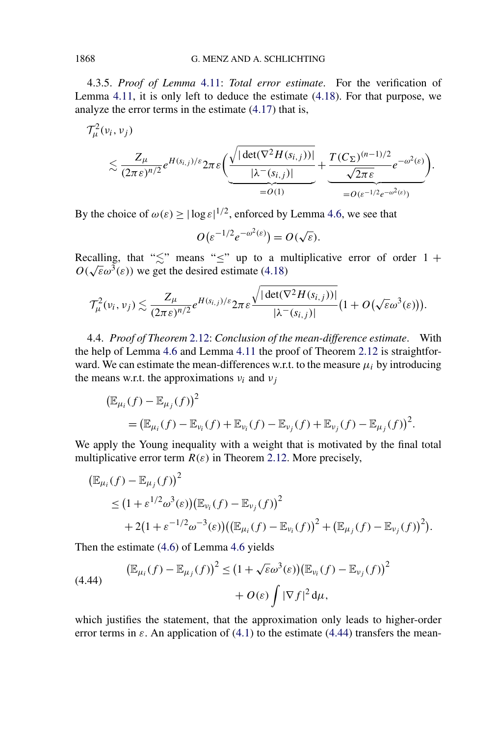4.3.5. *Proof of Lemma* 4.11: *Total error estimate*. For the verification of Lemma 4.11, it is only left to deduce the estimate (4.18). For that purpose, we analyze the error terms in the estimate (4.17) that is,

$$
\begin{aligned}
&\mathcal{T}_\mu^2(\nu_i,\nu_j) \\
&\quad\lesssim \frac{Z_\mu}{(2\pi\varepsilon)^{n/2}} e^{H(s_{i,j})/\varepsilon} 2\pi\varepsilon \Big( \underbrace{\frac{\sqrt{|\det(\nabla^2 H(s_{i,j}))|}}{|\lambda^-(s_{i,j})|}}_{=O(1)} + \underbrace{\frac{T(C_\Sigma)^{(n-1)/2}}{\sqrt{2\pi\varepsilon}} e^{-\omega^2(\varepsilon)}}_{=O(\varepsilon^{-1/2}e^{-\omega^2(\varepsilon)})} \Big).
\end{aligned}
$$

By the choice of $\omega(\varepsilon) \geq |\log \varepsilon|^{1/2}$, enforced by Lemma 4.6, we see that

$$
O\big(\varepsilon^{-1/2} e^{-\omega^2(\varepsilon)}\big) = O(\sqrt{\varepsilon}).
$$

Recalling, that "$\lesssim$" means "$\leq$" up to a multiplicative error of order $1 + O(\sqrt{\varepsilon}\omega^3(\varepsilon))$ we get the desired estimate (4.18)

$$
\mathcal{T}_\mu^2(\nu_i,\nu_j) \lesssim \frac{Z_\mu}{(2\pi\varepsilon)^{n/2}} e^{H(s_{i,j})/\varepsilon} 2\pi\varepsilon \frac{\sqrt{|\det(\nabla^2 H(s_{i,j}))|}}{|\lambda^-(s_{i,j})|} \big(1 + O\big(\sqrt{\varepsilon}\omega^3(\varepsilon)\big)\big).
$$

4.4. *Proof of Theorem* 2.12: *Conclusion of the mean-difference estimate*. With the help of Lemma 4.6 and Lemma 4.11 the proof of Theorem 2.12 is straightforward. We can estimate the mean-differences w.r.t. to the measure $\mu_i$ by introducing the means w.r.t. the approximations $\nu_i$ and $\nu_j$

$$
\begin{aligned}
&\big(\mathbb{E}_{\mu_i}(f) - \mathbb{E}_{\mu_j}(f)\big)^2 \\
&\qquad = \big(\mathbb{E}_{\mu_i}(f) - \mathbb{E}_{\nu_i}(f) + \mathbb{E}_{\nu_i}(f) - \mathbb{E}_{\nu_j}(f) + \mathbb{E}_{\nu_j}(f) - \mathbb{E}_{\mu_j}(f)\big)^2.
\end{aligned}
$$

We apply the Young inequality with a weight that is motivated by the final total multiplicative error term $R(\varepsilon)$ in Theorem 2.12. More precisely,

$$
\begin{aligned}
&\big(\mathbb{E}_{\mu_i}(f) - \mathbb{E}_{\mu_j}(f)\big)^2 \\
&\quad \leq \big(1 + \varepsilon^{1/2}\omega^3(\varepsilon)\big)\big(\mathbb{E}_{\nu_i}(f) - \mathbb{E}_{\nu_j}(f)\big)^2 \\
&\qquad + 2\big(1 + \varepsilon^{-1/2}\omega^{-3}(\varepsilon)\big)\big(\big(\mathbb{E}_{\mu_i}(f) - \mathbb{E}_{\nu_i}(f)\big)^2 + \big(\mathbb{E}_{\mu_j}(f) - \mathbb{E}_{\nu_j}(f)\big)^2\big).
\end{aligned}
$$

Then the estimate (4.6) of Lemma 4.6 yields

$$
\begin{aligned}
\big(\mathbb{E}_{\mu_i}(f) - \mathbb{E}_{\mu_j}(f)\big)^2 &\leq \big(1 + \sqrt{\varepsilon}\omega^3(\varepsilon)\big)\big(\mathbb{E}_{\nu_i}(f) - \mathbb{E}_{\nu_j}(f)\big)^2 \\
&\qquad + O(\varepsilon) \int |\nabla f|^2 \, \mathrm{d}\mu,
\end{aligned}
\tag{4.44}
$$

which justifies the statement, that the approximation only leads to higher-order error terms in $\varepsilon$. An application of (4.1) to the estimate (4.44) transfers the mean-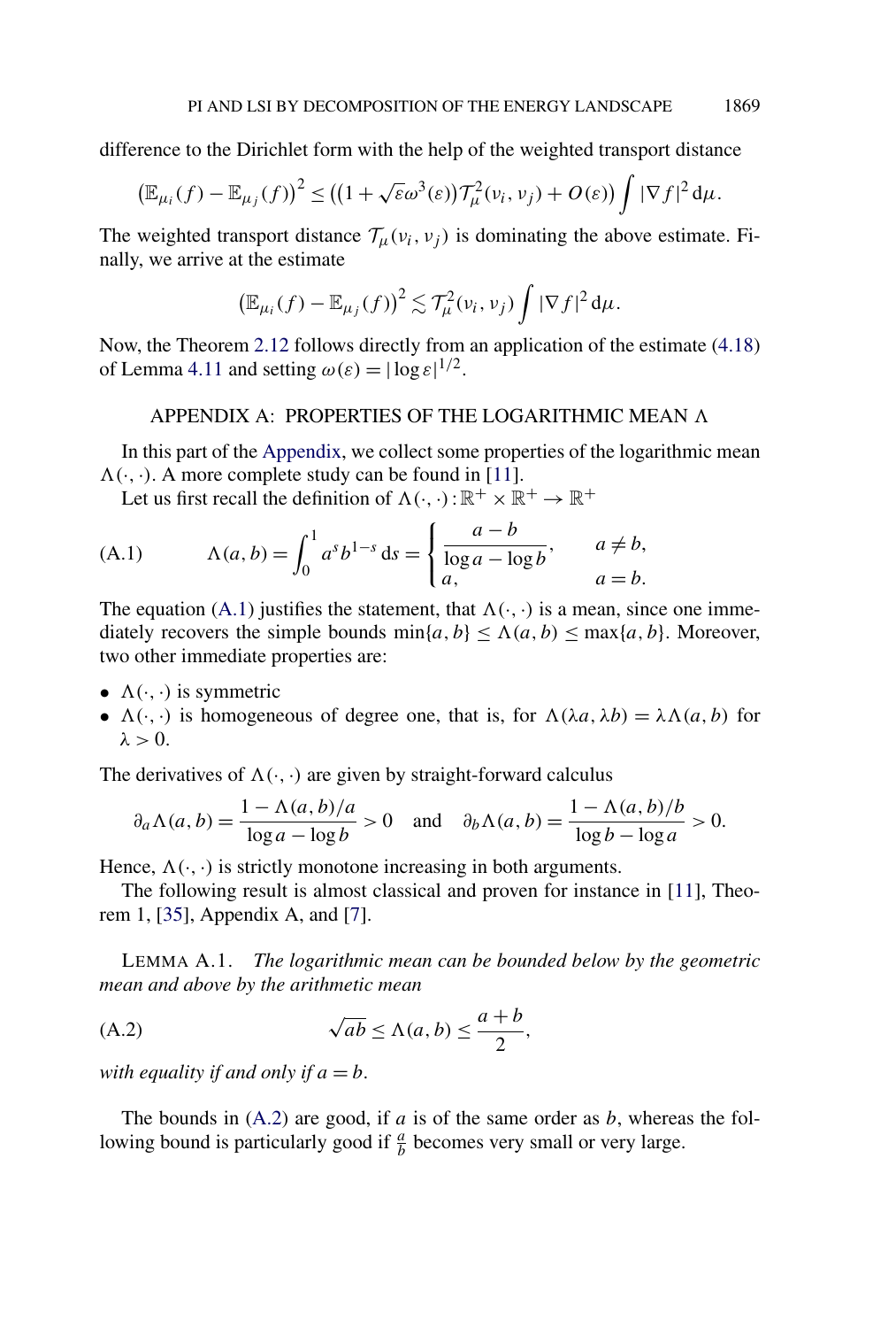difference to the Dirichlet form with the help of the weighted transport distance

$$\left(\mathbb{E}_{\mu_i}(f) - \mathbb{E}_{\mu_j}(f)\right)^2 \le \left(\left(1 + \sqrt{\varepsilon}\omega^3(\varepsilon)\right)\mathcal{T}_\mu^2(\nu_i, \nu_j) + O(\varepsilon)\right) \int |\nabla f|^2 \,\mathrm{d}\mu.$$

The weighted transport distance $\mathcal{T}_\mu(\nu_i, \nu_j)$ is dominating the above estimate. Finally, we arrive at the estimate

$$\left(\mathbb{E}_{\mu_i}(f) - \mathbb{E}_{\mu_j}(f)\right)^2 \lesssim \mathcal{T}_\mu^2(\nu_i, \nu_j) \int |\nabla f|^2 \,\mathrm{d}\mu.$$

Now, the Theorem 2.12 follows directly from an application of the estimate (4.18) of Lemma 4.11 and setting $\omega(\varepsilon) = |\log \varepsilon|^{1/2}$.

## APPENDIX A: PROPERTIES OF THE LOGARITHMIC MEAN $\Lambda$

In this part of the Appendix, we collect some properties of the logarithmic mean $\Lambda(\cdot,\cdot)$. A more complete study can be found in [11].

Let us first recall the definition of $\Lambda(\cdot,\cdot) : \mathbb{R}^+ \times \mathbb{R}^+ \to \mathbb{R}^+$

$$\Lambda(a,b) = \int_0^1 a^s b^{1-s} \,\mathrm{d}s = \begin{cases} \dfrac{a-b}{\log a - \log b}, & a \neq b, \\ a, & a = b. \end{cases} \tag{A.1}$$

The equation (A.1) justifies the statement, that $\Lambda(\cdot,\cdot)$ is a mean, since one immediately recovers the simple bounds $\min\{a,b\} \le \Lambda(a,b) \le \max\{a,b\}$. Moreover, two other immediate properties are:

- $\Lambda(\cdot,\cdot)$ is symmetric
- $\Lambda(\cdot,\cdot)$ is homogeneous of degree one, that is, for $\Lambda(\lambda a, \lambda b) = \lambda \Lambda(a,b)$ for $\lambda > 0$.

The derivatives of $\Lambda(\cdot,\cdot)$ are given by straight-forward calculus

$$\partial_a \Lambda(a,b) = \frac{1 - \Lambda(a,b)/a}{\log a - \log b} > 0 \quad \text{and} \quad \partial_b \Lambda(a,b) = \frac{1 - \Lambda(a,b)/b}{\log b - \log a} > 0.$$

Hence, $\Lambda(\cdot,\cdot)$ is strictly monotone increasing in both arguments.

The following result is almost classical and proven for instance in [11], Theorem 1, [35], Appendix A, and [7].

LEMMA A.1. *The logarithmic mean can be bounded below by the geometric mean and above by the arithmetic mean*

$$\sqrt{ab} \le \Lambda(a,b) \le \frac{a+b}{2}, \tag{A.2}$$

*with equality if and only if $a = b$.*

The bounds in (A.2) are good, if $a$ is of the same order as $b$, whereas the following bound is particularly good if $\frac{a}{b}$ becomes very small or very large.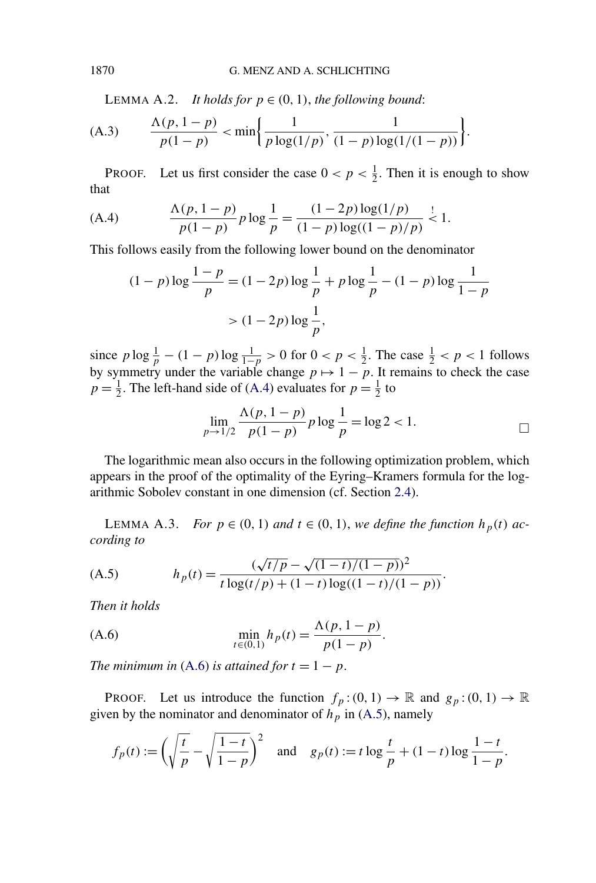LEMMA A.2. *It holds for $p \in (0,1)$, the following bound*:

$$\frac{\Lambda(p,1-p)}{p(1-p)} < \min\left\{\frac{1}{p\log(1/p)}, \frac{1}{(1-p)\log(1/(1-p))}\right\}. \tag{A.3}$$

PROOF. Let us first consider the case $0 < p < \frac{1}{2}$. Then it is enough to show that

$$\frac{\Lambda(p,1-p)}{p(1-p)} p \log\frac{1}{p} = \frac{(1-2p)\log(1/p)}{(1-p)\log((1-p)/p)} \overset{!}{<} 1. \tag{A.4}$$

This follows easily from the following lower bound on the denominator

$$\begin{aligned}(1-p)\log\frac{1-p}{p} &= (1-2p)\log\frac{1}{p} + p\log\frac{1}{p} - (1-p)\log\frac{1}{1-p} \\ &> (1-2p)\log\frac{1}{p},\end{aligned}$$

since $p\log\frac{1}{p} - (1-p)\log\frac{1}{1-p} > 0$ for $0 < p < \frac{1}{2}$. The case $\frac{1}{2} < p < 1$ follows by symmetry under the variable change $p \mapsto 1-p$. It remains to check the case $p = \frac{1}{2}$. The left-hand side of (A.4) evaluates for $p = \frac{1}{2}$ to

$$\lim_{p\to 1/2} \frac{\Lambda(p,1-p)}{p(1-p)} p\log\frac{1}{p} = \log 2 < 1. \qquad \square$$

The logarithmic mean also occurs in the following optimization problem, which appears in the proof of the optimality of the Eyring–Kramers formula for the logarithmic Sobolev constant in one dimension (cf. Section 2.4).

LEMMA A.3. *For $p \in (0,1)$ and $t \in (0,1)$, we define the function $h_p(t)$ according to*

$$h_p(t) = \frac{(\sqrt{t/p} - \sqrt{(1-t)/(1-p)})^2}{t\log(t/p) + (1-t)\log((1-t)/(1-p))}. \tag{A.5}$$

*Then it holds*

$$\min_{t\in(0,1)} h_p(t) = \frac{\Lambda(p,1-p)}{p(1-p)}. \tag{A.6}$$

*The minimum in (A.6) is attained for $t = 1-p$.*

PROOF. Let us introduce the function $f_p : (0,1) \to \mathbb{R}$ and $g_p : (0,1) \to \mathbb{R}$ given by the nominator and denominator of $h_p$ in (A.5), namely

$$f_p(t) := \left(\sqrt{\frac{t}{p}} - \sqrt{\frac{1-t}{1-p}}\right)^2 \quad \text{and} \quad g_p(t) := t\log\frac{t}{p} + (1-t)\log\frac{1-t}{1-p}.$$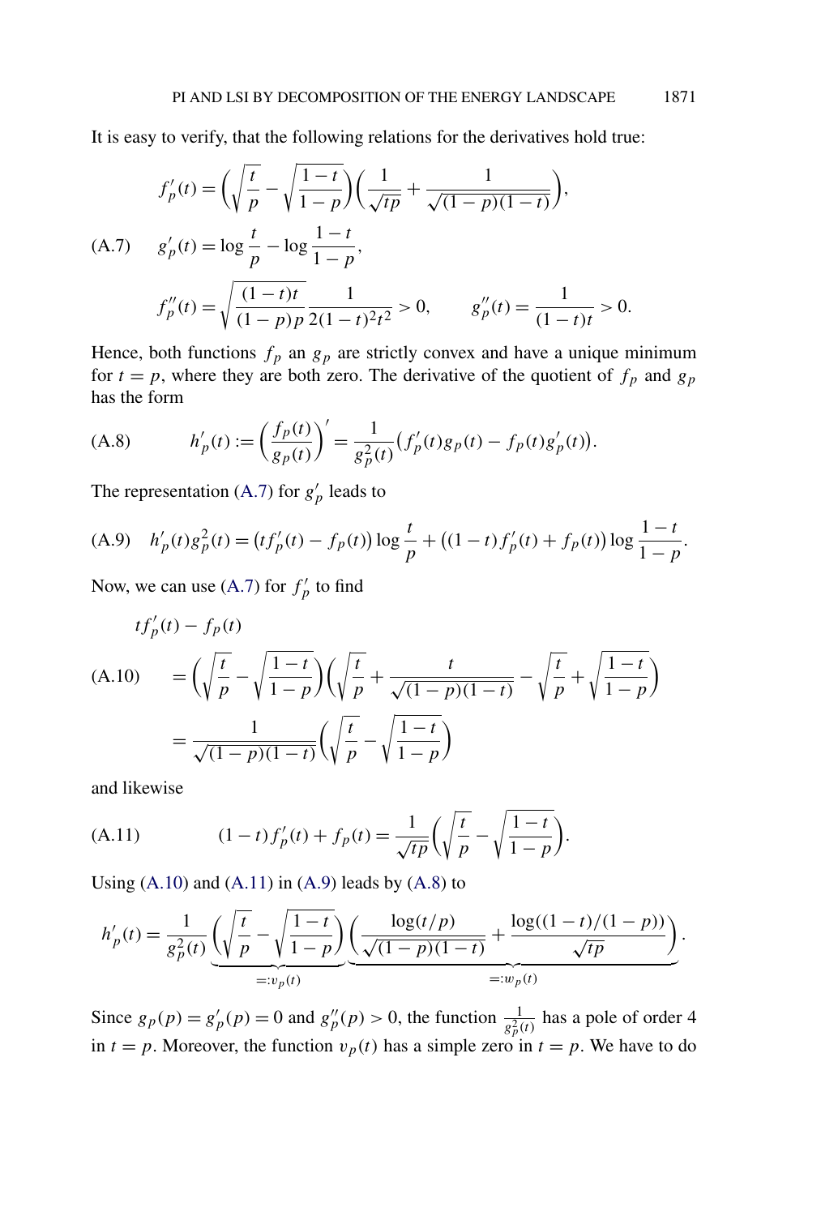It is easy to verify, that the following relations for the derivatives hold true:

$$
\begin{aligned}
&f_p'(t) = \left(\sqrt{\frac{t}{p}} - \sqrt{\frac{1-t}{1-p}}\right)\left(\frac{1}{\sqrt{tp}} + \frac{1}{\sqrt{(1-p)(1-t)}}\right),\\
\text{(A.7)}\qquad &g_p'(t) = \log\frac{t}{p} - \log\frac{1-t}{1-p},\\
&f_p''(t) = \sqrt{\frac{(1-t)t}{(1-p)p}}\frac{1}{2(1-t)^2t^2} > 0, \qquad g_p''(t) = \frac{1}{(1-t)t} > 0.
\end{aligned}
$$

Hence, both functions $f_p$ an $g_p$ are strictly convex and have a unique minimum for $t = p$, where they are both zero. The derivative of the quotient of $f_p$ and $g_p$ has the form

$$
\text{(A.8)}\qquad h_p'(t) := \left(\frac{f_p(t)}{g_p(t)}\right)' = \frac{1}{g_p^2(t)}\big(f_p'(t)g_p(t) - f_p(t)g_p'(t)\big).
$$

The representation (A.7) for $g_p'$ leads to

$$
\text{(A.9)}\quad h_p'(t)g_p^2(t) = \big(tf_p'(t) - f_p(t)\big)\log\frac{t}{p} + \big((1-t)f_p'(t) + f_p(t)\big)\log\frac{1-t}{1-p}.
$$

Now, we can use (A.7) for $f_p'$ to find

$$
\begin{aligned}
&tf_p'(t) - f_p(t)\\
\text{(A.10)}\qquad &= \left(\sqrt{\frac{t}{p}} - \sqrt{\frac{1-t}{1-p}}\right)\left(\sqrt{\frac{t}{p}} + \frac{t}{\sqrt{(1-p)(1-t)}} - \sqrt{\frac{t}{p}} + \sqrt{\frac{1-t}{1-p}}\right)\\
&= \frac{1}{\sqrt{(1-p)(1-t)}}\left(\sqrt{\frac{t}{p}} - \sqrt{\frac{1-t}{1-p}}\right)
\end{aligned}
$$

and likewise

$$
\text{(A.11)}\qquad (1-t)f_p'(t) + f_p(t) = \frac{1}{\sqrt{tp}}\left(\sqrt{\frac{t}{p}} - \sqrt{\frac{1-t}{1-p}}\right).
$$

Using (A.10) and (A.11) in (A.9) leads by (A.8) to

$$
h_p'(t) = \frac{1}{g_p^2(t)}\underbrace{\left(\sqrt{\frac{t}{p}} - \sqrt{\frac{1-t}{1-p}}\right)}_{=:v_p(t)}\underbrace{\left(\frac{\log(t/p)}{\sqrt{(1-p)(1-t)}} + \frac{\log((1-t)/(1-p))}{\sqrt{tp}}\right)}_{=:w_p(t)}.
$$

Since $g_p(p) = g_p'(p) = 0$ and $g_p''(p) > 0$, the function $\frac{1}{g_p^2(t)}$ has a pole of order 4 in $t = p$. Moreover, the function $v_p(t)$ has a simple zero in $t = p$. We have to do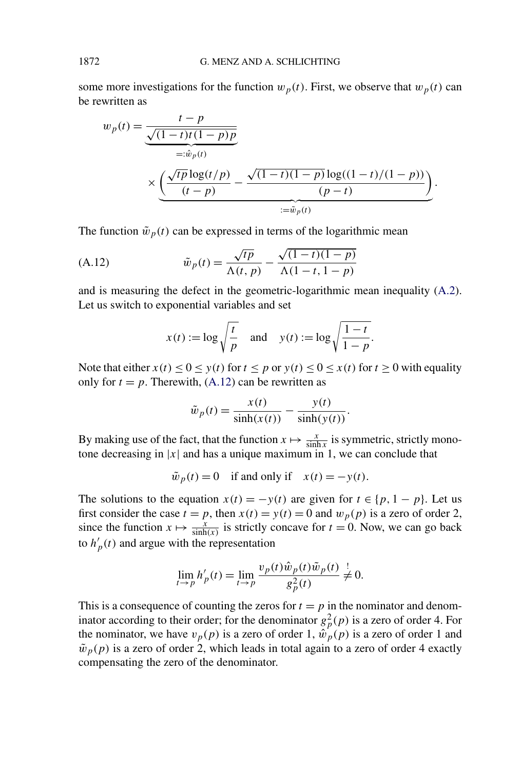some more investigations for the function $w_p(t)$. First, we observe that $w_p(t)$ can be rewritten as

$$
w_p(t) = \underbrace{\frac{t-p}{\sqrt{(1-t)t(1-p)p}}}_{=:\hat{w}_p(t)} \times \underbrace{\left( \frac{\sqrt{tp}\log(t/p)}{(t-p)} - \frac{\sqrt{(1-t)(1-p)}\log((1-t)/(1-p))}{(p-t)} \right)}_{:=\tilde{w}_p(t)}.
$$

The function $\tilde{w}_p(t)$ can be expressed in terms of the logarithmic mean

$$
\tilde{w}_p(t) = \frac{\sqrt{tp}}{\Lambda(t,p)} - \frac{\sqrt{(1-t)(1-p)}}{\Lambda(1-t,1-p)} \tag{A.12}
$$

and is measuring the defect in the geometric-logarithmic mean inequality (A.2). Let us switch to exponential variables and set

$$
x(t) := \log\sqrt{\frac{t}{p}} \quad \text{and} \quad y(t) := \log\sqrt{\frac{1-t}{1-p}}.
$$

Note that either $x(t) \le 0 \le y(t)$ for $t \le p$ or $y(t) \le 0 \le x(t)$ for $t \ge 0$ with equality only for $t = p$. Therewith, (A.12) can be rewritten as

$$
\tilde{w}_p(t) = \frac{x(t)}{\sinh(x(t))} - \frac{y(t)}{\sinh(y(t))}.
$$

By making use of the fact, that the function $x \mapsto \frac{x}{\sinh x}$ is symmetric, strictly monotone decreasing in $|x|$ and has a unique maximum in 1, we can conclude that

$$
\tilde{w}_p(t) = 0 \quad \text{if and only if} \quad x(t) = -y(t).
$$

The solutions to the equation $x(t) = -y(t)$ are given for $t \in \{p, 1-p\}$. Let us first consider the case $t = p$, then $x(t) = y(t) = 0$ and $w_p(p)$ is a zero of order 2, since the function $x \mapsto \frac{x}{\sinh(x)}$ is strictly concave for $t = 0$. Now, we can go back to $h'_p(t)$ and argue with the representation

$$
\lim_{t\to p} h'_p(t) = \lim_{t\to p} \frac{v_p(t)\hat{w}_p(t)\tilde{w}_p(t)}{g_p^2(t)} \overset{!}{\neq} 0.
$$

This is a consequence of counting the zeros for $t = p$ in the nominator and denominator according to their order; for the denominator $g_p^2(p)$ is a zero of order 4. For the nominator, we have $v_p(p)$ is a zero of order 1, $\hat{w}_p(p)$ is a zero of order 1 and $\tilde{w}_p(p)$ is a zero of order 2, which leads in total again to a zero of order 4 exactly compensating the zero of the denominator.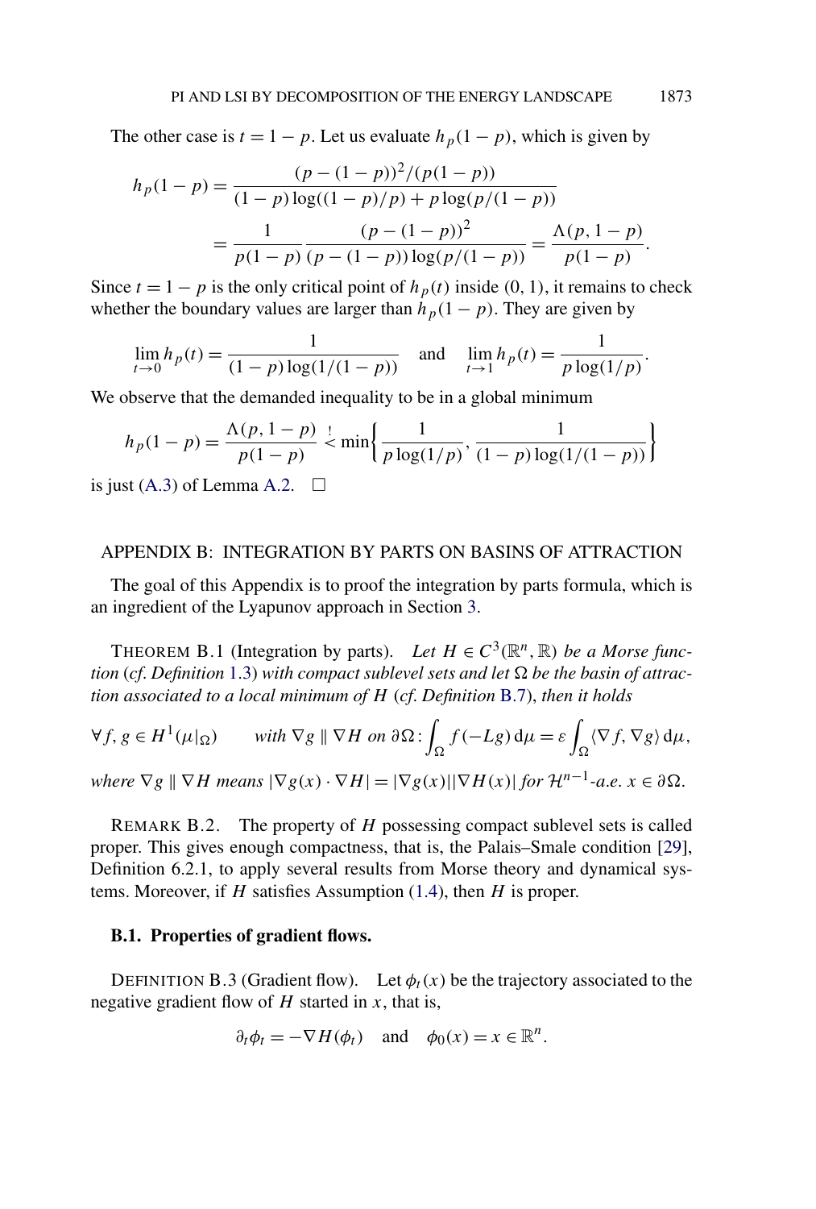The other case is $t = 1 - p$. Let us evaluate $h_p(1-p)$, which is given by

$$
\begin{aligned}
h_p(1-p) &= \frac{(p-(1-p))^2/(p(1-p))}{(1-p)\log((1-p)/p) + p\log(p/(1-p))} \\
&= \frac{1}{p(1-p)} \frac{(p-(1-p))^2}{(p-(1-p))\log(p/(1-p))} = \frac{\Lambda(p, 1-p)}{p(1-p)}.
\end{aligned}
$$

Since $t = 1 - p$ is the only critical point of $h_p(t)$ inside $(0, 1)$, it remains to check whether the boundary values are larger than $h_p(1-p)$. They are given by

$$
\lim_{t \to 0} h_p(t) = \frac{1}{(1-p)\log(1/(1-p))} \quad \text{and} \quad \lim_{t \to 1} h_p(t) = \frac{1}{p \log(1/p)}.
$$

We observe that the demanded inequality to be in a global minimum

$$
h_p(1-p) = \frac{\Lambda(p, 1-p)}{p(1-p)} \overset{!}{<} \min\left\{ \frac{1}{p\log(1/p)}, \frac{1}{(1-p)\log(1/(1-p))} \right\}
$$

is just (A.3) of Lemma A.2. $\square$

## APPENDIX B: INTEGRATION BY PARTS ON BASINS OF ATTRACTION

The goal of this Appendix is to proof the integration by parts formula, which is an ingredient of the Lyapunov approach in Section 3.

THEOREM B.1 (Integration by parts). *Let $H \in C^3(\mathbb{R}^n, \mathbb{R})$ be a Morse function (cf. Definition 1.3) with compact sublevel sets and let $\Omega$ be the basin of attraction associated to a local minimum of $H$ (cf. Definition B.7), then it holds*

$$
\forall f, g \in H^1(\mu|_\Omega) \qquad \text{with } \nabla g \parallel \nabla H \text{ on } \partial\Omega: \int_\Omega f(-Lg)\,\mathrm{d}\mu = \varepsilon \int_\Omega \langle \nabla f, \nabla g \rangle \,\mathrm{d}\mu,
$$

*where $\nabla g \parallel \nabla H$ means $|\nabla g(x) \cdot \nabla H| = |\nabla g(x)||\nabla H(x)|$ for $\mathcal{H}^{n-1}$-a.e. $x \in \partial\Omega$.*

REMARK B.2. The property of $H$ possessing compact sublevel sets is called proper. This gives enough compactness, that is, the Palais–Smale condition [29], Definition 6.2.1, to apply several results from Morse theory and dynamical systems. Moreover, if $H$ satisfies Assumption (1.4), then $H$ is proper.

### B.1. Properties of gradient flows.

DEFINITION B.3 (Gradient flow). Let $\phi_t(x)$ be the trajectory associated to the negative gradient flow of $H$ started in $x$, that is,

$$
\partial_t \phi_t = -\nabla H(\phi_t) \quad \text{and} \quad \phi_0(x) = x \in \mathbb{R}^n.
$$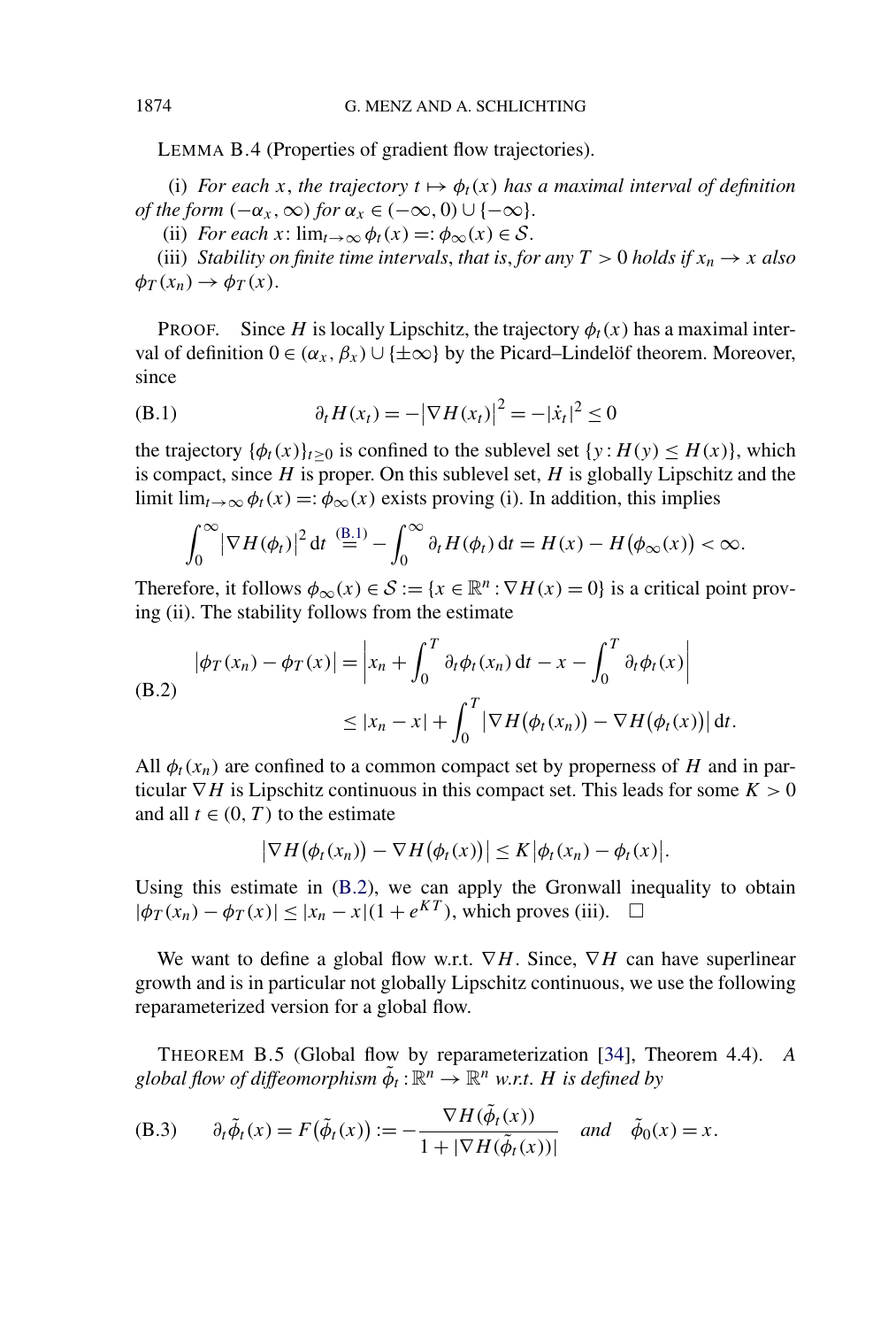LEMMA B.4 (Properties of gradient flow trajectories).

(i) *For each $x$, the trajectory $t \mapsto \phi_t(x)$ has a maximal interval of definition of the form $(-\alpha_x, \infty)$ for $\alpha_x \in (-\infty, 0) \cup \{-\infty\}$.*

(ii) *For each $x$: $\lim_{t\to\infty} \phi_t(x) =: \phi_\infty(x) \in \mathcal{S}$.*

(iii) *Stability on finite time intervals, that is, for any $T > 0$ holds if $x_n \to x$ also $\phi_T(x_n) \to \phi_T(x)$.*

PROOF. Since $H$ is locally Lipschitz, the trajectory $\phi_t(x)$ has a maximal interval of definition $0 \in (\alpha_x, \beta_x) \cup \{\pm\infty\}$ by the Picard–Lindelöf theorem. Moreover, since

$$\partial_t H(x_t) = -|\nabla H(x_t)|^2 = -|\dot{x}_t|^2 \le 0 \tag{B.1}$$

the trajectory $\{\phi_t(x)\}_{t\ge 0}$ is confined to the sublevel set $\{y : H(y) \le H(x)\}$, which is compact, since $H$ is proper. On this sublevel set, $H$ is globally Lipschitz and the limit $\lim_{t\to\infty} \phi_t(x) =: \phi_\infty(x)$ exists proving (i). In addition, this implies

$$\int_0^\infty |\nabla H(\phi_t)|^2 \,\mathrm{d}t \overset{\text{(B.1)}}{=} -\int_0^\infty \partial_t H(\phi_t)\,\mathrm{d}t = H(x) - H(\phi_\infty(x)) < \infty.$$

Therefore, it follows $\phi_\infty(x) \in \mathcal{S} := \{x \in \mathbb{R}^n : \nabla H(x) = 0\}$ is a critical point proving (ii). The stability follows from the estimate

$$\begin{aligned}
|\phi_T(x_n) - \phi_T(x)| &= \left| x_n + \int_0^T \partial_t \phi_t(x_n)\,\mathrm{d}t - x - \int_0^T \partial_t \phi_t(x) \right| \\
&\le |x_n - x| + \int_0^T |\nabla H(\phi_t(x_n)) - \nabla H(\phi_t(x))|\,\mathrm{d}t.
\end{aligned} \tag{B.2}$$

All $\phi_t(x_n)$ are confined to a common compact set by properness of $H$ and in particular $\nabla H$ is Lipschitz continuous in this compact set. This leads for some $K > 0$ and all $t \in (0, T)$ to the estimate

$$|\nabla H(\phi_t(x_n)) - \nabla H(\phi_t(x))| \le K |\phi_t(x_n) - \phi_t(x)|.$$

Using this estimate in (B.2), we can apply the Gronwall inequality to obtain $|\phi_T(x_n) - \phi_T(x)| \le |x_n - x|(1 + e^{KT})$, which proves (iii). $\square$

We want to define a global flow w.r.t. $\nabla H$. Since, $\nabla H$ can have superlinear growth and is in particular not globally Lipschitz continuous, we use the following reparameterized version for a global flow.

THEOREM B.5 (Global flow by reparameterization [34], Theorem 4.4). *A global flow of diffeomorphism $\tilde{\phi}_t : \mathbb{R}^n \to \mathbb{R}^n$ w.r.t. $H$ is defined by*

$$\partial_t \tilde{\phi}_t(x) = F(\tilde{\phi}_t(x)) := -\frac{\nabla H(\tilde{\phi}_t(x))}{1 + |\nabla H(\tilde{\phi}_t(x))|} \quad \text{and} \quad \tilde{\phi}_0(x) = x. \tag{B.3}$$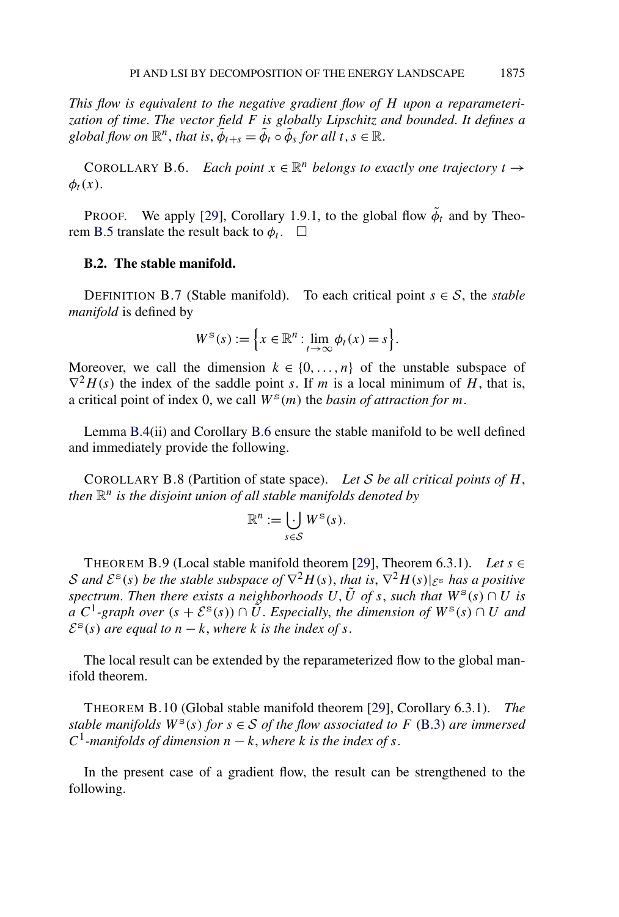*This flow is equivalent to the negative gradient flow of $H$ upon a reparameterization of time. The vector field $F$ is globally Lipschitz and bounded. It defines a global flow on $\mathbb{R}^n$, that is, $\tilde{\phi}_{t+s} = \tilde{\phi}_t \circ \tilde{\phi}_s$ for all $t, s \in \mathbb{R}$.*

COROLLARY B.6. *Each point $x \in \mathbb{R}^n$ belongs to exactly one trajectory $t \to \phi_t(x)$.*

PROOF. We apply [29], Corollary 1.9.1, to the global flow $\tilde{\phi}_t$ and by Theorem B.5 translate the result back to $\phi_t$. $\square$

### B.2. The stable manifold.

DEFINITION B.7 (Stable manifold). To each critical point $s \in \mathcal{S}$, the *stable manifold* is defined by

$$W^{\mathrm{s}}(s) := \Big\{ x \in \mathbb{R}^n : \lim_{t \to \infty} \phi_t(x) = s \Big\}.$$

Moreover, we call the dimension $k \in \{0, \ldots, n\}$ of the unstable subspace of $\nabla^2 H(s)$ the index of the saddle point $s$. If $m$ is a local minimum of $H$, that is, a critical point of index 0, we call $W^{\mathrm{s}}(m)$ the *basin of attraction for $m$*.

Lemma B.4(ii) and Corollary B.6 ensure the stable manifold to be well defined and immediately provide the following.

COROLLARY B.8 (Partition of state space). *Let $\mathcal{S}$ be all critical points of $H$, then $\mathbb{R}^n$ is the disjoint union of all stable manifolds denoted by*

$$\mathbb{R}^n := \dot{\bigcup_{s \in \mathcal{S}}} W^{\mathrm{s}}(s).$$

THEOREM B.9 (Local stable manifold theorem [29], Theorem 6.3.1). *Let $s \in \mathcal{S}$ and $\mathcal{E}^{\mathrm{s}}(s)$ be the stable subspace of $\nabla^2 H(s)$, that is, $\nabla^2 H(s)|_{\mathcal{E}^{\mathrm{s}}}$ has a positive spectrum. Then there exists a neighborhoods $U, \tilde{U}$ of $s$, such that $W^{\mathrm{s}}(s) \cap U$ is a $C^1$-graph over $(s + \mathcal{E}^{\mathrm{s}}(s)) \cap \tilde{U}$. Especially, the dimension of $W^{\mathrm{s}}(s) \cap U$ and $\mathcal{E}^{\mathrm{s}}(s)$ are equal to $n - k$, where $k$ is the index of $s$.*

The local result can be extended by the reparameterized flow to the global manifold theorem.

THEOREM B.10 (Global stable manifold theorem [29], Corollary 6.3.1). *The stable manifolds $W^{\mathrm{s}}(s)$ for $s \in \mathcal{S}$ of the flow associated to $F$ (B.3) are immersed $C^1$-manifolds of dimension $n - k$, where $k$ is the index of $s$.*

In the present case of a gradient flow, the result can be strengthened to the following.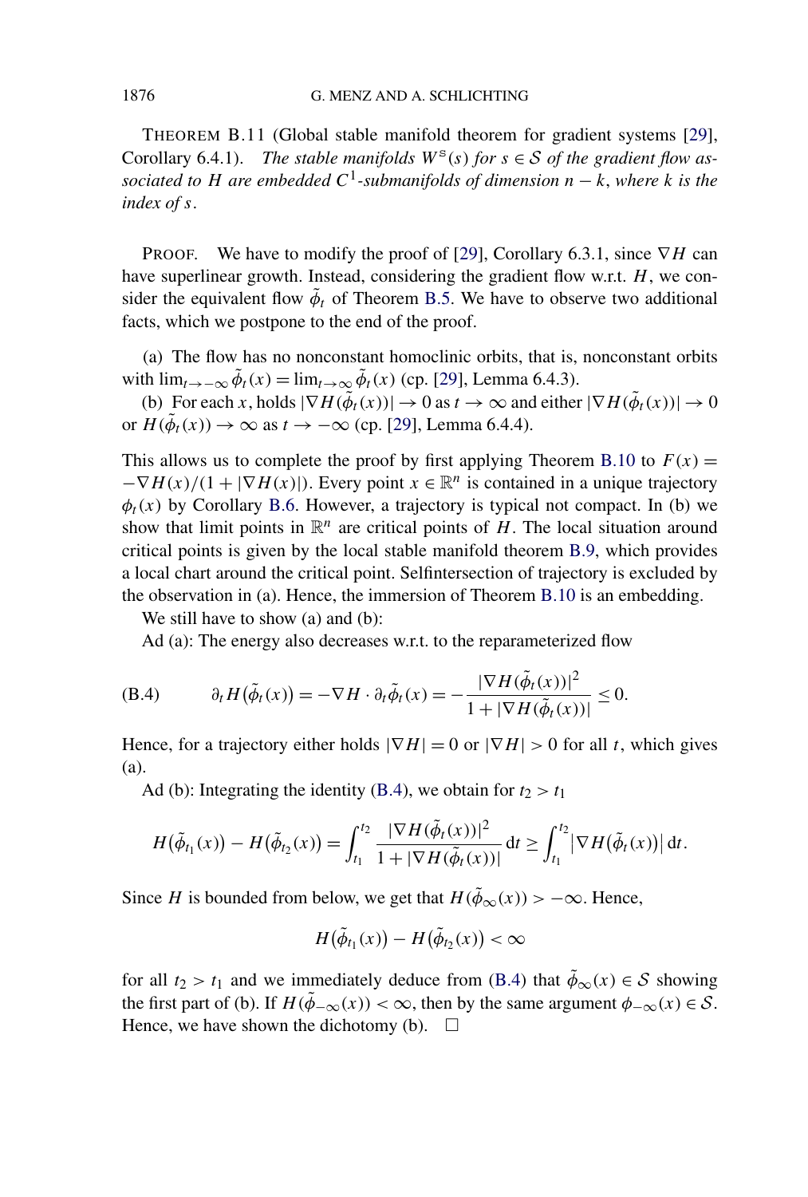THEOREM B.11 (Global stable manifold theorem for gradient systems [29], Corollary 6.4.1). *The stable manifolds $W^s(s)$ for $s \in \mathcal{S}$ of the gradient flow associated to $H$ are embedded $C^1$-submanifolds of dimension $n-k$, where $k$ is the index of $s$.*

PROOF. We have to modify the proof of [29], Corollary 6.3.1, since $\nabla H$ can have superlinear growth. Instead, considering the gradient flow w.r.t. $H$, we consider the equivalent flow $\tilde{\phi}_t$ of Theorem B.5. We have to observe two additional facts, which we postpone to the end of the proof.

(a) The flow has no nonconstant homoclinic orbits, that is, nonconstant orbits with $\lim_{t\to-\infty}\tilde{\phi}_t(x) = \lim_{t\to\infty}\tilde{\phi}_t(x)$ (cp. [29], Lemma 6.4.3).

(b) For each $x$, holds $|\nabla H(\tilde{\phi}_t(x))| \to 0$ as $t \to \infty$ and either $|\nabla H(\tilde{\phi}_t(x))| \to 0$ or $H(\tilde{\phi}_t(x)) \to \infty$ as $t \to -\infty$ (cp. [29], Lemma 6.4.4).

This allows us to complete the proof by first applying Theorem B.10 to $F(x) = -\nabla H(x)/(1+|\nabla H(x)|)$. Every point $x \in \mathbb{R}^n$ is contained in a unique trajectory $\phi_t(x)$ by Corollary B.6. However, a trajectory is typical not compact. In (b) we show that limit points in $\mathbb{R}^n$ are critical points of $H$. The local situation around critical points is given by the local stable manifold theorem B.9, which provides a local chart around the critical point. Selfintersection of trajectory is excluded by the observation in (a). Hence, the immersion of Theorem B.10 is an embedding.

We still have to show (a) and (b):

Ad (a): The energy also decreases w.r.t. to the reparameterized flow

$$\partial_t H(\tilde{\phi}_t(x)) = -\nabla H \cdot \partial_t \tilde{\phi}_t(x) = -\frac{|\nabla H(\tilde{\phi}_t(x))|^2}{1+|\nabla H(\tilde{\phi}_t(x))|} \le 0. \tag{B.4}$$

Hence, for a trajectory either holds $|\nabla H| = 0$ or $|\nabla H| > 0$ for all $t$, which gives (a).

Ad (b): Integrating the identity (B.4), we obtain for $t_2 > t_1$

$$H(\tilde{\phi}_{t_1}(x)) - H(\tilde{\phi}_{t_2}(x)) = \int_{t_1}^{t_2} \frac{|\nabla H(\tilde{\phi}_t(x))|^2}{1+|\nabla H(\tilde{\phi}_t(x))|}\,\mathrm{d}t \ge \int_{t_1}^{t_2} |\nabla H(\tilde{\phi}_t(x))|\,\mathrm{d}t.$$

Since $H$ is bounded from below, we get that $H(\tilde{\phi}_\infty(x)) > -\infty$. Hence,

$$H(\tilde{\phi}_{t_1}(x)) - H(\tilde{\phi}_{t_2}(x)) < \infty$$

for all $t_2 > t_1$ and we immediately deduce from (B.4) that $\tilde{\phi}_\infty(x) \in \mathcal{S}$ showing the first part of (b). If $H(\tilde{\phi}_{-\infty}(x)) < \infty$, then by the same argument $\phi_{-\infty}(x) \in \mathcal{S}$. Hence, we have shown the dichotomy (b). $\square$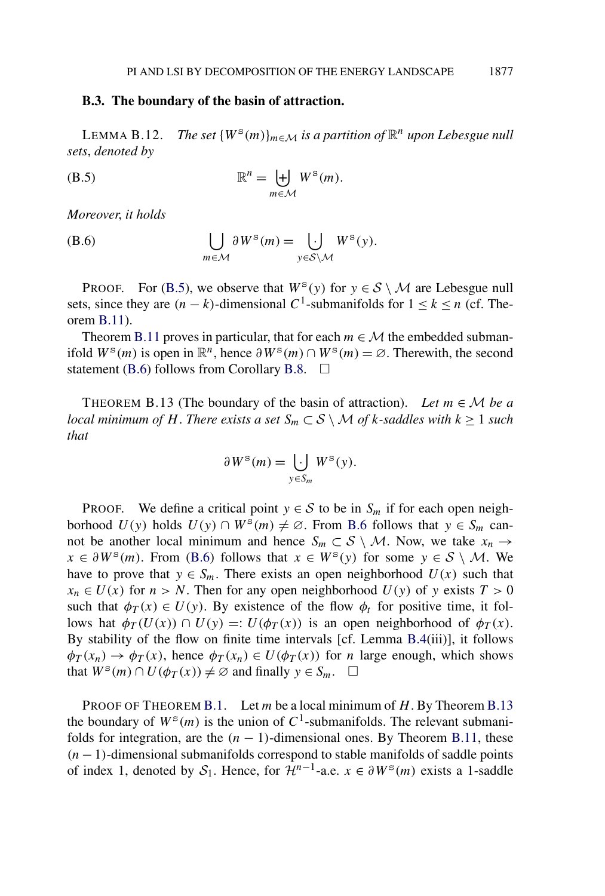### B.3. The boundary of the basin of attraction.

LEMMA B.12. *The set $\{W^{\mathrm{s}}(m)\}_{m\in\mathcal{M}}$ is a partition of $\mathbb{R}^n$ upon Lebesgue null sets, denoted by*

$$\mathbb{R}^n = \biguplus_{m\in\mathcal{M}} W^{\mathrm{s}}(m). \tag{B.5}$$

*Moreover, it holds*

$$\bigcup_{m\in\mathcal{M}} \partial W^{\mathrm{s}}(m) = \dot{\bigcup_{y\in\mathcal{S}\setminus\mathcal{M}}} W^{\mathrm{s}}(y). \tag{B.6}$$

PROOF. For (B.5), we observe that $W^{\mathrm{s}}(y)$ for $y \in \mathcal{S}\setminus\mathcal{M}$ are Lebesgue null sets, since they are $(n-k)$-dimensional $C^1$-submanifolds for $1 \le k \le n$ (cf. Theorem B.11).

Theorem B.11 proves in particular, that for each $m \in \mathcal{M}$ the embedded submanifold $W^{\mathrm{s}}(m)$ is open in $\mathbb{R}^n$, hence $\partial W^{\mathrm{s}}(m) \cap W^{\mathrm{s}}(m) = \varnothing$. Therewith, the second statement (B.6) follows from Corollary B.8. $\square$

THEOREM B.13 (The boundary of the basin of attraction). *Let $m \in \mathcal{M}$ be a local minimum of $H$. There exists a set $S_m \subset \mathcal{S}\setminus\mathcal{M}$ of $k$-saddles with $k \ge 1$ such that*

$$\partial W^{\mathrm{s}}(m) = \dot{\bigcup_{y\in S_m}} W^{\mathrm{s}}(y).$$

PROOF. We define a critical point $y \in \mathcal{S}$ to be in $S_m$ if for each open neighborhood $U(y)$ holds $U(y) \cap W^{\mathrm{s}}(m) \neq \varnothing$. From B.6 follows that $y \in S_m$ cannot be another local minimum and hence $S_m \subset \mathcal{S}\setminus\mathcal{M}$. Now, we take $x_n \to x \in \partial W^{\mathrm{s}}(m)$. From (B.6) follows that $x \in W^{\mathrm{s}}(y)$ for some $y \in \mathcal{S}\setminus\mathcal{M}$. We have to prove that $y \in S_m$. There exists an open neighborhood $U(x)$ such that $x_n \in U(x)$ for $n > N$. Then for any open neighborhood $U(y)$ of $y$ exists $T > 0$ such that $\phi_T(x) \in U(y)$. By existence of the flow $\phi_t$ for positive time, it follows hat $\phi_T(U(x)) \cap U(y) =: U(\phi_T(x))$ is an open neighborhood of $\phi_T(x)$. By stability of the flow on finite time intervals [cf. Lemma B.4(iii)], it follows $\phi_T(x_n) \to \phi_T(x)$, hence $\phi_T(x_n) \in U(\phi_T(x))$ for $n$ large enough, which shows that $W^{\mathrm{s}}(m) \cap U(\phi_T(x)) \neq \varnothing$ and finally $y \in S_m$. $\square$

PROOF OF THEOREM B.1. Let $m$ be a local minimum of $H$. By Theorem B.13 the boundary of $W^{\mathrm{s}}(m)$ is the union of $C^1$-submanifolds. The relevant submanifolds for integration, are the $(n-1)$-dimensional ones. By Theorem B.11, these $(n-1)$-dimensional submanifolds correspond to stable manifolds of saddle points of index 1, denoted by $\mathcal{S}_1$. Hence, for $\mathcal{H}^{n-1}$-a.e. $x \in \partial W^{\mathrm{s}}(m)$ exists a 1-saddle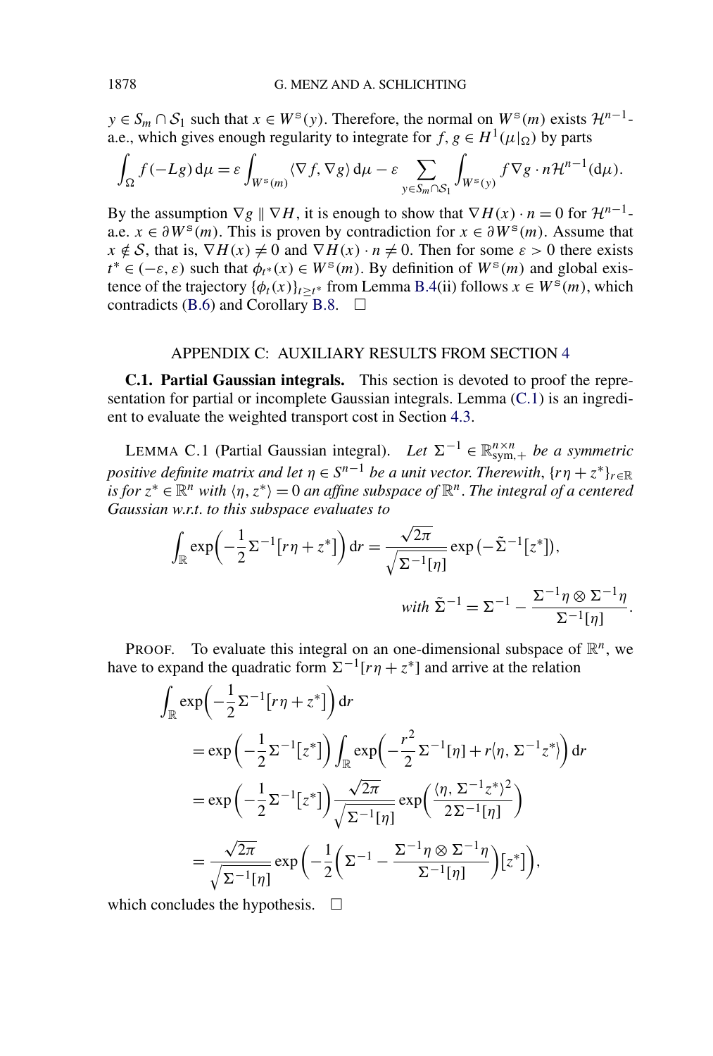$y \in S_m \cap \mathcal{S}_1$ such that $x \in W^s(y)$. Therefore, the normal on $W^s(m)$ exists $\mathcal{H}^{n-1}$-a.e., which gives enough regularity to integrate for $f, g \in H^1(\mu|_\Omega)$ by parts

$$\int_\Omega f(-Lg)\,\mathrm{d}\mu = \varepsilon \int_{W^s(m)} \langle \nabla f, \nabla g\rangle\,\mathrm{d}\mu - \varepsilon \sum_{y \in S_m \cap \mathcal{S}_1} \int_{W^s(y)} f \nabla g \cdot n \mathcal{H}^{n-1}(\mathrm{d}\mu).$$

By the assumption $\nabla g \parallel \nabla H$, it is enough to show that $\nabla H(x) \cdot n = 0$ for $\mathcal{H}^{n-1}$-a.e. $x \in \partial W^s(m)$. This is proven by contradiction for $x \in \partial W^s(m)$. Assume that $x \notin \mathcal{S}$, that is, $\nabla H(x) \neq 0$ and $\nabla H(x) \cdot n \neq 0$. Then for some $\varepsilon > 0$ there exists $t^* \in (-\varepsilon, \varepsilon)$ such that $\phi_{t^*}(x) \in W^s(m)$. By definition of $W^s(m)$ and global existence of the trajectory $\{\phi_t(x)\}_{t \geq t^*}$ from Lemma B.4(ii) follows $x \in W^s(m)$, which contradicts (B.6) and Corollary B.8. $\square$

## APPENDIX C: AUXILIARY RESULTS FROM SECTION 4

**C.1. Partial Gaussian integrals.** This section is devoted to proof the representation for partial or incomplete Gaussian integrals. Lemma (C.1) is an ingredient to evaluate the weighted transport cost in Section 4.3.

LEMMA C.1 (Partial Gaussian integral). *Let $\Sigma^{-1} \in \mathbb{R}^{n\times n}_{\mathrm{sym},+}$ be a symmetric positive definite matrix and let $\eta \in S^{n-1}$ be a unit vector. Therewith, $\{r\eta + z^*\}_{r\in\mathbb{R}}$ is for $z^* \in \mathbb{R}^n$ with $\langle \eta, z^*\rangle = 0$ an affine subspace of $\mathbb{R}^n$. The integral of a centered Gaussian w.r.t. to this subspace evaluates to*

$$\int_{\mathbb{R}} \exp\Big(-\frac{1}{2}\Sigma^{-1}[r\eta + z^*]\Big)\,\mathrm{d}r = \frac{\sqrt{2\pi}}{\sqrt{\Sigma^{-1}[\eta]}} \exp\big(-\tilde{\Sigma}^{-1}[z^*]\big),$$

$$\text{with } \tilde{\Sigma}^{-1} = \Sigma^{-1} - \frac{\Sigma^{-1}\eta \otimes \Sigma^{-1}\eta}{\Sigma^{-1}[\eta]}.$$

PROOF. To evaluate this integral on an one-dimensional subspace of $\mathbb{R}^n$, we have to expand the quadratic form $\Sigma^{-1}[r\eta + z^*]$ and arrive at the relation

$$\begin{aligned}
&\int_{\mathbb{R}} \exp\Big(-\frac{1}{2}\Sigma^{-1}[r\eta + z^*]\Big)\,\mathrm{d}r \\
&\quad = \exp\Big(-\frac{1}{2}\Sigma^{-1}[z^*]\Big) \int_{\mathbb{R}} \exp\Big(-\frac{r^2}{2}\Sigma^{-1}[\eta] + r\langle \eta, \Sigma^{-1}z^*\rangle\Big)\,\mathrm{d}r \\
&\quad = \exp\Big(-\frac{1}{2}\Sigma^{-1}[z^*]\Big) \frac{\sqrt{2\pi}}{\sqrt{\Sigma^{-1}[\eta]}} \exp\Big(\frac{\langle \eta, \Sigma^{-1}z^*\rangle^2}{2\Sigma^{-1}[\eta]}\Big) \\
&\quad = \frac{\sqrt{2\pi}}{\sqrt{\Sigma^{-1}[\eta]}} \exp\Big(-\frac{1}{2}\Big(\Sigma^{-1} - \frac{\Sigma^{-1}\eta \otimes \Sigma^{-1}\eta}{\Sigma^{-1}[\eta]}\Big)[z^*]\Big),
\end{aligned}$$

which concludes the hypothesis. $\square$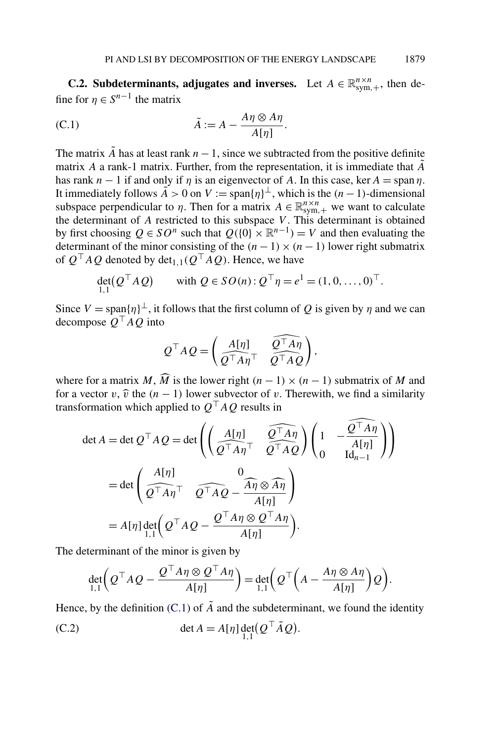**C.2. Subdeterminants, adjugates and inverses.** Let $A \in \mathbb{R}^{n\times n}_{\text{sym},+}$, then define for $\eta \in S^{n-1}$ the matrix

$$\tilde{A} := A - \frac{A\eta \otimes A\eta}{A[\eta]}. \tag{C.1}$$

The matrix $\tilde{A}$ has at least rank $n-1$, since we subtracted from the positive definite matrix $A$ a rank-1 matrix. Further, from the representation, it is immediate that $\tilde{A}$ has rank $n-1$ if and only if $\eta$ is an eigenvector of $A$. In this case, $\ker A = \operatorname{span} \eta$. It immediately follows $\tilde{A} > 0$ on $V := \operatorname{span}\{\eta\}^{\perp}$, which is the $(n-1)$-dimensional subspace perpendicular to $\eta$. Then for a matrix $A \in \mathbb{R}^{n\times n}_{\text{sym},+}$ we want to calculate the determinant of $A$ restricted to this subspace $V$. This determinant is obtained by first choosing $Q \in SO^n$ such that $Q(\{0\} \times \mathbb{R}^{n-1}) = V$ and then evaluating the determinant of the minor consisting of the $(n-1)\times(n-1)$ lower right submatrix of $Q^\top A Q$ denoted by $\det_{1,1}(Q^\top A Q)$. Hence, we have

$$\det_{1,1}\bigl(Q^\top A Q\bigr) \qquad \text{with } Q \in SO(n) : Q^\top \eta = e^1 = (1, 0, \dots, 0)^\top.$$

Since $V = \operatorname{span}\{\eta\}^{\perp}$, it follows that the first column of $Q$ is given by $\eta$ and we can decompose $Q^\top A Q$ into

$$Q^\top A Q = \begin{pmatrix} A[\eta] & \widehat{Q^\top A \eta} \\ \widehat{Q^\top A \eta}^\top & \widehat{Q^\top A Q} \end{pmatrix},$$

where for a matrix $M$, $\widehat{M}$ is the lower right $(n-1)\times(n-1)$ submatrix of $M$ and for a vector $v$, $\widehat{v}$ the $(n-1)$ lower subvector of $v$. Therewith, we find a similarity transformation which applied to $Q^\top A Q$ results in

$$\begin{aligned}
\det A = \det Q^\top A Q &= \det\left( \begin{pmatrix} A[\eta] & \widehat{Q^\top A \eta} \\ \widehat{Q^\top A \eta}^\top & \widehat{Q^\top A Q} \end{pmatrix} \begin{pmatrix} 1 & -\dfrac{\widehat{Q^\top A \eta}}{A[\eta]} \\ 0 & \mathrm{Id}_{n-1} \end{pmatrix} \right) \\
&= \det \begin{pmatrix} A[\eta] & 0 \\ \widehat{Q^\top A \eta}^\top & \widehat{Q^\top A Q} - \dfrac{\widehat{A\eta} \otimes \widehat{A\eta}}{A[\eta]} \end{pmatrix} \\
&= A[\eta] \det_{1,1}\left( Q^\top A Q - \frac{Q^\top A \eta \otimes Q^\top A \eta}{A[\eta]} \right).
\end{aligned}$$

The determinant of the minor is given by

$$\det_{1,1}\left( Q^\top A Q - \frac{Q^\top A \eta \otimes Q^\top A \eta}{A[\eta]} \right) = \det_{1,1}\left( Q^\top \left( A - \frac{A\eta \otimes A\eta}{A[\eta]} \right) Q \right).$$

Hence, by the definition (C.1) of $\tilde{A}$ and the subdeterminant, we found the identity

$$\det A = A[\eta] \det_{1,1}\bigl(Q^\top \tilde{A} Q\bigr). \tag{C.2}$$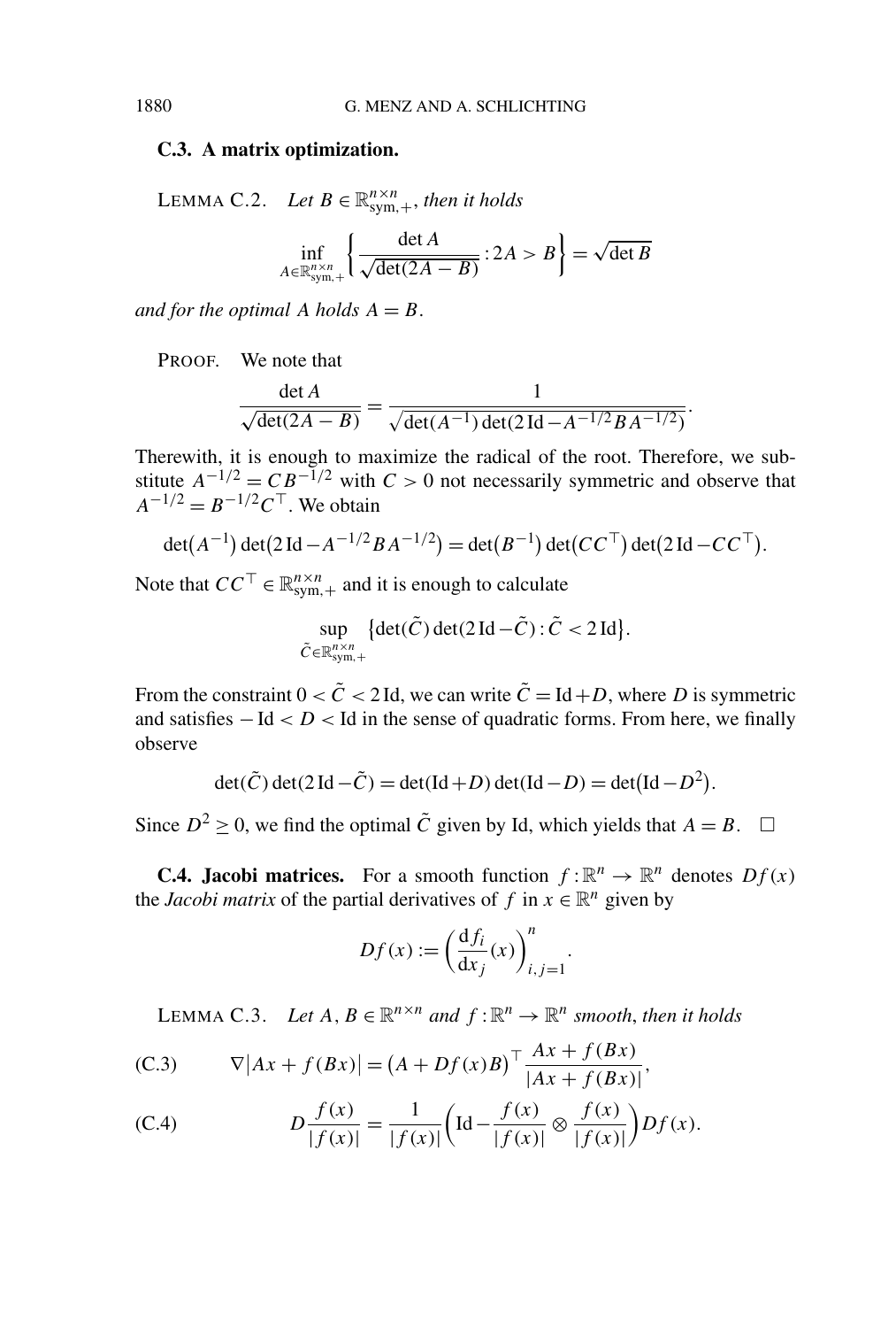### C.3. A matrix optimization.

LEMMA C.2. *Let $B \in \mathbb{R}^{n\times n}_{\mathrm{sym},+}$, then it holds*

$$\inf_{A\in\mathbb{R}^{n\times n}_{\mathrm{sym},+}} \left\{ \frac{\det A}{\sqrt{\det(2A - B)}} : 2A > B \right\} = \sqrt{\det B}$$

*and for the optimal $A$ holds $A = B$.*

PROOF. We note that

$$\frac{\det A}{\sqrt{\det(2A - B)}} = \frac{1}{\sqrt{\det(A^{-1})\det(2\,\mathrm{Id} - A^{-1/2}BA^{-1/2})}}.$$

Therewith, it is enough to maximize the radical of the root. Therefore, we substitute $A^{-1/2} = CB^{-1/2}$ with $C > 0$ not necessarily symmetric and observe that $A^{-1/2} = B^{-1/2}C^{\top}$. We obtain

$$\det(A^{-1})\det(2\,\mathrm{Id} - A^{-1/2}BA^{-1/2}) = \det(B^{-1})\det(CC^{\top})\det(2\,\mathrm{Id} - CC^{\top}).$$

Note that $CC^{\top} \in \mathbb{R}^{n\times n}_{\mathrm{sym},+}$ and it is enough to calculate

$$\sup_{\tilde{C}\in\mathbb{R}^{n\times n}_{\mathrm{sym},+}} \{\det(\tilde{C})\det(2\,\mathrm{Id} - \tilde{C}) : \tilde{C} < 2\,\mathrm{Id}\}.$$

From the constraint $0 < \tilde{C} < 2\,\mathrm{Id}$, we can write $\tilde{C} = \mathrm{Id} + D$, where $D$ is symmetric and satisfies $-\mathrm{Id} < D < \mathrm{Id}$ in the sense of quadratic forms. From here, we finally observe

$$\det(\tilde{C})\det(2\,\mathrm{Id} - \tilde{C}) = \det(\mathrm{Id} + D)\det(\mathrm{Id} - D) = \det(\mathrm{Id} - D^2).$$

Since $D^2 \geq 0$, we find the optimal $\tilde{C}$ given by Id, which yields that $A = B$. $\square$

**C.4. Jacobi matrices.** For a smooth function $f : \mathbb{R}^n \to \mathbb{R}^n$ denotes $Df(x)$ the *Jacobi matrix* of the partial derivatives of $f$ in $x \in \mathbb{R}^n$ given by

$$Df(x) := \left(\frac{\mathrm{d}f_i}{\mathrm{d}x_j}(x)\right)_{i,j=1}^{n}.$$

LEMMA C.3. *Let $A, B \in \mathbb{R}^{n\times n}$ and $f : \mathbb{R}^n \to \mathbb{R}^n$ smooth, then it holds*

$$\nabla|Ax + f(Bx)| = (A + Df(x)B)^{\top}\frac{Ax + f(Bx)}{|Ax + f(Bx)|}, \tag{C.3}$$

$$D\frac{f(x)}{|f(x)|} = \frac{1}{|f(x)|}\left(\mathrm{Id} - \frac{f(x)}{|f(x)|} \otimes \frac{f(x)}{|f(x)|}\right)Df(x). \tag{C.4}$$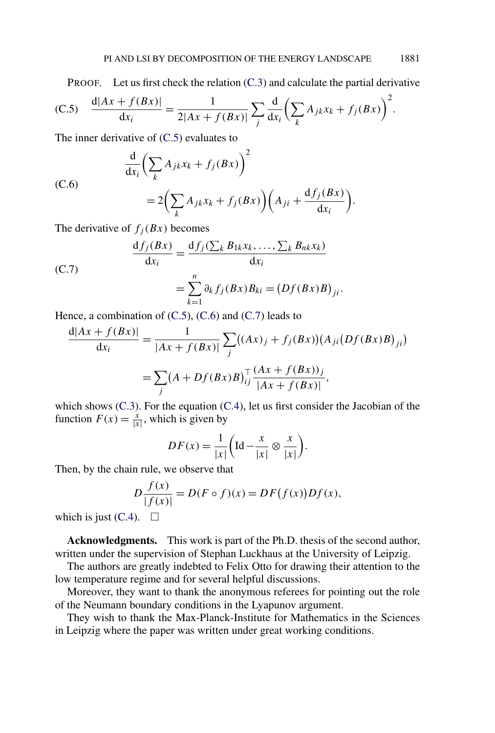PROOF. Let us first check the relation (C.3) and calculate the partial derivative

$$\frac{\mathrm{d}|Ax + f(Bx)|}{\mathrm{d}x_i} = \frac{1}{2|Ax + f(Bx)|} \sum_j \frac{\mathrm{d}}{\mathrm{d}x_i}\Big(\sum_k A_{jk}x_k + f_j(Bx)\Big)^2. \tag{C.5}$$

The inner derivative of (C.5) evaluates to

$$\begin{aligned}
&\frac{\mathrm{d}}{\mathrm{d}x_i}\Big(\sum_k A_{jk}x_k + f_j(Bx)\Big)^2 \\
&\qquad = 2\Big(\sum_k A_{jk}x_k + f_j(Bx)\Big)\Big(A_{ji} + \frac{\mathrm{d}f_j(Bx)}{\mathrm{d}x_i}\Big).
\end{aligned} \tag{C.6}$$

The derivative of $f_j(Bx)$ becomes

$$\begin{aligned}
\frac{\mathrm{d}f_j(Bx)}{\mathrm{d}x_i} &= \frac{\mathrm{d}f_j(\sum_k B_{1k}x_k, \ldots, \sum_k B_{nk}x_k)}{\mathrm{d}x_i} \\
&= \sum_{k=1}^{n} \partial_k f_j(Bx) B_{ki} = \big(Df(Bx)B\big)_{ji}.
\end{aligned} \tag{C.7}$$

Hence, a combination of (C.5), (C.6) and (C.7) leads to

$$\begin{aligned}
\frac{\mathrm{d}|Ax + f(Bx)|}{\mathrm{d}x_i} &= \frac{1}{|Ax + f(Bx)|} \sum_j \big((Ax)_j + f_j(Bx)\big)\big(A_{ji}\big(Df(Bx)B\big)_{ji}\big) \\
&= \sum_j \big(A + Df(Bx)B\big)_{ij}^{\top} \frac{(Ax + f(Bx))_j}{|Ax + f(Bx)|},
\end{aligned}$$

which shows (C.3). For the equation (C.4), let us first consider the Jacobian of the function $F(x) = \frac{x}{|x|}$, which is given by

$$DF(x) = \frac{1}{|x|}\Big(\mathrm{Id} - \frac{x}{|x|} \otimes \frac{x}{|x|}\Big).$$

Then, by the chain rule, we observe that

$$D\frac{f(x)}{|f(x)|} = D(F \circ f)(x) = DF\big(f(x)\big)Df(x),$$

which is just (C.4). $\square$

**Acknowledgments.** This work is part of the Ph.D. thesis of the second author, written under the supervision of Stephan Luckhaus at the University of Leipzig.

The authors are greatly indebted to Felix Otto for drawing their attention to the low temperature regime and for several helpful discussions.

Moreover, they want to thank the anonymous referees for pointing out the role of the Neumann boundary conditions in the Lyapunov argument.

They wish to thank the Max-Planck-Institute for Mathematics in the Sciences in Leipzig where the paper was written under great working conditions.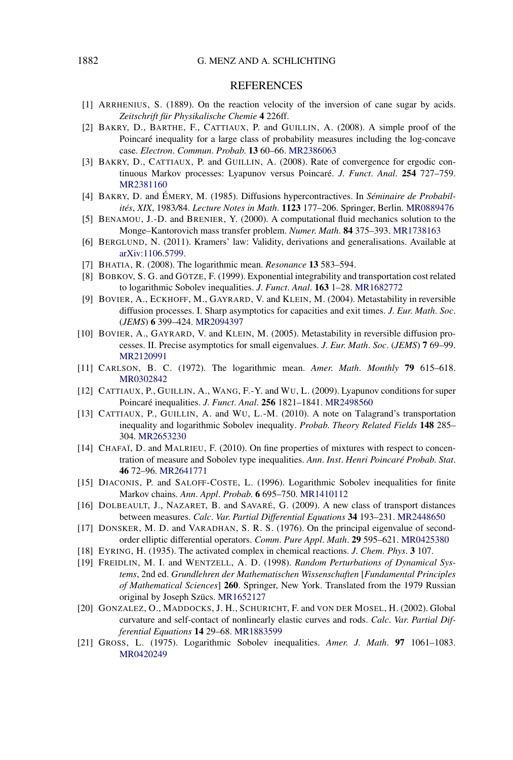## REFERENCES

[1] ARRHENIUS, S. (1889). On the reaction velocity of the inversion of cane sugar by acids. *Zeitschrift für Physikalische Chemie* **4** 226ff.

[2] BAKRY, D., BARTHE, F., CATTIAUX, P. and GUILLIN, A. (2008). A simple proof of the Poincaré inequality for a large class of probability measures including the log-concave case. *Electron. Commun. Probab.* **13** 60–66. MR2386063

[3] BAKRY, D., CATTIAUX, P. and GUILLIN, A. (2008). Rate of convergence for ergodic continuous Markov processes: Lyapunov versus Poincaré. *J. Funct. Anal.* **254** 727–759. MR2381160

[4] BAKRY, D. and ÉMERY, M. (1985). Diffusions hypercontractives. In *Séminaire de Probabilités, XIX, 1983/84. Lecture Notes in Math.* **1123** 177–206. Springer, Berlin. MR0889476

[5] BENAMOU, J.-D. and BRENIER, Y. (2000). A computational fluid mechanics solution to the Monge–Kantorovich mass transfer problem. *Numer. Math.* **84** 375–393. MR1738163

[6] BERGLUND, N. (2011). Kramers' law: Validity, derivations and generalisations. Available at arXiv:1106.5799.

[7] BHATIA, R. (2008). The logarithmic mean. *Resonance* **13** 583–594.

[8] BOBKOV, S. G. and GÖTZE, F. (1999). Exponential integrability and transportation cost related to logarithmic Sobolev inequalities. *J. Funct. Anal.* **163** 1–28. MR1682772

[9] BOVIER, A., ECKHOFF, M., GAYRARD, V. and KLEIN, M. (2004). Metastability in reversible diffusion processes. I. Sharp asymptotics for capacities and exit times. *J. Eur. Math. Soc.* (*JEMS*) **6** 399–424. MR2094397

[10] BOVIER, A., GAYRARD, V. and KLEIN, M. (2005). Metastability in reversible diffusion processes. II. Precise asymptotics for small eigenvalues. *J. Eur. Math. Soc.* (*JEMS*) **7** 69–99. MR2120991

[11] CARLSON, B. C. (1972). The logarithmic mean. *Amer. Math. Monthly* **79** 615–618. MR0302842

[12] CATTIAUX, P., GUILLIN, A., WANG, F.-Y. and WU, L. (2009). Lyapunov conditions for super Poincaré inequalities. *J. Funct. Anal.* **256** 1821–1841. MR2498560

[13] CATTIAUX, P., GUILLIN, A. and WU, L.-M. (2010). A note on Talagrand's transportation inequality and logarithmic Sobolev inequality. *Probab. Theory Related Fields* **148** 285–304. MR2653230

[14] CHAFAÏ, D. and MALRIEU, F. (2010). On fine properties of mixtures with respect to concentration of measure and Sobolev type inequalities. *Ann. Inst. Henri Poincaré Probab. Stat.* **46** 72–96. MR2641771

[15] DIACONIS, P. and SALOFF-COSTE, L. (1996). Logarithmic Sobolev inequalities for finite Markov chains. *Ann. Appl. Probab.* **6** 695–750. MR1410112

[16] DOLBEAULT, J., NAZARET, B. and SAVARÉ, G. (2009). A new class of transport distances between measures. *Calc. Var. Partial Differential Equations* **34** 193–231. MR2448650

[17] DONSKER, M. D. and VARADHAN, S. R. S. (1976). On the principal eigenvalue of second-order elliptic differential operators. *Comm. Pure Appl. Math.* **29** 595–621. MR0425380

[18] EYRING, H. (1935). The activated complex in chemical reactions. *J. Chem. Phys.* **3** 107.

[19] FREIDLIN, M. I. and WENTZELL, A. D. (1998). *Random Perturbations of Dynamical Systems*, 2nd ed. *Grundlehren der Mathematischen Wissenschaften* [*Fundamental Principles of Mathematical Sciences*] **260**. Springer, New York. Translated from the 1979 Russian original by Joseph Szücs. MR1652127

[20] GONZALEZ, O., MADDOCKS, J. H., SCHURICHT, F. and VON DER MOSEL, H. (2002). Global curvature and self-contact of nonlinearly elastic curves and rods. *Calc. Var. Partial Differential Equations* **14** 29–68. MR1883599

[21] GROSS, L. (1975). Logarithmic Sobolev inequalities. *Amer. J. Math.* **97** 1061–1083. MR0420249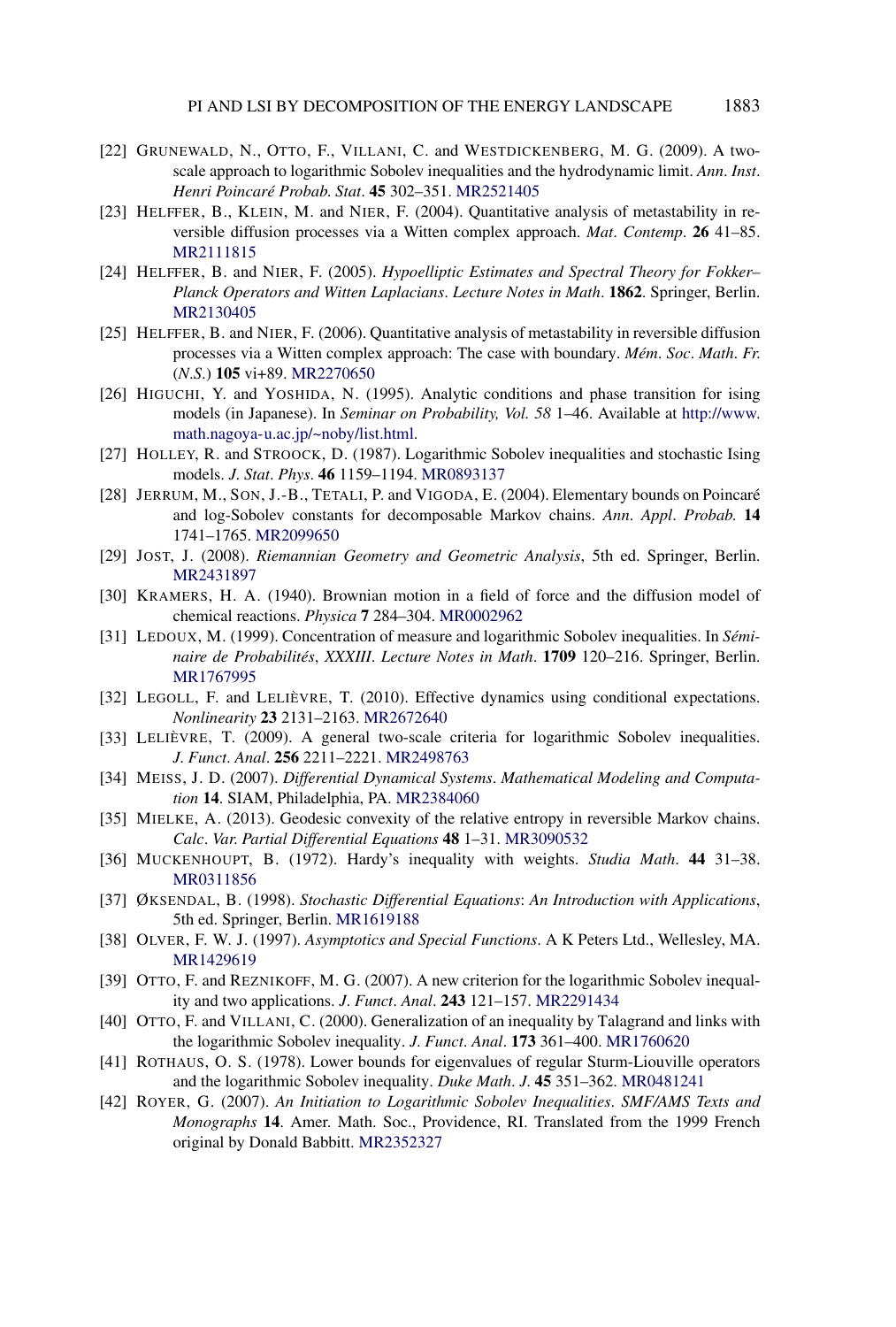[22] GRUNEWALD, N., OTTO, F., VILLANI, C. and WESTDICKENBERG, M. G. (2009). A two-scale approach to logarithmic Sobolev inequalities and the hydrodynamic limit. *Ann. Inst. Henri Poincaré Probab. Stat.* **45** 302–351. MR2521405

[23] HELFFER, B., KLEIN, M. and NIER, F. (2004). Quantitative analysis of metastability in reversible diffusion processes via a Witten complex approach. *Mat. Contemp.* **26** 41–85. MR2111815

[24] HELFFER, B. and NIER, F. (2005). *Hypoelliptic Estimates and Spectral Theory for Fokker–Planck Operators and Witten Laplacians. Lecture Notes in Math.* **1862**. Springer, Berlin. MR2130405

[25] HELFFER, B. and NIER, F. (2006). Quantitative analysis of metastability in reversible diffusion processes via a Witten complex approach: The case with boundary. *Mém. Soc. Math. Fr.* (*N.S.*) **105** vi+89. MR2270650

[26] HIGUCHI, Y. and YOSHIDA, N. (1995). Analytic conditions and phase transition for ising models (in Japanese). In *Seminar on Probability, Vol. 58* 1–46. Available at http://www.math.nagoya-u.ac.jp/~noby/list.html.

[27] HOLLEY, R. and STROOCK, D. (1987). Logarithmic Sobolev inequalities and stochastic Ising models. *J. Stat. Phys.* **46** 1159–1194. MR0893137

[28] JERRUM, M., SON, J.-B., TETALI, P. and VIGODA, E. (2004). Elementary bounds on Poincaré and log-Sobolev constants for decomposable Markov chains. *Ann. Appl. Probab.* **14** 1741–1765. MR2099650

[29] JOST, J. (2008). *Riemannian Geometry and Geometric Analysis*, 5th ed. Springer, Berlin. MR2431897

[30] KRAMERS, H. A. (1940). Brownian motion in a field of force and the diffusion model of chemical reactions. *Physica* **7** 284–304. MR0002962

[31] LEDOUX, M. (1999). Concentration of measure and logarithmic Sobolev inequalities. In *Séminaire de Probabilités, XXXIII. Lecture Notes in Math.* **1709** 120–216. Springer, Berlin. MR1767995

[32] LEGOLL, F. and LELIÈVRE, T. (2010). Effective dynamics using conditional expectations. *Nonlinearity* **23** 2131–2163. MR2672640

[33] LELIÈVRE, T. (2009). A general two-scale criteria for logarithmic Sobolev inequalities. *J. Funct. Anal.* **256** 2211–2221. MR2498763

[34] MEISS, J. D. (2007). *Differential Dynamical Systems. Mathematical Modeling and Computation* **14**. SIAM, Philadelphia, PA. MR2384060

[35] MIELKE, A. (2013). Geodesic convexity of the relative entropy in reversible Markov chains. *Calc. Var. Partial Differential Equations* **48** 1–31. MR3090532

[36] MUCKENHOUPT, B. (1972). Hardy's inequality with weights. *Studia Math.* **44** 31–38. MR0311856

[37] ØKSENDAL, B. (1998). *Stochastic Differential Equations: An Introduction with Applications*, 5th ed. Springer, Berlin. MR1619188

[38] OLVER, F. W. J. (1997). *Asymptotics and Special Functions*. A K Peters Ltd., Wellesley, MA. MR1429619

[39] OTTO, F. and REZNIKOFF, M. G. (2007). A new criterion for the logarithmic Sobolev inequality and two applications. *J. Funct. Anal.* **243** 121–157. MR2291434

[40] OTTO, F. and VILLANI, C. (2000). Generalization of an inequality by Talagrand and links with the logarithmic Sobolev inequality. *J. Funct. Anal.* **173** 361–400. MR1760620

[41] ROTHAUS, O. S. (1978). Lower bounds for eigenvalues of regular Sturm-Liouville operators and the logarithmic Sobolev inequality. *Duke Math. J.* **45** 351–362. MR0481241

[42] ROYER, G. (2007). *An Initiation to Logarithmic Sobolev Inequalities. SMF/AMS Texts and Monographs* **14**. Amer. Math. Soc., Providence, RI. Translated from the 1999 French original by Donald Babbitt. MR2352327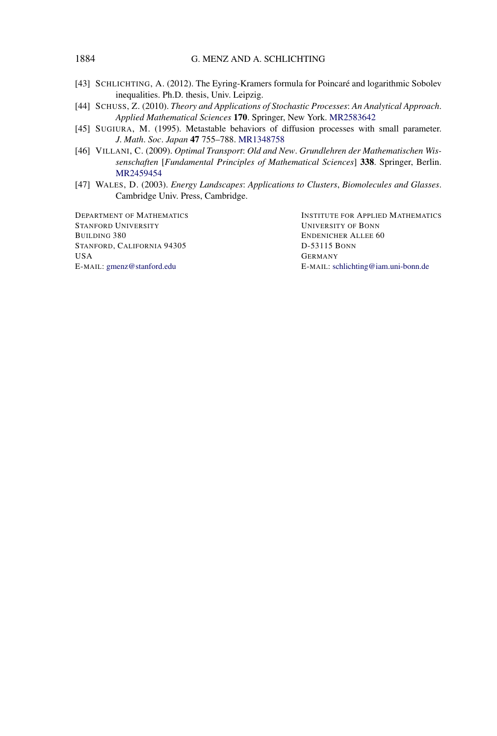[43] SCHLICHTING, A. (2012). The Eyring-Kramers formula for Poincaré and logarithmic Sobolev inequalities. Ph.D. thesis, Univ. Leipzig.

[44] SCHUSS, Z. (2010). *Theory and Applications of Stochastic Processes*: *An Analytical Approach*. *Applied Mathematical Sciences* **170**. Springer, New York. MR2583642

[45] SUGIURA, M. (1995). Metastable behaviors of diffusion processes with small parameter. *J*. *Math*. *Soc*. *Japan* **47** 755–788. MR1348758

[46] VILLANI, C. (2009). *Optimal Transport*: *Old and New*. *Grundlehren der Mathematischen Wissenschaften* [*Fundamental Principles of Mathematical Sciences*] **338**. Springer, Berlin. MR2459454

[47] WALES, D. (2003). *Energy Landscapes*: *Applications to Clusters*, *Biomolecules and Glasses*. Cambridge Univ. Press, Cambridge.

DEPARTMENT OF MATHEMATICS
STANFORD UNIVERSITY
BUILDING 380
STANFORD, CALIFORNIA 94305
USA
E-MAIL: gmenz@stanford.edu

INSTITUTE FOR APPLIED MATHEMATICS
UNIVERSITY OF BONN
ENDENICHER ALLEE 60
D-53115 BONN
GERMANY
E-MAIL: schlichting@iam.uni-bonn.de